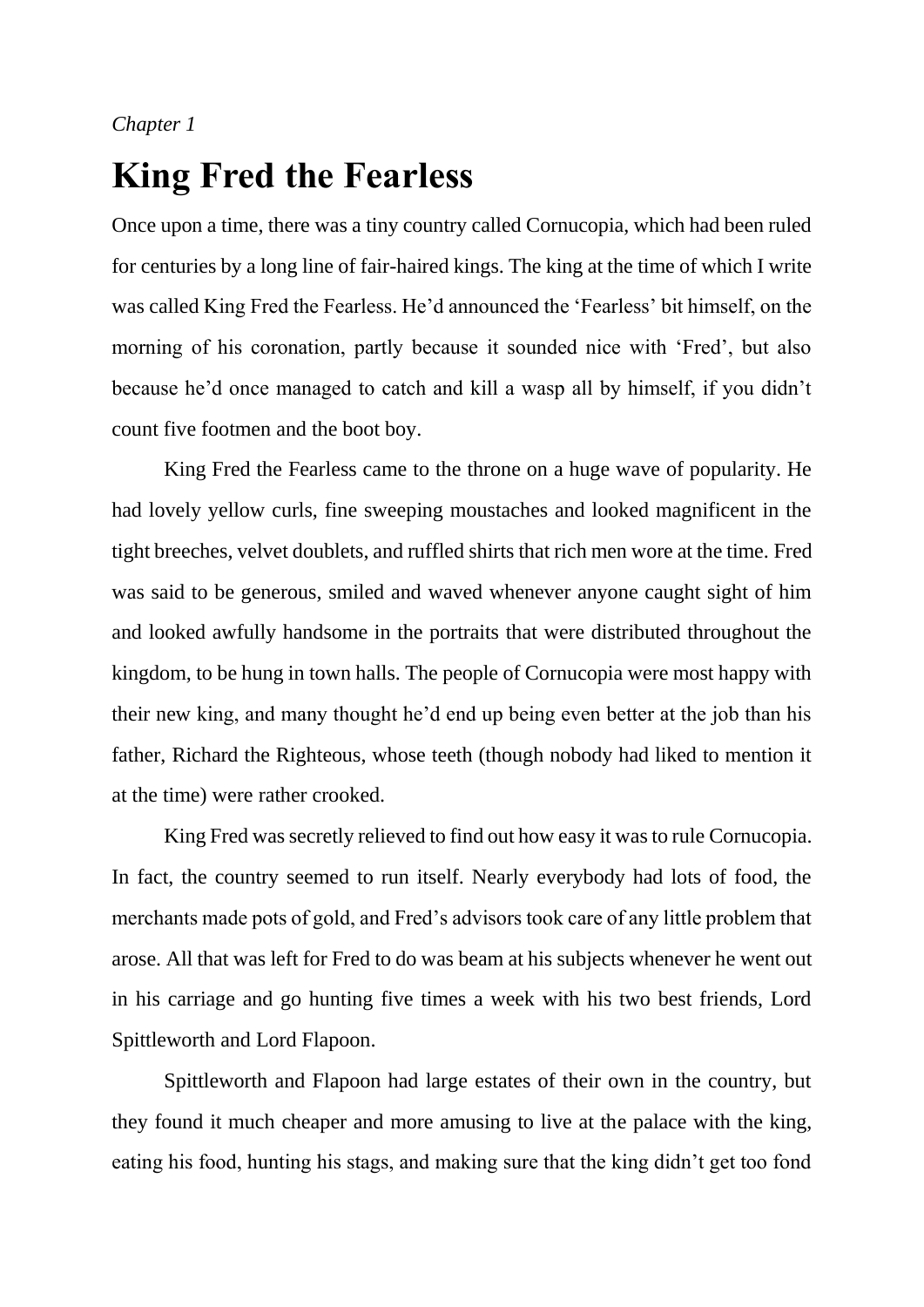*Chapter 1*

# King Fred the Fearless

Once upon a time, there was a tiny country called Cornucopia, which had been ruled for centuries by a long line of fair-haired kings. The king at the time of which I write was called King Fred the Fearless. He'd announced the 'Fearless' bit himself, on the morning of his coronation, partly because it sounded nice with 'Fred', but also because he'd once managed to catch and kill a wasp all by himself, if you didn't count five footmen and the boot boy.

King Fred the Fearless came to the throne on a huge wave of popularity. He had lovely yellow curls, fine sweeping moustaches and looked magnificent in the tight breeches, velvet doublets, and ruffled shirts that rich men wore at the time. Fred was said to be generous, smiled and waved whenever anyone caught sight of him and looked awfully handsome in the portraits that were distributed throughout the kingdom, to be hung in town halls. The people of Cornucopia were most happy with their new king, and many thought he'd end up being even better at the job than his father, Richard the Righteous, whose teeth (though nobody had liked to mention it at the time) were rather crooked.

King Fred was secretly relieved to find out how easy it was to rule Cornucopia. In fact, the country seemed to run itself. Nearly everybody had lots of food, the merchants made pots of gold, and Fred's advisors took care of any little problem that arose. All that was left for Fred to do was beam at his subjects whenever he went out in his carriage and go hunting five times a week with his two best friends, Lord Spittleworth and Lord Flapoon.

Spittleworth and Flapoon had large estates of their own in the country, but they found it much cheaper and more amusing to live at the palace with the king, eating his food, hunting his stags, and making sure that the king didn't get too fond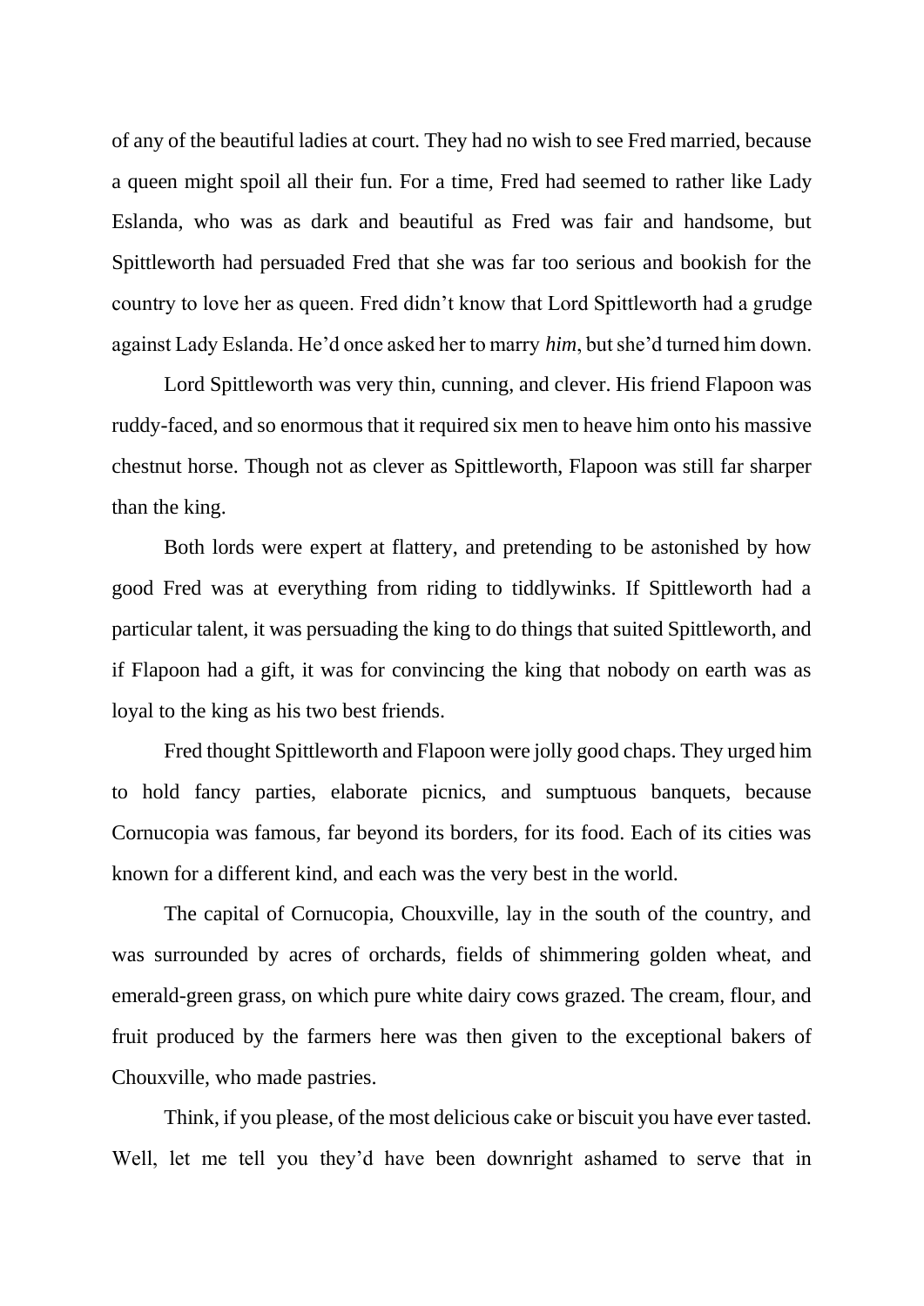of any of the beautiful ladies at court. They had no wish to see Fred married, because a queen might spoil all their fun. For a time, Fred had seemed to rather like Lady Eslanda, who was as dark and beautiful as Fred was fair and handsome, but Spittleworth had persuaded Fred that she was far too serious and bookish for the country to love her as queen. Fred didn't know that Lord Spittleworth had a grudge against Lady Eslanda. He'd once asked her to marry *him*, but she'd turned him down.

Lord Spittleworth was very thin, cunning, and clever. His friend Flapoon was ruddy-faced, and so enormous that it required six men to heave him onto his massive chestnut horse. Though not as clever as Spittleworth, Flapoon was still far sharper than the king.

Both lords were expert at flattery, and pretending to be astonished by how good Fred was at everything from riding to tiddlywinks. If Spittleworth had a particular talent, it was persuading the king to do things that suited Spittleworth, and if Flapoon had a gift, it was for convincing the king that nobody on earth was as loyal to the king as his two best friends.

Fred thought Spittleworth and Flapoon were jolly good chaps. They urged him to hold fancy parties, elaborate picnics, and sumptuous banquets, because Cornucopia was famous, far beyond its borders, for its food. Each of its cities was known for a different kind, and each was the very best in the world.

The capital of Cornucopia, Chouxville, lay in the south of the country, and was surrounded by acres of orchards, fields of shimmering golden wheat, and emerald-green grass, on which pure white dairy cows grazed. The cream, flour, and fruit produced by the farmers here was then given to the exceptional bakers of Chouxville, who made pastries.

Think, if you please, of the most delicious cake or biscuit you have ever tasted. Well, let me tell you they'd have been downright ashamed to serve that in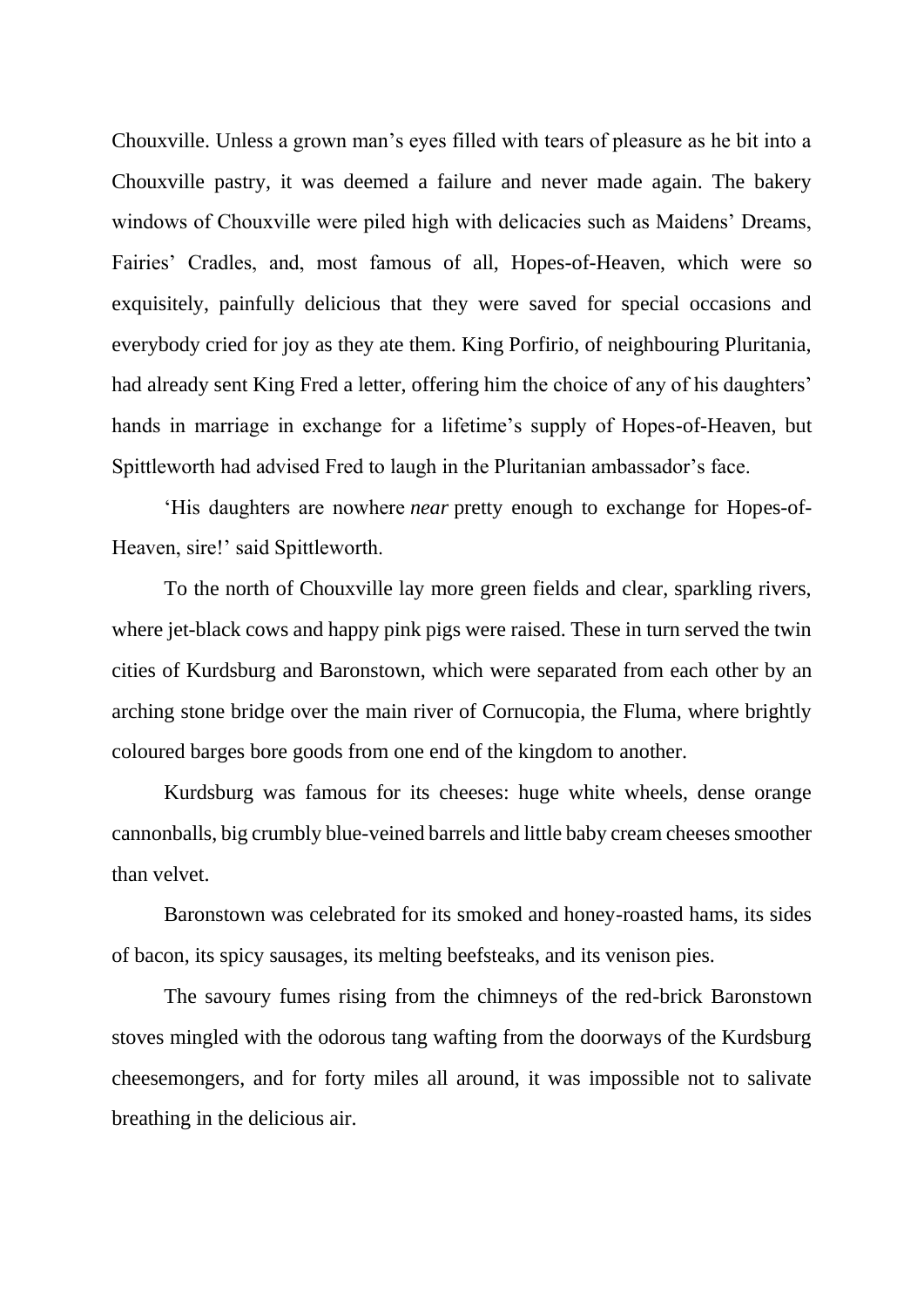Chouxville. Unless a grown man's eyes filled with tears of pleasure as he bit into a Chouxville pastry, it was deemed a failure and never made again. The bakery windows of Chouxville were piled high with delicacies such as Maidens' Dreams, Fairies' Cradles, and, most famous of all, Hopes-of-Heaven, which were so exquisitely, painfully delicious that they were saved for special occasions and everybody cried for joy as they ate them. King Porfirio, of neighbouring Pluritania, had already sent King Fred a letter, offering him the choice of any of his daughters' hands in marriage in exchange for a lifetime's supply of Hopes-of-Heaven, but Spittleworth had advised Fred to laugh in the Pluritanian ambassador's face.

'His daughters are nowhere *near* pretty enough to exchange for Hopes-of-Heaven, sire!' said Spittleworth.

To the north of Chouxville lay more green fields and clear, sparkling rivers, where jet-black cows and happy pink pigs were raised. These in turn served the twin cities of Kurdsburg and Baronstown, which were separated from each other by an arching stone bridge over the main river of Cornucopia, the Fluma, where brightly coloured barges bore goods from one end of the kingdom to another.

Kurdsburg was famous for its cheeses: huge white wheels, dense orange cannonballs, big crumbly blue-veined barrels and little baby cream cheeses smoother than velvet.

Baronstown was celebrated for its smoked and honey-roasted hams, its sides of bacon, its spicy sausages, its melting beefsteaks, and its venison pies.

The savoury fumes rising from the chimneys of the red-brick Baronstown stoves mingled with the odorous tang wafting from the doorways of the Kurdsburg cheesemongers, and for forty miles all around, it was impossible not to salivate breathing in the delicious air.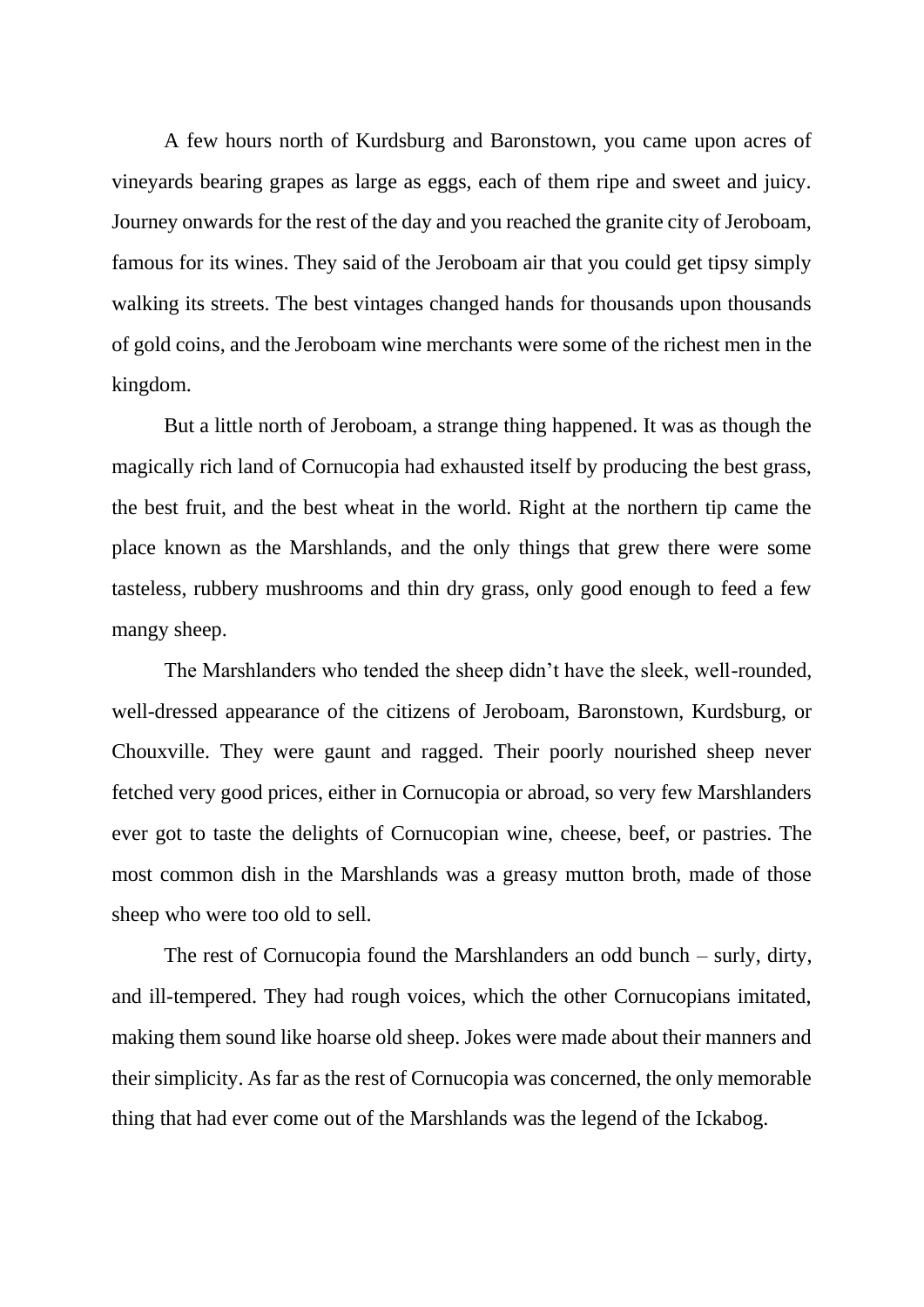A few hours north of Kurdsburg and Baronstown, you came upon acres of vineyards bearing grapes as large as eggs, each of them ripe and sweet and juicy. Journey onwards for the rest of the day and you reached the granite city of Jeroboam, famous for its wines. They said of the Jeroboam air that you could get tipsy simply walking its streets. The best vintages changed hands for thousands upon thousands of gold coins, and the Jeroboam wine merchants were some of the richest men in the kingdom.

But a little north of Jeroboam, a strange thing happened. It was as though the magically rich land of Cornucopia had exhausted itself by producing the best grass, the best fruit, and the best wheat in the world. Right at the northern tip came the place known as the Marshlands, and the only things that grew there were some tasteless, rubbery mushrooms and thin dry grass, only good enough to feed a few mangy sheep.

The Marshlanders who tended the sheep didn't have the sleek, well-rounded, well-dressed appearance of the citizens of Jeroboam, Baronstown, Kurdsburg, or Chouxville. They were gaunt and ragged. Their poorly nourished sheep never fetched very good prices, either in Cornucopia or abroad, so very few Marshlanders ever got to taste the delights of Cornucopian wine, cheese, beef, or pastries. The most common dish in the Marshlands was a greasy mutton broth, made of those sheep who were too old to sell.

The rest of Cornucopia found the Marshlanders an odd bunch – surly, dirty, and ill-tempered. They had rough voices, which the other Cornucopians imitated, making them sound like hoarse old sheep. Jokes were made about their manners and their simplicity. As far as the rest of Cornucopia was concerned, the only memorable thing that had ever come out of the Marshlands was the legend of the Ickabog.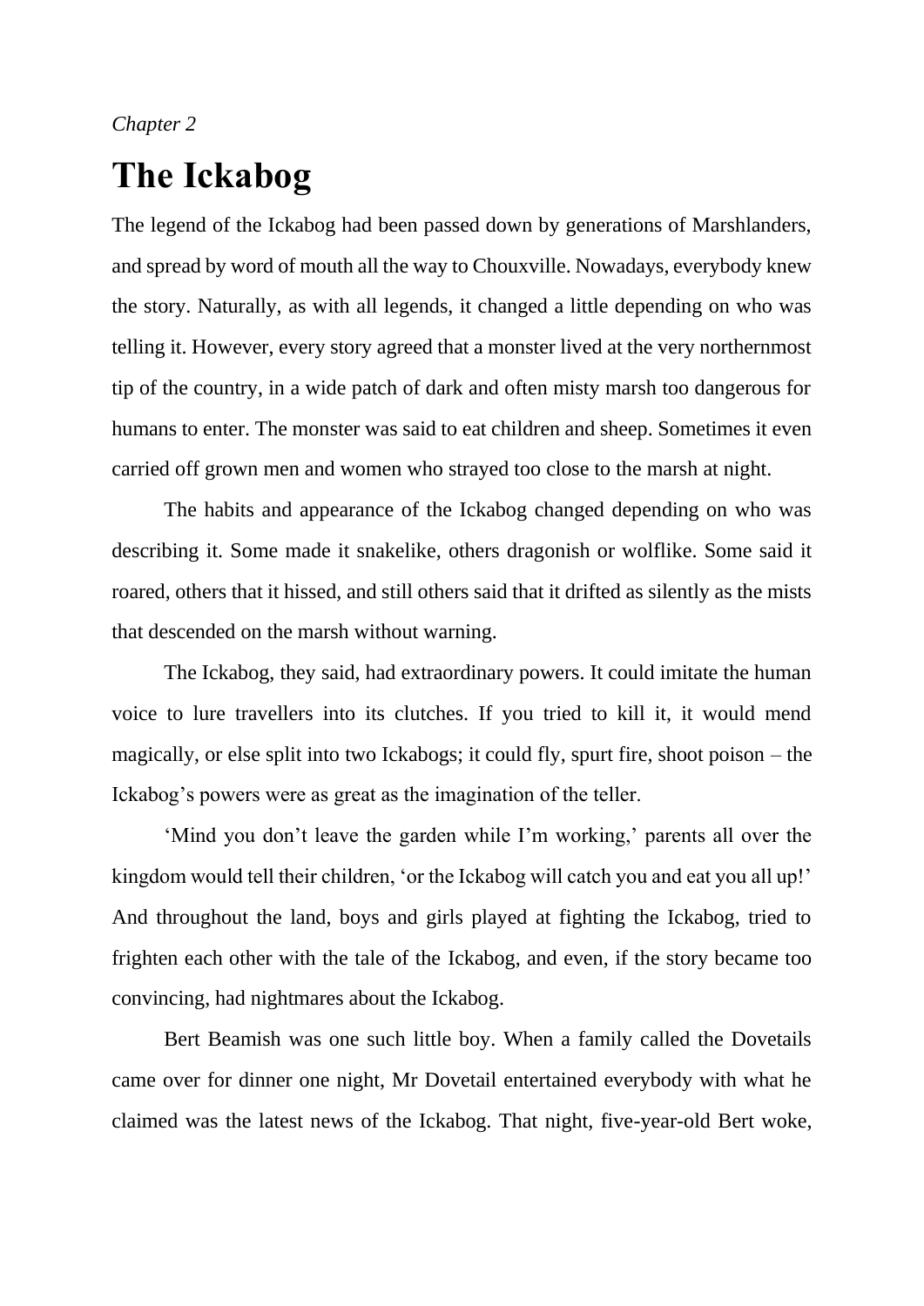*Chapter 2*

# The Ickabog

The legend of the Ickabog had been passed down by generations of Marshlanders, and spread by word of mouth all the way to Chouxville. Nowadays, everybody knew the story. Naturally, as with all legends, it changed a little depending on who was telling it. However, every story agreed that a monster lived at the very northernmost tip of the country, in a wide patch of dark and often misty marsh too dangerous for humans to enter. The monster was said to eat children and sheep. Sometimes it even carried off grown men and women who strayed too close to the marsh at night.

The habits and appearance of the Ickabog changed depending on who was describing it. Some made it snakelike, others dragonish or wolflike. Some said it roared, others that it hissed, and still others said that it drifted as silently as the mists that descended on the marsh without warning.

The Ickabog, they said, had extraordinary powers. It could imitate the human voice to lure travellers into its clutches. If you tried to kill it, it would mend magically, or else split into two Ickabogs; it could fly, spurt fire, shoot poison – the Ickabog's powers were as great as the imagination of the teller.

'Mind you don't leave the garden while I'm working,' parents all over the kingdom would tell their children, 'or the Ickabog will catch you and eat you all up!' And throughout the land, boys and girls played at fighting the Ickabog, tried to frighten each other with the tale of the Ickabog, and even, if the story became too convincing, had nightmares about the Ickabog.

Bert Beamish was one such little boy. When a family called the Dovetails came over for dinner one night, Mr Dovetail entertained everybody with what he claimed was the latest news of the Ickabog. That night, five-year-old Bert woke,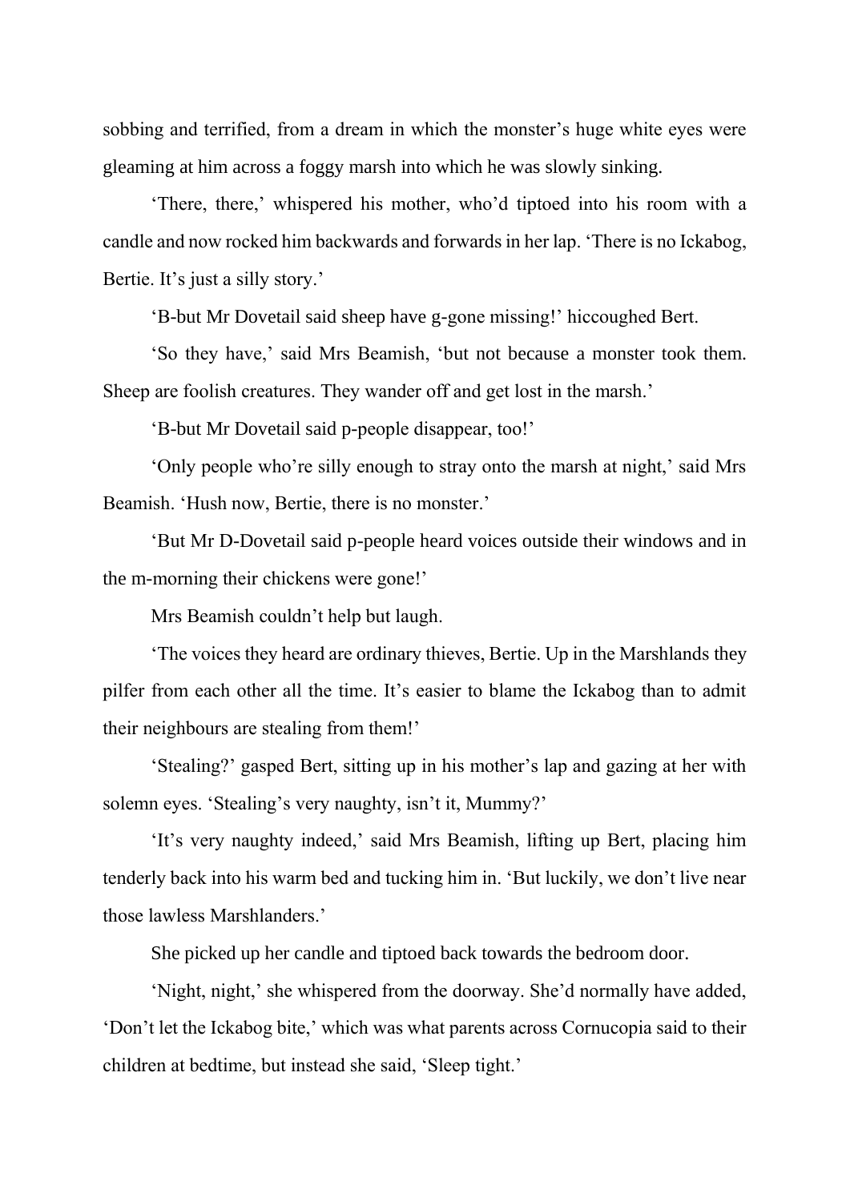sobbing and terrified, from a dream in which the monster's huge white eyes were gleaming at him across a foggy marsh into which he was slowly sinking.

'There, there,' whispered his mother, who'd tiptoed into his room with a candle and now rocked him backwards and forwards in her lap. 'There is no Ickabog, Bertie. It's just a silly story.'

'B-but Mr Dovetail said sheep have g-gone missing!' hiccoughed Bert.

'So they have,' said Mrs Beamish, 'but not because a monster took them. Sheep are foolish creatures. They wander off and get lost in the marsh.'

'B-but Mr Dovetail said p-people disappear, too!'

'Only people who're silly enough to stray onto the marsh at night,' said Mrs Beamish. 'Hush now, Bertie, there is no monster.'

'But Mr D-Dovetail said p-people heard voices outside their windows and in the m-morning their chickens were gone!'

Mrs Beamish couldn't help but laugh.

'The voices they heard are ordinary thieves, Bertie. Up in the Marshlands they pilfer from each other all the time. It's easier to blame the Ickabog than to admit their neighbours are stealing from them!'

'Stealing?' gasped Bert, sitting up in his mother's lap and gazing at her with solemn eyes. 'Stealing's very naughty, isn't it, Mummy?'

'It's very naughty indeed,' said Mrs Beamish, lifting up Bert, placing him tenderly back into his warm bed and tucking him in. 'But luckily, we don't live near those lawless Marshlanders.'

She picked up her candle and tiptoed back towards the bedroom door.

'Night, night,' she whispered from the doorway. She'd normally have added, 'Don't let the Ickabog bite,' which was what parents across Cornucopia said to their children at bedtime, but instead she said, 'Sleep tight.'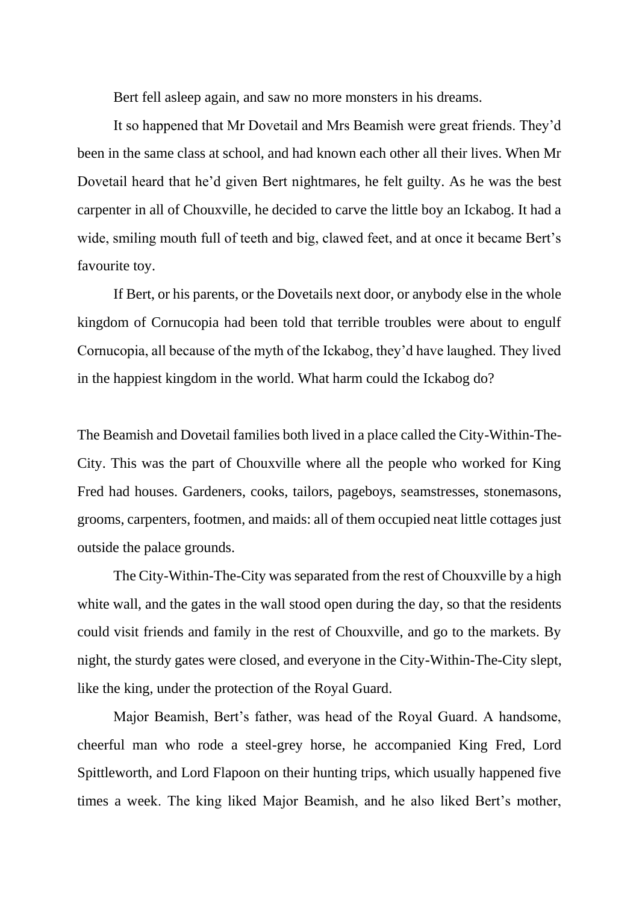Bert fell asleep again, and saw no more monsters in his dreams.

It so happened that Mr Dovetail and Mrs Beamish were great friends. They'd been in the same class at school, and had known each other all their lives. When Mr Dovetail heard that he'd given Bert nightmares, he felt guilty. As he was the best carpenter in all of Chouxville, he decided to carve the little boy an Ickabog. It had a wide, smiling mouth full of teeth and big, clawed feet, and at once it became Bert's favourite toy.

If Bert, or his parents, or the Dovetails next door, or anybody else in the whole kingdom of Cornucopia had been told that terrible troubles were about to engulf Cornucopia, all because of the myth of the Ickabog, they'd have laughed. They lived in the happiest kingdom in the world. What harm could the Ickabog do?

The Beamish and Dovetail families both lived in a place called the City-Within-The-City. This was the part of Chouxville where all the people who worked for King Fred had houses. Gardeners, cooks, tailors, pageboys, seamstresses, stonemasons, grooms, carpenters, footmen, and maids: all of them occupied neat little cottages just outside the palace grounds.

The City-Within-The-City was separated from the rest of Chouxville by a high white wall, and the gates in the wall stood open during the day, so that the residents could visit friends and family in the rest of Chouxville, and go to the markets. By night, the sturdy gates were closed, and everyone in the City-Within-The-City slept, like the king, under the protection of the Royal Guard.

Major Beamish, Bert's father, was head of the Royal Guard. A handsome, cheerful man who rode a steel-grey horse, he accompanied King Fred, Lord Spittleworth, and Lord Flapoon on their hunting trips, which usually happened five times a week. The king liked Major Beamish, and he also liked Bert's mother,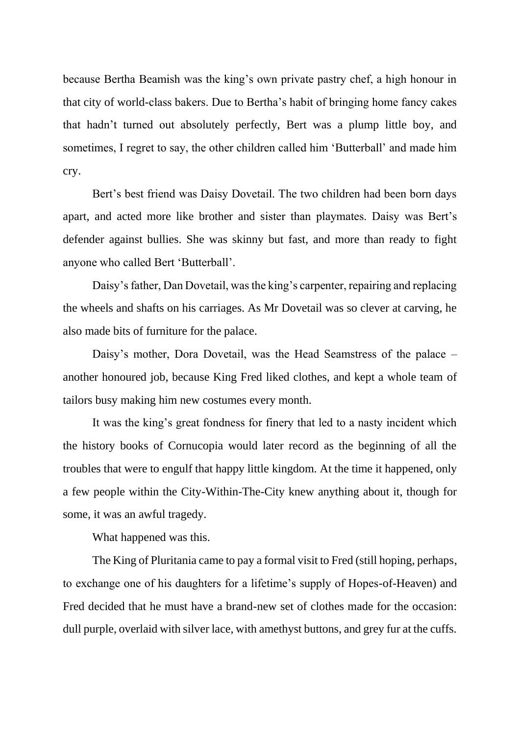because Bertha Beamish was the king's own private pastry chef, a high honour in that city of world-class bakers. Due to Bertha's habit of bringing home fancy cakes that hadn't turned out absolutely perfectly, Bert was a plump little boy, and sometimes, I regret to say, the other children called him 'Butterball' and made him cry.

Bert's best friend was Daisy Dovetail. The two children had been born days apart, and acted more like brother and sister than playmates. Daisy was Bert's defender against bullies. She was skinny but fast, and more than ready to fight anyone who called Bert 'Butterball'.

Daisy's father, Dan Dovetail, was the king's carpenter, repairing and replacing the wheels and shafts on his carriages. As Mr Dovetail was so clever at carving, he also made bits of furniture for the palace.

Daisy's mother, Dora Dovetail, was the Head Seamstress of the palace – another honoured job, because King Fred liked clothes, and kept a whole team of tailors busy making him new costumes every month.

It was the king's great fondness for finery that led to a nasty incident which the history books of Cornucopia would later record as the beginning of all the troubles that were to engulf that happy little kingdom. At the time it happened, only a few people within the City-Within-The-City knew anything about it, though for some, it was an awful tragedy.

What happened was this.

The King of Pluritania came to pay a formal visit to Fred (still hoping, perhaps, to exchange one of his daughters for a lifetime's supply of Hopes-of-Heaven) and Fred decided that he must have a brand-new set of clothes made for the occasion: dull purple, overlaid with silver lace, with amethyst buttons, and grey fur at the cuffs.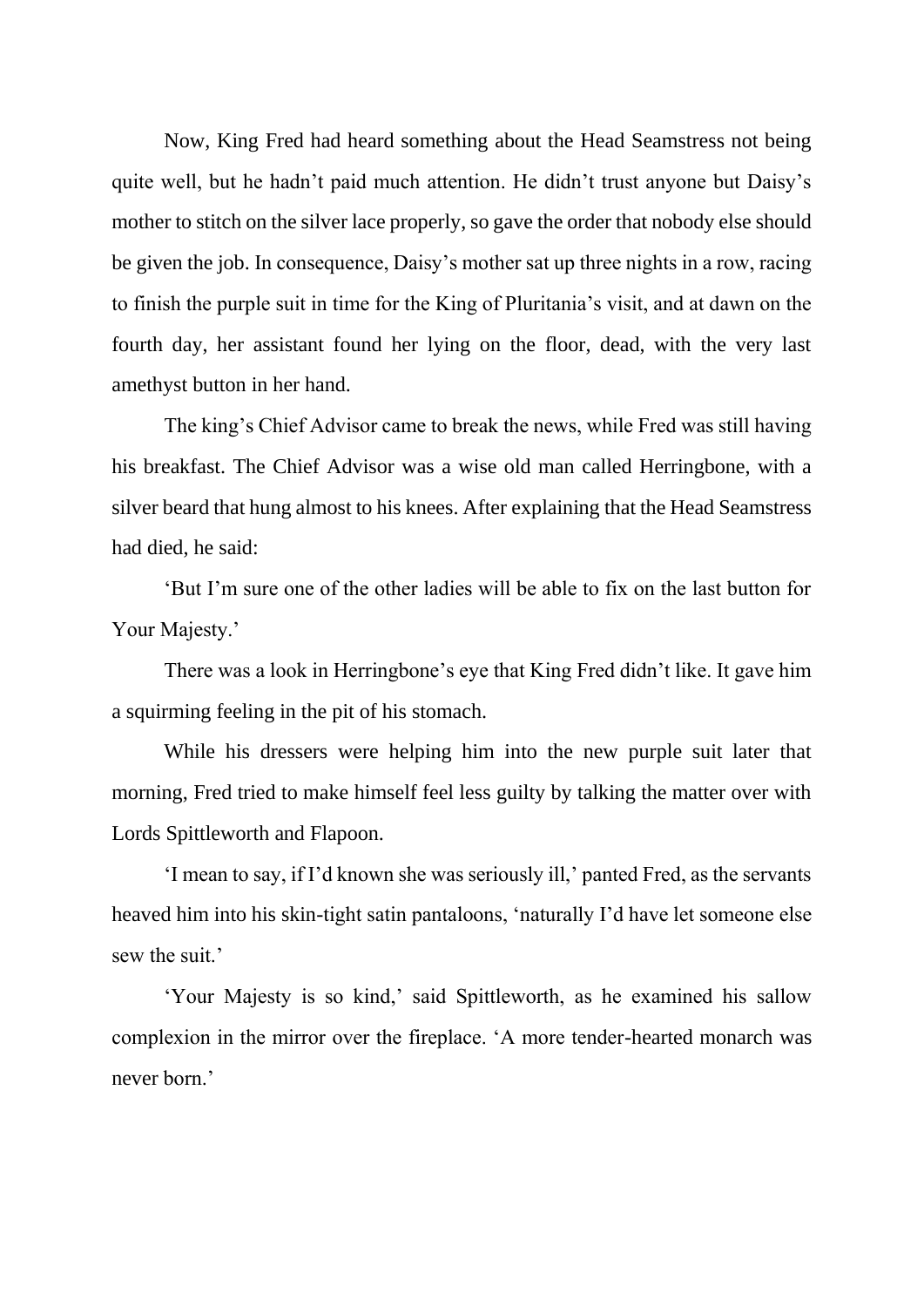Now, King Fred had heard something about the Head Seamstress not being quite well, but he hadn't paid much attention. He didn't trust anyone but Daisy's mother to stitch on the silver lace properly, so gave the order that nobody else should be given the job. In consequence, Daisy's mother sat up three nights in a row, racing to finish the purple suit in time for the King of Pluritania's visit, and at dawn on the fourth day, her assistant found her lying on the floor, dead, with the very last amethyst button in her hand.

The king's Chief Advisor came to break the news, while Fred was still having his breakfast. The Chief Advisor was a wise old man called Herringbone, with a silver beard that hung almost to his knees. After explaining that the Head Seamstress had died, he said:

'But I'm sure one of the other ladies will be able to fix on the last button for Your Majesty.'

There was a look in Herringbone's eye that King Fred didn't like. It gave him a squirming feeling in the pit of his stomach.

While his dressers were helping him into the new purple suit later that morning, Fred tried to make himself feel less guilty by talking the matter over with Lords Spittleworth and Flapoon.

'I mean to say, if I'd known she was seriously ill,' panted Fred, as the servants heaved him into his skin-tight satin pantaloons, 'naturally I'd have let someone else sew the suit.'

'Your Majesty is so kind,' said Spittleworth, as he examined his sallow complexion in the mirror over the fireplace. 'A more tender-hearted monarch was never born.'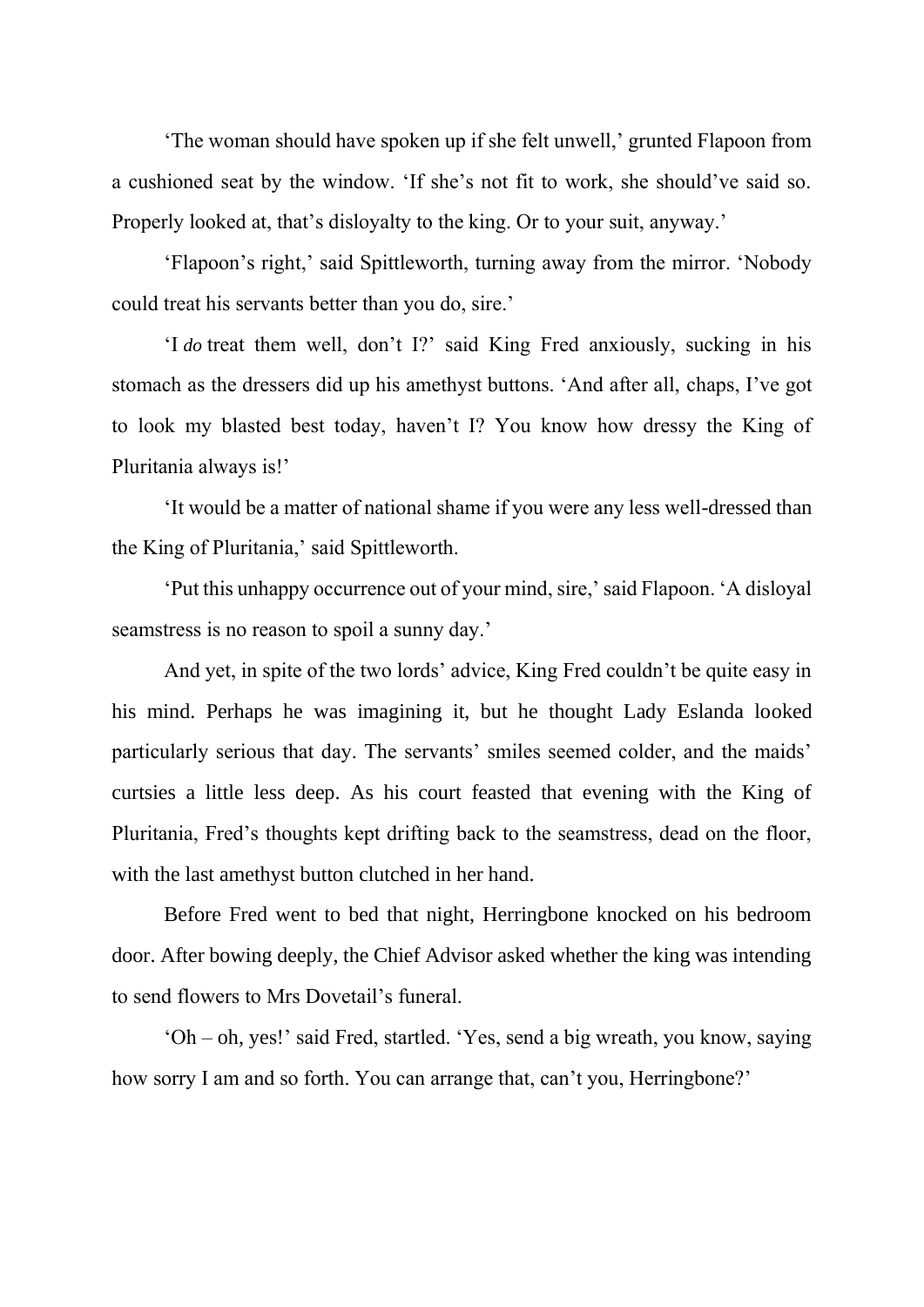‘The woman should have spoken up if she felt unwell,’ grunted Flapoon from a cushioned seat by the window. ‘If she’s not fit to work, she should’ve said so. Properly looked at, that’s disloyalty to the king. Or to your suit, anyway.’

‘Flapoon’s right,’ said Spittleworth, turning away from the mirror. ‘Nobody could treat his servants better than you do, sire.’

‘I *do* treat them well, don’t I?’ said King Fred anxiously, sucking in his stomach as the dressers did up his amethyst buttons. ‘And after all, chaps, I’ve got to look my blasted best today, haven’t I? You know how dressy the King of Pluritania always is!’

‘It would be a matter of national shame if you were any less well-dressed than the King of Pluritania,’ said Spittleworth.

‘Put this unhappy occurrence out of your mind, sire,’ said Flapoon. ‘A disloyal seamstress is no reason to spoil a sunny day.’

And yet, in spite of the two lords’ advice, King Fred couldn’t be quite easy in his mind. Perhaps he was imagining it, but he thought Lady Eslanda looked particularly serious that day. The servants’ smiles seemed colder, and the maids’ curtsies a little less deep. As his court feasted that evening with the King of Pluritania, Fred’s thoughts kept drifting back to the seamstress, dead on the floor, with the last amethyst button clutched in her hand.

Before Fred went to bed that night, Herringbone knocked on his bedroom door. After bowing deeply, the Chief Advisor asked whether the king was intending to send flowers to Mrs Dovetail’s funeral.

‘Oh – oh, yes!’ said Fred, startled. ‘Yes, send a big wreath, you know, saying how sorry I am and so forth. You can arrange that, can’t you, Herringbone?’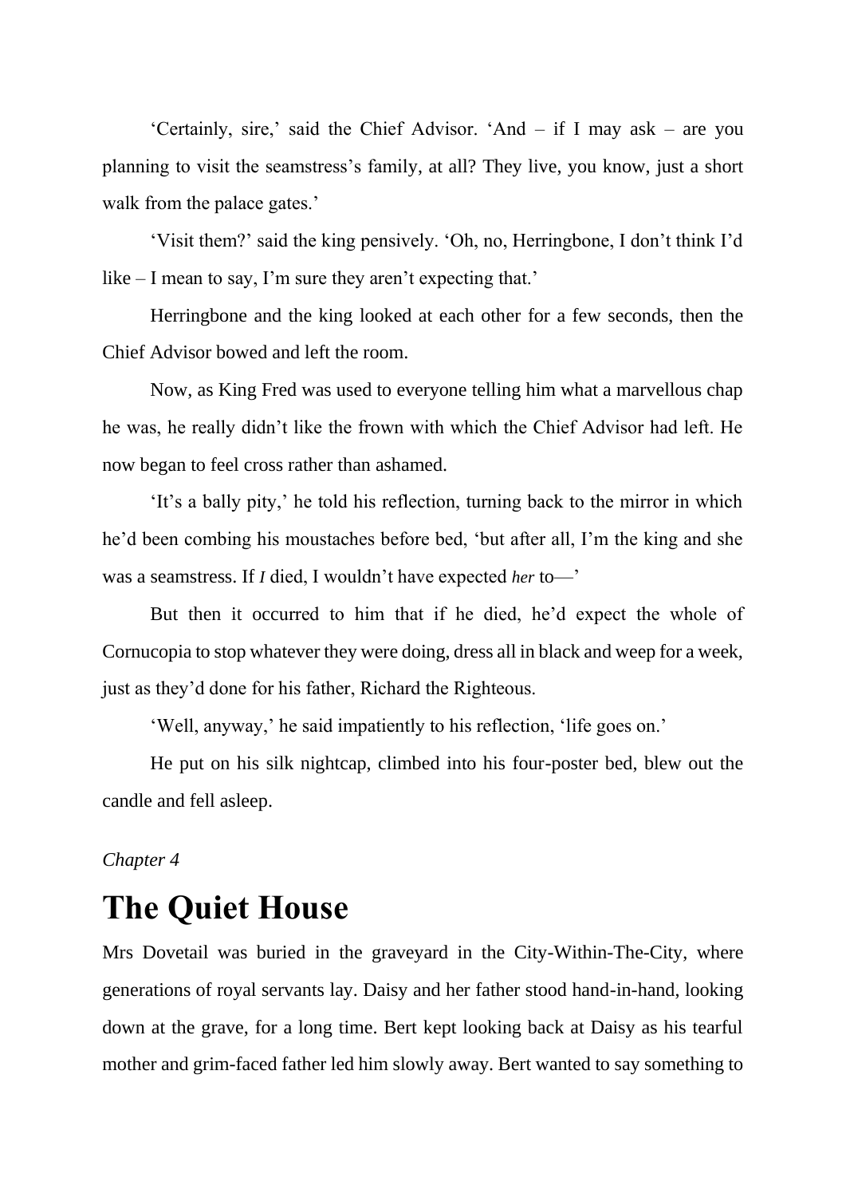'Certainly, sire,' said the Chief Advisor. 'And – if I may ask – are you planning to visit the seamstress's family, at all? They live, you know, just a short walk from the palace gates.'

'Visit them?' said the king pensively. 'Oh, no, Herringbone, I don't think I'd like – I mean to say, I'm sure they aren't expecting that.'

Herringbone and the king looked at each other for a few seconds, then the Chief Advisor bowed and left the room.

Now, as King Fred was used to everyone telling him what a marvellous chap he was, he really didn't like the frown with which the Chief Advisor had left. He now began to feel cross rather than ashamed.

'It's a bally pity,' he told his reflection, turning back to the mirror in which he'd been combing his moustaches before bed, 'but after all, I'm the king and she was a seamstress. If *I* died, I wouldn't have expected *her* to—'

But then it occurred to him that if he died, he'd expect the whole of Cornucopia to stop whatever they were doing, dress all in black and weep for a week, just as they'd done for his father, Richard the Righteous.

'Well, anyway,' he said impatiently to his reflection, 'life goes on.'

He put on his silk nightcap, climbed into his four-poster bed, blew out the candle and fell asleep.

*Chapter 4*

# The Quiet House

Mrs Dovetail was buried in the graveyard in the City-Within-The-City, where generations of royal servants lay. Daisy and her father stood hand-in-hand, looking down at the grave, for a long time. Bert kept looking back at Daisy as his tearful mother and grim-faced father led him slowly away. Bert wanted to say something to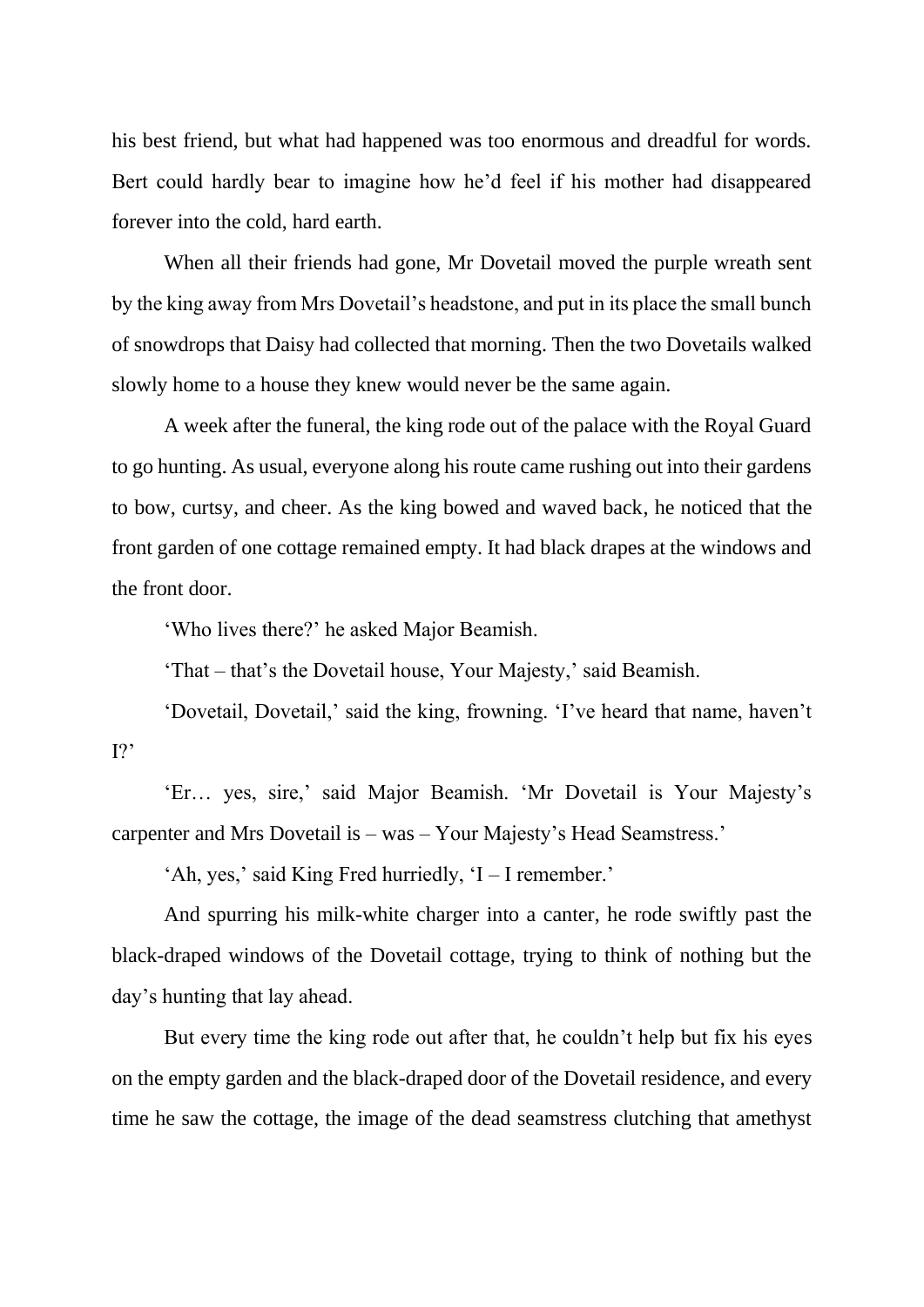his best friend, but what had happened was too enormous and dreadful for words. Bert could hardly bear to imagine how he'd feel if his mother had disappeared forever into the cold, hard earth.

When all their friends had gone, Mr Dovetail moved the purple wreath sent by the king away from Mrs Dovetail's headstone, and put in its place the small bunch of snowdrops that Daisy had collected that morning. Then the two Dovetails walked slowly home to a house they knew would never be the same again.

A week after the funeral, the king rode out of the palace with the Royal Guard to go hunting. As usual, everyone along his route came rushing out into their gardens to bow, curtsy, and cheer. As the king bowed and waved back, he noticed that the front garden of one cottage remained empty. It had black drapes at the windows and the front door.

'Who lives there?' he asked Major Beamish.

'That – that's the Dovetail house, Your Majesty,' said Beamish.

'Dovetail, Dovetail,' said the king, frowning. 'I've heard that name, haven't I?'

'Er… yes, sire,' said Major Beamish. 'Mr Dovetail is Your Majesty's carpenter and Mrs Dovetail is – was – Your Majesty's Head Seamstress.'

'Ah, yes,' said King Fred hurriedly, 'I – I remember.'

And spurring his milk-white charger into a canter, he rode swiftly past the black-draped windows of the Dovetail cottage, trying to think of nothing but the day's hunting that lay ahead.

But every time the king rode out after that, he couldn't help but fix his eyes on the empty garden and the black-draped door of the Dovetail residence, and every time he saw the cottage, the image of the dead seamstress clutching that amethyst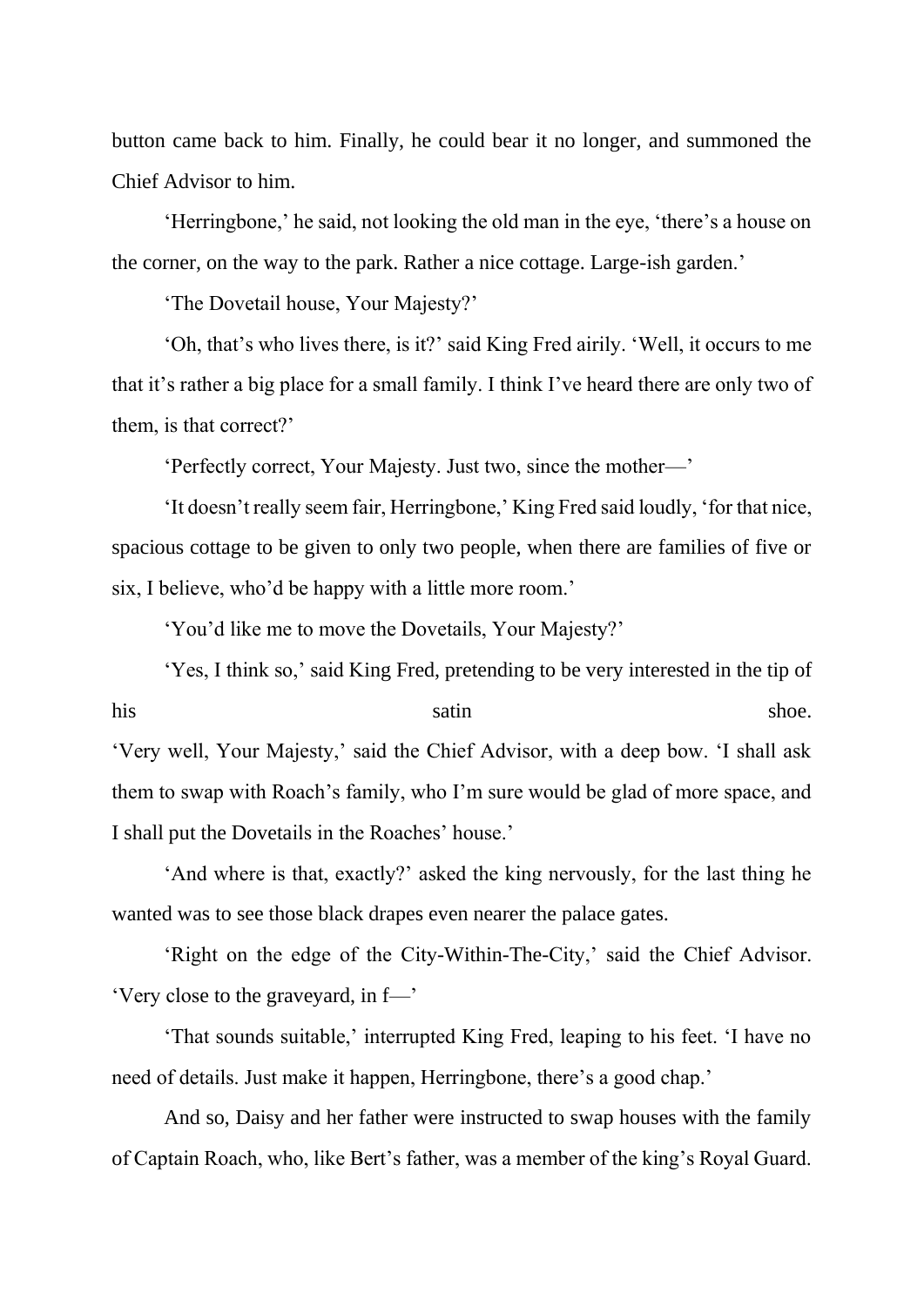button came back to him. Finally, he could bear it no longer, and summoned the Chief Advisor to him.

'Herringbone,' he said, not looking the old man in the eye, 'there's a house on the corner, on the way to the park. Rather a nice cottage. Large-ish garden.'

'The Dovetail house, Your Majesty?'

'Oh, that's who lives there, is it?' said King Fred airily. 'Well, it occurs to me that it's rather a big place for a small family. I think I've heard there are only two of them, is that correct?'

'Perfectly correct, Your Majesty. Just two, since the mother—'

'It doesn't really seem fair, Herringbone,' King Fred said loudly, 'for that nice, spacious cottage to be given to only two people, when there are families of five or six, I believe, who'd be happy with a little more room.'

'You'd like me to move the Dovetails, Your Majesty?'

'Yes, I think so,' said King Fred, pretending to be very interested in the tip of his satin shoe.

'Very well, Your Majesty,' said the Chief Advisor, with a deep bow. 'I shall ask them to swap with Roach's family, who I'm sure would be glad of more space, and I shall put the Dovetails in the Roaches' house.'

'And where is that, exactly?' asked the king nervously, for the last thing he wanted was to see those black drapes even nearer the palace gates.

'Right on the edge of the City-Within-The-City,' said the Chief Advisor. 'Very close to the graveyard, in f—'

'That sounds suitable,' interrupted King Fred, leaping to his feet. 'I have no need of details. Just make it happen, Herringbone, there's a good chap.'

And so, Daisy and her father were instructed to swap houses with the family of Captain Roach, who, like Bert's father, was a member of the king's Royal Guard.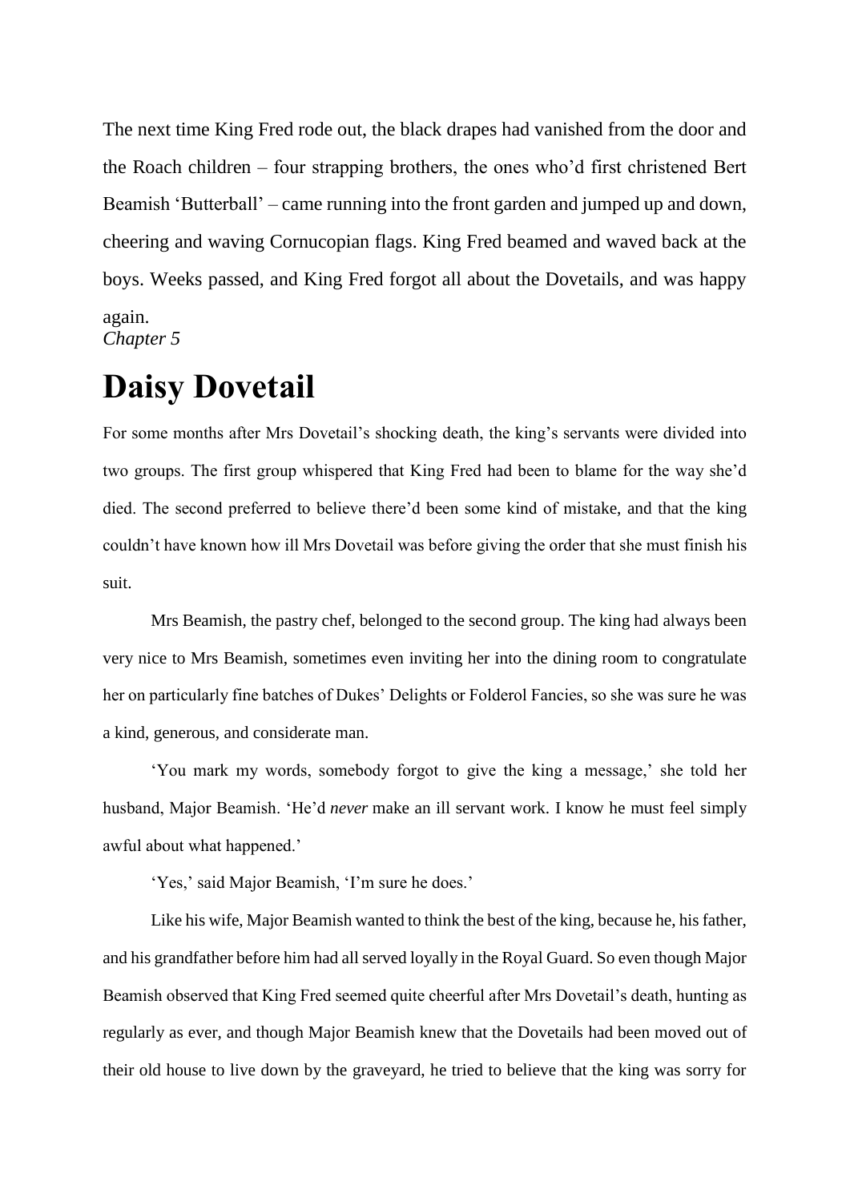The next time King Fred rode out, the black drapes had vanished from the door and the Roach children – four strapping brothers, the ones who'd first christened Bert Beamish 'Butterball' – came running into the front garden and jumped up and down, cheering and waving Cornucopian flags. King Fred beamed and waved back at the boys. Weeks passed, and King Fred forgot all about the Dovetails, and was happy again.

*Chapter 5*

# Daisy Dovetail

For some months after Mrs Dovetail's shocking death, the king's servants were divided into two groups. The first group whispered that King Fred had been to blame for the way she'd died. The second preferred to believe there'd been some kind of mistake, and that the king couldn't have known how ill Mrs Dovetail was before giving the order that she must finish his suit.

Mrs Beamish, the pastry chef, belonged to the second group. The king had always been very nice to Mrs Beamish, sometimes even inviting her into the dining room to congratulate her on particularly fine batches of Dukes' Delights or Folderol Fancies, so she was sure he was a kind, generous, and considerate man.

'You mark my words, somebody forgot to give the king a message,' she told her husband, Major Beamish. 'He'd *never* make an ill servant work. I know he must feel simply awful about what happened.'

'Yes,' said Major Beamish, 'I'm sure he does.'

Like his wife, Major Beamish wanted to think the best of the king, because he, his father, and his grandfather before him had all served loyally in the Royal Guard. So even though Major Beamish observed that King Fred seemed quite cheerful after Mrs Dovetail's death, hunting as regularly as ever, and though Major Beamish knew that the Dovetails had been moved out of their old house to live down by the graveyard, he tried to believe that the king was sorry for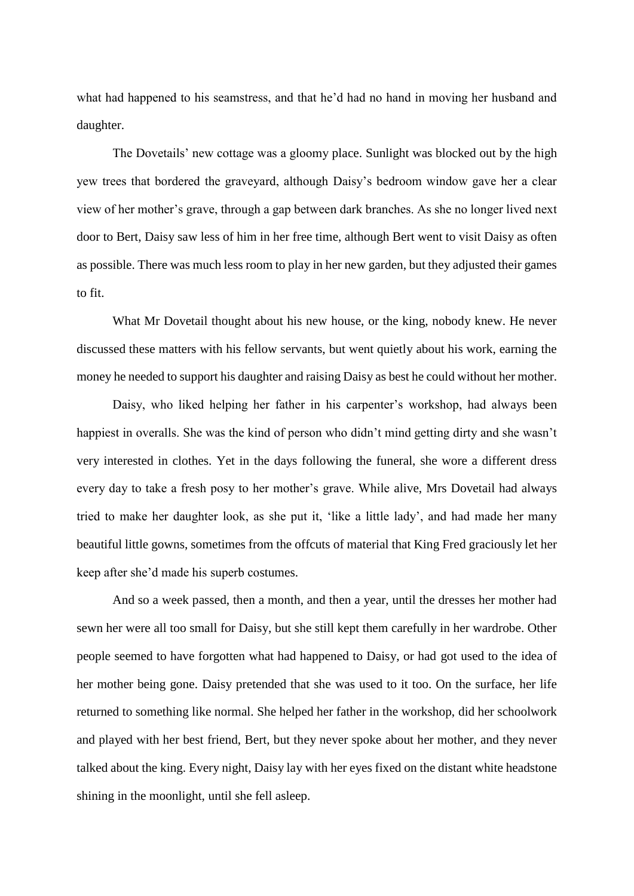what had happened to his seamstress, and that he'd had no hand in moving her husband and daughter.

The Dovetails' new cottage was a gloomy place. Sunlight was blocked out by the high yew trees that bordered the graveyard, although Daisy's bedroom window gave her a clear view of her mother's grave, through a gap between dark branches. As she no longer lived next door to Bert, Daisy saw less of him in her free time, although Bert went to visit Daisy as often as possible. There was much less room to play in her new garden, but they adjusted their games to fit.

What Mr Dovetail thought about his new house, or the king, nobody knew. He never discussed these matters with his fellow servants, but went quietly about his work, earning the money he needed to support his daughter and raising Daisy as best he could without her mother.

Daisy, who liked helping her father in his carpenter's workshop, had always been happiest in overalls. She was the kind of person who didn't mind getting dirty and she wasn't very interested in clothes. Yet in the days following the funeral, she wore a different dress every day to take a fresh posy to her mother's grave. While alive, Mrs Dovetail had always tried to make her daughter look, as she put it, 'like a little lady', and had made her many beautiful little gowns, sometimes from the offcuts of material that King Fred graciously let her keep after she'd made his superb costumes.

And so a week passed, then a month, and then a year, until the dresses her mother had sewn her were all too small for Daisy, but she still kept them carefully in her wardrobe. Other people seemed to have forgotten what had happened to Daisy, or had got used to the idea of her mother being gone. Daisy pretended that she was used to it too. On the surface, her life returned to something like normal. She helped her father in the workshop, did her schoolwork and played with her best friend, Bert, but they never spoke about her mother, and they never talked about the king. Every night, Daisy lay with her eyes fixed on the distant white headstone shining in the moonlight, until she fell asleep.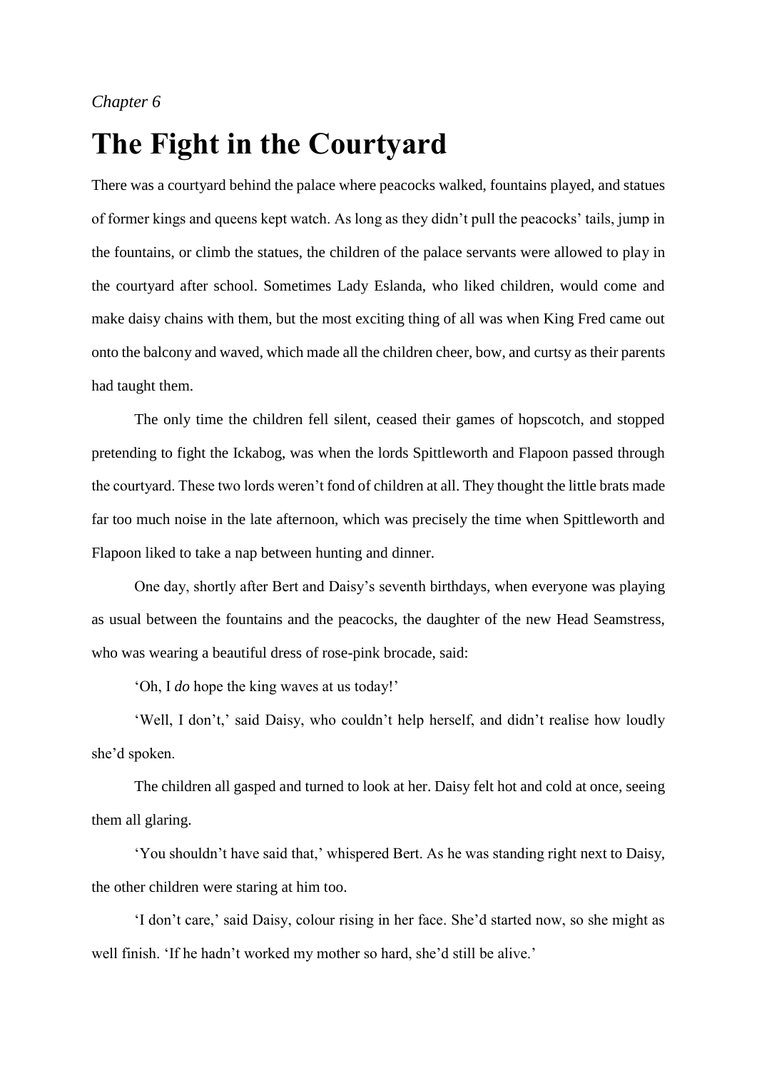*Chapter 6*

# The Fight in the Courtyard

There was a courtyard behind the palace where peacocks walked, fountains played, and statues of former kings and queens kept watch. As long as they didn't pull the peacocks' tails, jump in the fountains, or climb the statues, the children of the palace servants were allowed to play in the courtyard after school. Sometimes Lady Eslanda, who liked children, would come and make daisy chains with them, but the most exciting thing of all was when King Fred came out onto the balcony and waved, which made all the children cheer, bow, and curtsy as their parents had taught them.

The only time the children fell silent, ceased their games of hopscotch, and stopped pretending to fight the Ickabog, was when the lords Spittleworth and Flapoon passed through the courtyard. These two lords weren't fond of children at all. They thought the little brats made far too much noise in the late afternoon, which was precisely the time when Spittleworth and Flapoon liked to take a nap between hunting and dinner.

One day, shortly after Bert and Daisy's seventh birthdays, when everyone was playing as usual between the fountains and the peacocks, the daughter of the new Head Seamstress, who was wearing a beautiful dress of rose-pink brocade, said:

'Oh, I *do* hope the king waves at us today!'

'Well, I don't,' said Daisy, who couldn't help herself, and didn't realise how loudly she'd spoken.

The children all gasped and turned to look at her. Daisy felt hot and cold at once, seeing them all glaring.

'You shouldn't have said that,' whispered Bert. As he was standing right next to Daisy, the other children were staring at him too.

'I don't care,' said Daisy, colour rising in her face. She'd started now, so she might as well finish. 'If he hadn't worked my mother so hard, she'd still be alive.'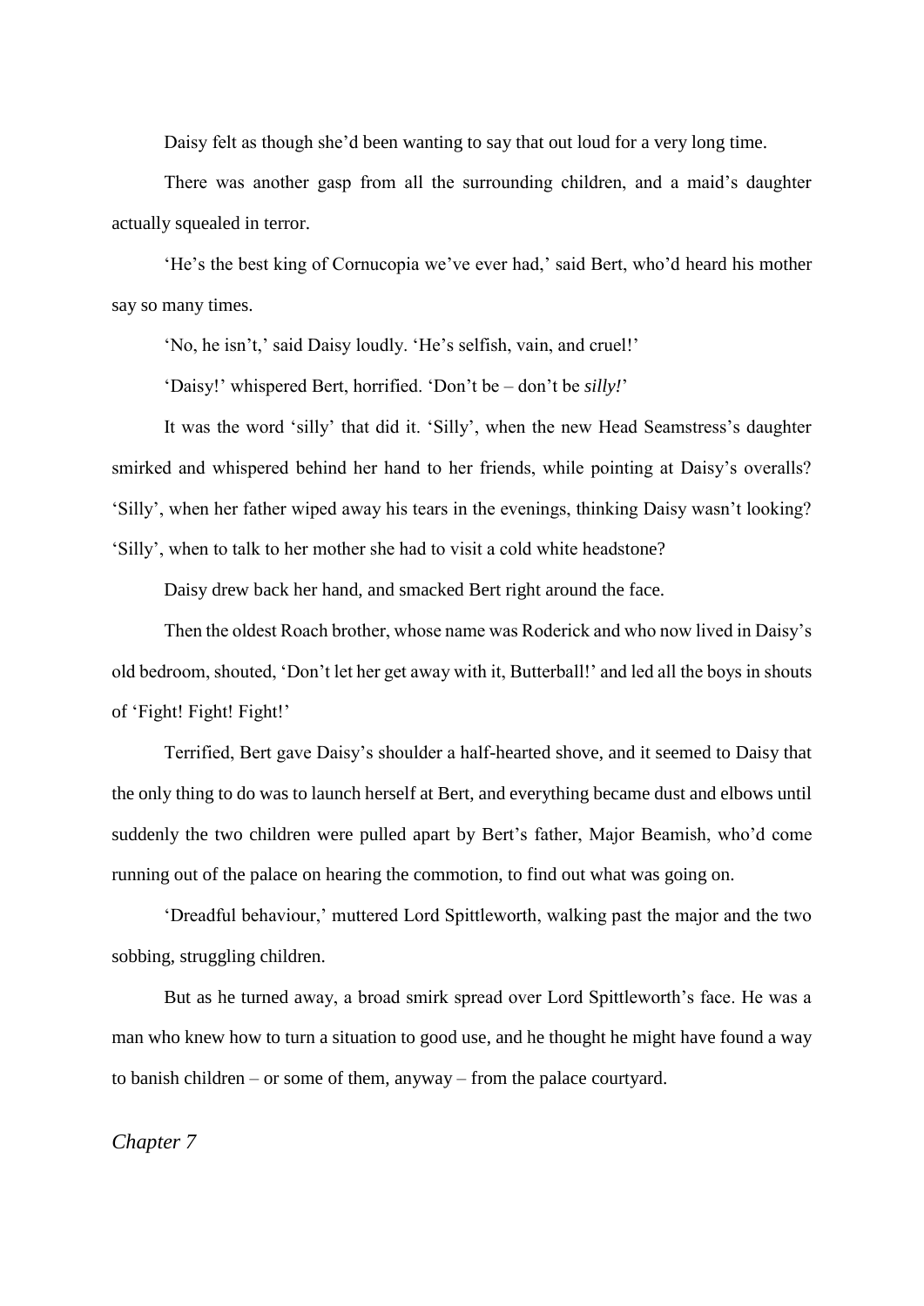Daisy felt as though she'd been wanting to say that out loud for a very long time.

There was another gasp from all the surrounding children, and a maid's daughter actually squealed in terror.

'He's the best king of Cornucopia we've ever had,' said Bert, who'd heard his mother say so many times.

'No, he isn't,' said Daisy loudly. 'He's selfish, vain, and cruel!'

'Daisy!' whispered Bert, horrified. 'Don't be – don't be *silly!*'

It was the word 'silly' that did it. 'Silly', when the new Head Seamstress's daughter smirked and whispered behind her hand to her friends, while pointing at Daisy's overalls? 'Silly', when her father wiped away his tears in the evenings, thinking Daisy wasn't looking? 'Silly', when to talk to her mother she had to visit a cold white headstone?

Daisy drew back her hand, and smacked Bert right around the face.

Then the oldest Roach brother, whose name was Roderick and who now lived in Daisy's old bedroom, shouted, 'Don't let her get away with it, Butterball!' and led all the boys in shouts of 'Fight! Fight! Fight!'

Terrified, Bert gave Daisy's shoulder a half-hearted shove, and it seemed to Daisy that the only thing to do was to launch herself at Bert, and everything became dust and elbows until suddenly the two children were pulled apart by Bert's father, Major Beamish, who'd come running out of the palace on hearing the commotion, to find out what was going on.

'Dreadful behaviour,' muttered Lord Spittleworth, walking past the major and the two sobbing, struggling children.

But as he turned away, a broad smirk spread over Lord Spittleworth's face. He was a man who knew how to turn a situation to good use, and he thought he might have found a way to banish children – or some of them, anyway – from the palace courtyard.

## *Chapter 7*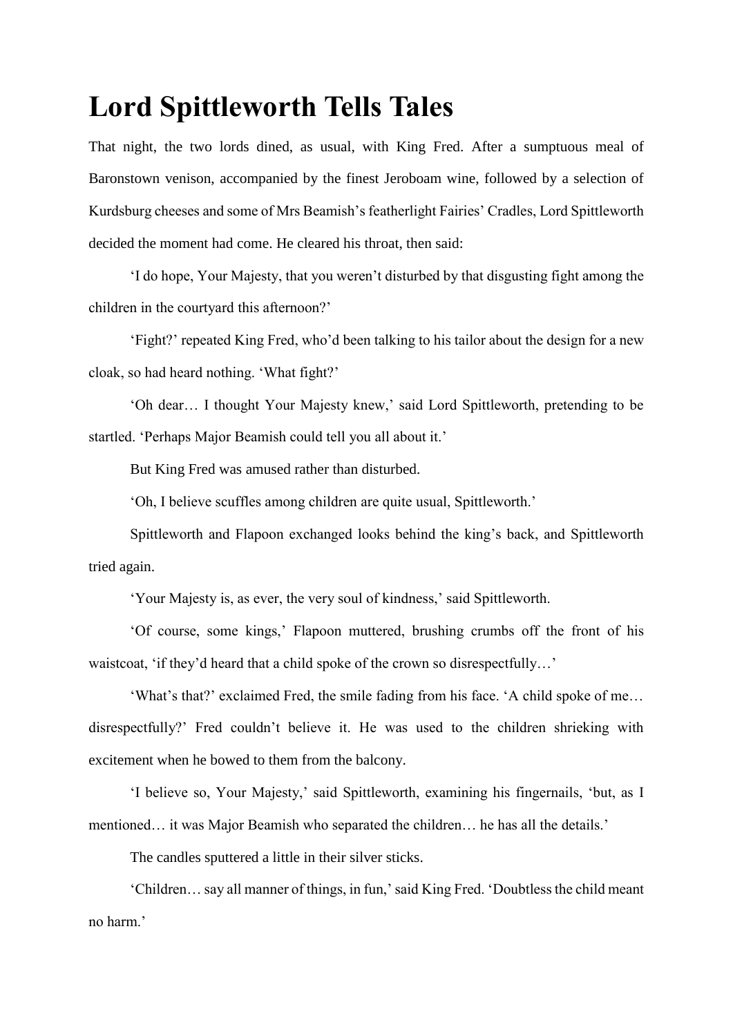# Lord Spittleworth Tells Tales

That night, the two lords dined, as usual, with King Fred. After a sumptuous meal of Baronstown venison, accompanied by the finest Jeroboam wine, followed by a selection of Kurdsburg cheeses and some of Mrs Beamish's featherlight Fairies' Cradles, Lord Spittleworth decided the moment had come. He cleared his throat, then said:

'I do hope, Your Majesty, that you weren't disturbed by that disgusting fight among the children in the courtyard this afternoon?'

'Fight?' repeated King Fred, who'd been talking to his tailor about the design for a new cloak, so had heard nothing. 'What fight?'

'Oh dear… I thought Your Majesty knew,' said Lord Spittleworth, pretending to be startled. 'Perhaps Major Beamish could tell you all about it.'

But King Fred was amused rather than disturbed.

'Oh, I believe scuffles among children are quite usual, Spittleworth.'

Spittleworth and Flapoon exchanged looks behind the king's back, and Spittleworth tried again.

'Your Majesty is, as ever, the very soul of kindness,' said Spittleworth.

'Of course, some kings,' Flapoon muttered, brushing crumbs off the front of his waistcoat, 'if they'd heard that a child spoke of the crown so disrespectfully…'

'What's that?' exclaimed Fred, the smile fading from his face. 'A child spoke of me… disrespectfully?' Fred couldn't believe it. He was used to the children shrieking with excitement when he bowed to them from the balcony.

'I believe so, Your Majesty,' said Spittleworth, examining his fingernails, 'but, as I mentioned… it was Major Beamish who separated the children… he has all the details.'

The candles sputtered a little in their silver sticks.

'Children… say all manner of things, in fun,' said King Fred. 'Doubtless the child meant no harm.'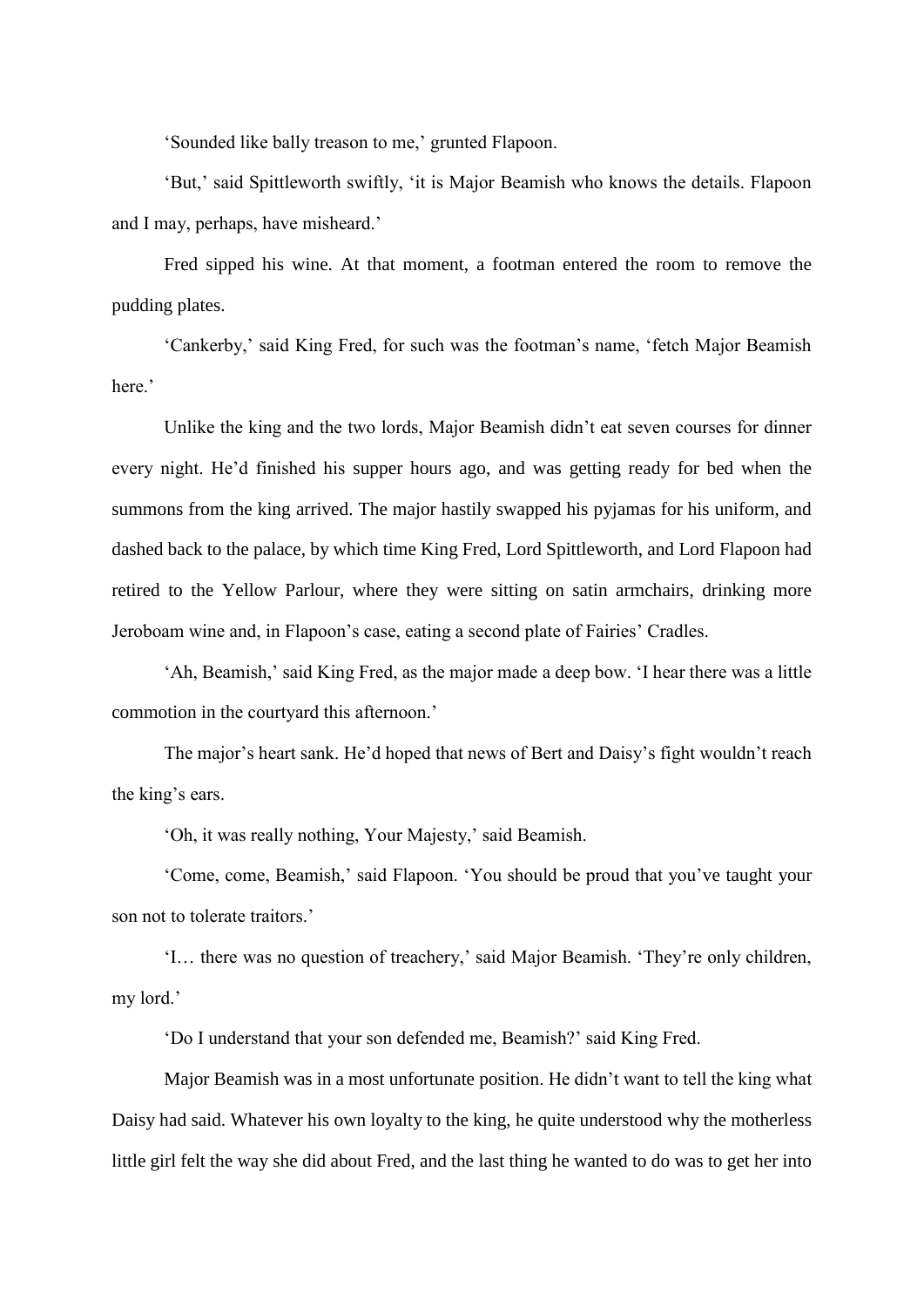'Sounded like bally treason to me,' grunted Flapoon.

'But,' said Spittleworth swiftly, 'it is Major Beamish who knows the details. Flapoon and I may, perhaps, have misheard.'

Fred sipped his wine. At that moment, a footman entered the room to remove the pudding plates.

'Cankerby,' said King Fred, for such was the footman's name, 'fetch Major Beamish here.'

Unlike the king and the two lords, Major Beamish didn't eat seven courses for dinner every night. He'd finished his supper hours ago, and was getting ready for bed when the summons from the king arrived. The major hastily swapped his pyjamas for his uniform, and dashed back to the palace, by which time King Fred, Lord Spittleworth, and Lord Flapoon had retired to the Yellow Parlour, where they were sitting on satin armchairs, drinking more Jeroboam wine and, in Flapoon's case, eating a second plate of Fairies' Cradles.

'Ah, Beamish,' said King Fred, as the major made a deep bow. 'I hear there was a little commotion in the courtyard this afternoon.'

The major's heart sank. He'd hoped that news of Bert and Daisy's fight wouldn't reach the king's ears.

'Oh, it was really nothing, Your Majesty,' said Beamish.

'Come, come, Beamish,' said Flapoon. 'You should be proud that you've taught your son not to tolerate traitors.'

'I… there was no question of treachery,' said Major Beamish. 'They're only children, my lord.'

'Do I understand that your son defended me, Beamish?' said King Fred.

Major Beamish was in a most unfortunate position. He didn't want to tell the king what Daisy had said. Whatever his own loyalty to the king, he quite understood why the motherless little girl felt the way she did about Fred, and the last thing he wanted to do was to get her into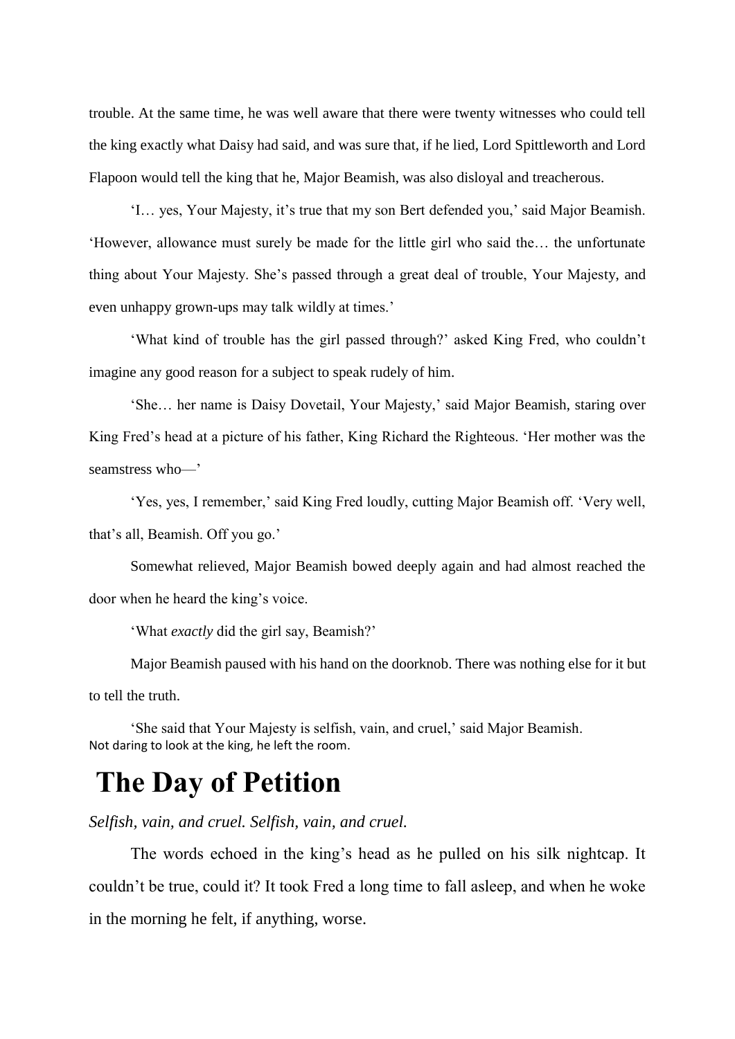trouble. At the same time, he was well aware that there were twenty witnesses who could tell the king exactly what Daisy had said, and was sure that, if he lied, Lord Spittleworth and Lord Flapoon would tell the king that he, Major Beamish, was also disloyal and treacherous.

'I… yes, Your Majesty, it's true that my son Bert defended you,' said Major Beamish. 'However, allowance must surely be made for the little girl who said the… the unfortunate thing about Your Majesty. She's passed through a great deal of trouble, Your Majesty, and even unhappy grown-ups may talk wildly at times.'

'What kind of trouble has the girl passed through?' asked King Fred, who couldn't imagine any good reason for a subject to speak rudely of him.

'She… her name is Daisy Dovetail, Your Majesty,' said Major Beamish, staring over King Fred's head at a picture of his father, King Richard the Righteous. 'Her mother was the seamstress who—'

'Yes, yes, I remember,' said King Fred loudly, cutting Major Beamish off. 'Very well, that's all, Beamish. Off you go.'

Somewhat relieved, Major Beamish bowed deeply again and had almost reached the door when he heard the king's voice.

'What *exactly* did the girl say, Beamish?'

Major Beamish paused with his hand on the doorknob. There was nothing else for it but to tell the truth.

'She said that Your Majesty is selfish, vain, and cruel,' said Major Beamish.
Not daring to look at the king, he left the room.

# The Day of Petition

*Selfish, vain, and cruel. Selfish, vain, and cruel.*

The words echoed in the king's head as he pulled on his silk nightcap. It couldn't be true, could it? It took Fred a long time to fall asleep, and when he woke in the morning he felt, if anything, worse.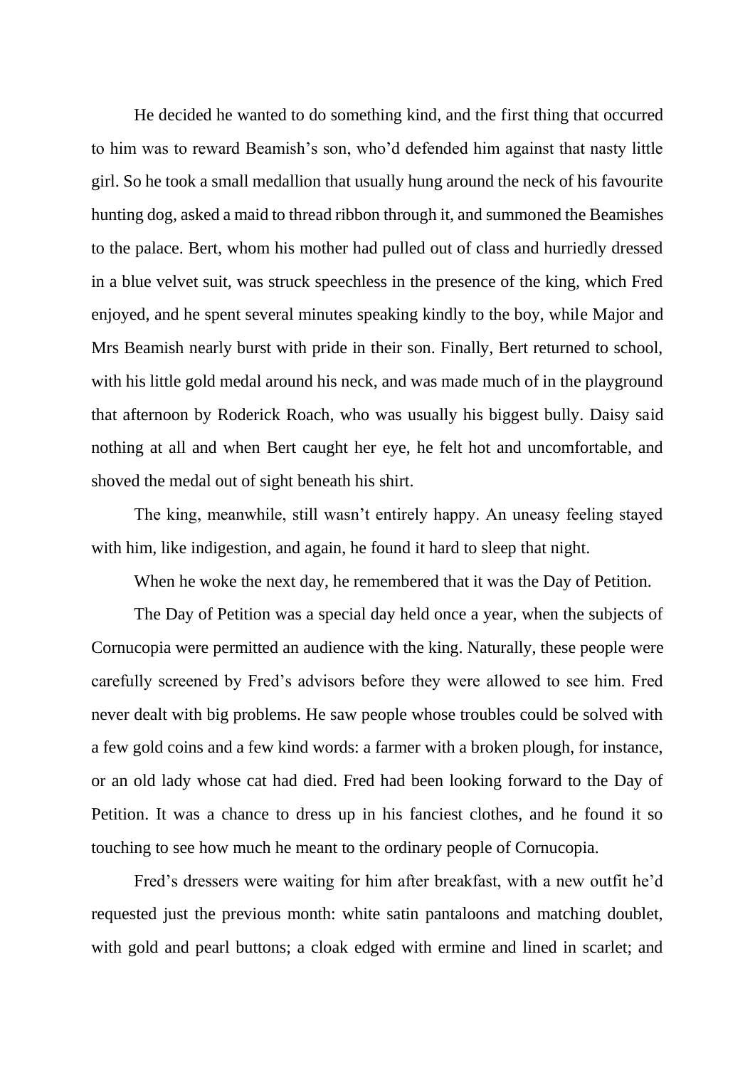He decided he wanted to do something kind, and the first thing that occurred to him was to reward Beamish's son, who'd defended him against that nasty little girl. So he took a small medallion that usually hung around the neck of his favourite hunting dog, asked a maid to thread ribbon through it, and summoned the Beamishes to the palace. Bert, whom his mother had pulled out of class and hurriedly dressed in a blue velvet suit, was struck speechless in the presence of the king, which Fred enjoyed, and he spent several minutes speaking kindly to the boy, while Major and Mrs Beamish nearly burst with pride in their son. Finally, Bert returned to school, with his little gold medal around his neck, and was made much of in the playground that afternoon by Roderick Roach, who was usually his biggest bully. Daisy said nothing at all and when Bert caught her eye, he felt hot and uncomfortable, and shoved the medal out of sight beneath his shirt.

The king, meanwhile, still wasn't entirely happy. An uneasy feeling stayed with him, like indigestion, and again, he found it hard to sleep that night.

When he woke the next day, he remembered that it was the Day of Petition.

The Day of Petition was a special day held once a year, when the subjects of Cornucopia were permitted an audience with the king. Naturally, these people were carefully screened by Fred's advisors before they were allowed to see him. Fred never dealt with big problems. He saw people whose troubles could be solved with a few gold coins and a few kind words: a farmer with a broken plough, for instance, or an old lady whose cat had died. Fred had been looking forward to the Day of Petition. It was a chance to dress up in his fanciest clothes, and he found it so touching to see how much he meant to the ordinary people of Cornucopia.

Fred's dressers were waiting for him after breakfast, with a new outfit he'd requested just the previous month: white satin pantaloons and matching doublet, with gold and pearl buttons; a cloak edged with ermine and lined in scarlet; and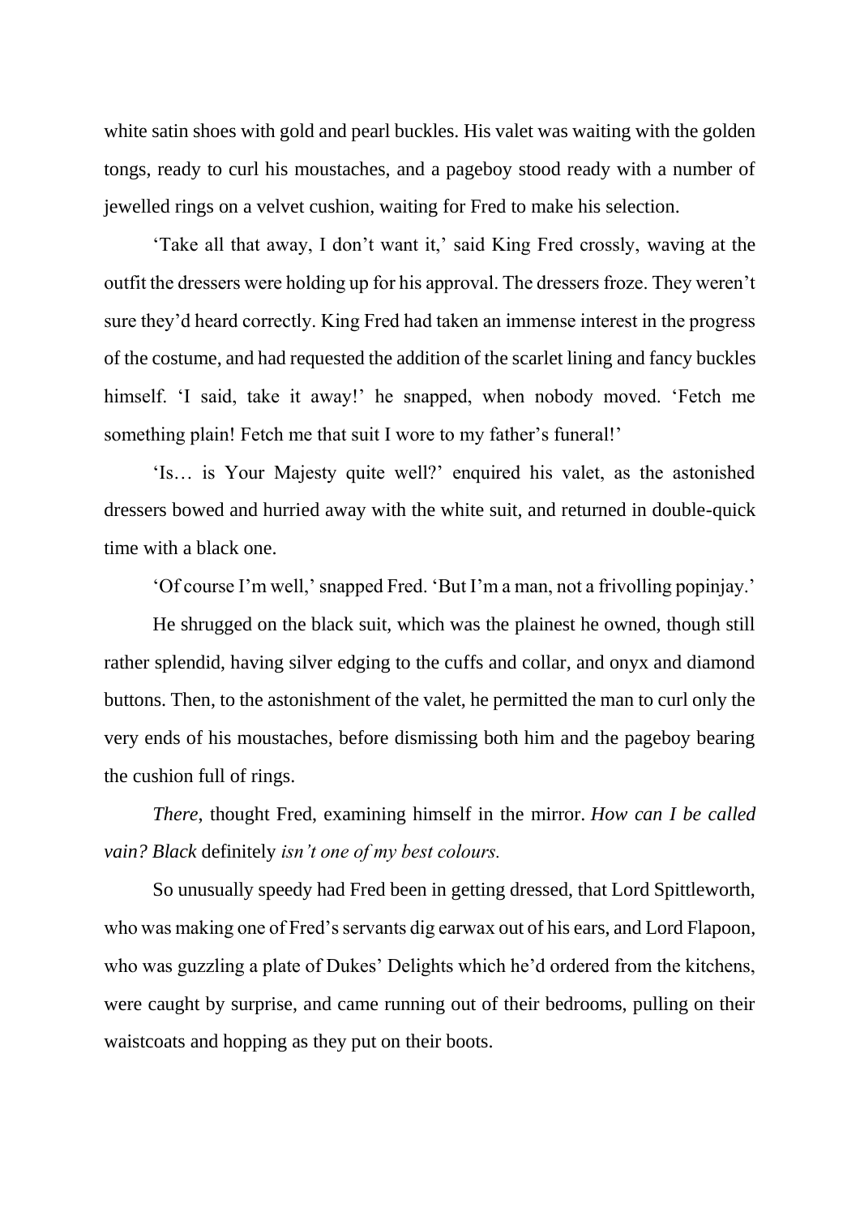white satin shoes with gold and pearl buckles. His valet was waiting with the golden tongs, ready to curl his moustaches, and a pageboy stood ready with a number of jewelled rings on a velvet cushion, waiting for Fred to make his selection.

'Take all that away, I don't want it,' said King Fred crossly, waving at the outfit the dressers were holding up for his approval. The dressers froze. They weren't sure they'd heard correctly. King Fred had taken an immense interest in the progress of the costume, and had requested the addition of the scarlet lining and fancy buckles himself. 'I said, take it away!' he snapped, when nobody moved. 'Fetch me something plain! Fetch me that suit I wore to my father's funeral!'

'Is… is Your Majesty quite well?' enquired his valet, as the astonished dressers bowed and hurried away with the white suit, and returned in double-quick time with a black one.

'Of course I'm well,' snapped Fred. 'But I'm a man, not a frivolling popinjay.'

He shrugged on the black suit, which was the plainest he owned, though still rather splendid, having silver edging to the cuffs and collar, and onyx and diamond buttons. Then, to the astonishment of the valet, he permitted the man to curl only the very ends of his moustaches, before dismissing both him and the pageboy bearing the cushion full of rings.

*There*, thought Fred, examining himself in the mirror. *How can I be called vain? Black* definitely *isn't one of my best colours.*

So unusually speedy had Fred been in getting dressed, that Lord Spittleworth, who was making one of Fred's servants dig earwax out of his ears, and Lord Flapoon, who was guzzling a plate of Dukes' Delights which he'd ordered from the kitchens, were caught by surprise, and came running out of their bedrooms, pulling on their waistcoats and hopping as they put on their boots.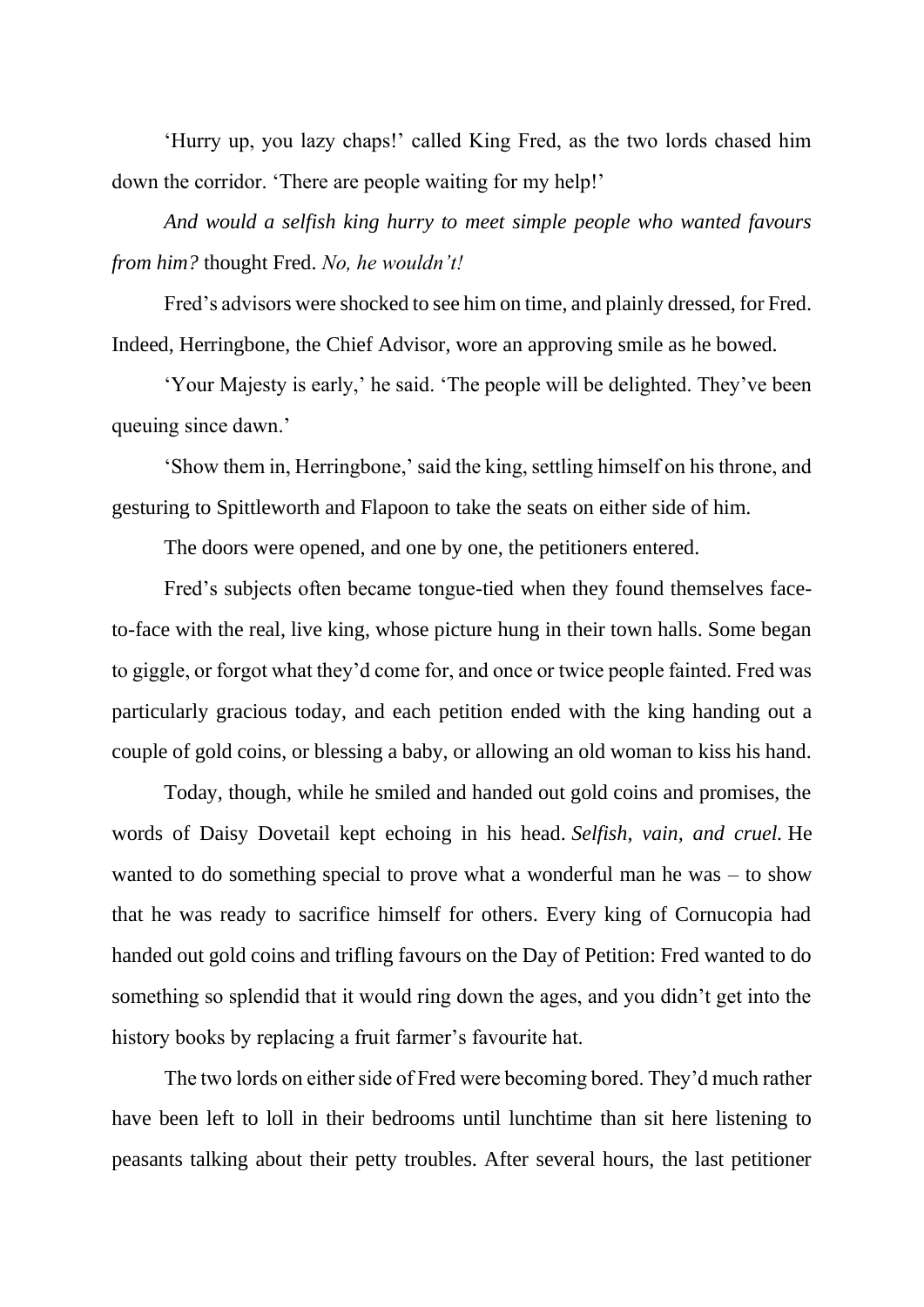'Hurry up, you lazy chaps!' called King Fred, as the two lords chased him down the corridor. 'There are people waiting for my help!'

*And would a selfish king hurry to meet simple people who wanted favours from him?* thought Fred. *No, he wouldn't!*

Fred's advisors were shocked to see him on time, and plainly dressed, for Fred. Indeed, Herringbone, the Chief Advisor, wore an approving smile as he bowed.

'Your Majesty is early,' he said. 'The people will be delighted. They've been queuing since dawn.'

'Show them in, Herringbone,' said the king, settling himself on his throne, and gesturing to Spittleworth and Flapoon to take the seats on either side of him.

The doors were opened, and one by one, the petitioners entered.

Fred's subjects often became tongue-tied when they found themselves face-to-face with the real, live king, whose picture hung in their town halls. Some began to giggle, or forgot what they'd come for, and once or twice people fainted. Fred was particularly gracious today, and each petition ended with the king handing out a couple of gold coins, or blessing a baby, or allowing an old woman to kiss his hand.

Today, though, while he smiled and handed out gold coins and promises, the words of Daisy Dovetail kept echoing in his head. *Selfish, vain, and cruel.* He wanted to do something special to prove what a wonderful man he was – to show that he was ready to sacrifice himself for others. Every king of Cornucopia had handed out gold coins and trifling favours on the Day of Petition: Fred wanted to do something so splendid that it would ring down the ages, and you didn't get into the history books by replacing a fruit farmer's favourite hat.

The two lords on either side of Fred were becoming bored. They'd much rather have been left to loll in their bedrooms until lunchtime than sit here listening to peasants talking about their petty troubles. After several hours, the last petitioner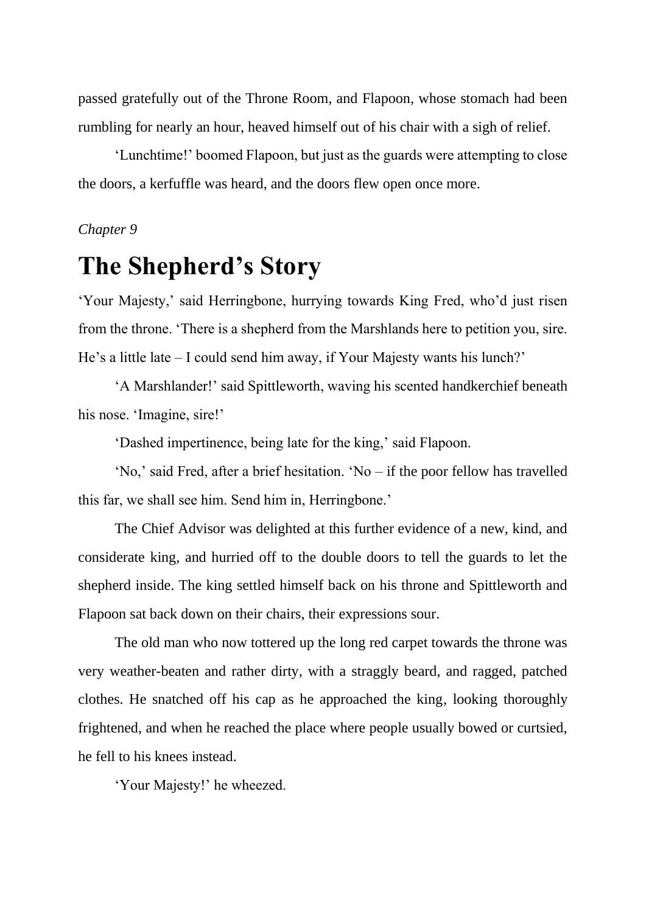passed gratefully out of the Throne Room, and Flapoon, whose stomach had been rumbling for nearly an hour, heaved himself out of his chair with a sigh of relief.

'Lunchtime!' boomed Flapoon, but just as the guards were attempting to close the doors, a kerfuffle was heard, and the doors flew open once more.

*Chapter 9*

# The Shepherd's Story

'Your Majesty,' said Herringbone, hurrying towards King Fred, who'd just risen from the throne. 'There is a shepherd from the Marshlands here to petition you, sire. He's a little late – I could send him away, if Your Majesty wants his lunch?'

'A Marshlander!' said Spittleworth, waving his scented handkerchief beneath his nose. 'Imagine, sire!'

'Dashed impertinence, being late for the king,' said Flapoon.

'No,' said Fred, after a brief hesitation. 'No – if the poor fellow has travelled this far, we shall see him. Send him in, Herringbone.'

The Chief Advisor was delighted at this further evidence of a new, kind, and considerate king, and hurried off to the double doors to tell the guards to let the shepherd inside. The king settled himself back on his throne and Spittleworth and Flapoon sat back down on their chairs, their expressions sour.

The old man who now tottered up the long red carpet towards the throne was very weather-beaten and rather dirty, with a straggly beard, and ragged, patched clothes. He snatched off his cap as he approached the king, looking thoroughly frightened, and when he reached the place where people usually bowed or curtsied, he fell to his knees instead.

'Your Majesty!' he wheezed.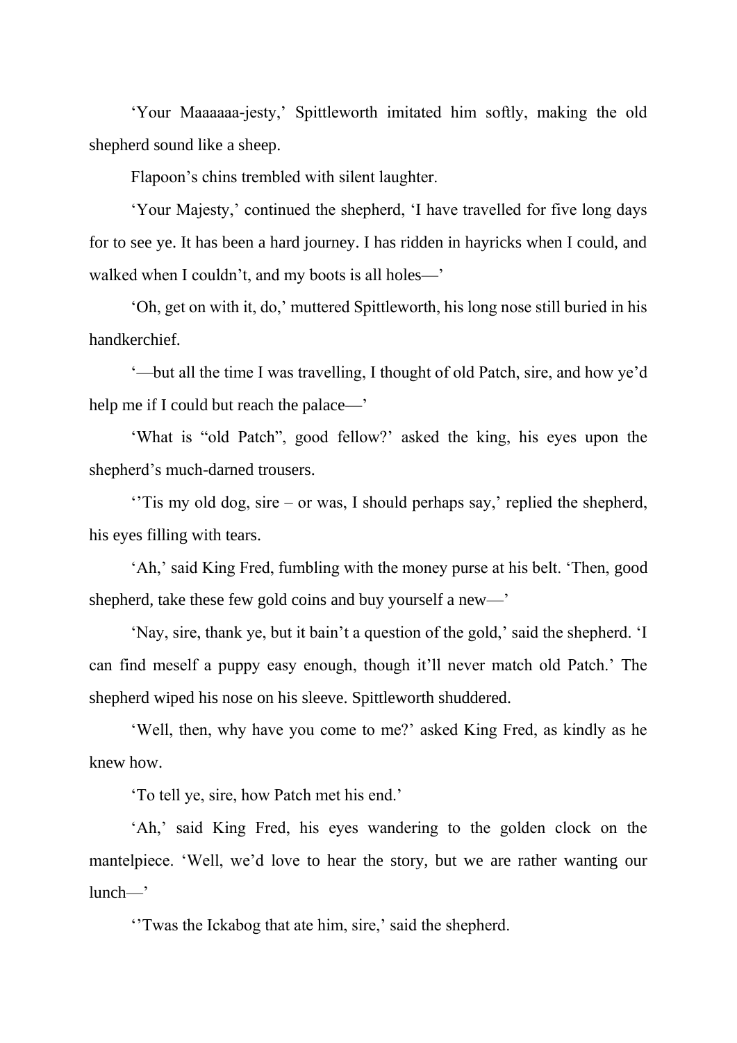'Your Maaaaaa-jesty,' Spittleworth imitated him softly, making the old shepherd sound like a sheep.

Flapoon's chins trembled with silent laughter.

'Your Majesty,' continued the shepherd, 'I have travelled for five long days for to see ye. It has been a hard journey. I has ridden in hayricks when I could, and walked when I couldn't, and my boots is all holes—'

'Oh, get on with it, do,' muttered Spittleworth, his long nose still buried in his handkerchief.

'—but all the time I was travelling, I thought of old Patch, sire, and how ye'd help me if I could but reach the palace—'

'What is "old Patch", good fellow?' asked the king, his eyes upon the shepherd's much-darned trousers.

''Tis my old dog, sire – or was, I should perhaps say,' replied the shepherd, his eyes filling with tears.

'Ah,' said King Fred, fumbling with the money purse at his belt. 'Then, good shepherd, take these few gold coins and buy yourself a new—'

'Nay, sire, thank ye, but it bain't a question of the gold,' said the shepherd. 'I can find meself a puppy easy enough, though it'll never match old Patch.' The shepherd wiped his nose on his sleeve. Spittleworth shuddered.

'Well, then, why have you come to me?' asked King Fred, as kindly as he knew how.

'To tell ye, sire, how Patch met his end.'

'Ah,' said King Fred, his eyes wandering to the golden clock on the mantelpiece. 'Well, we'd love to hear the story, but we are rather wanting our lunch—'

''Twas the Ickabog that ate him, sire,' said the shepherd.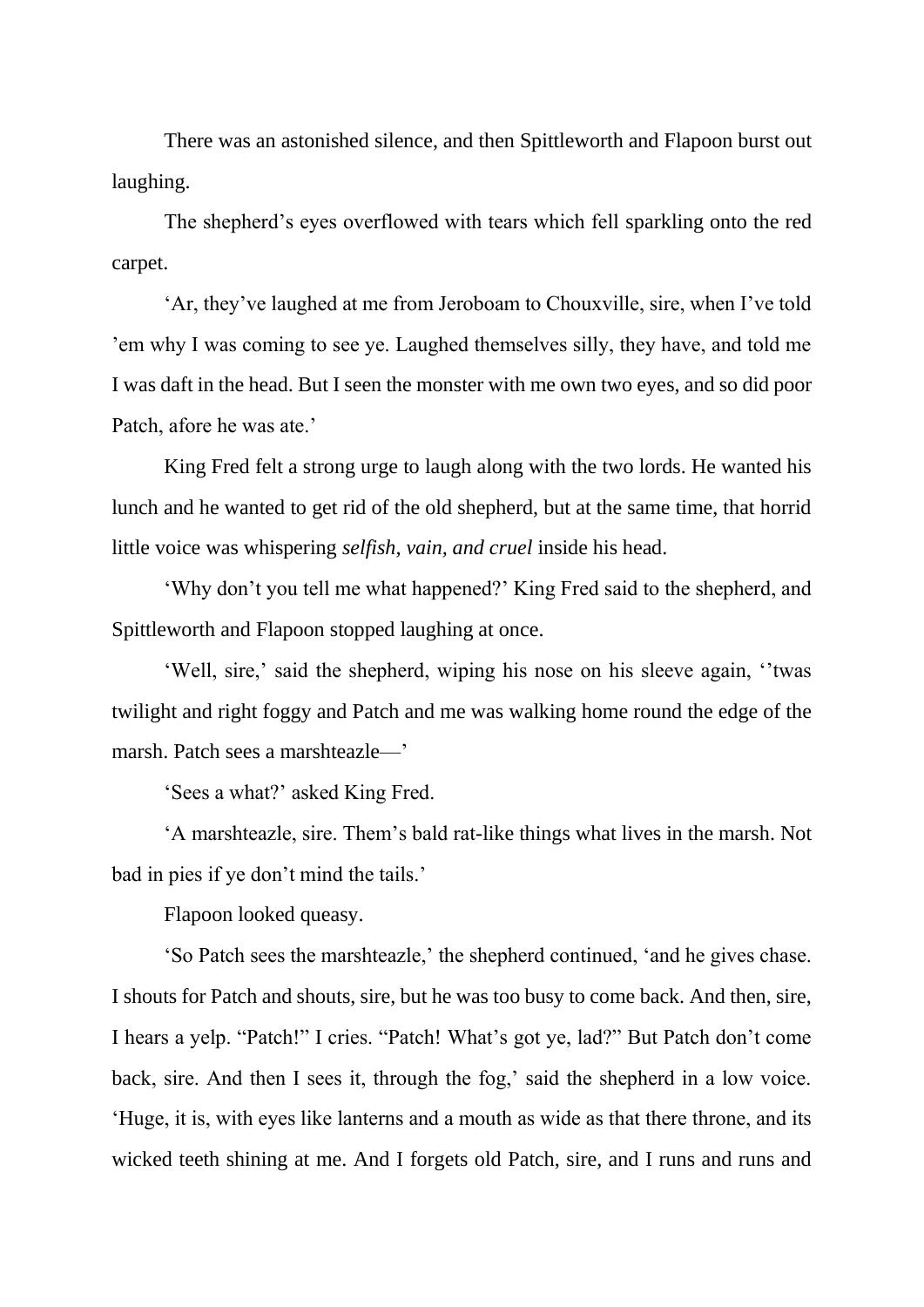There was an astonished silence, and then Spittleworth and Flapoon burst out laughing.

The shepherd's eyes overflowed with tears which fell sparkling onto the red carpet.

'Ar, they've laughed at me from Jeroboam to Chouxville, sire, when I've told 'em why I was coming to see ye. Laughed themselves silly, they have, and told me I was daft in the head. But I seen the monster with me own two eyes, and so did poor Patch, afore he was ate.'

King Fred felt a strong urge to laugh along with the two lords. He wanted his lunch and he wanted to get rid of the old shepherd, but at the same time, that horrid little voice was whispering *selfish, vain, and cruel* inside his head.

'Why don't you tell me what happened?' King Fred said to the shepherd, and Spittleworth and Flapoon stopped laughing at once.

'Well, sire,' said the shepherd, wiping his nose on his sleeve again, ''twas twilight and right foggy and Patch and me was walking home round the edge of the marsh. Patch sees a marshteazle—'

'Sees a what?' asked King Fred.

'A marshteazle, sire. Them's bald rat-like things what lives in the marsh. Not bad in pies if ye don't mind the tails.'

Flapoon looked queasy.

'So Patch sees the marshteazle,' the shepherd continued, 'and he gives chase. I shouts for Patch and shouts, sire, but he was too busy to come back. And then, sire, I hears a yelp. "Patch!" I cries. "Patch! What's got ye, lad?" But Patch don't come back, sire. And then I sees it, through the fog,' said the shepherd in a low voice. 'Huge, it is, with eyes like lanterns and a mouth as wide as that there throne, and its wicked teeth shining at me. And I forgets old Patch, sire, and I runs and runs and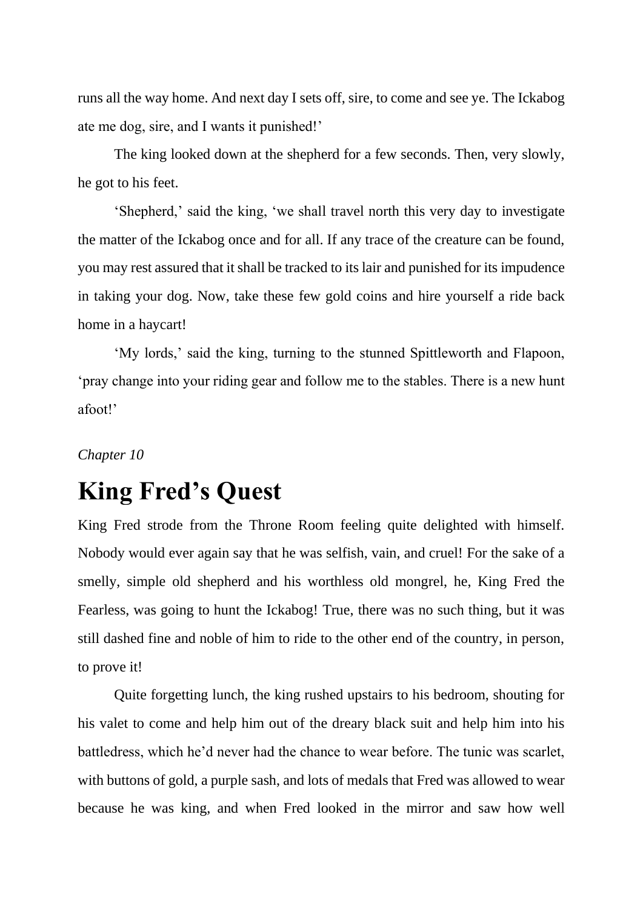runs all the way home. And next day I sets off, sire, to come and see ye. The Ickabog ate me dog, sire, and I wants it punished!'

The king looked down at the shepherd for a few seconds. Then, very slowly, he got to his feet.

'Shepherd,' said the king, 'we shall travel north this very day to investigate the matter of the Ickabog once and for all. If any trace of the creature can be found, you may rest assured that it shall be tracked to its lair and punished for its impudence in taking your dog. Now, take these few gold coins and hire yourself a ride back home in a haycart!

'My lords,' said the king, turning to the stunned Spittleworth and Flapoon, 'pray change into your riding gear and follow me to the stables. There is a new hunt afoot!'

*Chapter 10*

# King Fred's Quest

King Fred strode from the Throne Room feeling quite delighted with himself. Nobody would ever again say that he was selfish, vain, and cruel! For the sake of a smelly, simple old shepherd and his worthless old mongrel, he, King Fred the Fearless, was going to hunt the Ickabog! True, there was no such thing, but it was still dashed fine and noble of him to ride to the other end of the country, in person, to prove it!

Quite forgetting lunch, the king rushed upstairs to his bedroom, shouting for his valet to come and help him out of the dreary black suit and help him into his battledress, which he'd never had the chance to wear before. The tunic was scarlet, with buttons of gold, a purple sash, and lots of medals that Fred was allowed to wear because he was king, and when Fred looked in the mirror and saw how well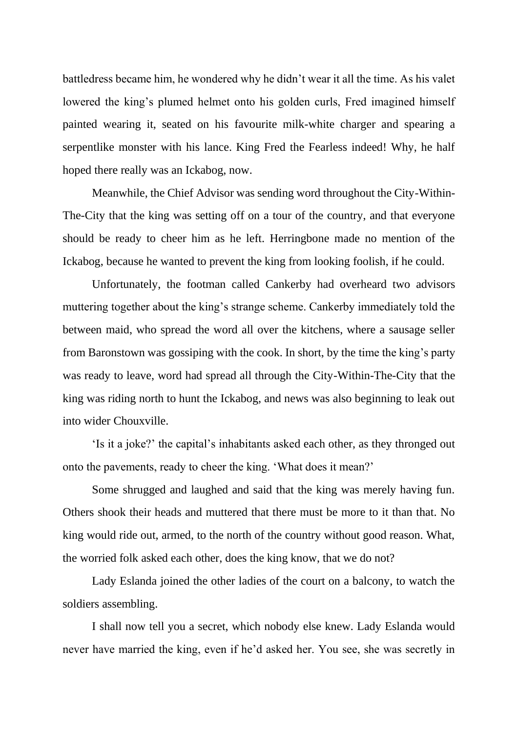battledress became him, he wondered why he didn’t wear it all the time. As his valet lowered the king’s plumed helmet onto his golden curls, Fred imagined himself painted wearing it, seated on his favourite milk-white charger and spearing a serpentlike monster with his lance. King Fred the Fearless indeed! Why, he half hoped there really was an Ickabog, now.

Meanwhile, the Chief Advisor was sending word throughout the City-Within-The-City that the king was setting off on a tour of the country, and that everyone should be ready to cheer him as he left. Herringbone made no mention of the Ickabog, because he wanted to prevent the king from looking foolish, if he could.

Unfortunately, the footman called Cankerby had overheard two advisors muttering together about the king’s strange scheme. Cankerby immediately told the between maid, who spread the word all over the kitchens, where a sausage seller from Baronstown was gossiping with the cook. In short, by the time the king’s party was ready to leave, word had spread all through the City-Within-The-City that the king was riding north to hunt the Ickabog, and news was also beginning to leak out into wider Chouxville.

‘Is it a joke?’ the capital’s inhabitants asked each other, as they thronged out onto the pavements, ready to cheer the king. ‘What does it mean?’

Some shrugged and laughed and said that the king was merely having fun. Others shook their heads and muttered that there must be more to it than that. No king would ride out, armed, to the north of the country without good reason. What, the worried folk asked each other, does the king know, that we do not?

Lady Eslanda joined the other ladies of the court on a balcony, to watch the soldiers assembling.

I shall now tell you a secret, which nobody else knew. Lady Eslanda would never have married the king, even if he’d asked her. You see, she was secretly in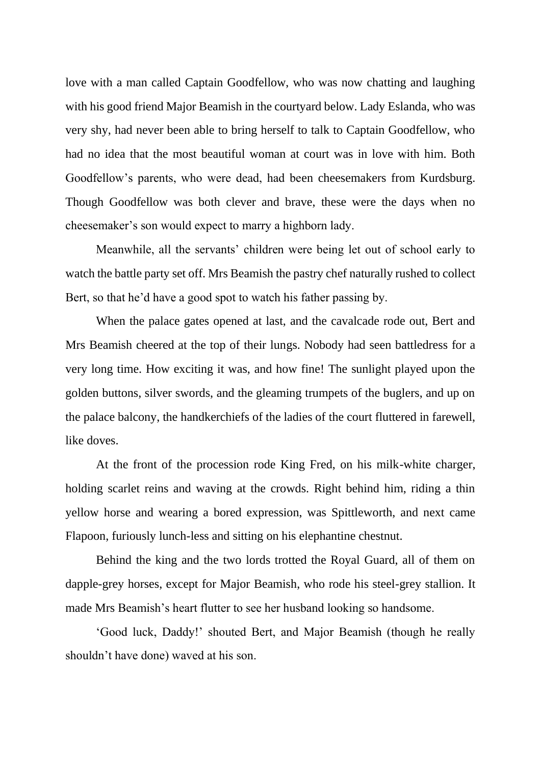love with a man called Captain Goodfellow, who was now chatting and laughing with his good friend Major Beamish in the courtyard below. Lady Eslanda, who was very shy, had never been able to bring herself to talk to Captain Goodfellow, who had no idea that the most beautiful woman at court was in love with him. Both Goodfellow's parents, who were dead, had been cheesemakers from Kurdsburg. Though Goodfellow was both clever and brave, these were the days when no cheesemaker's son would expect to marry a highborn lady.

Meanwhile, all the servants' children were being let out of school early to watch the battle party set off. Mrs Beamish the pastry chef naturally rushed to collect Bert, so that he'd have a good spot to watch his father passing by.

When the palace gates opened at last, and the cavalcade rode out, Bert and Mrs Beamish cheered at the top of their lungs. Nobody had seen battledress for a very long time. How exciting it was, and how fine! The sunlight played upon the golden buttons, silver swords, and the gleaming trumpets of the buglers, and up on the palace balcony, the handkerchiefs of the ladies of the court fluttered in farewell, like doves.

At the front of the procession rode King Fred, on his milk-white charger, holding scarlet reins and waving at the crowds. Right behind him, riding a thin yellow horse and wearing a bored expression, was Spittleworth, and next came Flapoon, furiously lunch-less and sitting on his elephantine chestnut.

Behind the king and the two lords trotted the Royal Guard, all of them on dapple-grey horses, except for Major Beamish, who rode his steel-grey stallion. It made Mrs Beamish's heart flutter to see her husband looking so handsome.

'Good luck, Daddy!' shouted Bert, and Major Beamish (though he really shouldn't have done) waved at his son.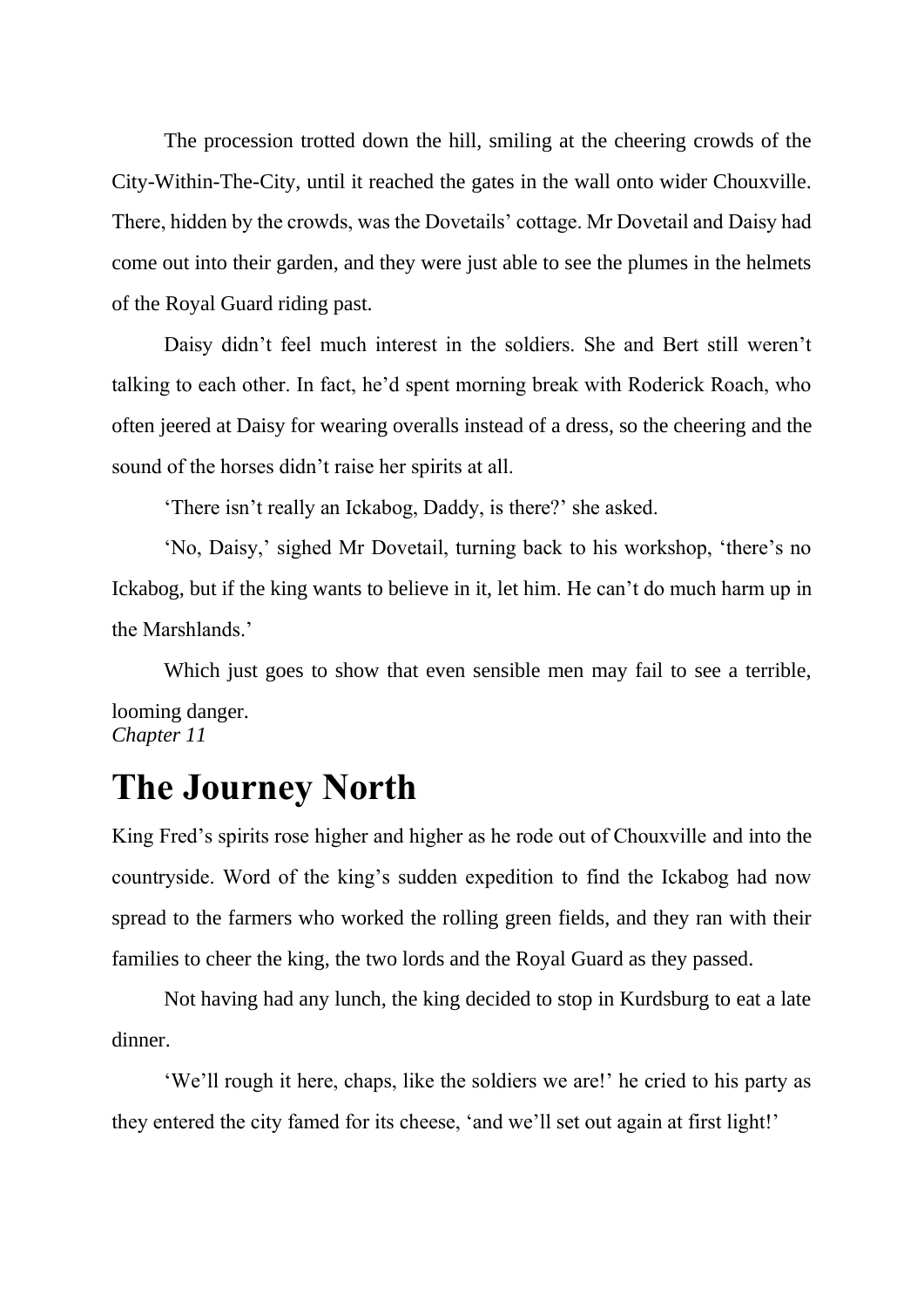The procession trotted down the hill, smiling at the cheering crowds of the City-Within-The-City, until it reached the gates in the wall onto wider Chouxville. There, hidden by the crowds, was the Dovetails' cottage. Mr Dovetail and Daisy had come out into their garden, and they were just able to see the plumes in the helmets of the Royal Guard riding past.

Daisy didn't feel much interest in the soldiers. She and Bert still weren't talking to each other. In fact, he'd spent morning break with Roderick Roach, who often jeered at Daisy for wearing overalls instead of a dress, so the cheering and the sound of the horses didn't raise her spirits at all.

'There isn't really an Ickabog, Daddy, is there?' she asked.

'No, Daisy,' sighed Mr Dovetail, turning back to his workshop, 'there's no Ickabog, but if the king wants to believe in it, let him. He can't do much harm up in the Marshlands.'

Which just goes to show that even sensible men may fail to see a terrible, looming danger.

*Chapter 11*

# The Journey North

King Fred's spirits rose higher and higher as he rode out of Chouxville and into the countryside. Word of the king's sudden expedition to find the Ickabog had now spread to the farmers who worked the rolling green fields, and they ran with their families to cheer the king, the two lords and the Royal Guard as they passed.

Not having had any lunch, the king decided to stop in Kurdsburg to eat a late dinner.

'We'll rough it here, chaps, like the soldiers we are!' he cried to his party as they entered the city famed for its cheese, 'and we'll set out again at first light!'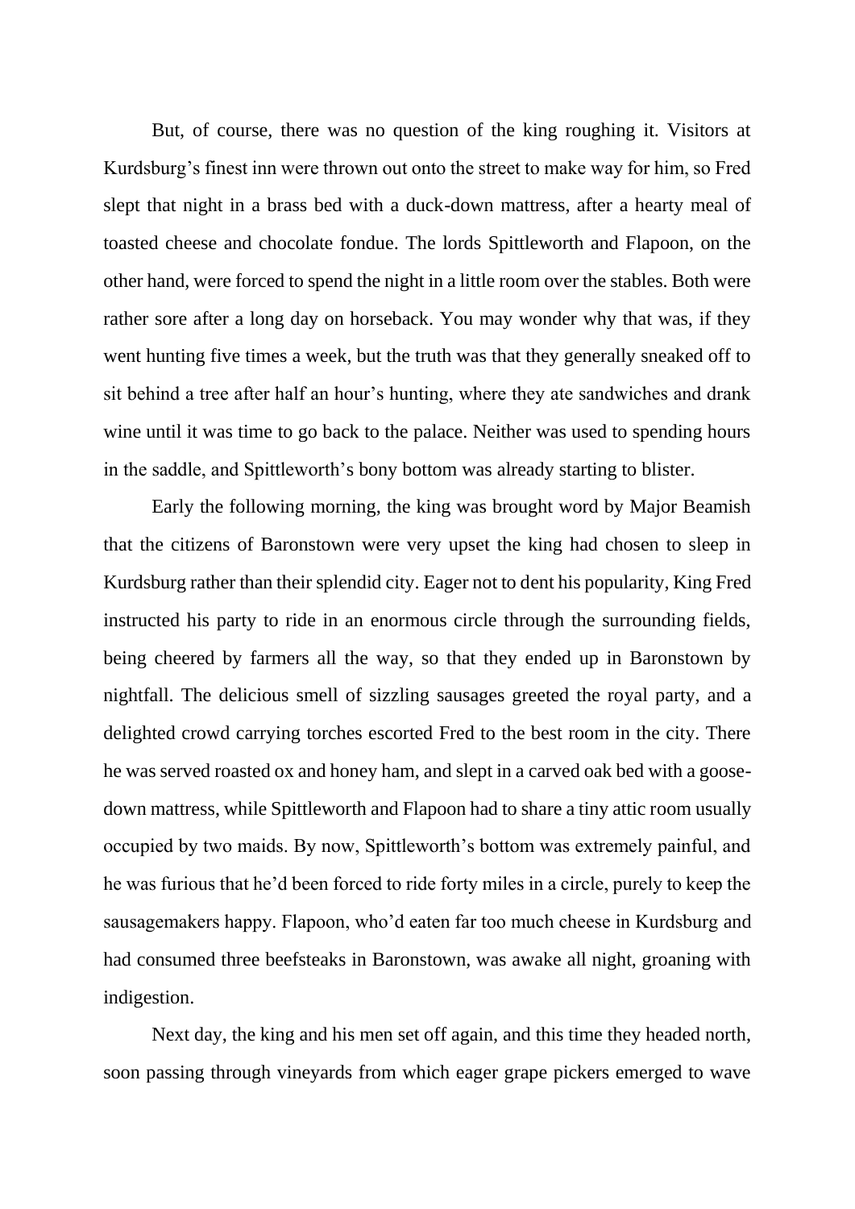But, of course, there was no question of the king roughing it. Visitors at Kurdsburg's finest inn were thrown out onto the street to make way for him, so Fred slept that night in a brass bed with a duck-down mattress, after a hearty meal of toasted cheese and chocolate fondue. The lords Spittleworth and Flapoon, on the other hand, were forced to spend the night in a little room over the stables. Both were rather sore after a long day on horseback. You may wonder why that was, if they went hunting five times a week, but the truth was that they generally sneaked off to sit behind a tree after half an hour's hunting, where they ate sandwiches and drank wine until it was time to go back to the palace. Neither was used to spending hours in the saddle, and Spittleworth's bony bottom was already starting to blister.

Early the following morning, the king was brought word by Major Beamish that the citizens of Baronstown were very upset the king had chosen to sleep in Kurdsburg rather than their splendid city. Eager not to dent his popularity, King Fred instructed his party to ride in an enormous circle through the surrounding fields, being cheered by farmers all the way, so that they ended up in Baronstown by nightfall. The delicious smell of sizzling sausages greeted the royal party, and a delighted crowd carrying torches escorted Fred to the best room in the city. There he was served roasted ox and honey ham, and slept in a carved oak bed with a goose-down mattress, while Spittleworth and Flapoon had to share a tiny attic room usually occupied by two maids. By now, Spittleworth's bottom was extremely painful, and he was furious that he'd been forced to ride forty miles in a circle, purely to keep the sausagemakers happy. Flapoon, who'd eaten far too much cheese in Kurdsburg and had consumed three beefsteaks in Baronstown, was awake all night, groaning with indigestion.

Next day, the king and his men set off again, and this time they headed north, soon passing through vineyards from which eager grape pickers emerged to wave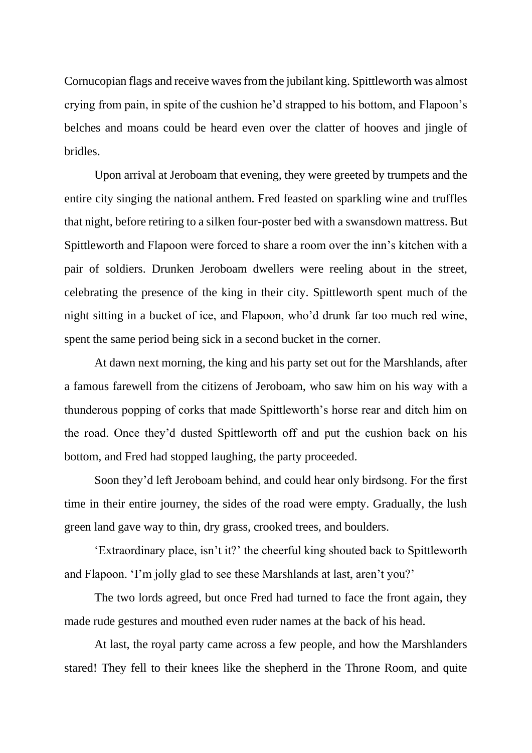Cornucopian flags and receive waves from the jubilant king. Spittleworth was almost crying from pain, in spite of the cushion he'd strapped to his bottom, and Flapoon's belches and moans could be heard even over the clatter of hooves and jingle of bridles.

Upon arrival at Jeroboam that evening, they were greeted by trumpets and the entire city singing the national anthem. Fred feasted on sparkling wine and truffles that night, before retiring to a silken four-poster bed with a swansdown mattress. But Spittleworth and Flapoon were forced to share a room over the inn's kitchen with a pair of soldiers. Drunken Jeroboam dwellers were reeling about in the street, celebrating the presence of the king in their city. Spittleworth spent much of the night sitting in a bucket of ice, and Flapoon, who'd drunk far too much red wine, spent the same period being sick in a second bucket in the corner.

At dawn next morning, the king and his party set out for the Marshlands, after a famous farewell from the citizens of Jeroboam, who saw him on his way with a thunderous popping of corks that made Spittleworth's horse rear and ditch him on the road. Once they'd dusted Spittleworth off and put the cushion back on his bottom, and Fred had stopped laughing, the party proceeded.

Soon they'd left Jeroboam behind, and could hear only birdsong. For the first time in their entire journey, the sides of the road were empty. Gradually, the lush green land gave way to thin, dry grass, crooked trees, and boulders.

'Extraordinary place, isn't it?' the cheerful king shouted back to Spittleworth and Flapoon. 'I'm jolly glad to see these Marshlands at last, aren't you?'

The two lords agreed, but once Fred had turned to face the front again, they made rude gestures and mouthed even ruder names at the back of his head.

At last, the royal party came across a few people, and how the Marshlanders stared! They fell to their knees like the shepherd in the Throne Room, and quite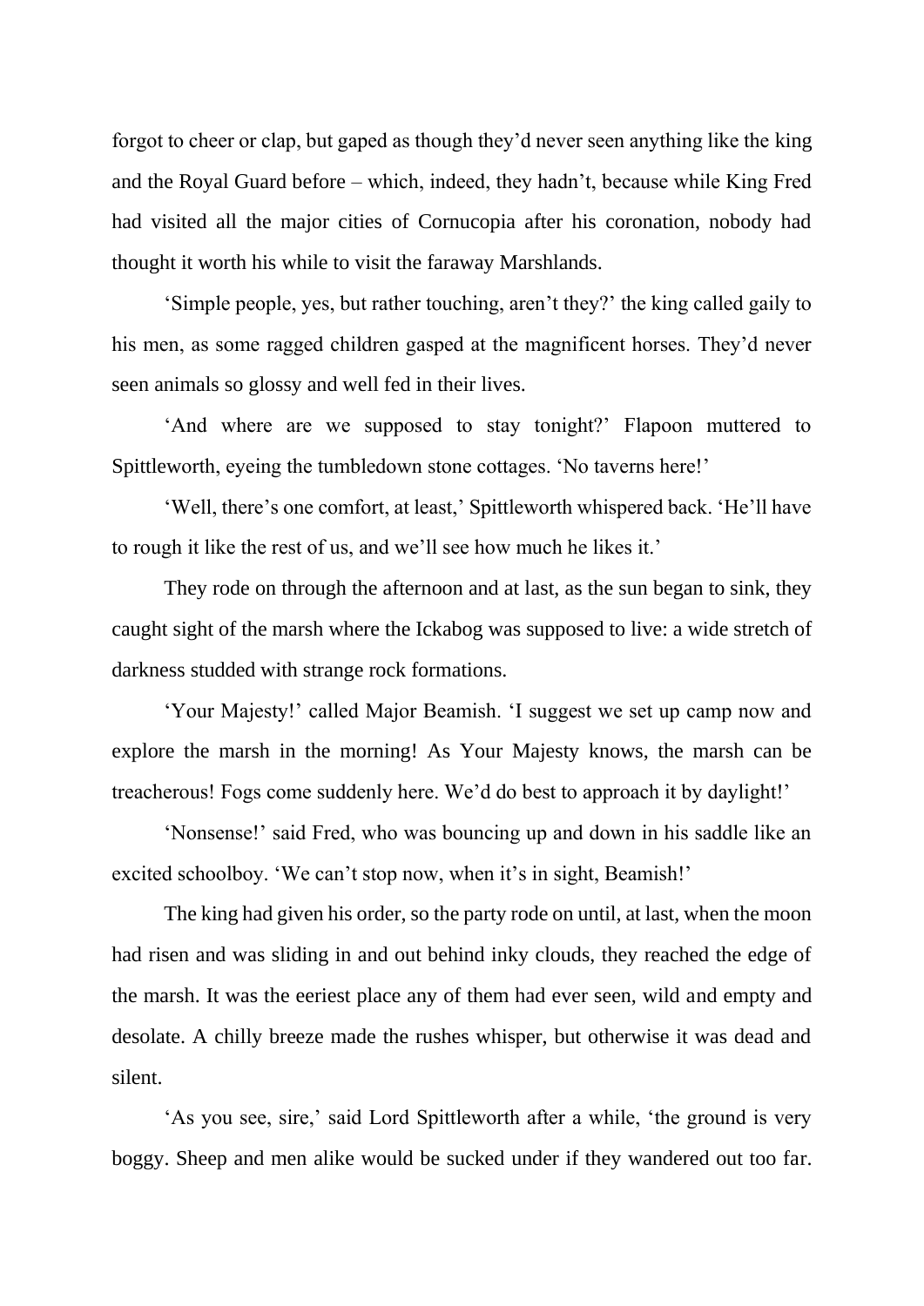forgot to cheer or clap, but gaped as though they'd never seen anything like the king and the Royal Guard before – which, indeed, they hadn't, because while King Fred had visited all the major cities of Cornucopia after his coronation, nobody had thought it worth his while to visit the faraway Marshlands.

'Simple people, yes, but rather touching, aren't they?' the king called gaily to his men, as some ragged children gasped at the magnificent horses. They'd never seen animals so glossy and well fed in their lives.

'And where are we supposed to stay tonight?' Flapoon muttered to Spittleworth, eyeing the tumbledown stone cottages. 'No taverns here!'

'Well, there's one comfort, at least,' Spittleworth whispered back. 'He'll have to rough it like the rest of us, and we'll see how much he likes it.'

They rode on through the afternoon and at last, as the sun began to sink, they caught sight of the marsh where the Ickabog was supposed to live: a wide stretch of darkness studded with strange rock formations.

'Your Majesty!' called Major Beamish. 'I suggest we set up camp now and explore the marsh in the morning! As Your Majesty knows, the marsh can be treacherous! Fogs come suddenly here. We'd do best to approach it by daylight!'

'Nonsense!' said Fred, who was bouncing up and down in his saddle like an excited schoolboy. 'We can't stop now, when it's in sight, Beamish!'

The king had given his order, so the party rode on until, at last, when the moon had risen and was sliding in and out behind inky clouds, they reached the edge of the marsh. It was the eeriest place any of them had ever seen, wild and empty and desolate. A chilly breeze made the rushes whisper, but otherwise it was dead and silent.

'As you see, sire,' said Lord Spittleworth after a while, 'the ground is very boggy. Sheep and men alike would be sucked under if they wandered out too far.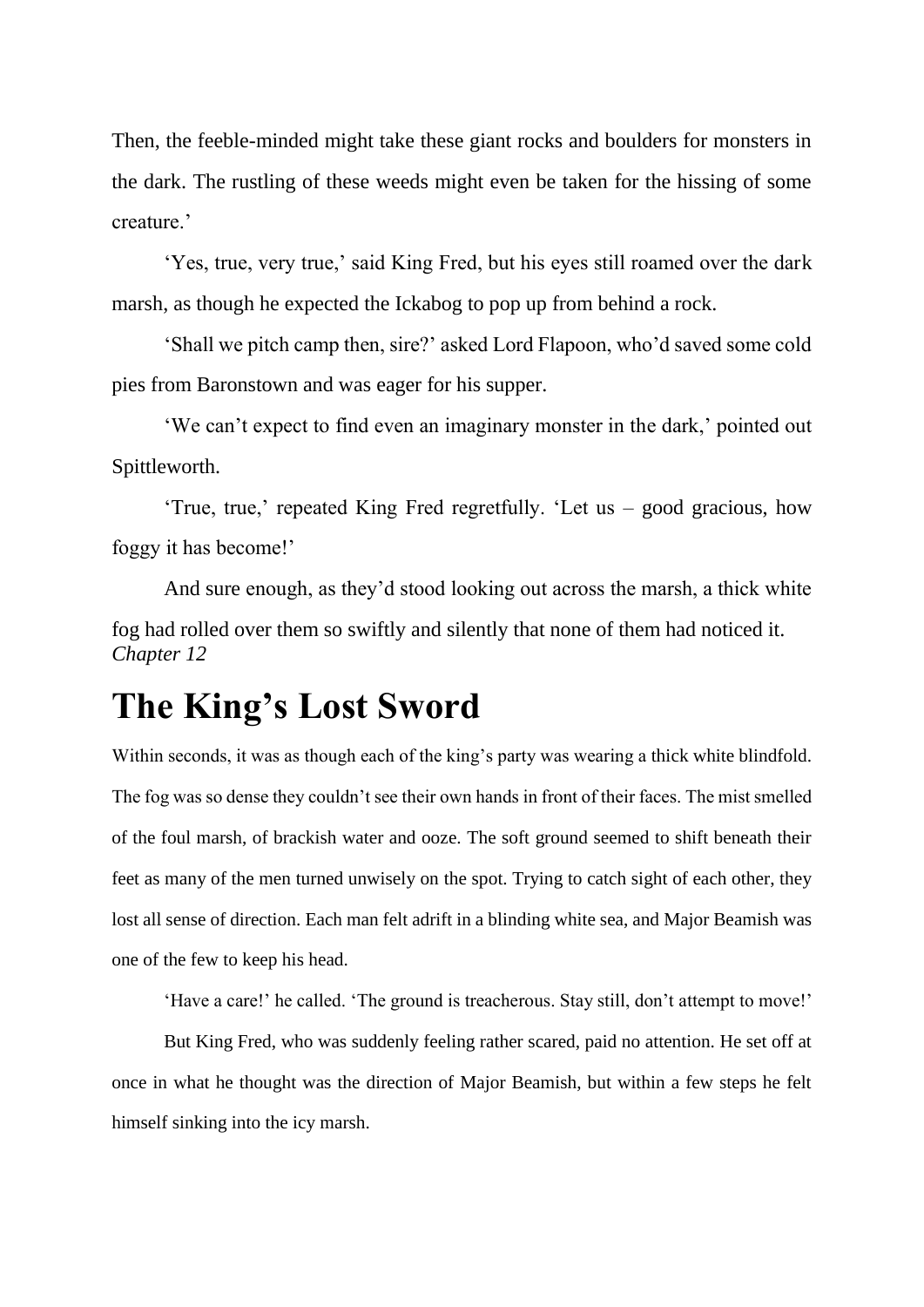Then, the feeble-minded might take these giant rocks and boulders for monsters in the dark. The rustling of these weeds might even be taken for the hissing of some creature.'

'Yes, true, very true,' said King Fred, but his eyes still roamed over the dark marsh, as though he expected the Ickabog to pop up from behind a rock.

'Shall we pitch camp then, sire?' asked Lord Flapoon, who'd saved some cold pies from Baronstown and was eager for his supper.

'We can't expect to find even an imaginary monster in the dark,' pointed out Spittleworth.

'True, true,' repeated King Fred regretfully. 'Let us – good gracious, how foggy it has become!'

And sure enough, as they'd stood looking out across the marsh, a thick white fog had rolled over them so swiftly and silently that none of them had noticed it.

*Chapter 12*

# The King's Lost Sword

Within seconds, it was as though each of the king's party was wearing a thick white blindfold. The fog was so dense they couldn't see their own hands in front of their faces. The mist smelled of the foul marsh, of brackish water and ooze. The soft ground seemed to shift beneath their feet as many of the men turned unwisely on the spot. Trying to catch sight of each other, they lost all sense of direction. Each man felt adrift in a blinding white sea, and Major Beamish was one of the few to keep his head.

'Have a care!' he called. 'The ground is treacherous. Stay still, don't attempt to move!'

But King Fred, who was suddenly feeling rather scared, paid no attention. He set off at once in what he thought was the direction of Major Beamish, but within a few steps he felt himself sinking into the icy marsh.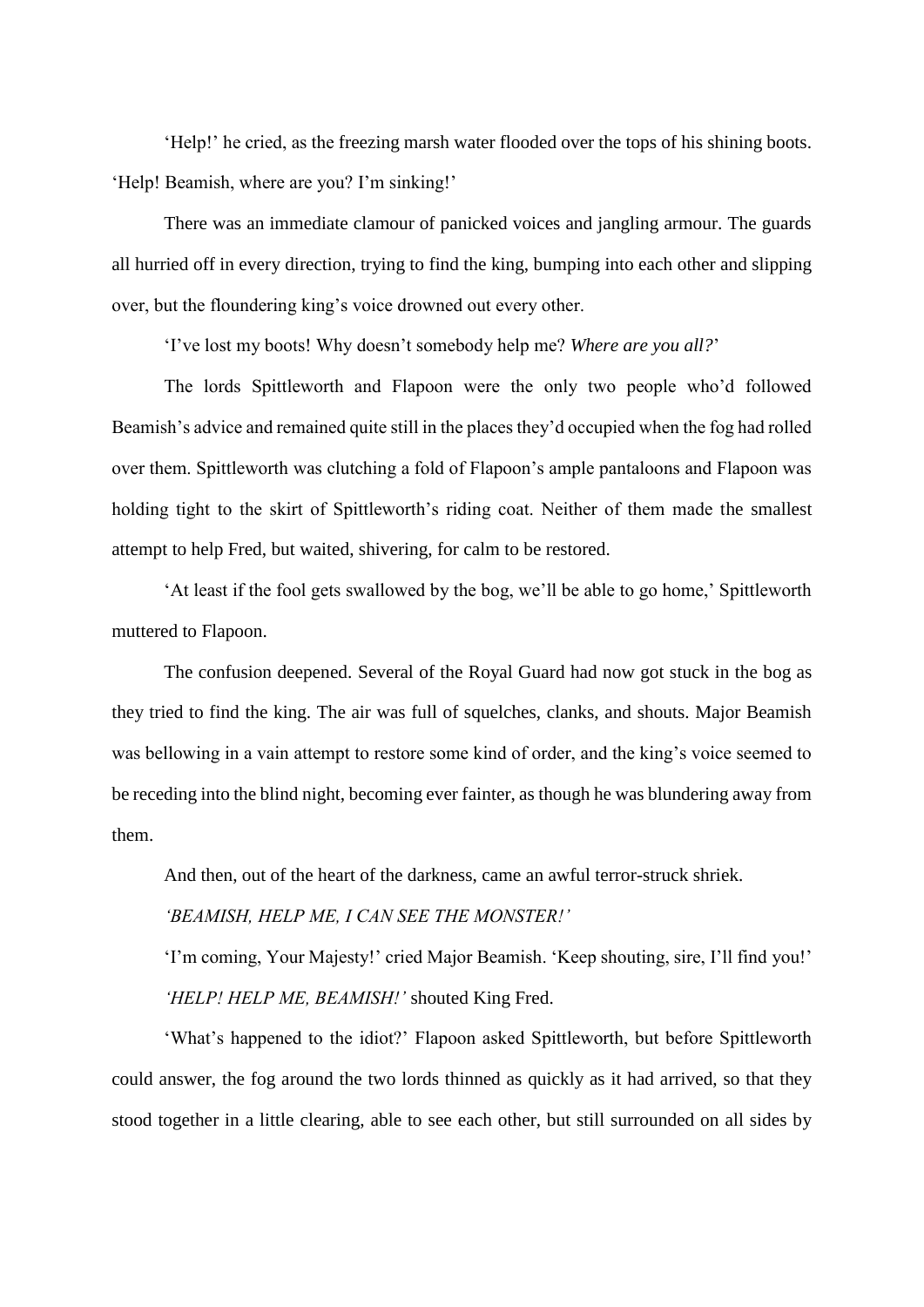'Help!' he cried, as the freezing marsh water flooded over the tops of his shining boots. 'Help! Beamish, where are you? I'm sinking!'

There was an immediate clamour of panicked voices and jangling armour. The guards all hurried off in every direction, trying to find the king, bumping into each other and slipping over, but the floundering king's voice drowned out every other.

'I've lost my boots! Why doesn't somebody help me? *Where are you all?*'

The lords Spittleworth and Flapoon were the only two people who'd followed Beamish's advice and remained quite still in the places they'd occupied when the fog had rolled over them. Spittleworth was clutching a fold of Flapoon's ample pantaloons and Flapoon was holding tight to the skirt of Spittleworth's riding coat. Neither of them made the smallest attempt to help Fred, but waited, shivering, for calm to be restored.

'At least if the fool gets swallowed by the bog, we'll be able to go home,' Spittleworth muttered to Flapoon.

The confusion deepened. Several of the Royal Guard had now got stuck in the bog as they tried to find the king. The air was full of squelches, clanks, and shouts. Major Beamish was bellowing in a vain attempt to restore some kind of order, and the king's voice seemed to be receding into the blind night, becoming ever fainter, as though he was blundering away from them.

And then, out of the heart of the darkness, came an awful terror-struck shriek.

*'BEAMISH, HELP ME, I CAN SEE THE MONSTER!'*

'I'm coming, Your Majesty!' cried Major Beamish. 'Keep shouting, sire, I'll find you!'

*'HELP! HELP ME, BEAMISH!'* shouted King Fred.

'What's happened to the idiot?' Flapoon asked Spittleworth, but before Spittleworth could answer, the fog around the two lords thinned as quickly as it had arrived, so that they stood together in a little clearing, able to see each other, but still surrounded on all sides by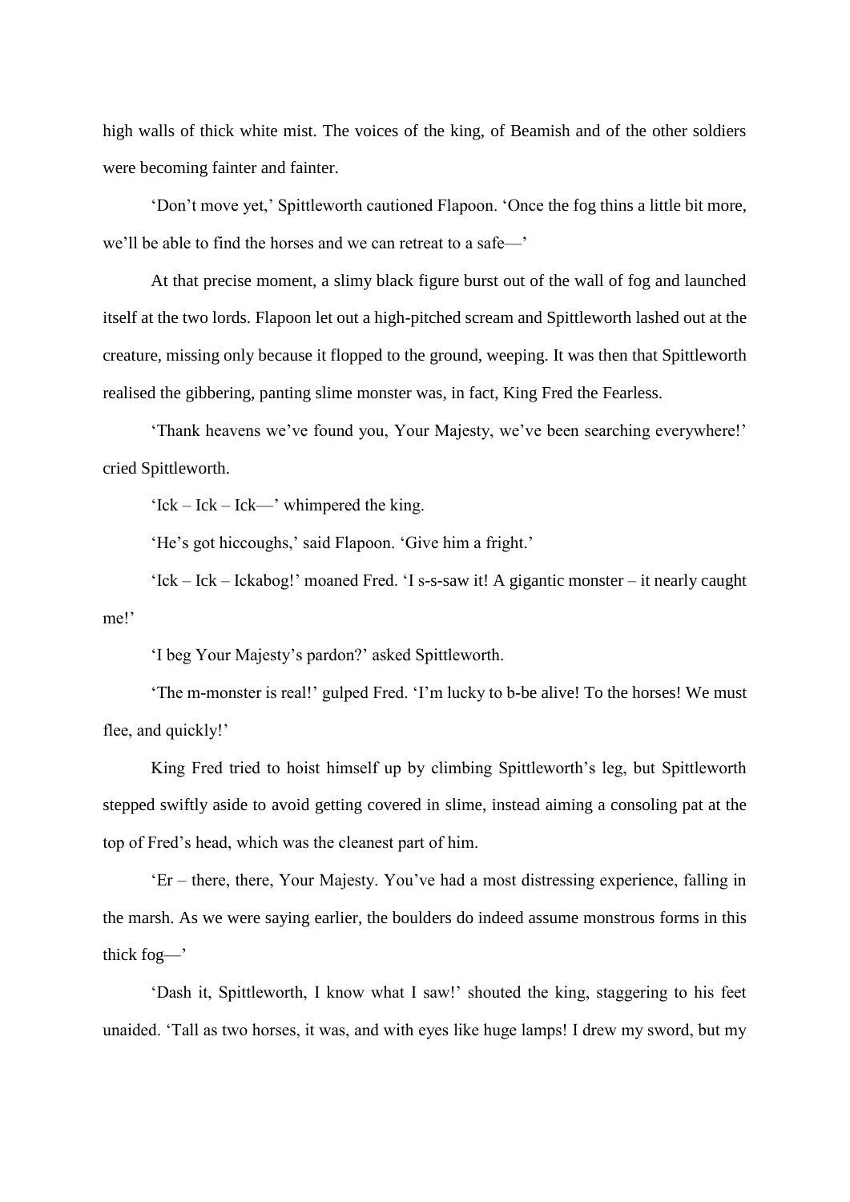high walls of thick white mist. The voices of the king, of Beamish and of the other soldiers were becoming fainter and fainter.

'Don't move yet,' Spittleworth cautioned Flapoon. 'Once the fog thins a little bit more, we'll be able to find the horses and we can retreat to a safe—'

At that precise moment, a slimy black figure burst out of the wall of fog and launched itself at the two lords. Flapoon let out a high-pitched scream and Spittleworth lashed out at the creature, missing only because it flopped to the ground, weeping. It was then that Spittleworth realised the gibbering, panting slime monster was, in fact, King Fred the Fearless.

'Thank heavens we've found you, Your Majesty, we've been searching everywhere!' cried Spittleworth.

'Ick – Ick – Ick—' whimpered the king.

'He's got hiccoughs,' said Flapoon. 'Give him a fright.'

'Ick – Ick – Ickabog!' moaned Fred. 'I s-s-saw it! A gigantic monster – it nearly caught me!'

'I beg Your Majesty's pardon?' asked Spittleworth.

'The m-monster is real!' gulped Fred. 'I'm lucky to b-be alive! To the horses! We must flee, and quickly!'

King Fred tried to hoist himself up by climbing Spittleworth's leg, but Spittleworth stepped swiftly aside to avoid getting covered in slime, instead aiming a consoling pat at the top of Fred's head, which was the cleanest part of him.

'Er – there, there, Your Majesty. You've had a most distressing experience, falling in the marsh. As we were saying earlier, the boulders do indeed assume monstrous forms in this thick fog—'

'Dash it, Spittleworth, I know what I saw!' shouted the king, staggering to his feet unaided. 'Tall as two horses, it was, and with eyes like huge lamps! I drew my sword, but my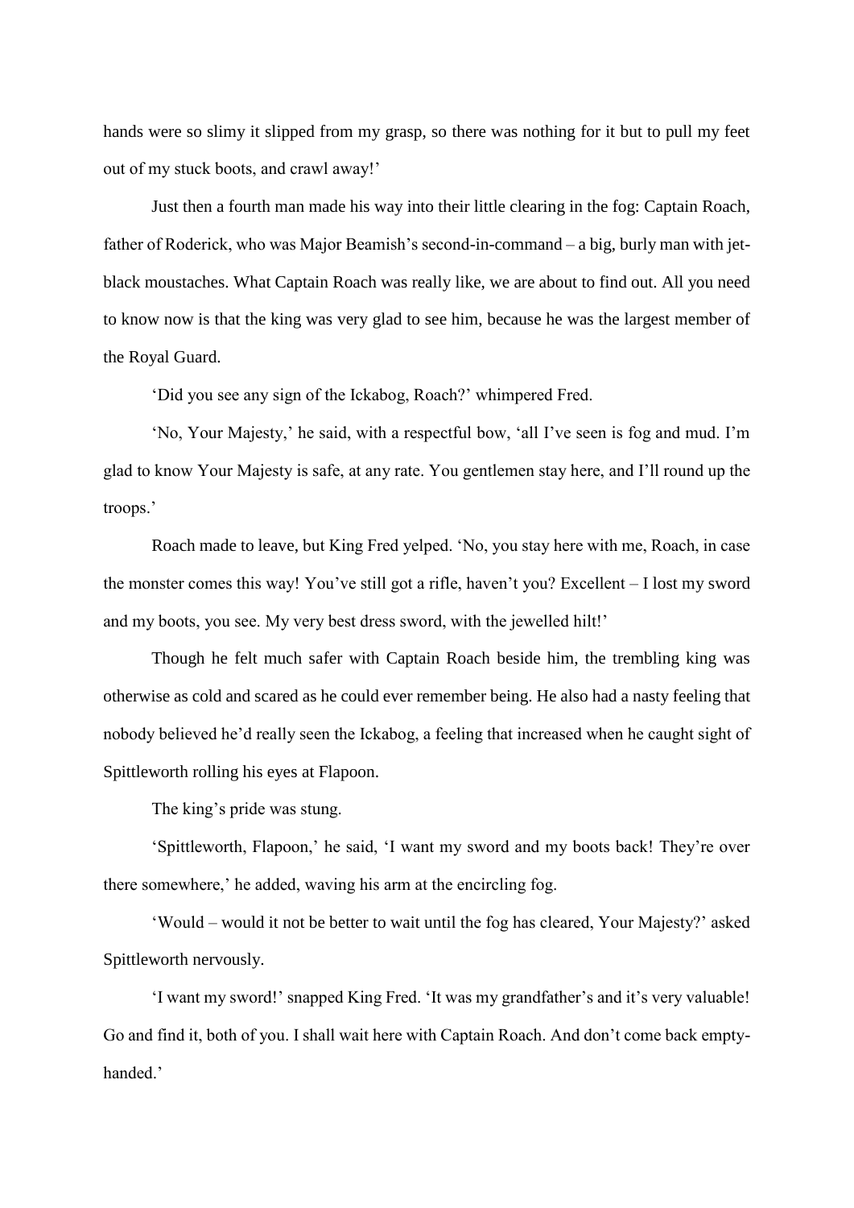hands were so slimy it slipped from my grasp, so there was nothing for it but to pull my feet out of my stuck boots, and crawl away!'

Just then a fourth man made his way into their little clearing in the fog: Captain Roach, father of Roderick, who was Major Beamish's second-in-command – a big, burly man with jet-black moustaches. What Captain Roach was really like, we are about to find out. All you need to know now is that the king was very glad to see him, because he was the largest member of the Royal Guard.

'Did you see any sign of the Ickabog, Roach?' whimpered Fred.

'No, Your Majesty,' he said, with a respectful bow, 'all I've seen is fog and mud. I'm glad to know Your Majesty is safe, at any rate. You gentlemen stay here, and I'll round up the troops.'

Roach made to leave, but King Fred yelped. 'No, you stay here with me, Roach, in case the monster comes this way! You've still got a rifle, haven't you? Excellent – I lost my sword and my boots, you see. My very best dress sword, with the jewelled hilt!'

Though he felt much safer with Captain Roach beside him, the trembling king was otherwise as cold and scared as he could ever remember being. He also had a nasty feeling that nobody believed he'd really seen the Ickabog, a feeling that increased when he caught sight of Spittleworth rolling his eyes at Flapoon.

The king's pride was stung.

'Spittleworth, Flapoon,' he said, 'I want my sword and my boots back! They're over there somewhere,' he added, waving his arm at the encircling fog.

'Would – would it not be better to wait until the fog has cleared, Your Majesty?' asked Spittleworth nervously.

'I want my sword!' snapped King Fred. 'It was my grandfather's and it's very valuable! Go and find it, both of you. I shall wait here with Captain Roach. And don't come back empty-handed.'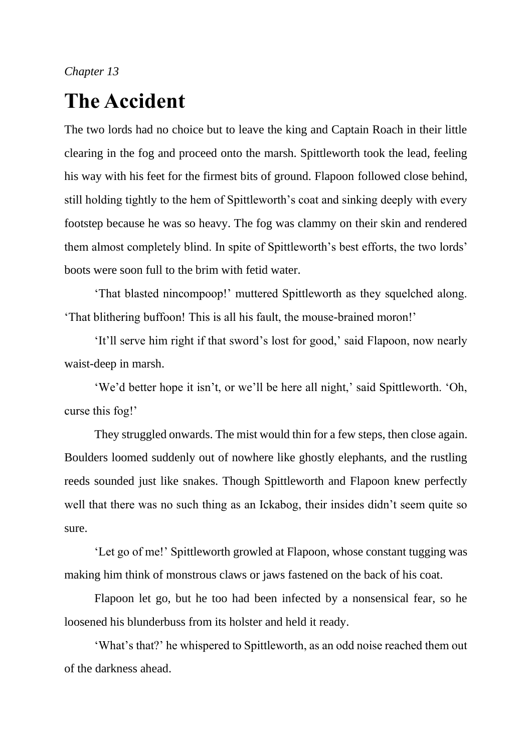*Chapter 13*

# The Accident

The two lords had no choice but to leave the king and Captain Roach in their little clearing in the fog and proceed onto the marsh. Spittleworth took the lead, feeling his way with his feet for the firmest bits of ground. Flapoon followed close behind, still holding tightly to the hem of Spittleworth's coat and sinking deeply with every footstep because he was so heavy. The fog was clammy on their skin and rendered them almost completely blind. In spite of Spittleworth's best efforts, the two lords' boots were soon full to the brim with fetid water.

'That blasted nincompoop!' muttered Spittleworth as they squelched along. 'That blithering buffoon! This is all his fault, the mouse-brained moron!'

'It'll serve him right if that sword's lost for good,' said Flapoon, now nearly waist-deep in marsh.

'We'd better hope it isn't, or we'll be here all night,' said Spittleworth. 'Oh, curse this fog!'

They struggled onwards. The mist would thin for a few steps, then close again. Boulders loomed suddenly out of nowhere like ghostly elephants, and the rustling reeds sounded just like snakes. Though Spittleworth and Flapoon knew perfectly well that there was no such thing as an Ickabog, their insides didn't seem quite so sure.

'Let go of me!' Spittleworth growled at Flapoon, whose constant tugging was making him think of monstrous claws or jaws fastened on the back of his coat.

Flapoon let go, but he too had been infected by a nonsensical fear, so he loosened his blunderbuss from its holster and held it ready.

'What's that?' he whispered to Spittleworth, as an odd noise reached them out of the darkness ahead.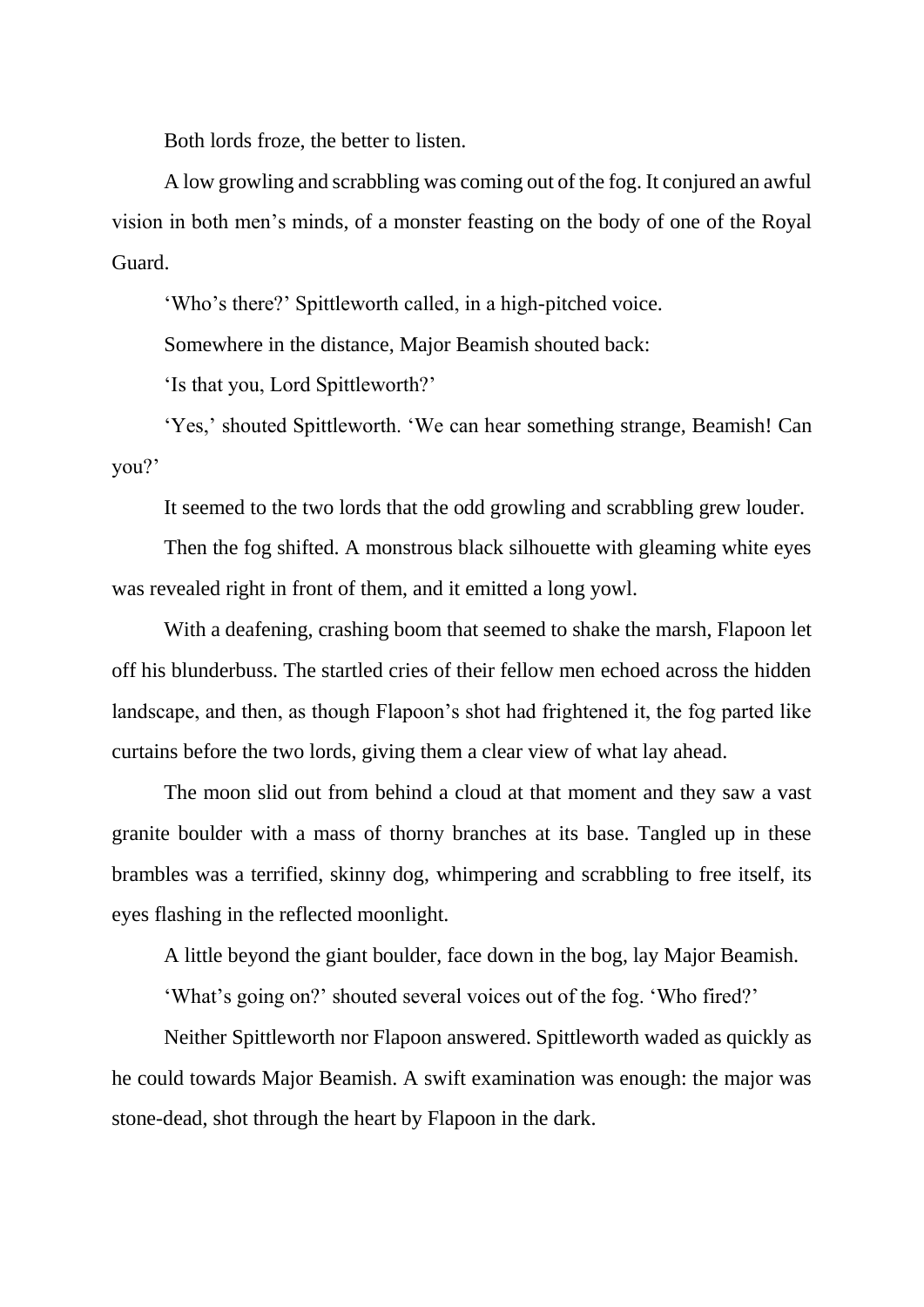Both lords froze, the better to listen.

A low growling and scrabbling was coming out of the fog. It conjured an awful vision in both men's minds, of a monster feasting on the body of one of the Royal Guard.

'Who's there?' Spittleworth called, in a high-pitched voice.

Somewhere in the distance, Major Beamish shouted back:

'Is that you, Lord Spittleworth?'

'Yes,' shouted Spittleworth. 'We can hear something strange, Beamish! Can you?'

It seemed to the two lords that the odd growling and scrabbling grew louder.

Then the fog shifted. A monstrous black silhouette with gleaming white eyes was revealed right in front of them, and it emitted a long yowl.

With a deafening, crashing boom that seemed to shake the marsh, Flapoon let off his blunderbuss. The startled cries of their fellow men echoed across the hidden landscape, and then, as though Flapoon's shot had frightened it, the fog parted like curtains before the two lords, giving them a clear view of what lay ahead.

The moon slid out from behind a cloud at that moment and they saw a vast granite boulder with a mass of thorny branches at its base. Tangled up in these brambles was a terrified, skinny dog, whimpering and scrabbling to free itself, its eyes flashing in the reflected moonlight.

A little beyond the giant boulder, face down in the bog, lay Major Beamish.

'What's going on?' shouted several voices out of the fog. 'Who fired?'

Neither Spittleworth nor Flapoon answered. Spittleworth waded as quickly as he could towards Major Beamish. A swift examination was enough: the major was stone-dead, shot through the heart by Flapoon in the dark.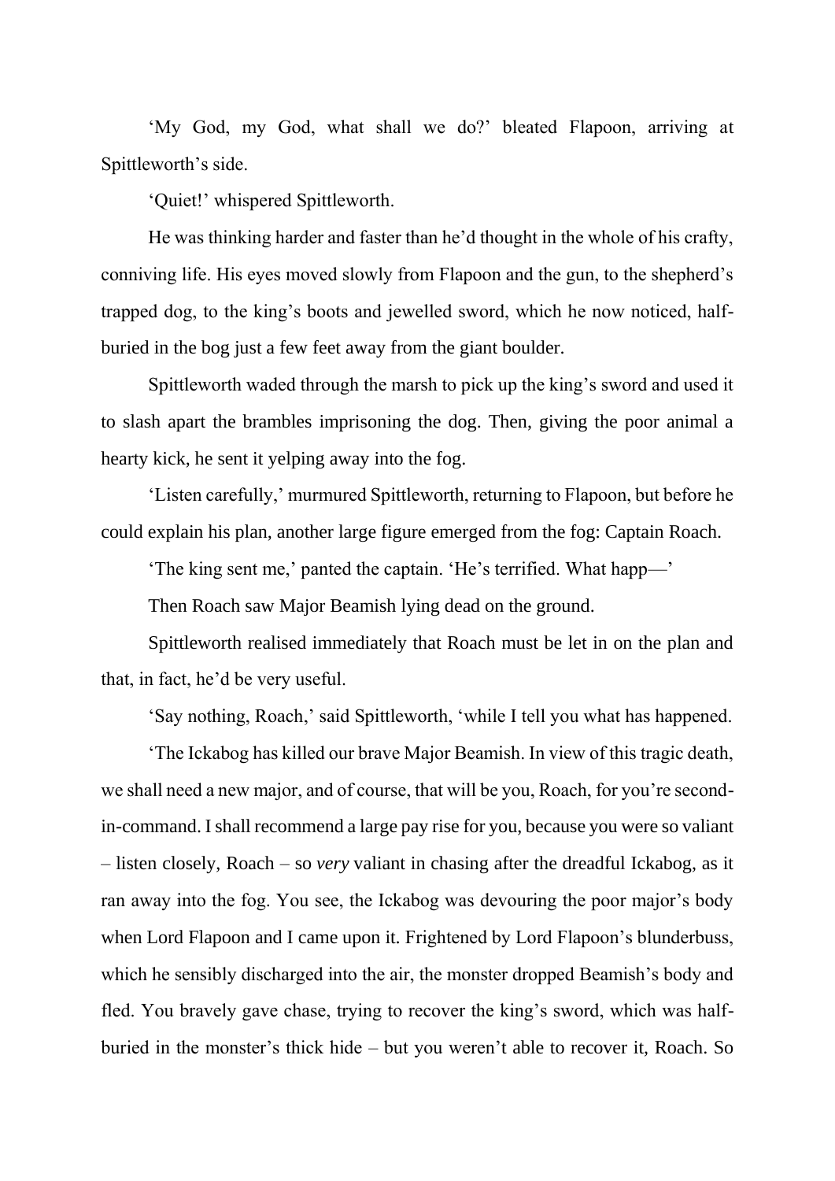'My God, my God, what shall we do?' bleated Flapoon, arriving at Spittleworth's side.

'Quiet!' whispered Spittleworth.

He was thinking harder and faster than he'd thought in the whole of his crafty, conniving life. His eyes moved slowly from Flapoon and the gun, to the shepherd's trapped dog, to the king's boots and jewelled sword, which he now noticed, half-buried in the bog just a few feet away from the giant boulder.

Spittleworth waded through the marsh to pick up the king's sword and used it to slash apart the brambles imprisoning the dog. Then, giving the poor animal a hearty kick, he sent it yelping away into the fog.

'Listen carefully,' murmured Spittleworth, returning to Flapoon, but before he could explain his plan, another large figure emerged from the fog: Captain Roach.

'The king sent me,' panted the captain. 'He's terrified. What happ—'

Then Roach saw Major Beamish lying dead on the ground.

Spittleworth realised immediately that Roach must be let in on the plan and that, in fact, he'd be very useful.

'Say nothing, Roach,' said Spittleworth, 'while I tell you what has happened.

'The Ickabog has killed our brave Major Beamish. In view of this tragic death, we shall need a new major, and of course, that will be you, Roach, for you're second-in-command. I shall recommend a large pay rise for you, because you were so valiant – listen closely, Roach – so *very* valiant in chasing after the dreadful Ickabog, as it ran away into the fog. You see, the Ickabog was devouring the poor major's body when Lord Flapoon and I came upon it. Frightened by Lord Flapoon's blunderbuss, which he sensibly discharged into the air, the monster dropped Beamish's body and fled. You bravely gave chase, trying to recover the king's sword, which was half-buried in the monster's thick hide – but you weren't able to recover it, Roach. So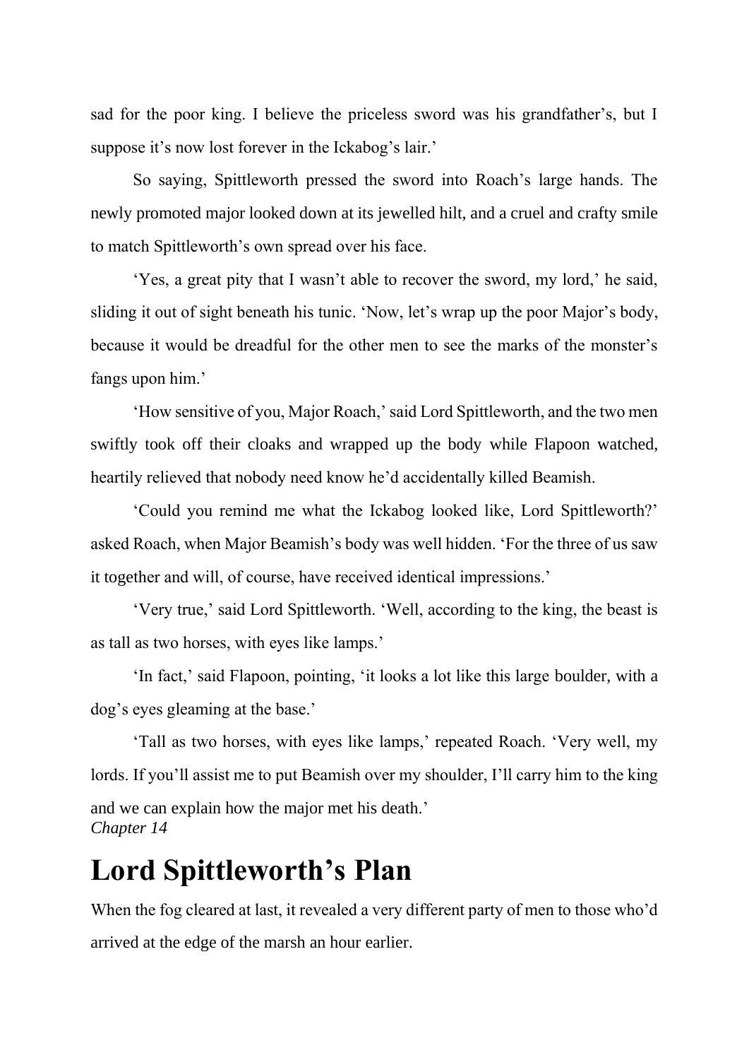sad for the poor king. I believe the priceless sword was his grandfather's, but I suppose it's now lost forever in the Ickabog's lair.'

So saying, Spittleworth pressed the sword into Roach's large hands. The newly promoted major looked down at its jewelled hilt, and a cruel and crafty smile to match Spittleworth's own spread over his face.

'Yes, a great pity that I wasn't able to recover the sword, my lord,' he said, sliding it out of sight beneath his tunic. 'Now, let's wrap up the poor Major's body, because it would be dreadful for the other men to see the marks of the monster's fangs upon him.'

'How sensitive of you, Major Roach,' said Lord Spittleworth, and the two men swiftly took off their cloaks and wrapped up the body while Flapoon watched, heartily relieved that nobody need know he'd accidentally killed Beamish.

'Could you remind me what the Ickabog looked like, Lord Spittleworth?' asked Roach, when Major Beamish's body was well hidden. 'For the three of us saw it together and will, of course, have received identical impressions.'

'Very true,' said Lord Spittleworth. 'Well, according to the king, the beast is as tall as two horses, with eyes like lamps.'

'In fact,' said Flapoon, pointing, 'it looks a lot like this large boulder, with a dog's eyes gleaming at the base.'

'Tall as two horses, with eyes like lamps,' repeated Roach. 'Very well, my lords. If you'll assist me to put Beamish over my shoulder, I'll carry him to the king and we can explain how the major met his death.'

*Chapter 14*

# Lord Spittleworth's Plan

When the fog cleared at last, it revealed a very different party of men to those who'd arrived at the edge of the marsh an hour earlier.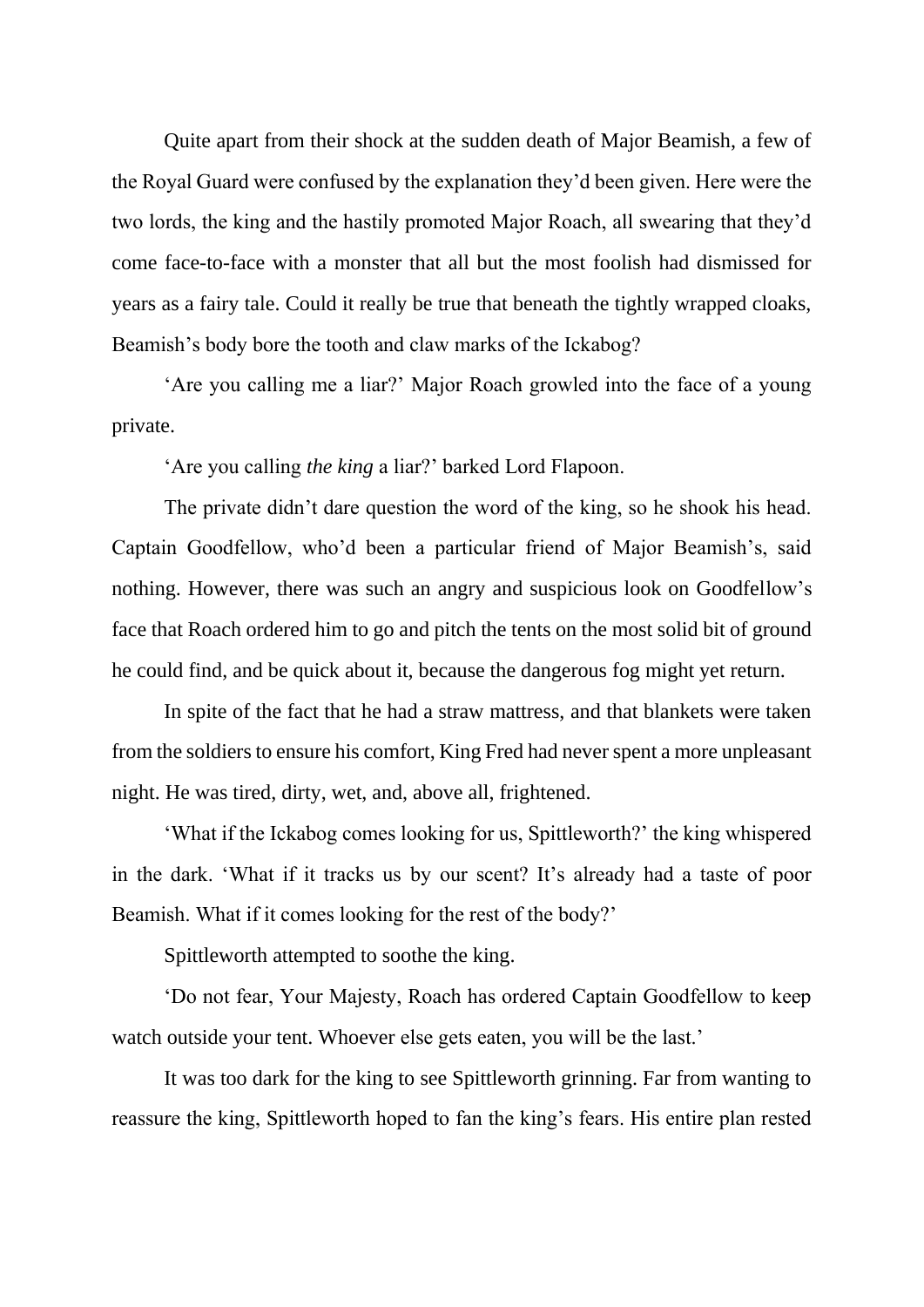Quite apart from their shock at the sudden death of Major Beamish, a few of the Royal Guard were confused by the explanation they'd been given. Here were the two lords, the king and the hastily promoted Major Roach, all swearing that they'd come face-to-face with a monster that all but the most foolish had dismissed for years as a fairy tale. Could it really be true that beneath the tightly wrapped cloaks, Beamish's body bore the tooth and claw marks of the Ickabog?

'Are you calling me a liar?' Major Roach growled into the face of a young private.

'Are you calling *the king* a liar?' barked Lord Flapoon.

The private didn't dare question the word of the king, so he shook his head. Captain Goodfellow, who'd been a particular friend of Major Beamish's, said nothing. However, there was such an angry and suspicious look on Goodfellow's face that Roach ordered him to go and pitch the tents on the most solid bit of ground he could find, and be quick about it, because the dangerous fog might yet return.

In spite of the fact that he had a straw mattress, and that blankets were taken from the soldiers to ensure his comfort, King Fred had never spent a more unpleasant night. He was tired, dirty, wet, and, above all, frightened.

'What if the Ickabog comes looking for us, Spittleworth?' the king whispered in the dark. 'What if it tracks us by our scent? It's already had a taste of poor Beamish. What if it comes looking for the rest of the body?'

Spittleworth attempted to soothe the king.

'Do not fear, Your Majesty, Roach has ordered Captain Goodfellow to keep watch outside your tent. Whoever else gets eaten, you will be the last.'

It was too dark for the king to see Spittleworth grinning. Far from wanting to reassure the king, Spittleworth hoped to fan the king's fears. His entire plan rested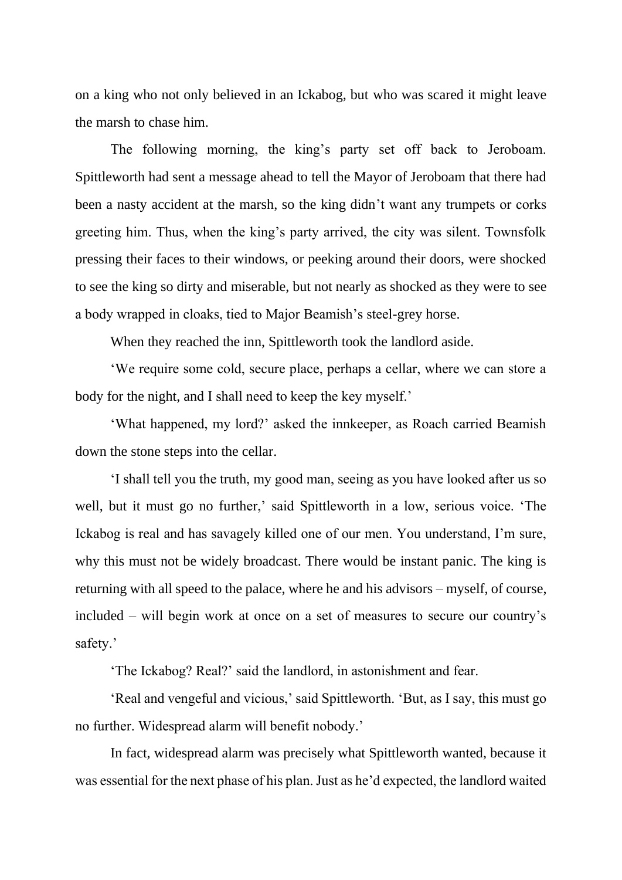on a king who not only believed in an Ickabog, but who was scared it might leave the marsh to chase him.

The following morning, the king's party set off back to Jeroboam. Spittleworth had sent a message ahead to tell the Mayor of Jeroboam that there had been a nasty accident at the marsh, so the king didn't want any trumpets or corks greeting him. Thus, when the king's party arrived, the city was silent. Townsfolk pressing their faces to their windows, or peeking around their doors, were shocked to see the king so dirty and miserable, but not nearly as shocked as they were to see a body wrapped in cloaks, tied to Major Beamish's steel-grey horse.

When they reached the inn, Spittleworth took the landlord aside.

'We require some cold, secure place, perhaps a cellar, where we can store a body for the night, and I shall need to keep the key myself.'

'What happened, my lord?' asked the innkeeper, as Roach carried Beamish down the stone steps into the cellar.

'I shall tell you the truth, my good man, seeing as you have looked after us so well, but it must go no further,' said Spittleworth in a low, serious voice. 'The Ickabog is real and has savagely killed one of our men. You understand, I'm sure, why this must not be widely broadcast. There would be instant panic. The king is returning with all speed to the palace, where he and his advisors – myself, of course, included – will begin work at once on a set of measures to secure our country's safety.'

'The Ickabog? Real?' said the landlord, in astonishment and fear.

'Real and vengeful and vicious,' said Spittleworth. 'But, as I say, this must go no further. Widespread alarm will benefit nobody.'

In fact, widespread alarm was precisely what Spittleworth wanted, because it was essential for the next phase of his plan. Just as he'd expected, the landlord waited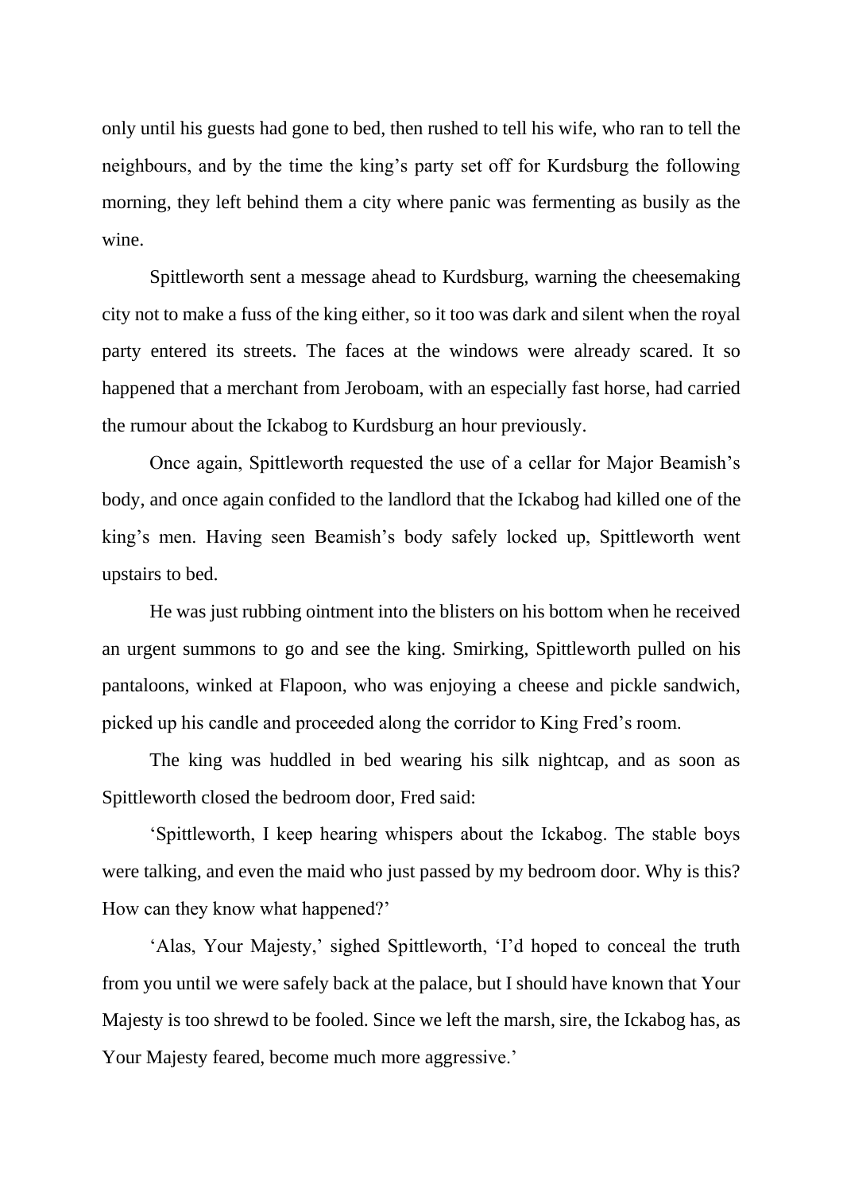only until his guests had gone to bed, then rushed to tell his wife, who ran to tell the neighbours, and by the time the king's party set off for Kurdsburg the following morning, they left behind them a city where panic was fermenting as busily as the wine.

Spittleworth sent a message ahead to Kurdsburg, warning the cheesemaking city not to make a fuss of the king either, so it too was dark and silent when the royal party entered its streets. The faces at the windows were already scared. It so happened that a merchant from Jeroboam, with an especially fast horse, had carried the rumour about the Ickabog to Kurdsburg an hour previously.

Once again, Spittleworth requested the use of a cellar for Major Beamish's body, and once again confided to the landlord that the Ickabog had killed one of the king's men. Having seen Beamish's body safely locked up, Spittleworth went upstairs to bed.

He was just rubbing ointment into the blisters on his bottom when he received an urgent summons to go and see the king. Smirking, Spittleworth pulled on his pantaloons, winked at Flapoon, who was enjoying a cheese and pickle sandwich, picked up his candle and proceeded along the corridor to King Fred's room.

The king was huddled in bed wearing his silk nightcap, and as soon as Spittleworth closed the bedroom door, Fred said:

'Spittleworth, I keep hearing whispers about the Ickabog. The stable boys were talking, and even the maid who just passed by my bedroom door. Why is this? How can they know what happened?'

'Alas, Your Majesty,' sighed Spittleworth, 'I'd hoped to conceal the truth from you until we were safely back at the palace, but I should have known that Your Majesty is too shrewd to be fooled. Since we left the marsh, sire, the Ickabog has, as Your Majesty feared, become much more aggressive.'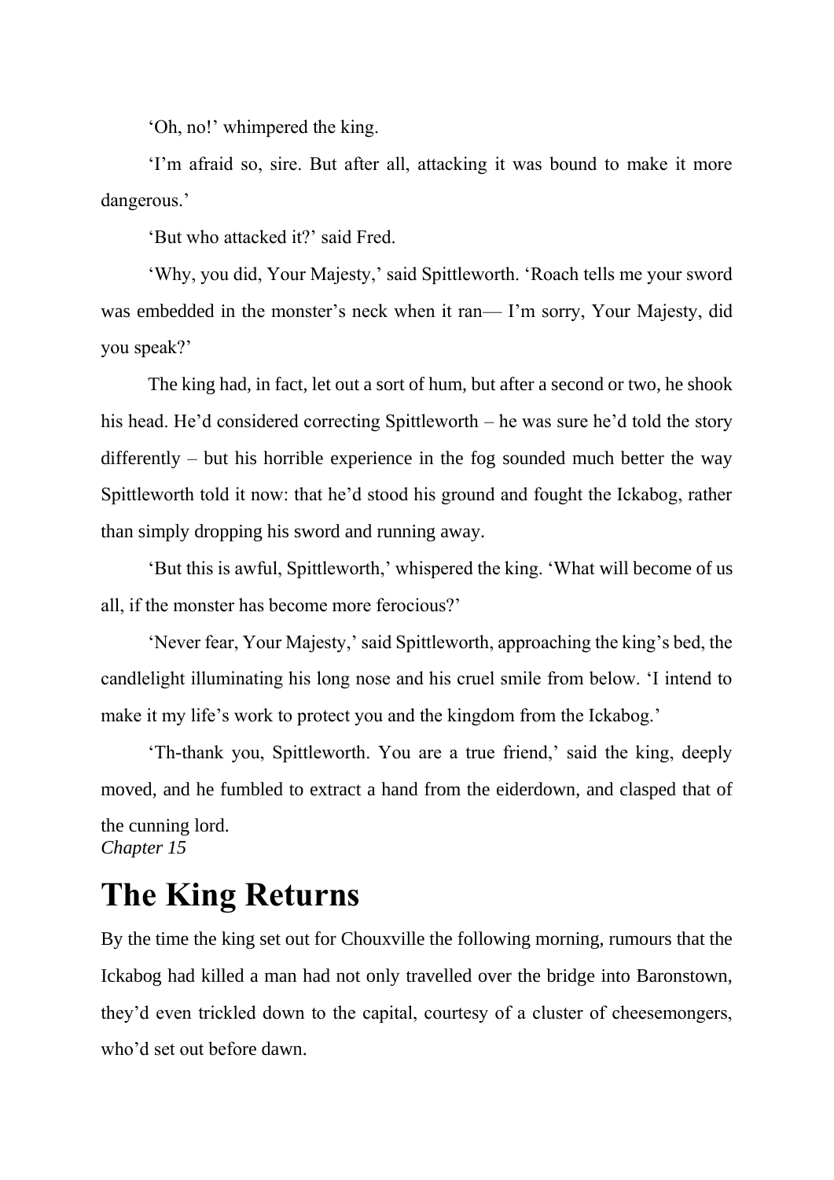'Oh, no!' whimpered the king.

'I'm afraid so, sire. But after all, attacking it was bound to make it more dangerous.'

'But who attacked it?' said Fred.

'Why, you did, Your Majesty,' said Spittleworth. 'Roach tells me your sword was embedded in the monster's neck when it ran— I'm sorry, Your Majesty, did you speak?'

The king had, in fact, let out a sort of hum, but after a second or two, he shook his head. He'd considered correcting Spittleworth – he was sure he'd told the story differently – but his horrible experience in the fog sounded much better the way Spittleworth told it now: that he'd stood his ground and fought the Ickabog, rather than simply dropping his sword and running away.

'But this is awful, Spittleworth,' whispered the king. 'What will become of us all, if the monster has become more ferocious?'

'Never fear, Your Majesty,' said Spittleworth, approaching the king's bed, the candlelight illuminating his long nose and his cruel smile from below. 'I intend to make it my life's work to protect you and the kingdom from the Ickabog.'

'Th-thank you, Spittleworth. You are a true friend,' said the king, deeply moved, and he fumbled to extract a hand from the eiderdown, and clasped that of the cunning lord.

*Chapter 15*

# The King Returns

By the time the king set out for Chouxville the following morning, rumours that the Ickabog had killed a man had not only travelled over the bridge into Baronstown, they'd even trickled down to the capital, courtesy of a cluster of cheesemongers, who'd set out before dawn.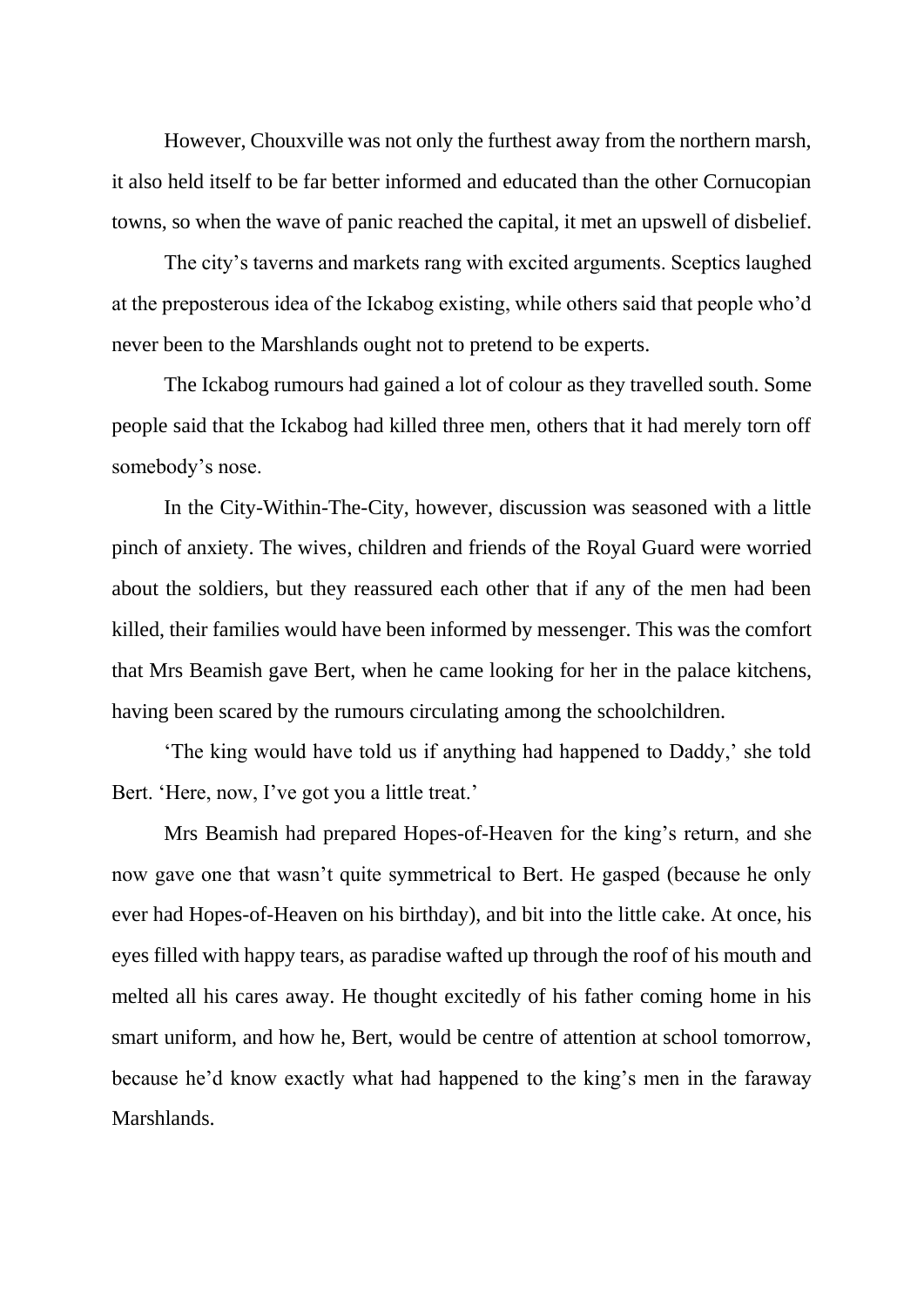However, Chouxville was not only the furthest away from the northern marsh, it also held itself to be far better informed and educated than the other Cornucopian towns, so when the wave of panic reached the capital, it met an upswell of disbelief.

The city's taverns and markets rang with excited arguments. Sceptics laughed at the preposterous idea of the Ickabog existing, while others said that people who'd never been to the Marshlands ought not to pretend to be experts.

The Ickabog rumours had gained a lot of colour as they travelled south. Some people said that the Ickabog had killed three men, others that it had merely torn off somebody's nose.

In the City-Within-The-City, however, discussion was seasoned with a little pinch of anxiety. The wives, children and friends of the Royal Guard were worried about the soldiers, but they reassured each other that if any of the men had been killed, their families would have been informed by messenger. This was the comfort that Mrs Beamish gave Bert, when he came looking for her in the palace kitchens, having been scared by the rumours circulating among the schoolchildren.

'The king would have told us if anything had happened to Daddy,' she told Bert. 'Here, now, I've got you a little treat.'

Mrs Beamish had prepared Hopes-of-Heaven for the king's return, and she now gave one that wasn't quite symmetrical to Bert. He gasped (because he only ever had Hopes-of-Heaven on his birthday), and bit into the little cake. At once, his eyes filled with happy tears, as paradise wafted up through the roof of his mouth and melted all his cares away. He thought excitedly of his father coming home in his smart uniform, and how he, Bert, would be centre of attention at school tomorrow, because he'd know exactly what had happened to the king's men in the faraway Marshlands.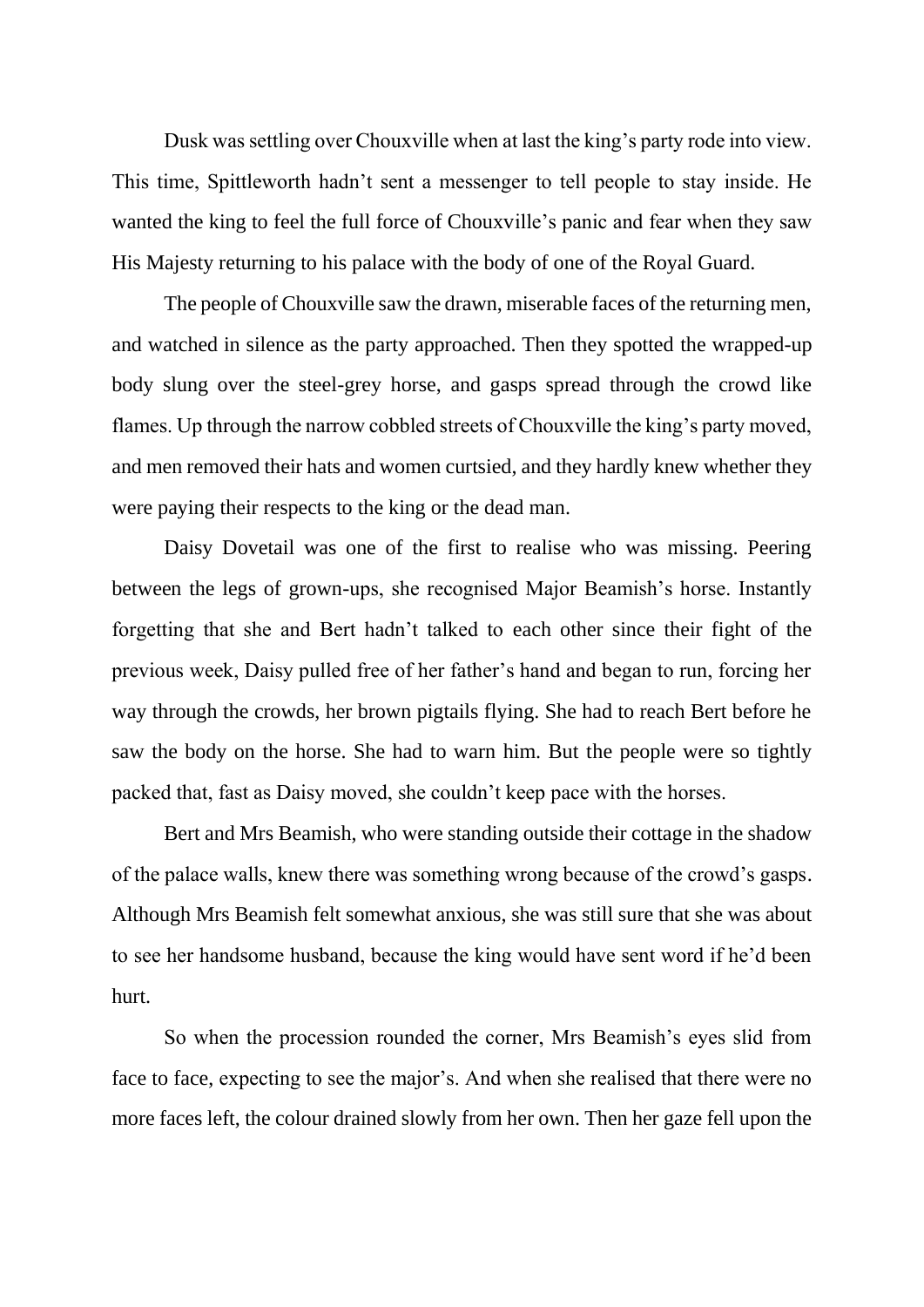Dusk was settling over Chouxville when at last the king's party rode into view. This time, Spittleworth hadn't sent a messenger to tell people to stay inside. He wanted the king to feel the full force of Chouxville's panic and fear when they saw His Majesty returning to his palace with the body of one of the Royal Guard.

The people of Chouxville saw the drawn, miserable faces of the returning men, and watched in silence as the party approached. Then they spotted the wrapped-up body slung over the steel-grey horse, and gasps spread through the crowd like flames. Up through the narrow cobbled streets of Chouxville the king's party moved, and men removed their hats and women curtsied, and they hardly knew whether they were paying their respects to the king or the dead man.

Daisy Dovetail was one of the first to realise who was missing. Peering between the legs of grown-ups, she recognised Major Beamish's horse. Instantly forgetting that she and Bert hadn't talked to each other since their fight of the previous week, Daisy pulled free of her father's hand and began to run, forcing her way through the crowds, her brown pigtails flying. She had to reach Bert before he saw the body on the horse. She had to warn him. But the people were so tightly packed that, fast as Daisy moved, she couldn't keep pace with the horses.

Bert and Mrs Beamish, who were standing outside their cottage in the shadow of the palace walls, knew there was something wrong because of the crowd's gasps. Although Mrs Beamish felt somewhat anxious, she was still sure that she was about to see her handsome husband, because the king would have sent word if he'd been hurt.

So when the procession rounded the corner, Mrs Beamish's eyes slid from face to face, expecting to see the major's. And when she realised that there were no more faces left, the colour drained slowly from her own. Then her gaze fell upon the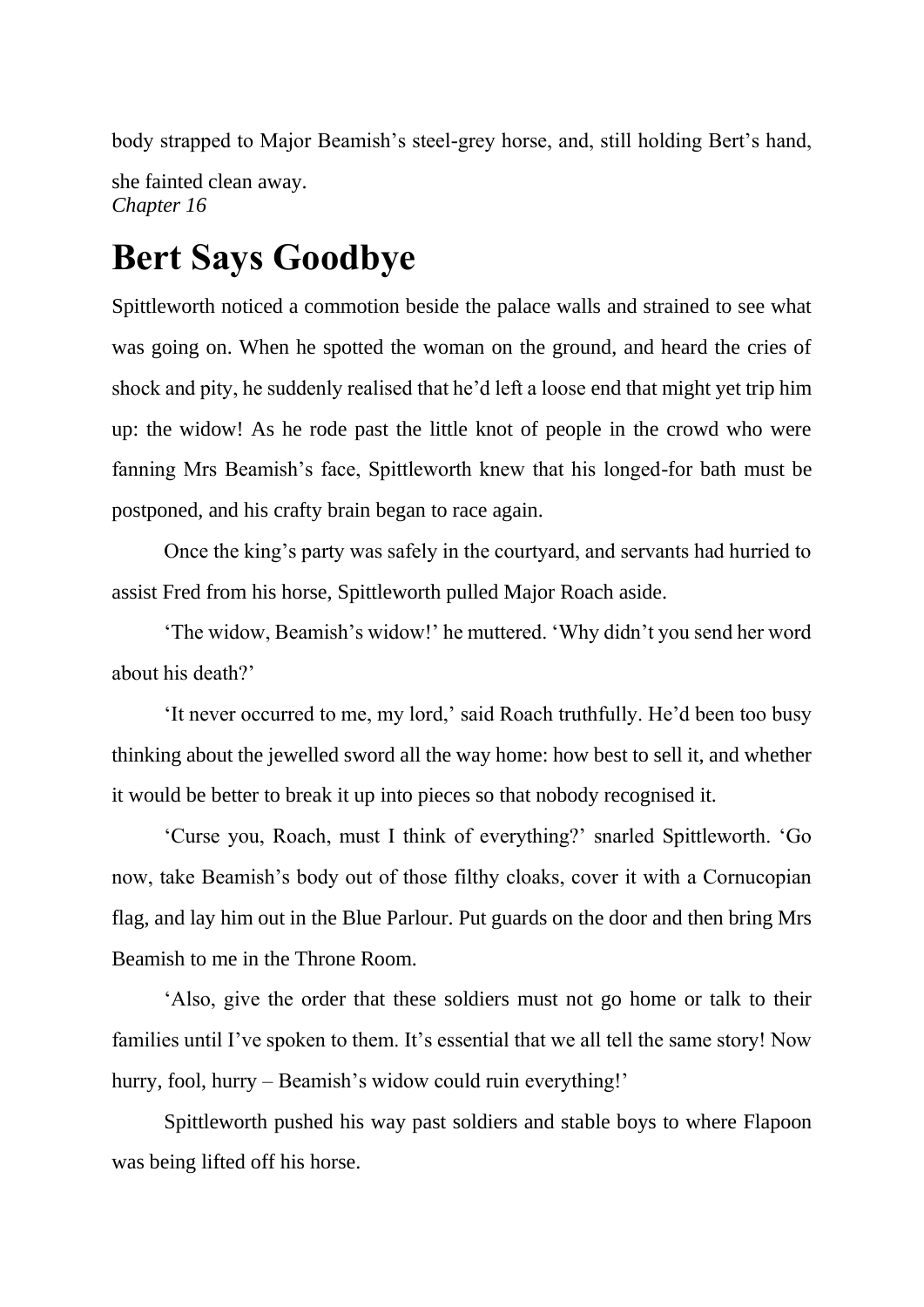body strapped to Major Beamish's steel-grey horse, and, still holding Bert's hand, she fainted clean away.

*Chapter 16*

# Bert Says Goodbye

Spittleworth noticed a commotion beside the palace walls and strained to see what was going on. When he spotted the woman on the ground, and heard the cries of shock and pity, he suddenly realised that he'd left a loose end that might yet trip him up: the widow! As he rode past the little knot of people in the crowd who were fanning Mrs Beamish's face, Spittleworth knew that his longed-for bath must be postponed, and his crafty brain began to race again.

Once the king's party was safely in the courtyard, and servants had hurried to assist Fred from his horse, Spittleworth pulled Major Roach aside.

'The widow, Beamish's widow!' he muttered. 'Why didn't you send her word about his death?'

'It never occurred to me, my lord,' said Roach truthfully. He'd been too busy thinking about the jewelled sword all the way home: how best to sell it, and whether it would be better to break it up into pieces so that nobody recognised it.

'Curse you, Roach, must I think of everything?' snarled Spittleworth. 'Go now, take Beamish's body out of those filthy cloaks, cover it with a Cornucopian flag, and lay him out in the Blue Parlour. Put guards on the door and then bring Mrs Beamish to me in the Throne Room.

'Also, give the order that these soldiers must not go home or talk to their families until I've spoken to them. It's essential that we all tell the same story! Now hurry, fool, hurry – Beamish's widow could ruin everything!'

Spittleworth pushed his way past soldiers and stable boys to where Flapoon was being lifted off his horse.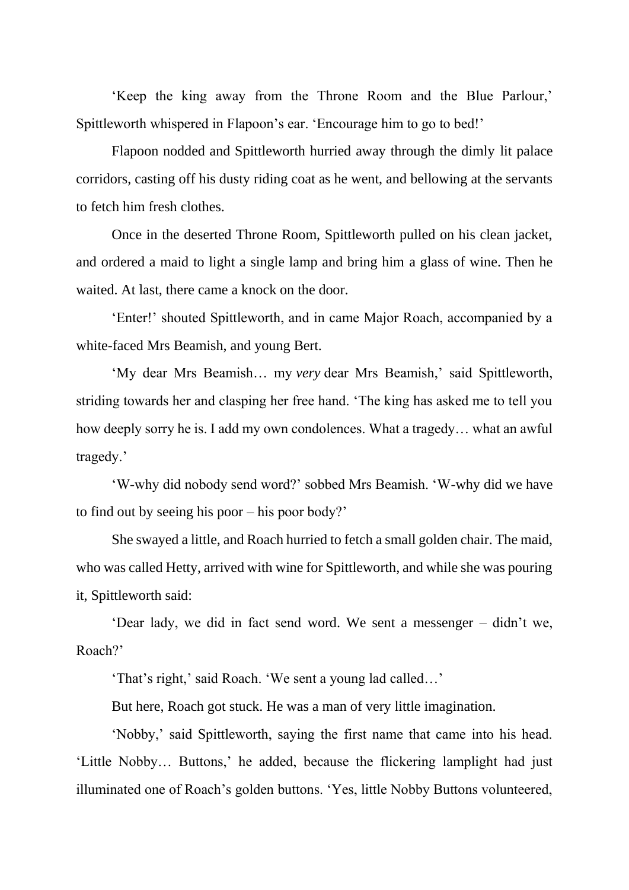‘Keep the king away from the Throne Room and the Blue Parlour,’ Spittleworth whispered in Flapoon’s ear. ‘Encourage him to go to bed!’

Flapoon nodded and Spittleworth hurried away through the dimly lit palace corridors, casting off his dusty riding coat as he went, and bellowing at the servants to fetch him fresh clothes.

Once in the deserted Throne Room, Spittleworth pulled on his clean jacket, and ordered a maid to light a single lamp and bring him a glass of wine. Then he waited. At last, there came a knock on the door.

‘Enter!’ shouted Spittleworth, and in came Major Roach, accompanied by a white-faced Mrs Beamish, and young Bert.

‘My dear Mrs Beamish… my *very* dear Mrs Beamish,’ said Spittleworth, striding towards her and clasping her free hand. ‘The king has asked me to tell you how deeply sorry he is. I add my own condolences. What a tragedy… what an awful tragedy.’

‘W-why did nobody send word?’ sobbed Mrs Beamish. ‘W-why did we have to find out by seeing his poor – his poor body?’

She swayed a little, and Roach hurried to fetch a small golden chair. The maid, who was called Hetty, arrived with wine for Spittleworth, and while she was pouring it, Spittleworth said:

‘Dear lady, we did in fact send word. We sent a messenger – didn’t we, Roach?’

‘That’s right,’ said Roach. ‘We sent a young lad called…’

But here, Roach got stuck. He was a man of very little imagination.

‘Nobby,’ said Spittleworth, saying the first name that came into his head. ‘Little Nobby… Buttons,’ he added, because the flickering lamplight had just illuminated one of Roach’s golden buttons. ‘Yes, little Nobby Buttons volunteered,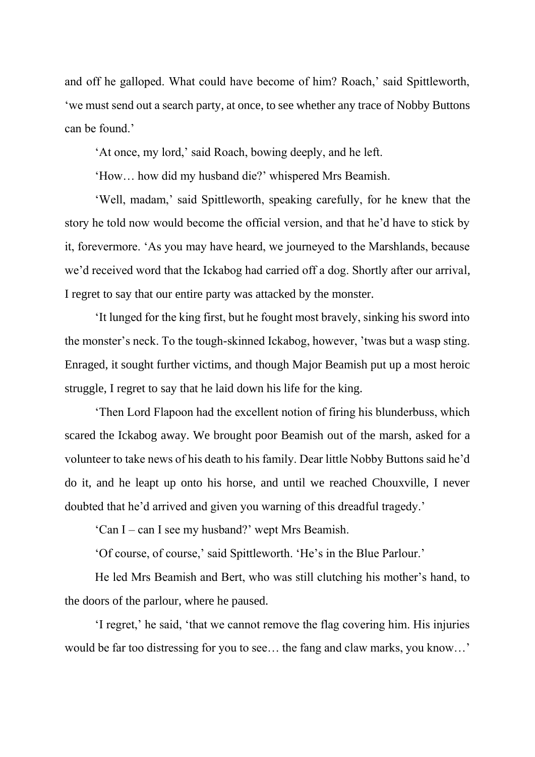and off he galloped. What could have become of him? Roach,' said Spittleworth, 'we must send out a search party, at once, to see whether any trace of Nobby Buttons can be found.'

'At once, my lord,' said Roach, bowing deeply, and he left.

'How… how did my husband die?' whispered Mrs Beamish.

'Well, madam,' said Spittleworth, speaking carefully, for he knew that the story he told now would become the official version, and that he'd have to stick by it, forevermore. 'As you may have heard, we journeyed to the Marshlands, because we'd received word that the Ickabog had carried off a dog. Shortly after our arrival, I regret to say that our entire party was attacked by the monster.

'It lunged for the king first, but he fought most bravely, sinking his sword into the monster's neck. To the tough-skinned Ickabog, however, 'twas but a wasp sting. Enraged, it sought further victims, and though Major Beamish put up a most heroic struggle, I regret to say that he laid down his life for the king.

'Then Lord Flapoon had the excellent notion of firing his blunderbuss, which scared the Ickabog away. We brought poor Beamish out of the marsh, asked for a volunteer to take news of his death to his family. Dear little Nobby Buttons said he'd do it, and he leapt up onto his horse, and until we reached Chouxville, I never doubted that he'd arrived and given you warning of this dreadful tragedy.'

'Can I – can I see my husband?' wept Mrs Beamish.

'Of course, of course,' said Spittleworth. 'He's in the Blue Parlour.'

He led Mrs Beamish and Bert, who was still clutching his mother's hand, to the doors of the parlour, where he paused.

'I regret,' he said, 'that we cannot remove the flag covering him. His injuries would be far too distressing for you to see… the fang and claw marks, you know…'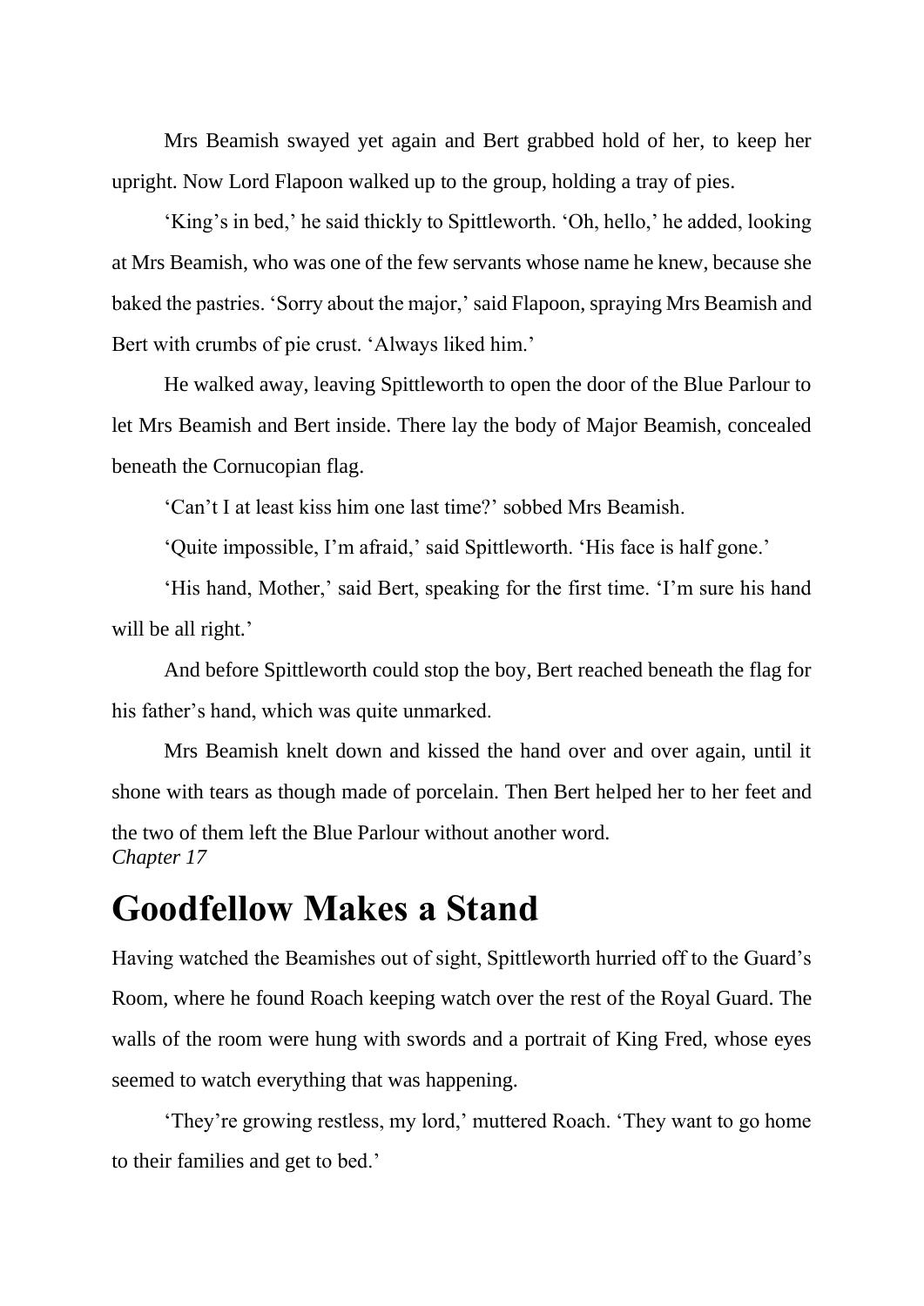Mrs Beamish swayed yet again and Bert grabbed hold of her, to keep her upright. Now Lord Flapoon walked up to the group, holding a tray of pies.

'King's in bed,' he said thickly to Spittleworth. 'Oh, hello,' he added, looking at Mrs Beamish, who was one of the few servants whose name he knew, because she baked the pastries. 'Sorry about the major,' said Flapoon, spraying Mrs Beamish and Bert with crumbs of pie crust. 'Always liked him.'

He walked away, leaving Spittleworth to open the door of the Blue Parlour to let Mrs Beamish and Bert inside. There lay the body of Major Beamish, concealed beneath the Cornucopian flag.

'Can't I at least kiss him one last time?' sobbed Mrs Beamish.

'Quite impossible, I'm afraid,' said Spittleworth. 'His face is half gone.'

'His hand, Mother,' said Bert, speaking for the first time. 'I'm sure his hand will be all right.'

And before Spittleworth could stop the boy, Bert reached beneath the flag for his father's hand, which was quite unmarked.

Mrs Beamish knelt down and kissed the hand over and over again, until it shone with tears as though made of porcelain. Then Bert helped her to her feet and the two of them left the Blue Parlour without another word.

*Chapter 17*

# Goodfellow Makes a Stand

Having watched the Beamishes out of sight, Spittleworth hurried off to the Guard's Room, where he found Roach keeping watch over the rest of the Royal Guard. The walls of the room were hung with swords and a portrait of King Fred, whose eyes seemed to watch everything that was happening.

'They're growing restless, my lord,' muttered Roach. 'They want to go home to their families and get to bed.'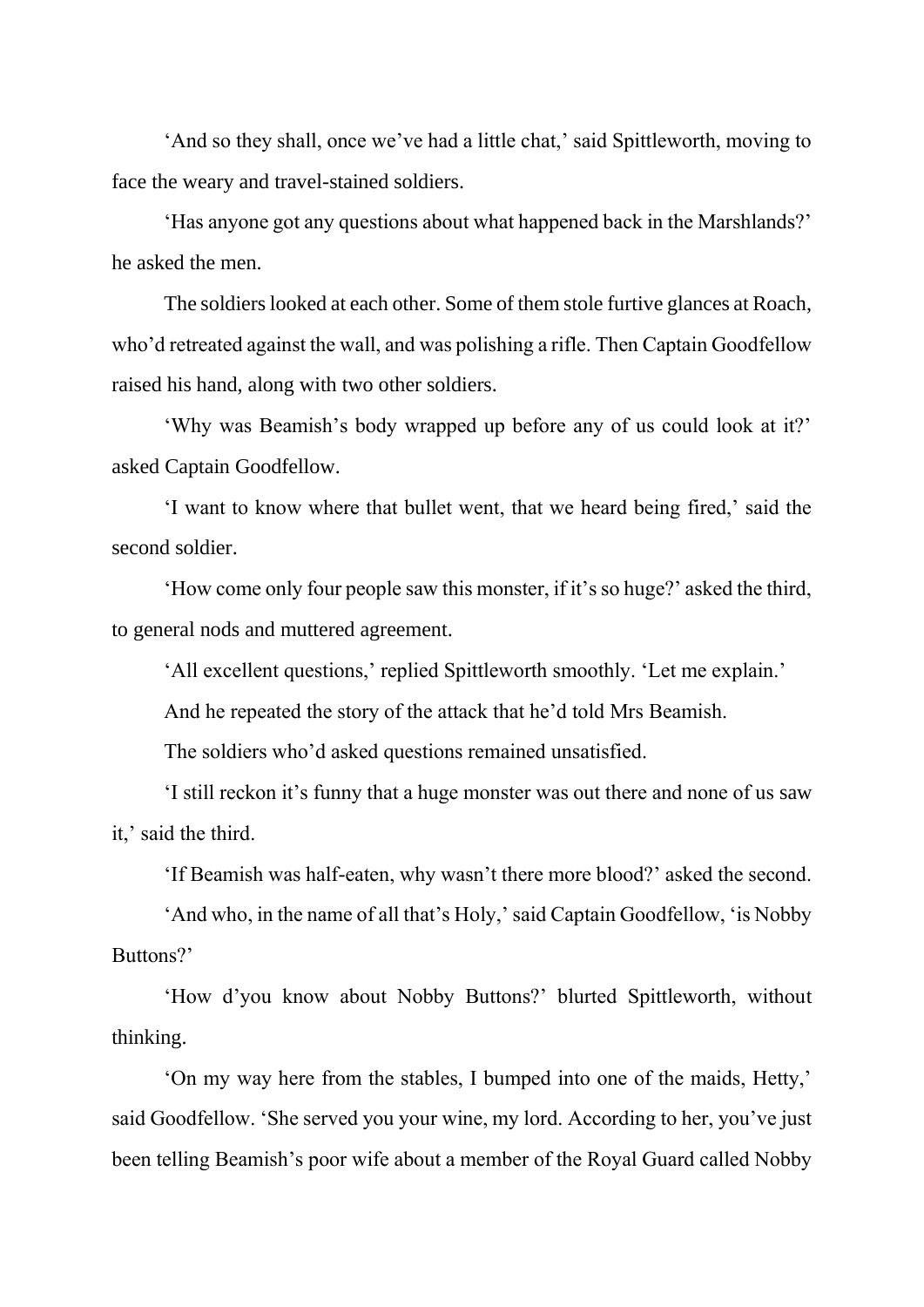'And so they shall, once we've had a little chat,' said Spittleworth, moving to face the weary and travel-stained soldiers.

'Has anyone got any questions about what happened back in the Marshlands?' he asked the men.

The soldiers looked at each other. Some of them stole furtive glances at Roach, who'd retreated against the wall, and was polishing a rifle. Then Captain Goodfellow raised his hand, along with two other soldiers.

'Why was Beamish's body wrapped up before any of us could look at it?' asked Captain Goodfellow.

'I want to know where that bullet went, that we heard being fired,' said the second soldier.

'How come only four people saw this monster, if it's so huge?' asked the third, to general nods and muttered agreement.

'All excellent questions,' replied Spittleworth smoothly. 'Let me explain.'

And he repeated the story of the attack that he'd told Mrs Beamish.

The soldiers who'd asked questions remained unsatisfied.

'I still reckon it's funny that a huge monster was out there and none of us saw it,' said the third.

'If Beamish was half-eaten, why wasn't there more blood?' asked the second.

'And who, in the name of all that's Holy,' said Captain Goodfellow, 'is Nobby Buttons?'

'How d'you know about Nobby Buttons?' blurted Spittleworth, without thinking.

'On my way here from the stables, I bumped into one of the maids, Hetty,' said Goodfellow. 'She served you your wine, my lord. According to her, you've just been telling Beamish's poor wife about a member of the Royal Guard called Nobby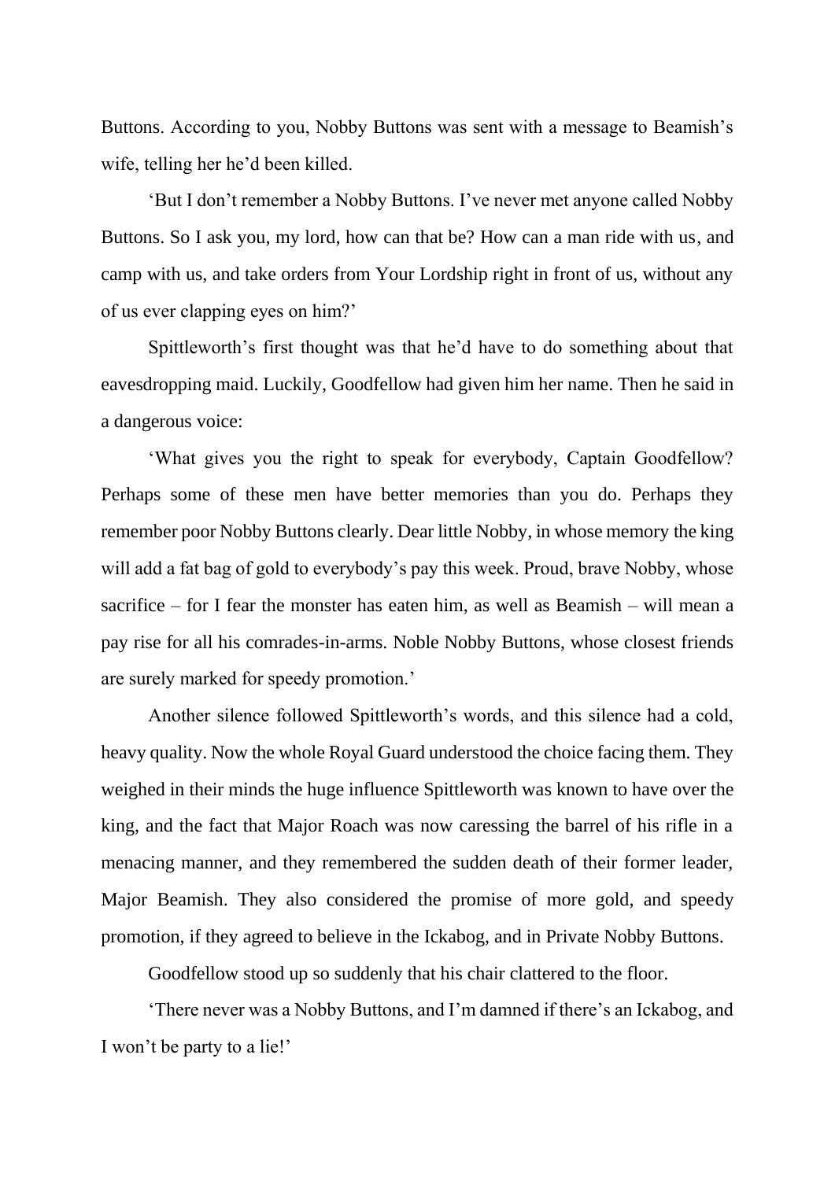Buttons. According to you, Nobby Buttons was sent with a message to Beamish's wife, telling her he'd been killed.

'But I don't remember a Nobby Buttons. I've never met anyone called Nobby Buttons. So I ask you, my lord, how can that be? How can a man ride with us, and camp with us, and take orders from Your Lordship right in front of us, without any of us ever clapping eyes on him?'

Spittleworth's first thought was that he'd have to do something about that eavesdropping maid. Luckily, Goodfellow had given him her name. Then he said in a dangerous voice:

'What gives you the right to speak for everybody, Captain Goodfellow? Perhaps some of these men have better memories than you do. Perhaps they remember poor Nobby Buttons clearly. Dear little Nobby, in whose memory the king will add a fat bag of gold to everybody's pay this week. Proud, brave Nobby, whose sacrifice – for I fear the monster has eaten him, as well as Beamish – will mean a pay rise for all his comrades-in-arms. Noble Nobby Buttons, whose closest friends are surely marked for speedy promotion.'

Another silence followed Spittleworth's words, and this silence had a cold, heavy quality. Now the whole Royal Guard understood the choice facing them. They weighed in their minds the huge influence Spittleworth was known to have over the king, and the fact that Major Roach was now caressing the barrel of his rifle in a menacing manner, and they remembered the sudden death of their former leader, Major Beamish. They also considered the promise of more gold, and speedy promotion, if they agreed to believe in the Ickabog, and in Private Nobby Buttons.

Goodfellow stood up so suddenly that his chair clattered to the floor.

'There never was a Nobby Buttons, and I'm damned if there's an Ickabog, and I won't be party to a lie!'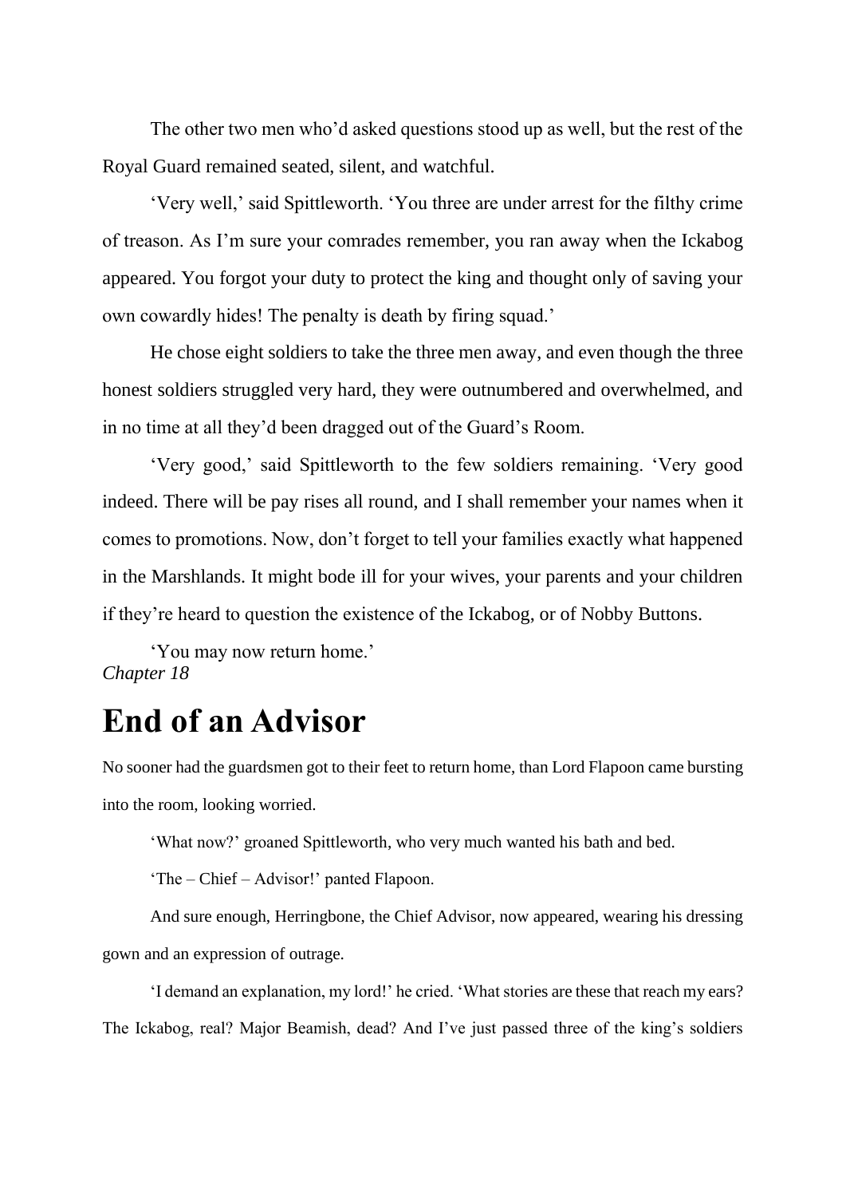The other two men who'd asked questions stood up as well, but the rest of the Royal Guard remained seated, silent, and watchful.

'Very well,' said Spittleworth. 'You three are under arrest for the filthy crime of treason. As I'm sure your comrades remember, you ran away when the Ickabog appeared. You forgot your duty to protect the king and thought only of saving your own cowardly hides! The penalty is death by firing squad.'

He chose eight soldiers to take the three men away, and even though the three honest soldiers struggled very hard, they were outnumbered and overwhelmed, and in no time at all they'd been dragged out of the Guard's Room.

'Very good,' said Spittleworth to the few soldiers remaining. 'Very good indeed. There will be pay rises all round, and I shall remember your names when it comes to promotions. Now, don't forget to tell your families exactly what happened in the Marshlands. It might bode ill for your wives, your parents and your children if they're heard to question the existence of the Ickabog, or of Nobby Buttons.

'You may now return home.'

*Chapter 18*

# End of an Advisor

No sooner had the guardsmen got to their feet to return home, than Lord Flapoon came bursting into the room, looking worried.

'What now?' groaned Spittleworth, who very much wanted his bath and bed.

'The – Chief – Advisor!' panted Flapoon.

And sure enough, Herringbone, the Chief Advisor, now appeared, wearing his dressing gown and an expression of outrage.

'I demand an explanation, my lord!' he cried. 'What stories are these that reach my ears? The Ickabog, real? Major Beamish, dead? And I've just passed three of the king's soldiers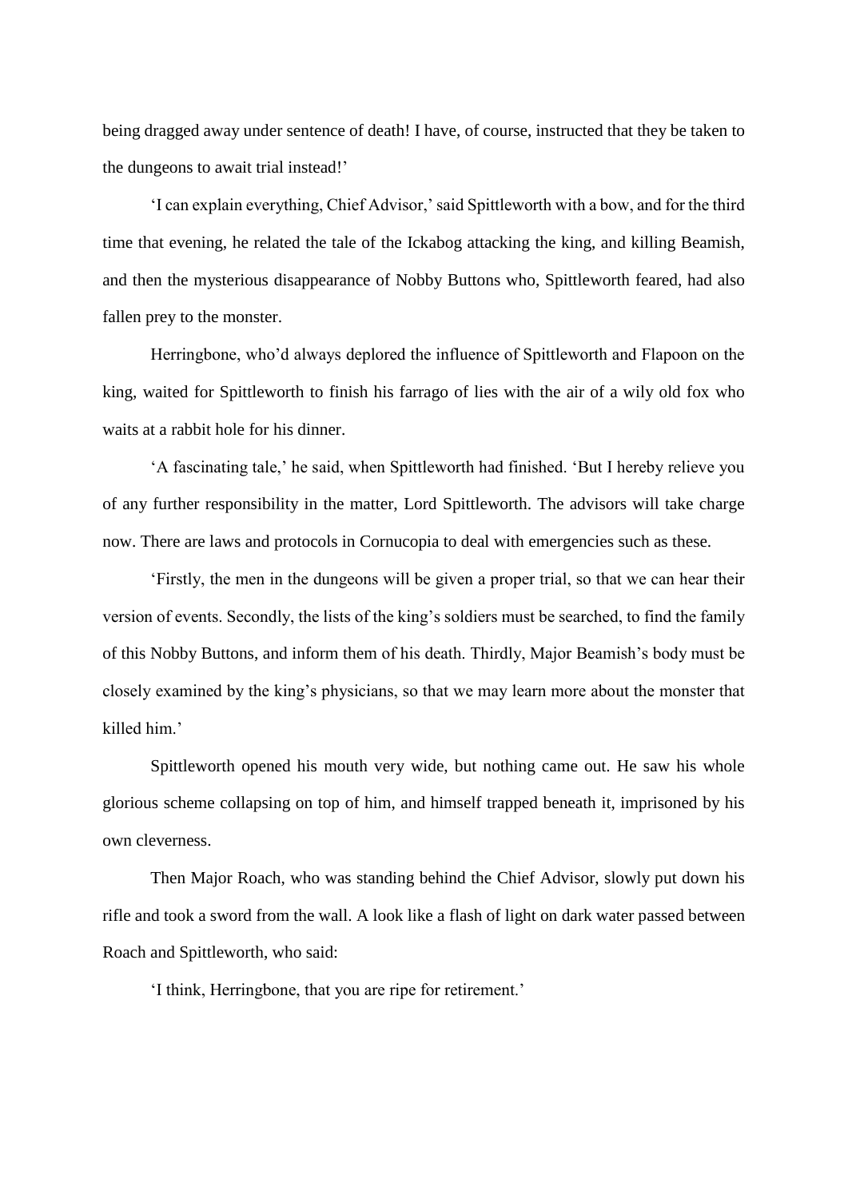being dragged away under sentence of death! I have, of course, instructed that they be taken to the dungeons to await trial instead!'

'I can explain everything, Chief Advisor,' said Spittleworth with a bow, and for the third time that evening, he related the tale of the Ickabog attacking the king, and killing Beamish, and then the mysterious disappearance of Nobby Buttons who, Spittleworth feared, had also fallen prey to the monster.

Herringbone, who'd always deplored the influence of Spittleworth and Flapoon on the king, waited for Spittleworth to finish his farrago of lies with the air of a wily old fox who waits at a rabbit hole for his dinner.

'A fascinating tale,' he said, when Spittleworth had finished. 'But I hereby relieve you of any further responsibility in the matter, Lord Spittleworth. The advisors will take charge now. There are laws and protocols in Cornucopia to deal with emergencies such as these.

'Firstly, the men in the dungeons will be given a proper trial, so that we can hear their version of events. Secondly, the lists of the king's soldiers must be searched, to find the family of this Nobby Buttons, and inform them of his death. Thirdly, Major Beamish's body must be closely examined by the king's physicians, so that we may learn more about the monster that killed him.'

Spittleworth opened his mouth very wide, but nothing came out. He saw his whole glorious scheme collapsing on top of him, and himself trapped beneath it, imprisoned by his own cleverness.

Then Major Roach, who was standing behind the Chief Advisor, slowly put down his rifle and took a sword from the wall. A look like a flash of light on dark water passed between Roach and Spittleworth, who said:

'I think, Herringbone, that you are ripe for retirement.'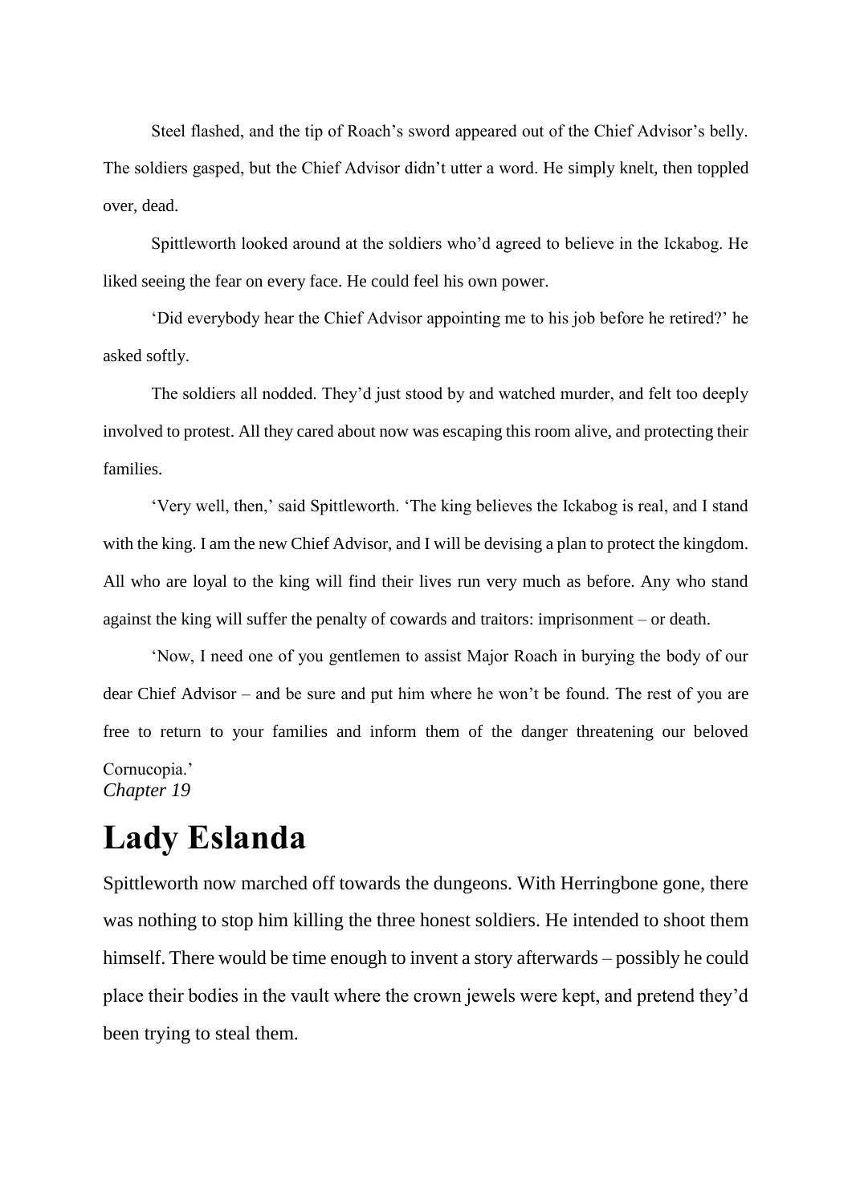Steel flashed, and the tip of Roach's sword appeared out of the Chief Advisor's belly. The soldiers gasped, but the Chief Advisor didn't utter a word. He simply knelt, then toppled over, dead.

Spittleworth looked around at the soldiers who'd agreed to believe in the Ickabog. He liked seeing the fear on every face. He could feel his own power.

'Did everybody hear the Chief Advisor appointing me to his job before he retired?' he asked softly.

The soldiers all nodded. They'd just stood by and watched murder, and felt too deeply involved to protest. All they cared about now was escaping this room alive, and protecting their families.

'Very well, then,' said Spittleworth. 'The king believes the Ickabog is real, and I stand with the king. I am the new Chief Advisor, and I will be devising a plan to protect the kingdom. All who are loyal to the king will find their lives run very much as before. Any who stand against the king will suffer the penalty of cowards and traitors: imprisonment – or death.

'Now, I need one of you gentlemen to assist Major Roach in burying the body of our dear Chief Advisor – and be sure and put him where he won't be found. The rest of you are free to return to your families and inform them of the danger threatening our beloved Cornucopia.'

*Chapter 19*

# Lady Eslanda

Spittleworth now marched off towards the dungeons. With Herringbone gone, there was nothing to stop him killing the three honest soldiers. He intended to shoot them himself. There would be time enough to invent a story afterwards – possibly he could place their bodies in the vault where the crown jewels were kept, and pretend they'd been trying to steal them.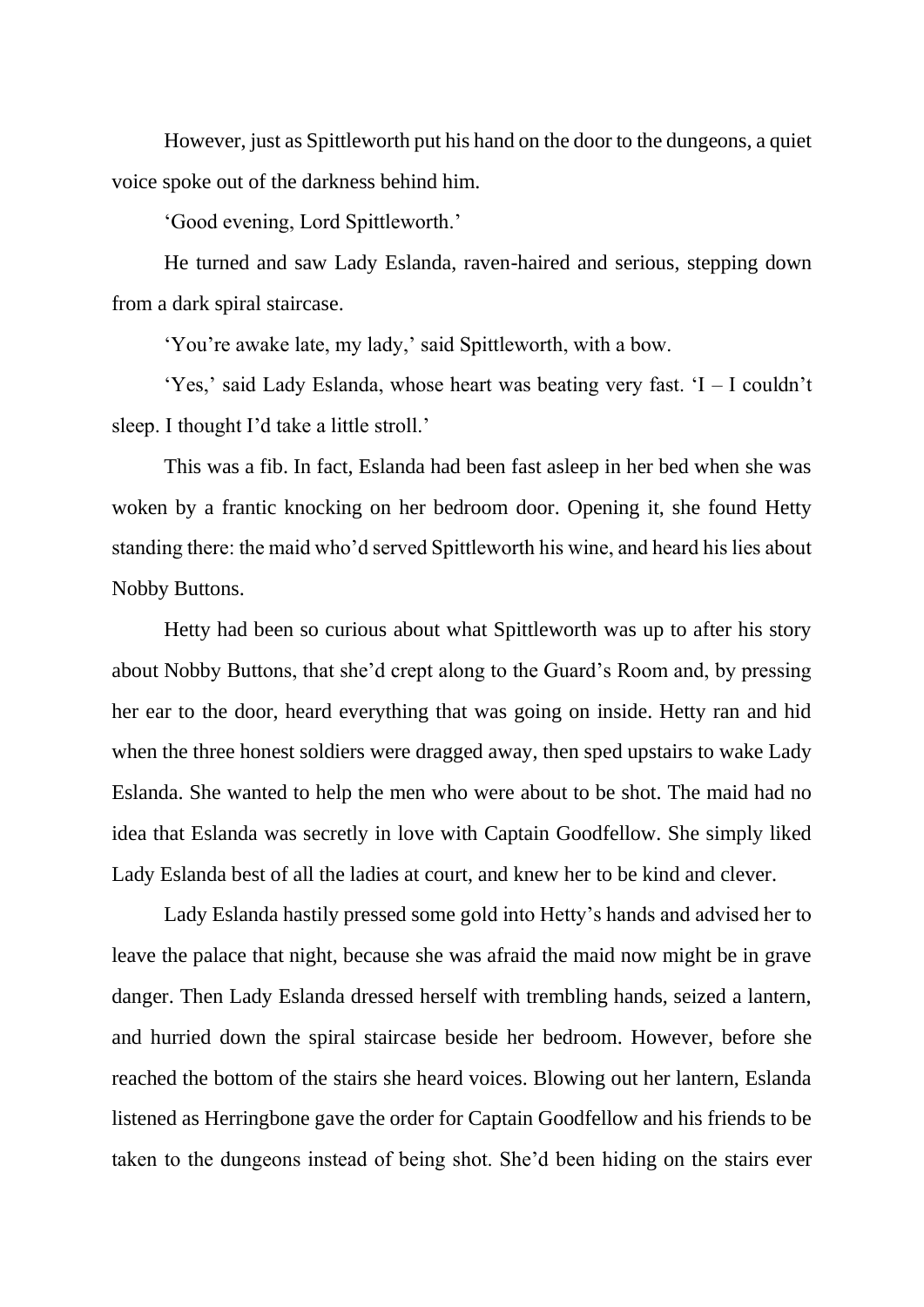However, just as Spittleworth put his hand on the door to the dungeons, a quiet voice spoke out of the darkness behind him.

'Good evening, Lord Spittleworth.'

He turned and saw Lady Eslanda, raven-haired and serious, stepping down from a dark spiral staircase.

'You're awake late, my lady,' said Spittleworth, with a bow.

'Yes,' said Lady Eslanda, whose heart was beating very fast. 'I – I couldn't sleep. I thought I'd take a little stroll.'

This was a fib. In fact, Eslanda had been fast asleep in her bed when she was woken by a frantic knocking on her bedroom door. Opening it, she found Hetty standing there: the maid who'd served Spittleworth his wine, and heard his lies about Nobby Buttons.

Hetty had been so curious about what Spittleworth was up to after his story about Nobby Buttons, that she'd crept along to the Guard's Room and, by pressing her ear to the door, heard everything that was going on inside. Hetty ran and hid when the three honest soldiers were dragged away, then sped upstairs to wake Lady Eslanda. She wanted to help the men who were about to be shot. The maid had no idea that Eslanda was secretly in love with Captain Goodfellow. She simply liked Lady Eslanda best of all the ladies at court, and knew her to be kind and clever.

Lady Eslanda hastily pressed some gold into Hetty's hands and advised her to leave the palace that night, because she was afraid the maid now might be in grave danger. Then Lady Eslanda dressed herself with trembling hands, seized a lantern, and hurried down the spiral staircase beside her bedroom. However, before she reached the bottom of the stairs she heard voices. Blowing out her lantern, Eslanda listened as Herringbone gave the order for Captain Goodfellow and his friends to be taken to the dungeons instead of being shot. She'd been hiding on the stairs ever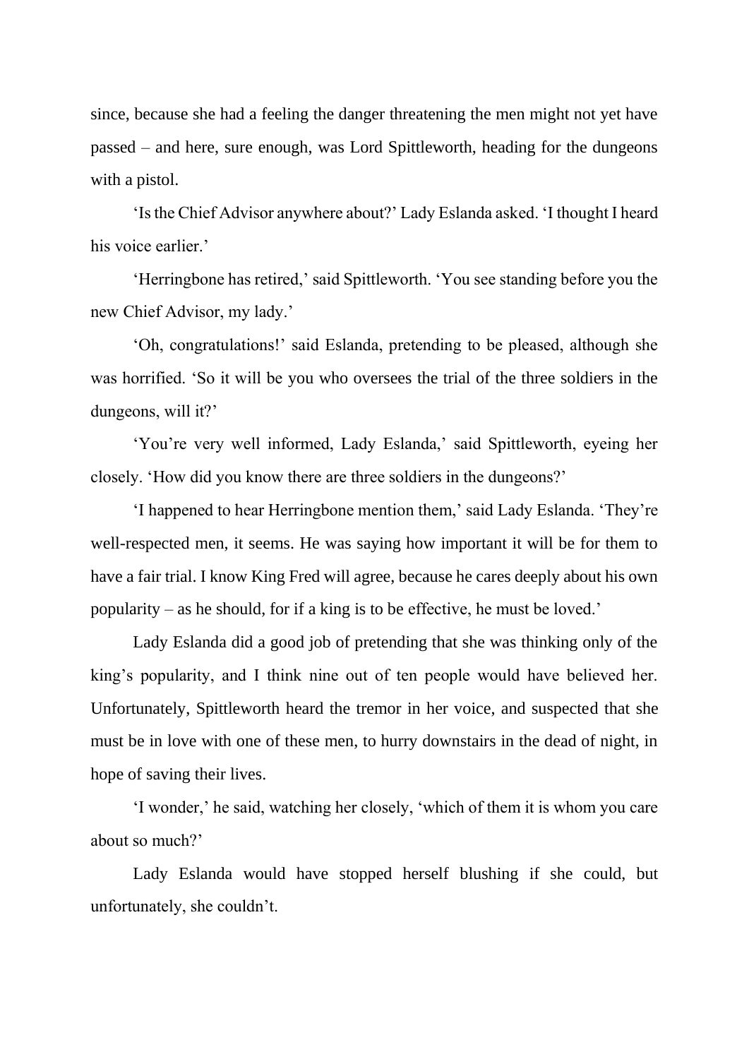since, because she had a feeling the danger threatening the men might not yet have passed – and here, sure enough, was Lord Spittleworth, heading for the dungeons with a pistol.

'Is the Chief Advisor anywhere about?' Lady Eslanda asked. 'I thought I heard his voice earlier.'

'Herringbone has retired,' said Spittleworth. 'You see standing before you the new Chief Advisor, my lady.'

'Oh, congratulations!' said Eslanda, pretending to be pleased, although she was horrified. 'So it will be you who oversees the trial of the three soldiers in the dungeons, will it?'

'You're very well informed, Lady Eslanda,' said Spittleworth, eyeing her closely. 'How did you know there are three soldiers in the dungeons?'

'I happened to hear Herringbone mention them,' said Lady Eslanda. 'They're well-respected men, it seems. He was saying how important it will be for them to have a fair trial. I know King Fred will agree, because he cares deeply about his own popularity – as he should, for if a king is to be effective, he must be loved.'

Lady Eslanda did a good job of pretending that she was thinking only of the king's popularity, and I think nine out of ten people would have believed her. Unfortunately, Spittleworth heard the tremor in her voice, and suspected that she must be in love with one of these men, to hurry downstairs in the dead of night, in hope of saving their lives.

'I wonder,' he said, watching her closely, 'which of them it is whom you care about so much?'

Lady Eslanda would have stopped herself blushing if she could, but unfortunately, she couldn't.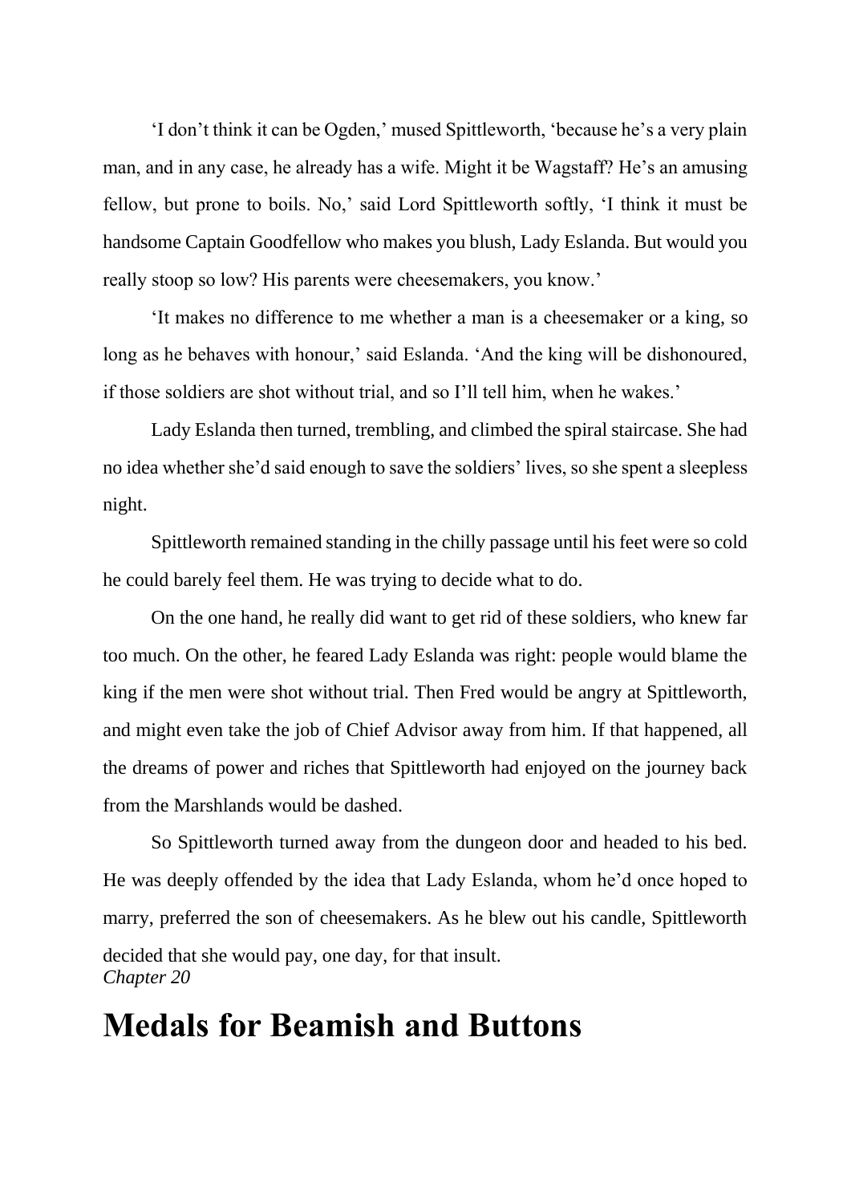‘I don’t think it can be Ogden,’ mused Spittleworth, ‘because he’s a very plain man, and in any case, he already has a wife. Might it be Wagstaff? He’s an amusing fellow, but prone to boils. No,’ said Lord Spittleworth softly, ‘I think it must be handsome Captain Goodfellow who makes you blush, Lady Eslanda. But would you really stoop so low? His parents were cheesemakers, you know.’

‘It makes no difference to me whether a man is a cheesemaker or a king, so long as he behaves with honour,’ said Eslanda. ‘And the king will be dishonoured, if those soldiers are shot without trial, and so I’ll tell him, when he wakes.’

Lady Eslanda then turned, trembling, and climbed the spiral staircase. She had no idea whether she’d said enough to save the soldiers’ lives, so she spent a sleepless night.

Spittleworth remained standing in the chilly passage until his feet were so cold he could barely feel them. He was trying to decide what to do.

On the one hand, he really did want to get rid of these soldiers, who knew far too much. On the other, he feared Lady Eslanda was right: people would blame the king if the men were shot without trial. Then Fred would be angry at Spittleworth, and might even take the job of Chief Advisor away from him. If that happened, all the dreams of power and riches that Spittleworth had enjoyed on the journey back from the Marshlands would be dashed.

So Spittleworth turned away from the dungeon door and headed to his bed. He was deeply offended by the idea that Lady Eslanda, whom he’d once hoped to marry, preferred the son of cheesemakers. As he blew out his candle, Spittleworth decided that she would pay, one day, for that insult.

*Chapter 20*

# Medals for Beamish and Buttons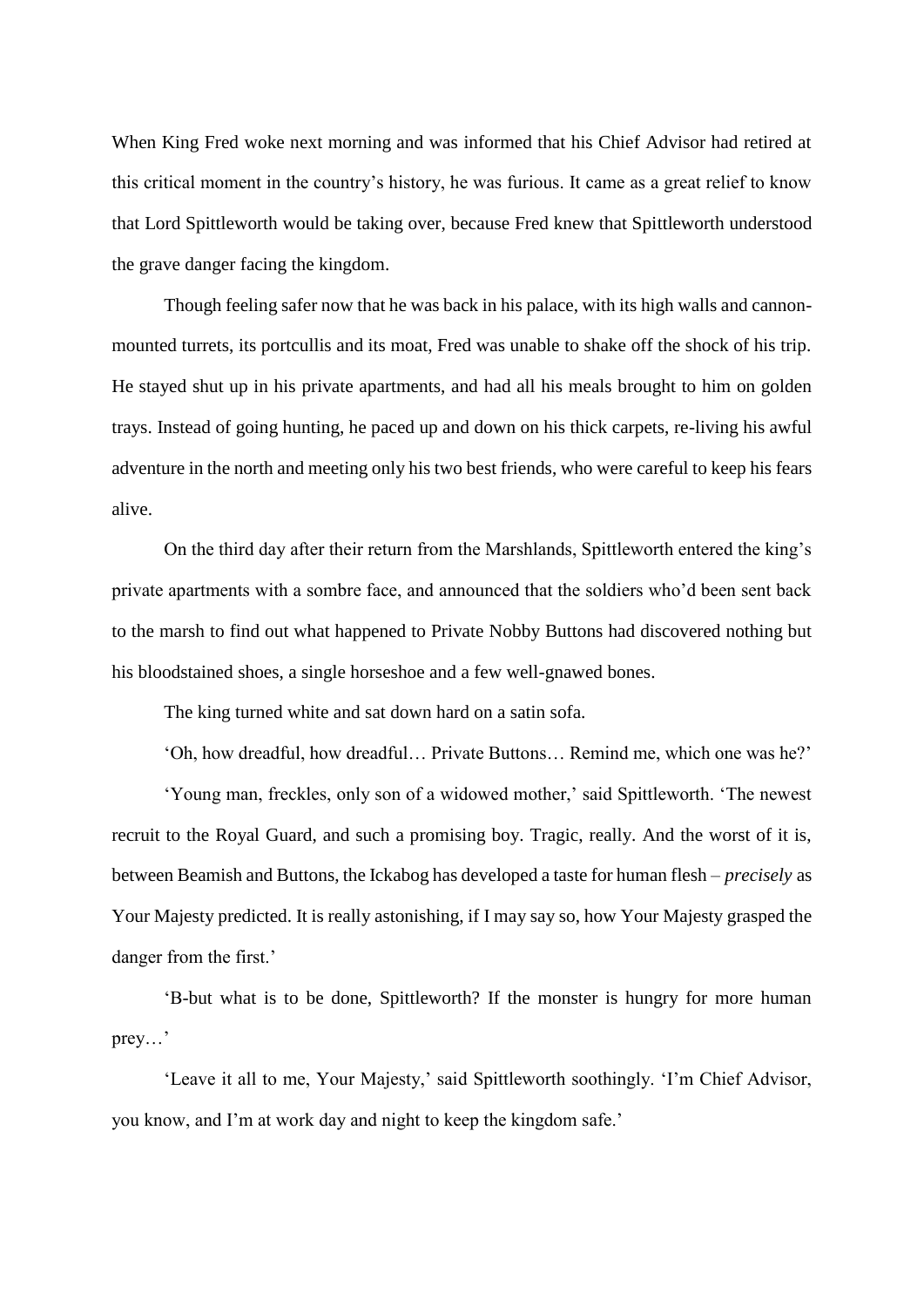When King Fred woke next morning and was informed that his Chief Advisor had retired at this critical moment in the country's history, he was furious. It came as a great relief to know that Lord Spittleworth would be taking over, because Fred knew that Spittleworth understood the grave danger facing the kingdom.

Though feeling safer now that he was back in his palace, with its high walls and cannon-mounted turrets, its portcullis and its moat, Fred was unable to shake off the shock of his trip. He stayed shut up in his private apartments, and had all his meals brought to him on golden trays. Instead of going hunting, he paced up and down on his thick carpets, re-living his awful adventure in the north and meeting only his two best friends, who were careful to keep his fears alive.

On the third day after their return from the Marshlands, Spittleworth entered the king's private apartments with a sombre face, and announced that the soldiers who'd been sent back to the marsh to find out what happened to Private Nobby Buttons had discovered nothing but his bloodstained shoes, a single horseshoe and a few well-gnawed bones.

The king turned white and sat down hard on a satin sofa.

'Oh, how dreadful, how dreadful… Private Buttons… Remind me, which one was he?'

'Young man, freckles, only son of a widowed mother,' said Spittleworth. 'The newest recruit to the Royal Guard, and such a promising boy. Tragic, really. And the worst of it is, between Beamish and Buttons, the Ickabog has developed a taste for human flesh – *precisely* as Your Majesty predicted. It is really astonishing, if I may say so, how Your Majesty grasped the danger from the first.'

'B-but what is to be done, Spittleworth? If the monster is hungry for more human prey…'

'Leave it all to me, Your Majesty,' said Spittleworth soothingly. 'I'm Chief Advisor, you know, and I'm at work day and night to keep the kingdom safe.'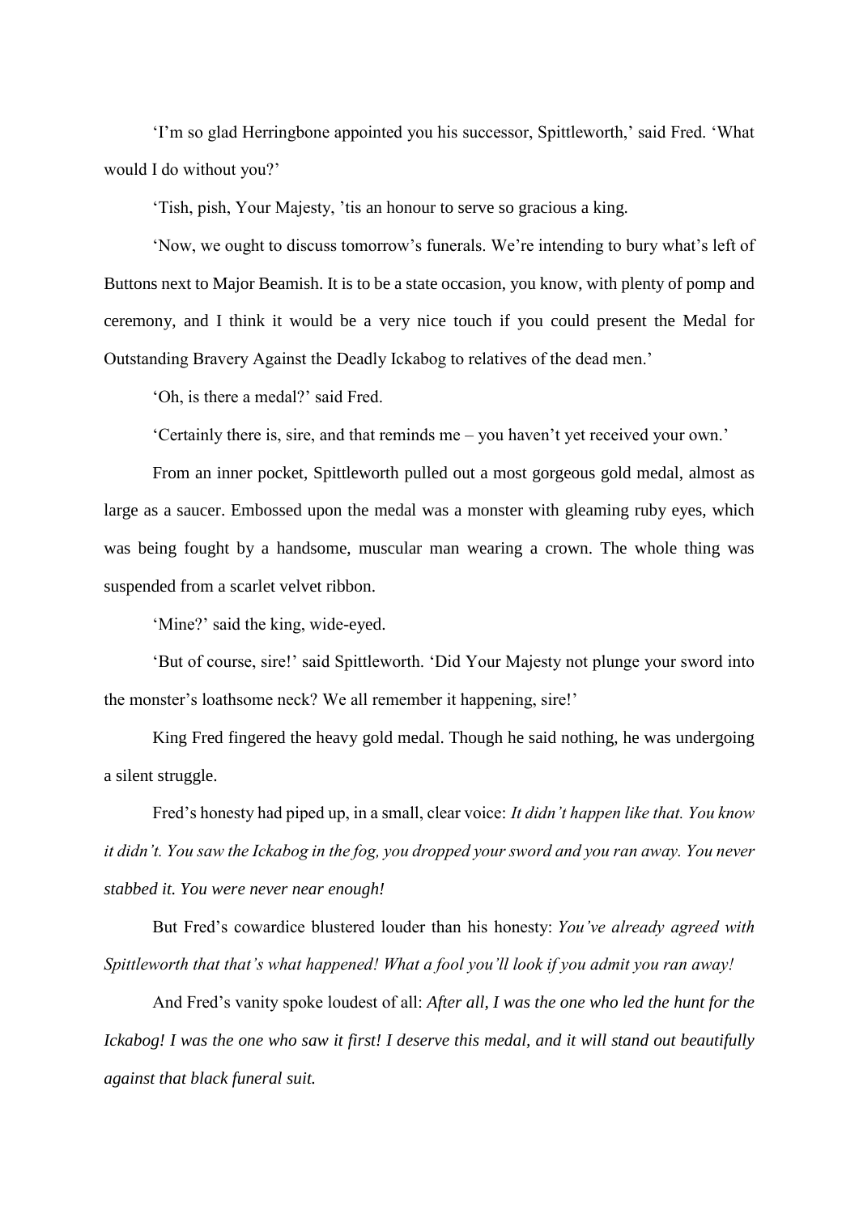'I'm so glad Herringbone appointed you his successor, Spittleworth,' said Fred. 'What would I do without you?'

'Tish, pish, Your Majesty, 'tis an honour to serve so gracious a king.

'Now, we ought to discuss tomorrow's funerals. We're intending to bury what's left of Buttons next to Major Beamish. It is to be a state occasion, you know, with plenty of pomp and ceremony, and I think it would be a very nice touch if you could present the Medal for Outstanding Bravery Against the Deadly Ickabog to relatives of the dead men.'

'Oh, is there a medal?' said Fred.

'Certainly there is, sire, and that reminds me – you haven't yet received your own.'

From an inner pocket, Spittleworth pulled out a most gorgeous gold medal, almost as large as a saucer. Embossed upon the medal was a monster with gleaming ruby eyes, which was being fought by a handsome, muscular man wearing a crown. The whole thing was suspended from a scarlet velvet ribbon.

'Mine?' said the king, wide-eyed.

'But of course, sire!' said Spittleworth. 'Did Your Majesty not plunge your sword into the monster's loathsome neck? We all remember it happening, sire!'

King Fred fingered the heavy gold medal. Though he said nothing, he was undergoing a silent struggle.

Fred's honesty had piped up, in a small, clear voice: *It didn't happen like that. You know it didn't. You saw the Ickabog in the fog, you dropped your sword and you ran away. You never stabbed it. You were never near enough!*

But Fred's cowardice blustered louder than his honesty: *You've already agreed with Spittleworth that that's what happened! What a fool you'll look if you admit you ran away!*

And Fred's vanity spoke loudest of all: *After all, I was the one who led the hunt for the Ickabog! I was the one who saw it first! I deserve this medal, and it will stand out beautifully against that black funeral suit.*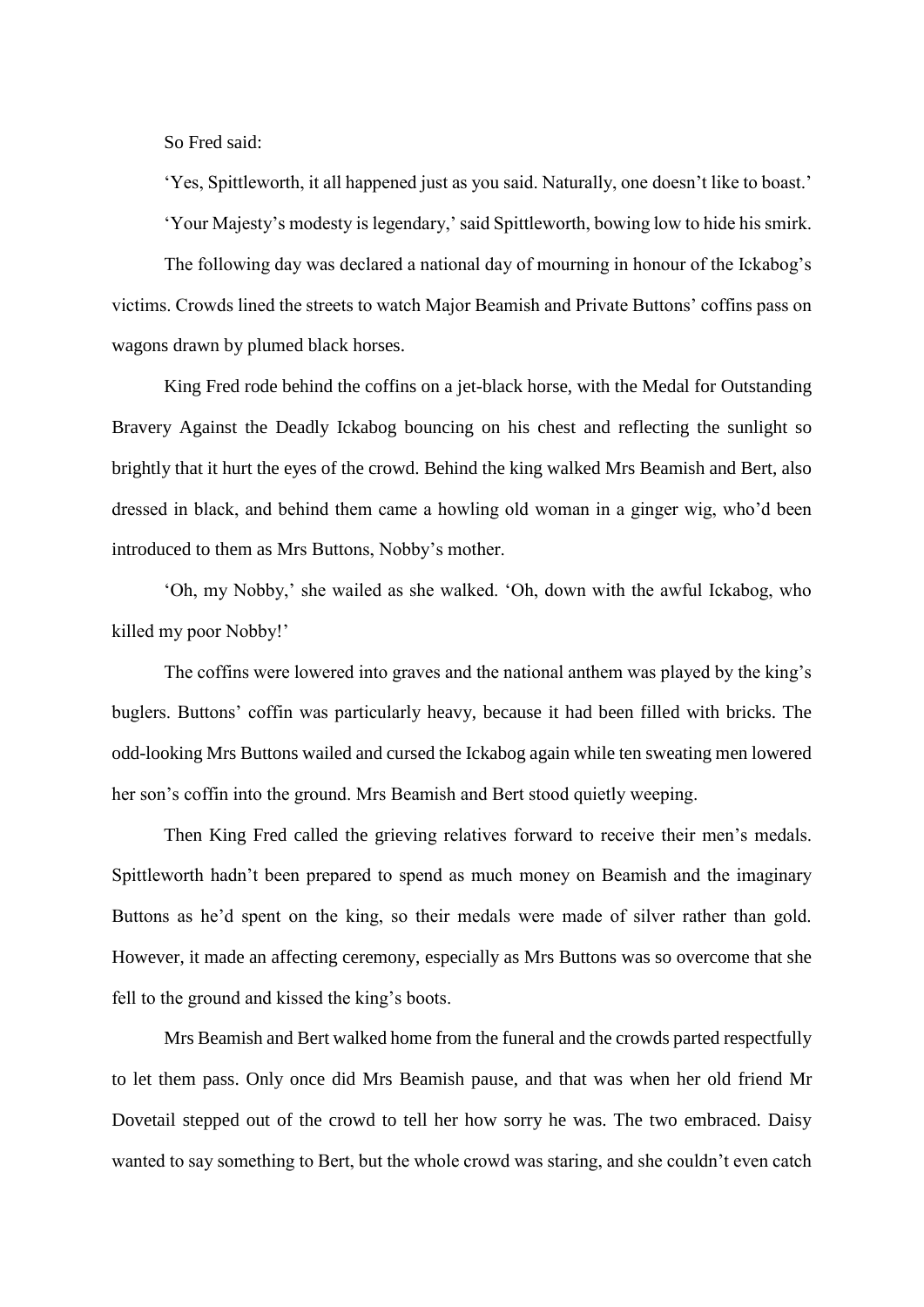So Fred said:

'Yes, Spittleworth, it all happened just as you said. Naturally, one doesn't like to boast.'

'Your Majesty's modesty is legendary,' said Spittleworth, bowing low to hide his smirk.

The following day was declared a national day of mourning in honour of the Ickabog's victims. Crowds lined the streets to watch Major Beamish and Private Buttons' coffins pass on wagons drawn by plumed black horses.

King Fred rode behind the coffins on a jet-black horse, with the Medal for Outstanding Bravery Against the Deadly Ickabog bouncing on his chest and reflecting the sunlight so brightly that it hurt the eyes of the crowd. Behind the king walked Mrs Beamish and Bert, also dressed in black, and behind them came a howling old woman in a ginger wig, who'd been introduced to them as Mrs Buttons, Nobby's mother.

'Oh, my Nobby,' she wailed as she walked. 'Oh, down with the awful Ickabog, who killed my poor Nobby!'

The coffins were lowered into graves and the national anthem was played by the king's buglers. Buttons' coffin was particularly heavy, because it had been filled with bricks. The odd-looking Mrs Buttons wailed and cursed the Ickabog again while ten sweating men lowered her son's coffin into the ground. Mrs Beamish and Bert stood quietly weeping.

Then King Fred called the grieving relatives forward to receive their men's medals. Spittleworth hadn't been prepared to spend as much money on Beamish and the imaginary Buttons as he'd spent on the king, so their medals were made of silver rather than gold. However, it made an affecting ceremony, especially as Mrs Buttons was so overcome that she fell to the ground and kissed the king's boots.

Mrs Beamish and Bert walked home from the funeral and the crowds parted respectfully to let them pass. Only once did Mrs Beamish pause, and that was when her old friend Mr Dovetail stepped out of the crowd to tell her how sorry he was. The two embraced. Daisy wanted to say something to Bert, but the whole crowd was staring, and she couldn't even catch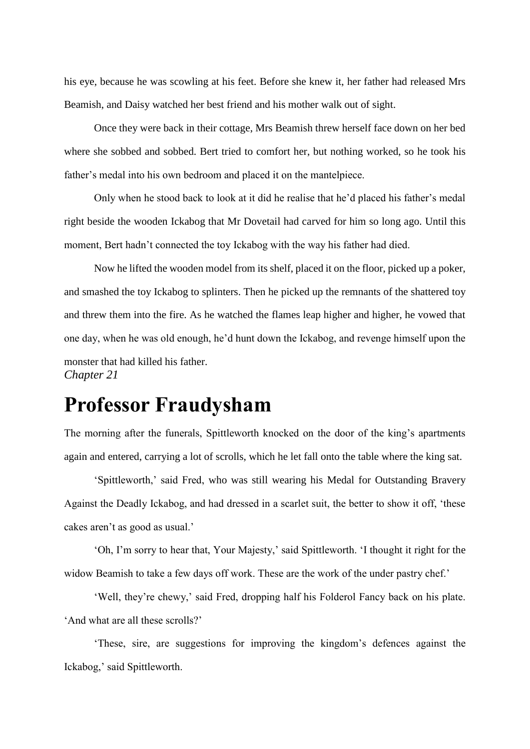his eye, because he was scowling at his feet. Before she knew it, her father had released Mrs Beamish, and Daisy watched her best friend and his mother walk out of sight.

Once they were back in their cottage, Mrs Beamish threw herself face down on her bed where she sobbed and sobbed. Bert tried to comfort her, but nothing worked, so he took his father's medal into his own bedroom and placed it on the mantelpiece.

Only when he stood back to look at it did he realise that he'd placed his father's medal right beside the wooden Ickabog that Mr Dovetail had carved for him so long ago. Until this moment, Bert hadn't connected the toy Ickabog with the way his father had died.

Now he lifted the wooden model from its shelf, placed it on the floor, picked up a poker, and smashed the toy Ickabog to splinters. Then he picked up the remnants of the shattered toy and threw them into the fire. As he watched the flames leap higher and higher, he vowed that one day, when he was old enough, he'd hunt down the Ickabog, and revenge himself upon the monster that had killed his father.

*Chapter 21*

# Professor Fraudysham

The morning after the funerals, Spittleworth knocked on the door of the king's apartments again and entered, carrying a lot of scrolls, which he let fall onto the table where the king sat.

'Spittleworth,' said Fred, who was still wearing his Medal for Outstanding Bravery Against the Deadly Ickabog, and had dressed in a scarlet suit, the better to show it off, 'these cakes aren't as good as usual.'

'Oh, I'm sorry to hear that, Your Majesty,' said Spittleworth. 'I thought it right for the widow Beamish to take a few days off work. These are the work of the under pastry chef.'

'Well, they're chewy,' said Fred, dropping half his Folderol Fancy back on his plate. 'And what are all these scrolls?'

'These, sire, are suggestions for improving the kingdom's defences against the Ickabog,' said Spittleworth.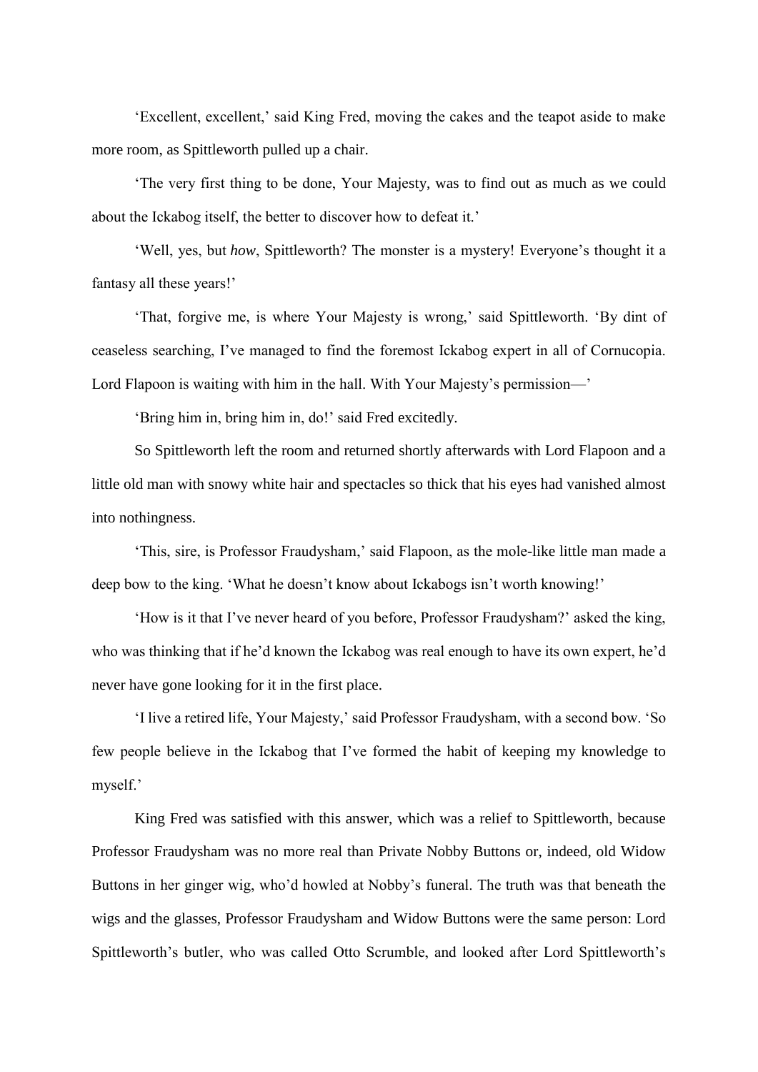'Excellent, excellent,' said King Fred, moving the cakes and the teapot aside to make more room, as Spittleworth pulled up a chair.

'The very first thing to be done, Your Majesty, was to find out as much as we could about the Ickabog itself, the better to discover how to defeat it.'

'Well, yes, but *how*, Spittleworth? The monster is a mystery! Everyone's thought it a fantasy all these years!'

'That, forgive me, is where Your Majesty is wrong,' said Spittleworth. 'By dint of ceaseless searching, I've managed to find the foremost Ickabog expert in all of Cornucopia. Lord Flapoon is waiting with him in the hall. With Your Majesty's permission—'

'Bring him in, bring him in, do!' said Fred excitedly.

So Spittleworth left the room and returned shortly afterwards with Lord Flapoon and a little old man with snowy white hair and spectacles so thick that his eyes had vanished almost into nothingness.

'This, sire, is Professor Fraudysham,' said Flapoon, as the mole-like little man made a deep bow to the king. 'What he doesn't know about Ickabogs isn't worth knowing!'

'How is it that I've never heard of you before, Professor Fraudysham?' asked the king, who was thinking that if he'd known the Ickabog was real enough to have its own expert, he'd never have gone looking for it in the first place.

'I live a retired life, Your Majesty,' said Professor Fraudysham, with a second bow. 'So few people believe in the Ickabog that I've formed the habit of keeping my knowledge to myself.'

King Fred was satisfied with this answer, which was a relief to Spittleworth, because Professor Fraudysham was no more real than Private Nobby Buttons or, indeed, old Widow Buttons in her ginger wig, who'd howled at Nobby's funeral. The truth was that beneath the wigs and the glasses, Professor Fraudysham and Widow Buttons were the same person: Lord Spittleworth's butler, who was called Otto Scrumble, and looked after Lord Spittleworth's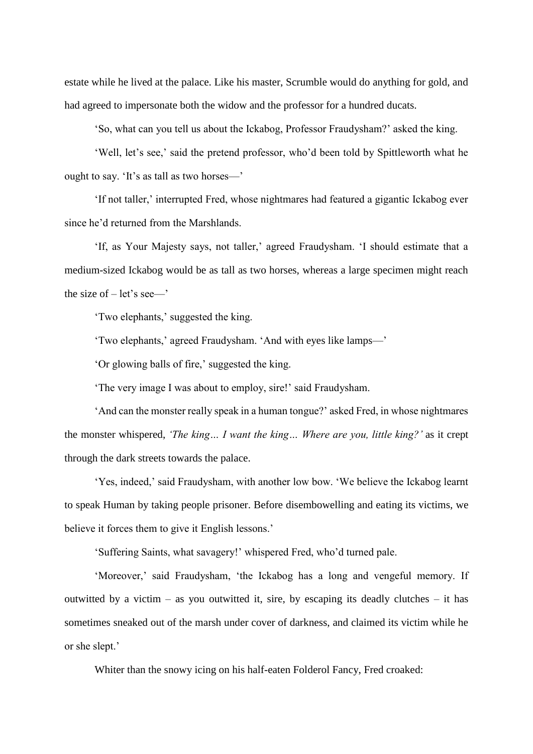estate while he lived at the palace. Like his master, Scrumble would do anything for gold, and had agreed to impersonate both the widow and the professor for a hundred ducats.

'So, what can you tell us about the Ickabog, Professor Fraudysham?' asked the king.

'Well, let's see,' said the pretend professor, who'd been told by Spittleworth what he ought to say. 'It's as tall as two horses—'

'If not taller,' interrupted Fred, whose nightmares had featured a gigantic Ickabog ever since he'd returned from the Marshlands.

'If, as Your Majesty says, not taller,' agreed Fraudysham. 'I should estimate that a medium-sized Ickabog would be as tall as two horses, whereas a large specimen might reach the size of – let's see—'

'Two elephants,' suggested the king.

'Two elephants,' agreed Fraudysham. 'And with eyes like lamps—'

'Or glowing balls of fire,' suggested the king.

'The very image I was about to employ, sire!' said Fraudysham.

'And can the monster really speak in a human tongue?' asked Fred, in whose nightmares the monster whispered, *'The king… I want the king… Where are you, little king?'* as it crept through the dark streets towards the palace.

'Yes, indeed,' said Fraudysham, with another low bow. 'We believe the Ickabog learnt to speak Human by taking people prisoner. Before disembowelling and eating its victims, we believe it forces them to give it English lessons.'

'Suffering Saints, what savagery!' whispered Fred, who'd turned pale.

'Moreover,' said Fraudysham, 'the Ickabog has a long and vengeful memory. If outwitted by a victim – as you outwitted it, sire, by escaping its deadly clutches – it has sometimes sneaked out of the marsh under cover of darkness, and claimed its victim while he or she slept.'

Whiter than the snowy icing on his half-eaten Folderol Fancy, Fred croaked: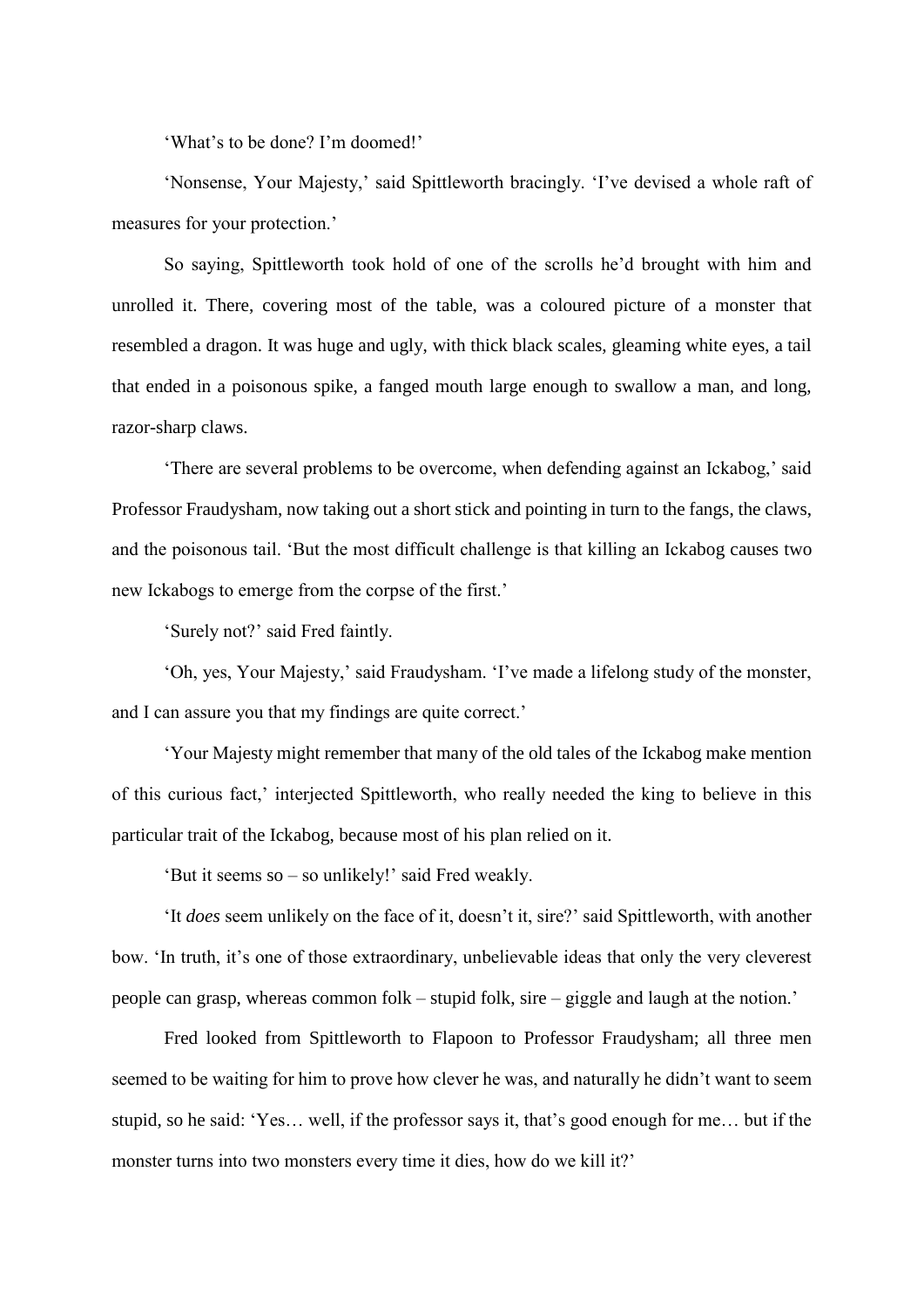'What's to be done? I'm doomed!'

'Nonsense, Your Majesty,' said Spittleworth bracingly. 'I've devised a whole raft of measures for your protection.'

So saying, Spittleworth took hold of one of the scrolls he'd brought with him and unrolled it. There, covering most of the table, was a coloured picture of a monster that resembled a dragon. It was huge and ugly, with thick black scales, gleaming white eyes, a tail that ended in a poisonous spike, a fanged mouth large enough to swallow a man, and long, razor-sharp claws.

'There are several problems to be overcome, when defending against an Ickabog,' said Professor Fraudysham, now taking out a short stick and pointing in turn to the fangs, the claws, and the poisonous tail. 'But the most difficult challenge is that killing an Ickabog causes two new Ickabogs to emerge from the corpse of the first.'

'Surely not?' said Fred faintly.

'Oh, yes, Your Majesty,' said Fraudysham. 'I've made a lifelong study of the monster, and I can assure you that my findings are quite correct.'

'Your Majesty might remember that many of the old tales of the Ickabog make mention of this curious fact,' interjected Spittleworth, who really needed the king to believe in this particular trait of the Ickabog, because most of his plan relied on it.

'But it seems so – so unlikely!' said Fred weakly.

'It *does* seem unlikely on the face of it, doesn't it, sire?' said Spittleworth, with another bow. 'In truth, it's one of those extraordinary, unbelievable ideas that only the very cleverest people can grasp, whereas common folk – stupid folk, sire – giggle and laugh at the notion.'

Fred looked from Spittleworth to Flapoon to Professor Fraudysham; all three men seemed to be waiting for him to prove how clever he was, and naturally he didn't want to seem stupid, so he said: 'Yes… well, if the professor says it, that's good enough for me… but if the monster turns into two monsters every time it dies, how do we kill it?'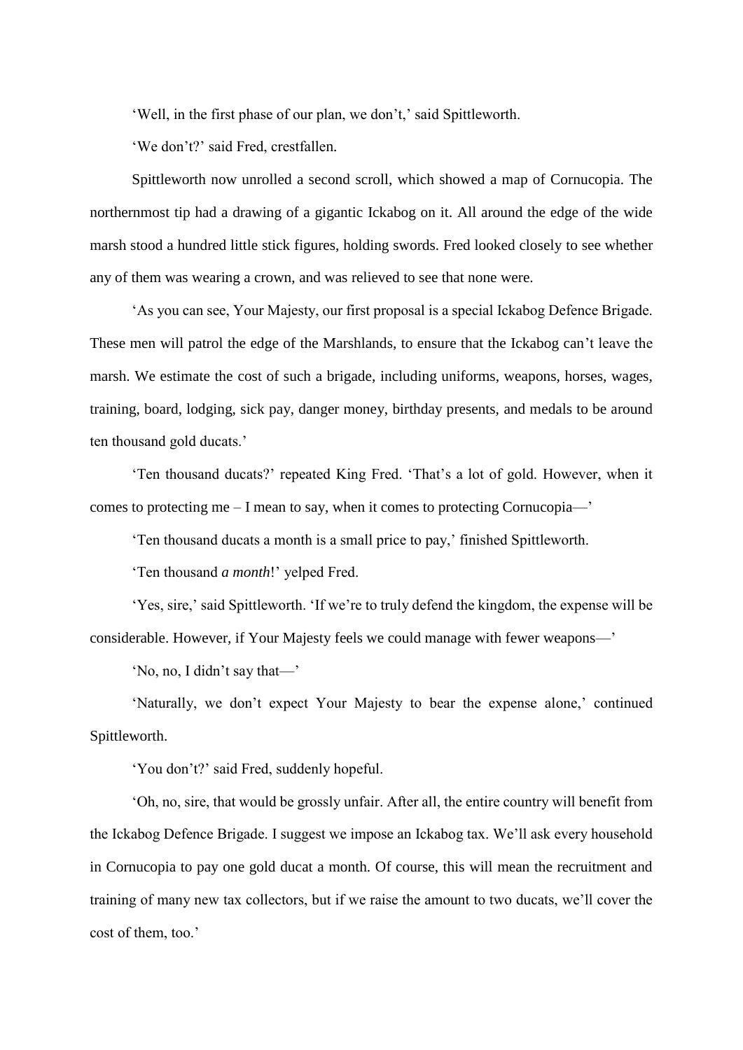'Well, in the first phase of our plan, we don't,' said Spittleworth.

'We don't?' said Fred, crestfallen.

Spittleworth now unrolled a second scroll, which showed a map of Cornucopia. The northernmost tip had a drawing of a gigantic Ickabog on it. All around the edge of the wide marsh stood a hundred little stick figures, holding swords. Fred looked closely to see whether any of them was wearing a crown, and was relieved to see that none were.

'As you can see, Your Majesty, our first proposal is a special Ickabog Defence Brigade. These men will patrol the edge of the Marshlands, to ensure that the Ickabog can't leave the marsh. We estimate the cost of such a brigade, including uniforms, weapons, horses, wages, training, board, lodging, sick pay, danger money, birthday presents, and medals to be around ten thousand gold ducats.'

'Ten thousand ducats?' repeated King Fred. 'That's a lot of gold. However, when it comes to protecting me – I mean to say, when it comes to protecting Cornucopia—'

'Ten thousand ducats a month is a small price to pay,' finished Spittleworth.

'Ten thousand *a month*!' yelped Fred.

'Yes, sire,' said Spittleworth. 'If we're to truly defend the kingdom, the expense will be considerable. However, if Your Majesty feels we could manage with fewer weapons—'

'No, no, I didn't say that—'

'Naturally, we don't expect Your Majesty to bear the expense alone,' continued Spittleworth.

'You don't?' said Fred, suddenly hopeful.

'Oh, no, sire, that would be grossly unfair. After all, the entire country will benefit from the Ickabog Defence Brigade. I suggest we impose an Ickabog tax. We'll ask every household in Cornucopia to pay one gold ducat a month. Of course, this will mean the recruitment and training of many new tax collectors, but if we raise the amount to two ducats, we'll cover the cost of them, too.'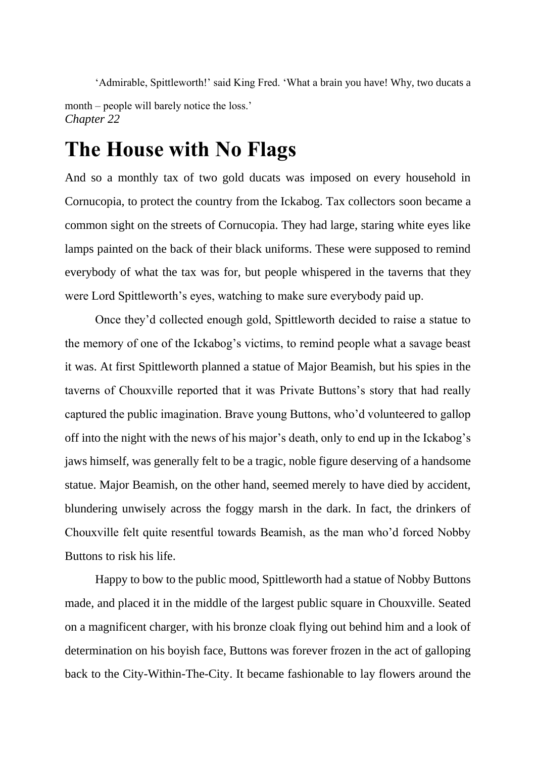‘Admirable, Spittleworth!’ said King Fred. ‘What a brain you have! Why, two ducats a month – people will barely notice the loss.’

*Chapter 22*

# The House with No Flags

And so a monthly tax of two gold ducats was imposed on every household in Cornucopia, to protect the country from the Ickabog. Tax collectors soon became a common sight on the streets of Cornucopia. They had large, staring white eyes like lamps painted on the back of their black uniforms. These were supposed to remind everybody of what the tax was for, but people whispered in the taverns that they were Lord Spittleworth’s eyes, watching to make sure everybody paid up.

Once they’d collected enough gold, Spittleworth decided to raise a statue to the memory of one of the Ickabog’s victims, to remind people what a savage beast it was. At first Spittleworth planned a statue of Major Beamish, but his spies in the taverns of Chouxville reported that it was Private Buttons’s story that had really captured the public imagination. Brave young Buttons, who’d volunteered to gallop off into the night with the news of his major’s death, only to end up in the Ickabog’s jaws himself, was generally felt to be a tragic, noble figure deserving of a handsome statue. Major Beamish, on the other hand, seemed merely to have died by accident, blundering unwisely across the foggy marsh in the dark. In fact, the drinkers of Chouxville felt quite resentful towards Beamish, as the man who’d forced Nobby Buttons to risk his life.

Happy to bow to the public mood, Spittleworth had a statue of Nobby Buttons made, and placed it in the middle of the largest public square in Chouxville. Seated on a magnificent charger, with his bronze cloak flying out behind him and a look of determination on his boyish face, Buttons was forever frozen in the act of galloping back to the City-Within-The-City. It became fashionable to lay flowers around the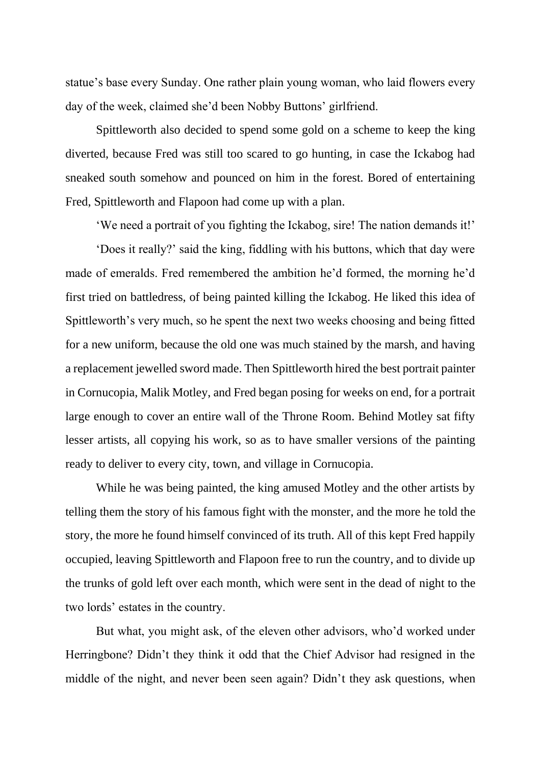statue's base every Sunday. One rather plain young woman, who laid flowers every day of the week, claimed she'd been Nobby Buttons' girlfriend.

Spittleworth also decided to spend some gold on a scheme to keep the king diverted, because Fred was still too scared to go hunting, in case the Ickabog had sneaked south somehow and pounced on him in the forest. Bored of entertaining Fred, Spittleworth and Flapoon had come up with a plan.

'We need a portrait of you fighting the Ickabog, sire! The nation demands it!'

'Does it really?' said the king, fiddling with his buttons, which that day were made of emeralds. Fred remembered the ambition he'd formed, the morning he'd first tried on battledress, of being painted killing the Ickabog. He liked this idea of Spittleworth's very much, so he spent the next two weeks choosing and being fitted for a new uniform, because the old one was much stained by the marsh, and having a replacement jewelled sword made. Then Spittleworth hired the best portrait painter in Cornucopia, Malik Motley, and Fred began posing for weeks on end, for a portrait large enough to cover an entire wall of the Throne Room. Behind Motley sat fifty lesser artists, all copying his work, so as to have smaller versions of the painting ready to deliver to every city, town, and village in Cornucopia.

While he was being painted, the king amused Motley and the other artists by telling them the story of his famous fight with the monster, and the more he told the story, the more he found himself convinced of its truth. All of this kept Fred happily occupied, leaving Spittleworth and Flapoon free to run the country, and to divide up the trunks of gold left over each month, which were sent in the dead of night to the two lords' estates in the country.

But what, you might ask, of the eleven other advisors, who'd worked under Herringbone? Didn't they think it odd that the Chief Advisor had resigned in the middle of the night, and never been seen again? Didn't they ask questions, when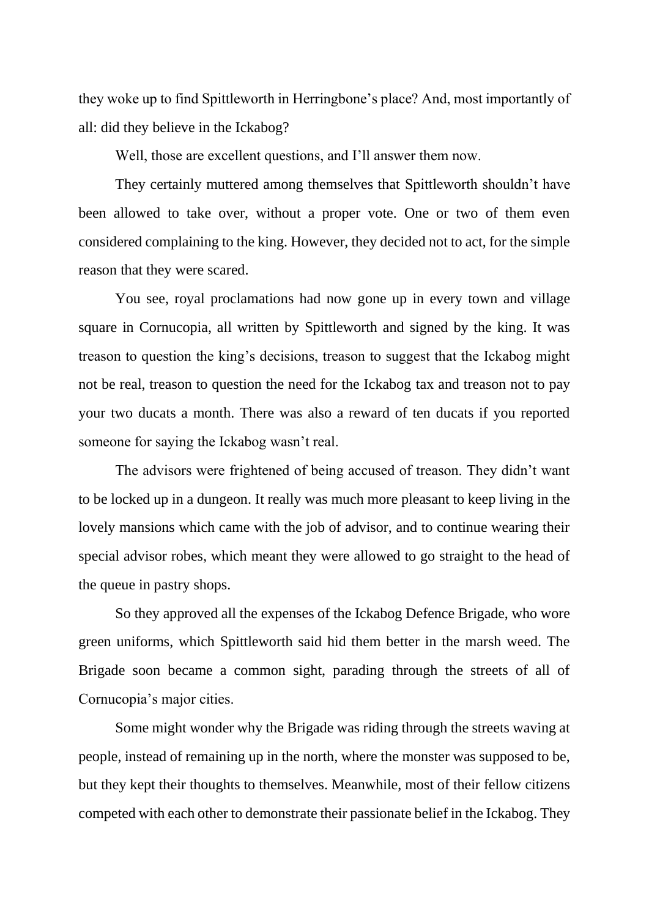they woke up to find Spittleworth in Herringbone's place? And, most importantly of all: did they believe in the Ickabog?

Well, those are excellent questions, and I'll answer them now.

They certainly muttered among themselves that Spittleworth shouldn't have been allowed to take over, without a proper vote. One or two of them even considered complaining to the king. However, they decided not to act, for the simple reason that they were scared.

You see, royal proclamations had now gone up in every town and village square in Cornucopia, all written by Spittleworth and signed by the king. It was treason to question the king's decisions, treason to suggest that the Ickabog might not be real, treason to question the need for the Ickabog tax and treason not to pay your two ducats a month. There was also a reward of ten ducats if you reported someone for saying the Ickabog wasn't real.

The advisors were frightened of being accused of treason. They didn't want to be locked up in a dungeon. It really was much more pleasant to keep living in the lovely mansions which came with the job of advisor, and to continue wearing their special advisor robes, which meant they were allowed to go straight to the head of the queue in pastry shops.

So they approved all the expenses of the Ickabog Defence Brigade, who wore green uniforms, which Spittleworth said hid them better in the marsh weed. The Brigade soon became a common sight, parading through the streets of all of Cornucopia's major cities.

Some might wonder why the Brigade was riding through the streets waving at people, instead of remaining up in the north, where the monster was supposed to be, but they kept their thoughts to themselves. Meanwhile, most of their fellow citizens competed with each other to demonstrate their passionate belief in the Ickabog. They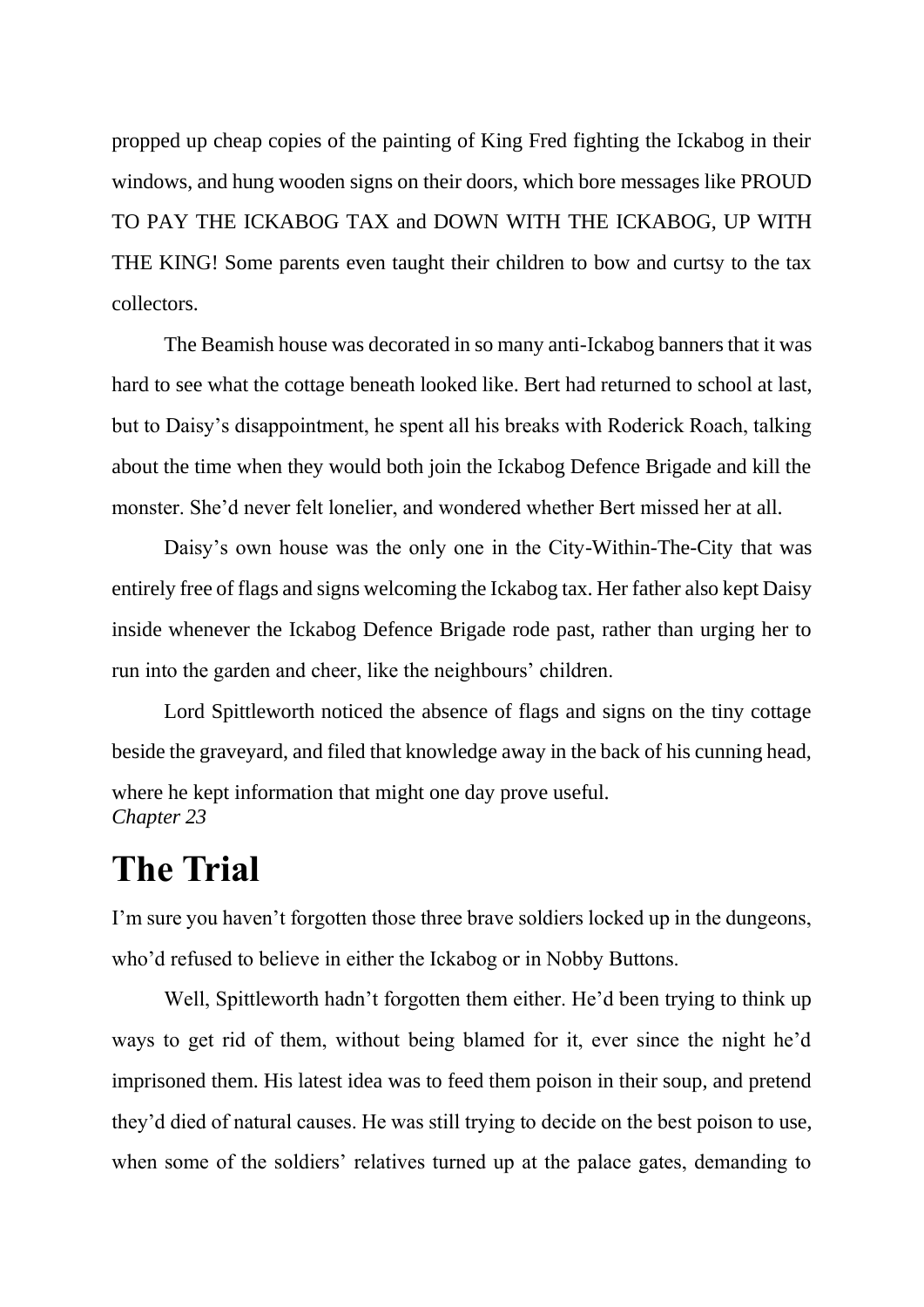propped up cheap copies of the painting of King Fred fighting the Ickabog in their windows, and hung wooden signs on their doors, which bore messages like PROUD TO PAY THE ICKABOG TAX and DOWN WITH THE ICKABOG, UP WITH THE KING! Some parents even taught their children to bow and curtsy to the tax collectors.

The Beamish house was decorated in so many anti-Ickabog banners that it was hard to see what the cottage beneath looked like. Bert had returned to school at last, but to Daisy's disappointment, he spent all his breaks with Roderick Roach, talking about the time when they would both join the Ickabog Defence Brigade and kill the monster. She'd never felt lonelier, and wondered whether Bert missed her at all.

Daisy's own house was the only one in the City-Within-The-City that was entirely free of flags and signs welcoming the Ickabog tax. Her father also kept Daisy inside whenever the Ickabog Defence Brigade rode past, rather than urging her to run into the garden and cheer, like the neighbours' children.

Lord Spittleworth noticed the absence of flags and signs on the tiny cottage beside the graveyard, and filed that knowledge away in the back of his cunning head, where he kept information that might one day prove useful.

*Chapter 23*

# The Trial

I'm sure you haven't forgotten those three brave soldiers locked up in the dungeons, who'd refused to believe in either the Ickabog or in Nobby Buttons.

Well, Spittleworth hadn't forgotten them either. He'd been trying to think up ways to get rid of them, without being blamed for it, ever since the night he'd imprisoned them. His latest idea was to feed them poison in their soup, and pretend they'd died of natural causes. He was still trying to decide on the best poison to use, when some of the soldiers' relatives turned up at the palace gates, demanding to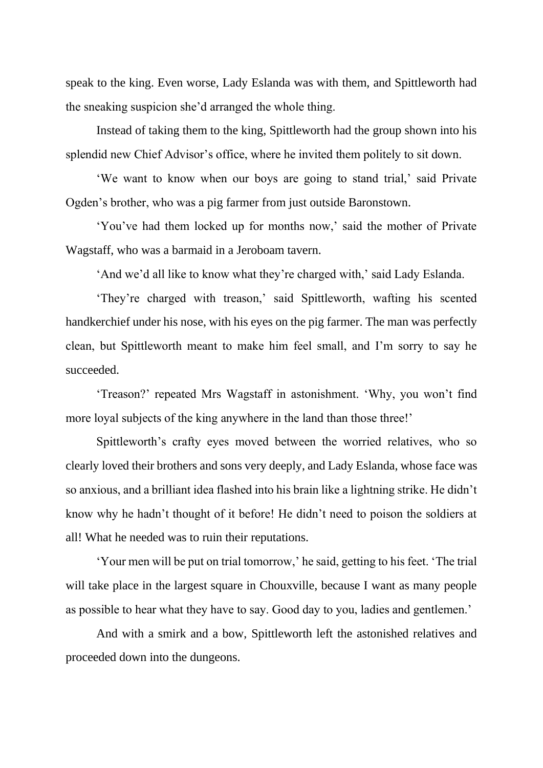speak to the king. Even worse, Lady Eslanda was with them, and Spittleworth had the sneaking suspicion she'd arranged the whole thing.

Instead of taking them to the king, Spittleworth had the group shown into his splendid new Chief Advisor's office, where he invited them politely to sit down.

'We want to know when our boys are going to stand trial,' said Private Ogden's brother, who was a pig farmer from just outside Baronstown.

'You've had them locked up for months now,' said the mother of Private Wagstaff, who was a barmaid in a Jeroboam tavern.

'And we'd all like to know what they're charged with,' said Lady Eslanda.

'They're charged with treason,' said Spittleworth, wafting his scented handkerchief under his nose, with his eyes on the pig farmer. The man was perfectly clean, but Spittleworth meant to make him feel small, and I'm sorry to say he succeeded.

'Treason?' repeated Mrs Wagstaff in astonishment. 'Why, you won't find more loyal subjects of the king anywhere in the land than those three!'

Spittleworth's crafty eyes moved between the worried relatives, who so clearly loved their brothers and sons very deeply, and Lady Eslanda, whose face was so anxious, and a brilliant idea flashed into his brain like a lightning strike. He didn't know why he hadn't thought of it before! He didn't need to poison the soldiers at all! What he needed was to ruin their reputations.

'Your men will be put on trial tomorrow,' he said, getting to his feet. 'The trial will take place in the largest square in Chouxville, because I want as many people as possible to hear what they have to say. Good day to you, ladies and gentlemen.'

And with a smirk and a bow, Spittleworth left the astonished relatives and proceeded down into the dungeons.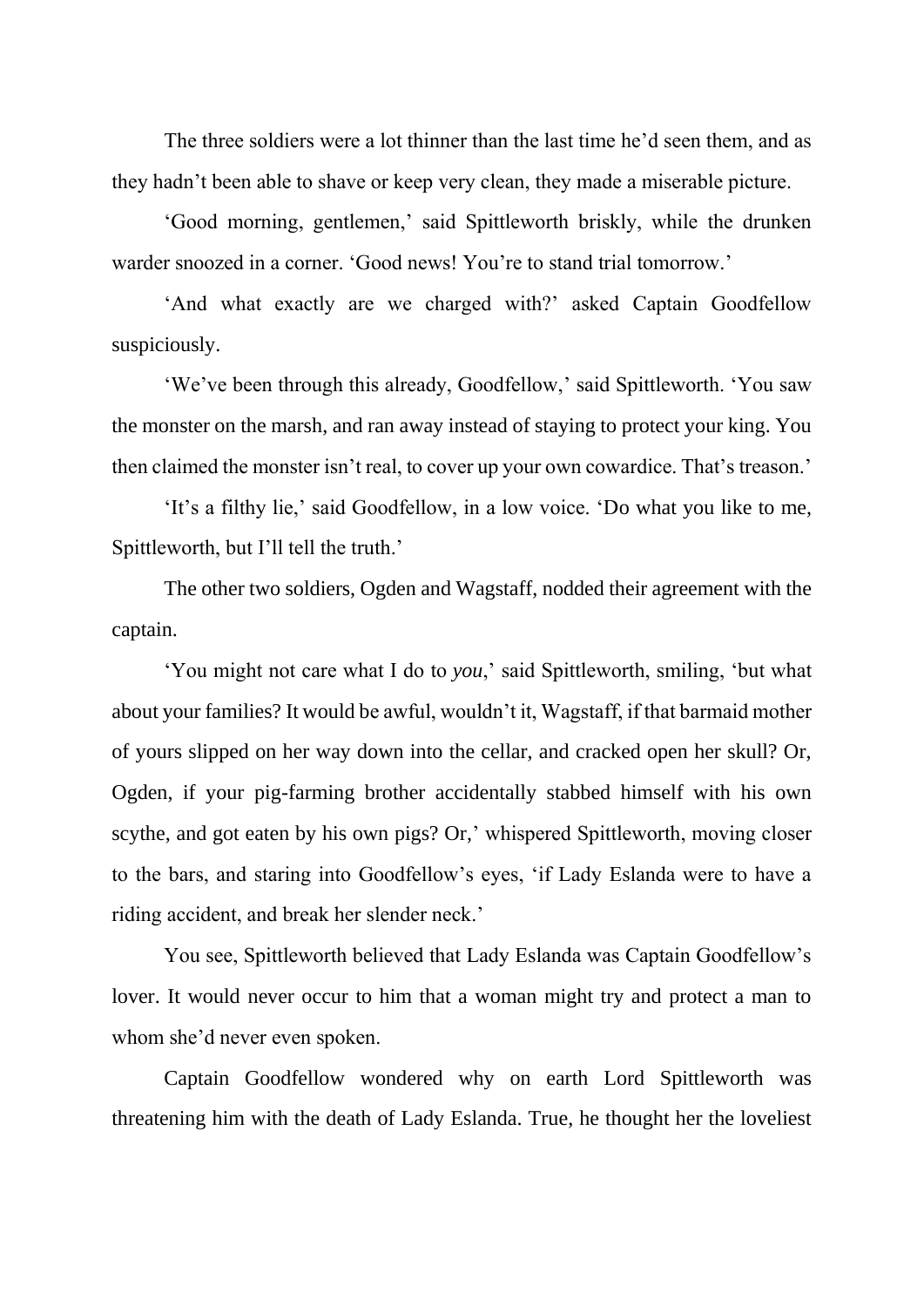The three soldiers were a lot thinner than the last time he'd seen them, and as they hadn't been able to shave or keep very clean, they made a miserable picture.

'Good morning, gentlemen,' said Spittleworth briskly, while the drunken warder snoozed in a corner. 'Good news! You're to stand trial tomorrow.'

'And what exactly are we charged with?' asked Captain Goodfellow suspiciously.

'We've been through this already, Goodfellow,' said Spittleworth. 'You saw the monster on the marsh, and ran away instead of staying to protect your king. You then claimed the monster isn't real, to cover up your own cowardice. That's treason.'

'It's a filthy lie,' said Goodfellow, in a low voice. 'Do what you like to me, Spittleworth, but I'll tell the truth.'

The other two soldiers, Ogden and Wagstaff, nodded their agreement with the captain.

'You might not care what I do to *you*,' said Spittleworth, smiling, 'but what about your families? It would be awful, wouldn't it, Wagstaff, if that barmaid mother of yours slipped on her way down into the cellar, and cracked open her skull? Or, Ogden, if your pig-farming brother accidentally stabbed himself with his own scythe, and got eaten by his own pigs? Or,' whispered Spittleworth, moving closer to the bars, and staring into Goodfellow's eyes, 'if Lady Eslanda were to have a riding accident, and break her slender neck.'

You see, Spittleworth believed that Lady Eslanda was Captain Goodfellow's lover. It would never occur to him that a woman might try and protect a man to whom she'd never even spoken.

Captain Goodfellow wondered why on earth Lord Spittleworth was threatening him with the death of Lady Eslanda. True, he thought her the loveliest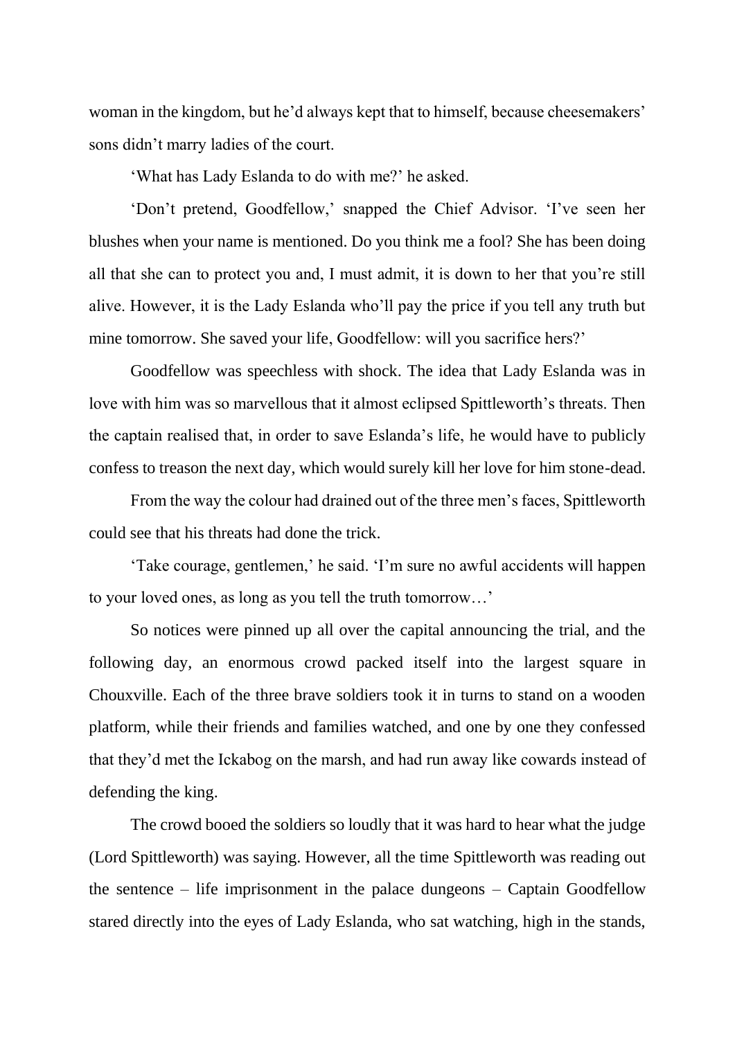woman in the kingdom, but he'd always kept that to himself, because cheesemakers' sons didn't marry ladies of the court.

'What has Lady Eslanda to do with me?' he asked.

'Don't pretend, Goodfellow,' snapped the Chief Advisor. 'I've seen her blushes when your name is mentioned. Do you think me a fool? She has been doing all that she can to protect you and, I must admit, it is down to her that you're still alive. However, it is the Lady Eslanda who'll pay the price if you tell any truth but mine tomorrow. She saved your life, Goodfellow: will you sacrifice hers?'

Goodfellow was speechless with shock. The idea that Lady Eslanda was in love with him was so marvellous that it almost eclipsed Spittleworth's threats. Then the captain realised that, in order to save Eslanda's life, he would have to publicly confess to treason the next day, which would surely kill her love for him stone-dead.

From the way the colour had drained out of the three men's faces, Spittleworth could see that his threats had done the trick.

'Take courage, gentlemen,' he said. 'I'm sure no awful accidents will happen to your loved ones, as long as you tell the truth tomorrow…'

So notices were pinned up all over the capital announcing the trial, and the following day, an enormous crowd packed itself into the largest square in Chouxville. Each of the three brave soldiers took it in turns to stand on a wooden platform, while their friends and families watched, and one by one they confessed that they'd met the Ickabog on the marsh, and had run away like cowards instead of defending the king.

The crowd booed the soldiers so loudly that it was hard to hear what the judge (Lord Spittleworth) was saying. However, all the time Spittleworth was reading out the sentence – life imprisonment in the palace dungeons – Captain Goodfellow stared directly into the eyes of Lady Eslanda, who sat watching, high in the stands,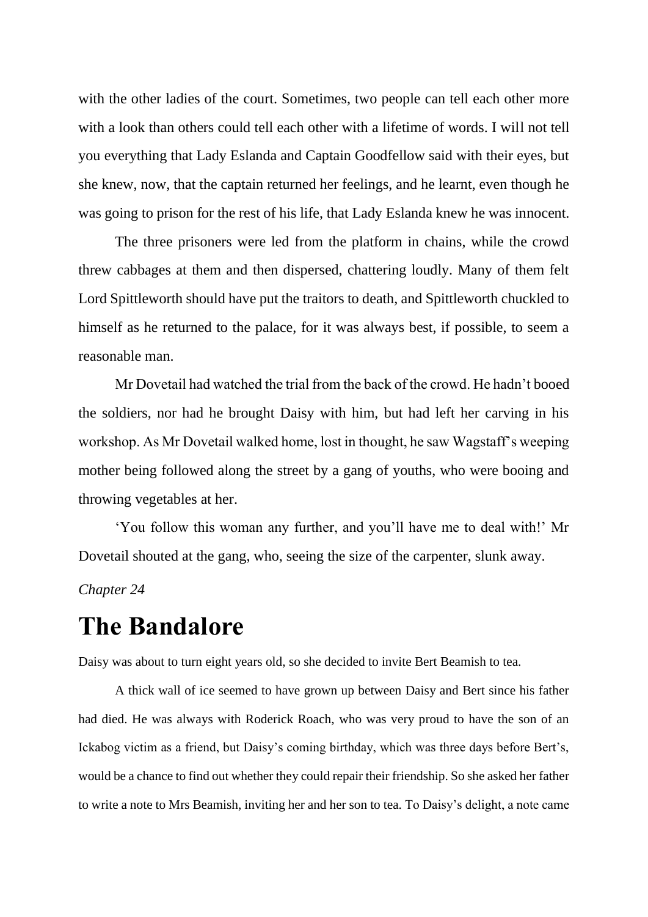with the other ladies of the court. Sometimes, two people can tell each other more with a look than others could tell each other with a lifetime of words. I will not tell you everything that Lady Eslanda and Captain Goodfellow said with their eyes, but she knew, now, that the captain returned her feelings, and he learnt, even though he was going to prison for the rest of his life, that Lady Eslanda knew he was innocent.

The three prisoners were led from the platform in chains, while the crowd threw cabbages at them and then dispersed, chattering loudly. Many of them felt Lord Spittleworth should have put the traitors to death, and Spittleworth chuckled to himself as he returned to the palace, for it was always best, if possible, to seem a reasonable man.

Mr Dovetail had watched the trial from the back of the crowd. He hadn't booed the soldiers, nor had he brought Daisy with him, but had left her carving in his workshop. As Mr Dovetail walked home, lost in thought, he saw Wagstaff's weeping mother being followed along the street by a gang of youths, who were booing and throwing vegetables at her.

'You follow this woman any further, and you'll have me to deal with!' Mr Dovetail shouted at the gang, who, seeing the size of the carpenter, slunk away.

*Chapter 24*

# The Bandalore

Daisy was about to turn eight years old, so she decided to invite Bert Beamish to tea.

A thick wall of ice seemed to have grown up between Daisy and Bert since his father had died. He was always with Roderick Roach, who was very proud to have the son of an Ickabog victim as a friend, but Daisy's coming birthday, which was three days before Bert's, would be a chance to find out whether they could repair their friendship. So she asked her father to write a note to Mrs Beamish, inviting her and her son to tea. To Daisy's delight, a note came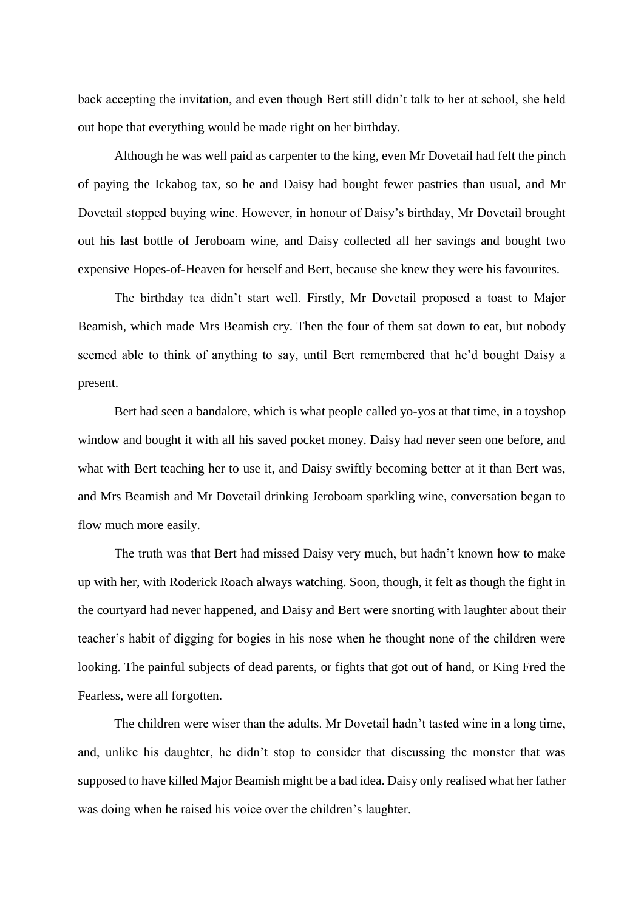back accepting the invitation, and even though Bert still didn't talk to her at school, she held out hope that everything would be made right on her birthday.

Although he was well paid as carpenter to the king, even Mr Dovetail had felt the pinch of paying the Ickabog tax, so he and Daisy had bought fewer pastries than usual, and Mr Dovetail stopped buying wine. However, in honour of Daisy's birthday, Mr Dovetail brought out his last bottle of Jeroboam wine, and Daisy collected all her savings and bought two expensive Hopes-of-Heaven for herself and Bert, because she knew they were his favourites.

The birthday tea didn't start well. Firstly, Mr Dovetail proposed a toast to Major Beamish, which made Mrs Beamish cry. Then the four of them sat down to eat, but nobody seemed able to think of anything to say, until Bert remembered that he'd bought Daisy a present.

Bert had seen a bandalore, which is what people called yo-yos at that time, in a toyshop window and bought it with all his saved pocket money. Daisy had never seen one before, and what with Bert teaching her to use it, and Daisy swiftly becoming better at it than Bert was, and Mrs Beamish and Mr Dovetail drinking Jeroboam sparkling wine, conversation began to flow much more easily.

The truth was that Bert had missed Daisy very much, but hadn't known how to make up with her, with Roderick Roach always watching. Soon, though, it felt as though the fight in the courtyard had never happened, and Daisy and Bert were snorting with laughter about their teacher's habit of digging for bogies in his nose when he thought none of the children were looking. The painful subjects of dead parents, or fights that got out of hand, or King Fred the Fearless, were all forgotten.

The children were wiser than the adults. Mr Dovetail hadn't tasted wine in a long time, and, unlike his daughter, he didn't stop to consider that discussing the monster that was supposed to have killed Major Beamish might be a bad idea. Daisy only realised what her father was doing when he raised his voice over the children's laughter.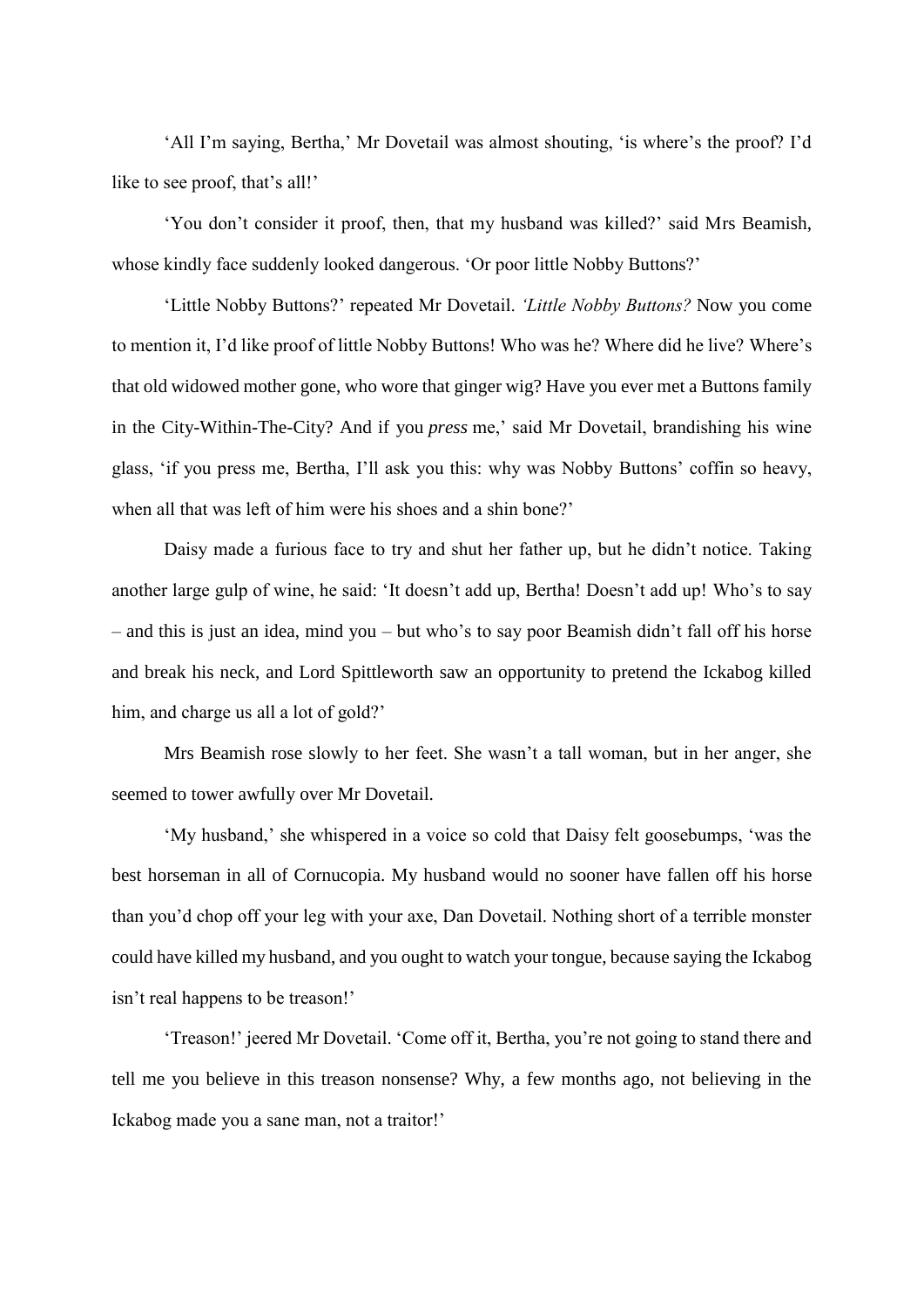'All I'm saying, Bertha,' Mr Dovetail was almost shouting, 'is where's the proof? I'd like to see proof, that's all!'

'You don't consider it proof, then, that my husband was killed?' said Mrs Beamish, whose kindly face suddenly looked dangerous. 'Or poor little Nobby Buttons?'

'Little Nobby Buttons?' repeated Mr Dovetail. *'Little Nobby Buttons?* Now you come to mention it, I'd like proof of little Nobby Buttons! Who was he? Where did he live? Where's that old widowed mother gone, who wore that ginger wig? Have you ever met a Buttons family in the City-Within-The-City? And if you *press* me,' said Mr Dovetail, brandishing his wine glass, 'if you press me, Bertha, I'll ask you this: why was Nobby Buttons' coffin so heavy, when all that was left of him were his shoes and a shin bone?'

Daisy made a furious face to try and shut her father up, but he didn't notice. Taking another large gulp of wine, he said: 'It doesn't add up, Bertha! Doesn't add up! Who's to say – and this is just an idea, mind you – but who's to say poor Beamish didn't fall off his horse and break his neck, and Lord Spittleworth saw an opportunity to pretend the Ickabog killed him, and charge us all a lot of gold?'

Mrs Beamish rose slowly to her feet. She wasn't a tall woman, but in her anger, she seemed to tower awfully over Mr Dovetail.

'My husband,' she whispered in a voice so cold that Daisy felt goosebumps, 'was the best horseman in all of Cornucopia. My husband would no sooner have fallen off his horse than you'd chop off your leg with your axe, Dan Dovetail. Nothing short of a terrible monster could have killed my husband, and you ought to watch your tongue, because saying the Ickabog isn't real happens to be treason!'

'Treason!' jeered Mr Dovetail. 'Come off it, Bertha, you're not going to stand there and tell me you believe in this treason nonsense? Why, a few months ago, not believing in the Ickabog made you a sane man, not a traitor!'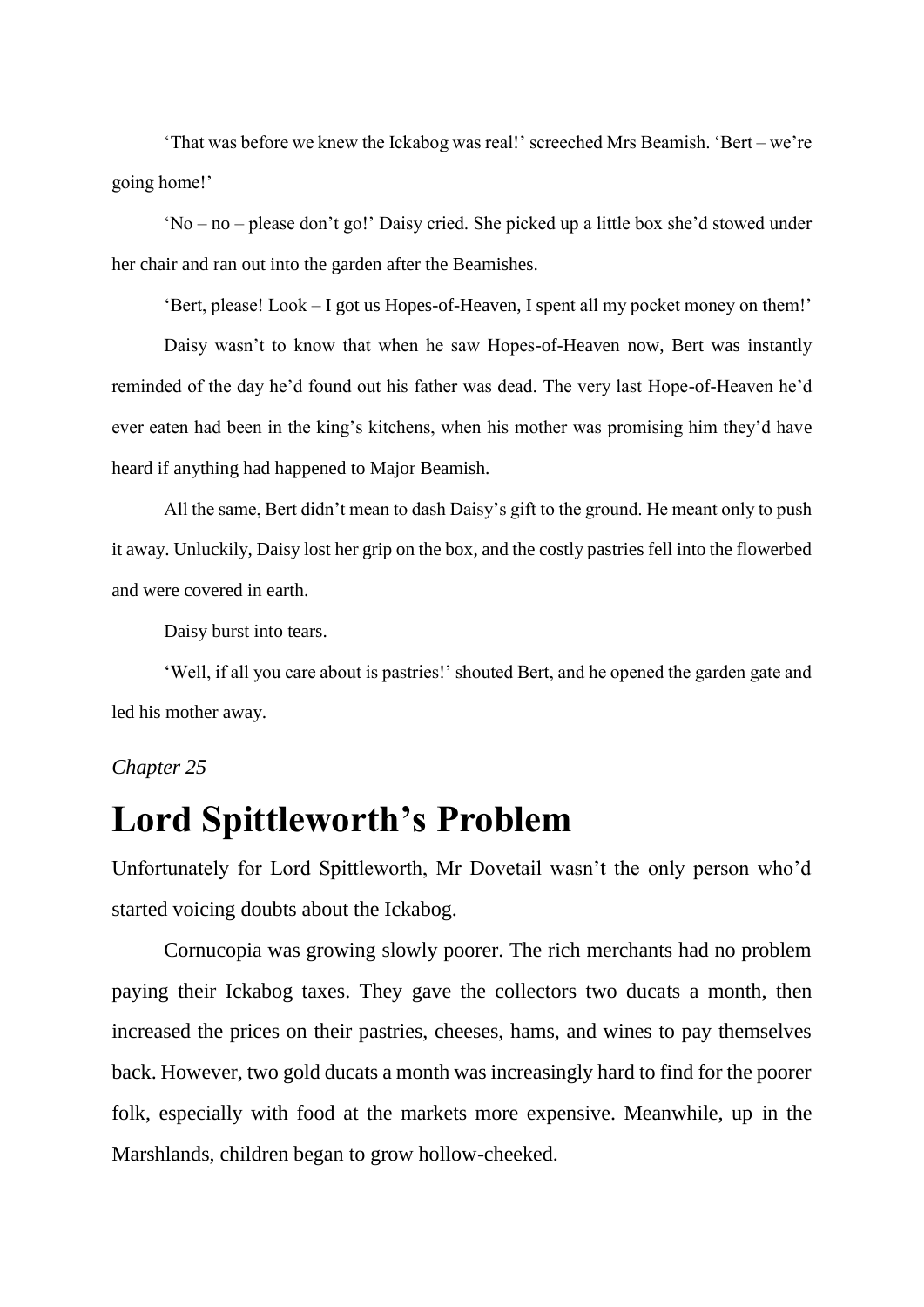'That was before we knew the Ickabog was real!' screeched Mrs Beamish. 'Bert – we're going home!'

'No – no – please don't go!' Daisy cried. She picked up a little box she'd stowed under her chair and ran out into the garden after the Beamishes.

'Bert, please! Look – I got us Hopes-of-Heaven, I spent all my pocket money on them!'

Daisy wasn't to know that when he saw Hopes-of-Heaven now, Bert was instantly reminded of the day he'd found out his father was dead. The very last Hope-of-Heaven he'd ever eaten had been in the king's kitchens, when his mother was promising him they'd have heard if anything had happened to Major Beamish.

All the same, Bert didn't mean to dash Daisy's gift to the ground. He meant only to push it away. Unluckily, Daisy lost her grip on the box, and the costly pastries fell into the flowerbed and were covered in earth.

Daisy burst into tears.

'Well, if all you care about is pastries!' shouted Bert, and he opened the garden gate and led his mother away.

*Chapter 25*

# Lord Spittleworth's Problem

Unfortunately for Lord Spittleworth, Mr Dovetail wasn't the only person who'd started voicing doubts about the Ickabog.

Cornucopia was growing slowly poorer. The rich merchants had no problem paying their Ickabog taxes. They gave the collectors two ducats a month, then increased the prices on their pastries, cheeses, hams, and wines to pay themselves back. However, two gold ducats a month was increasingly hard to find for the poorer folk, especially with food at the markets more expensive. Meanwhile, up in the Marshlands, children began to grow hollow-cheeked.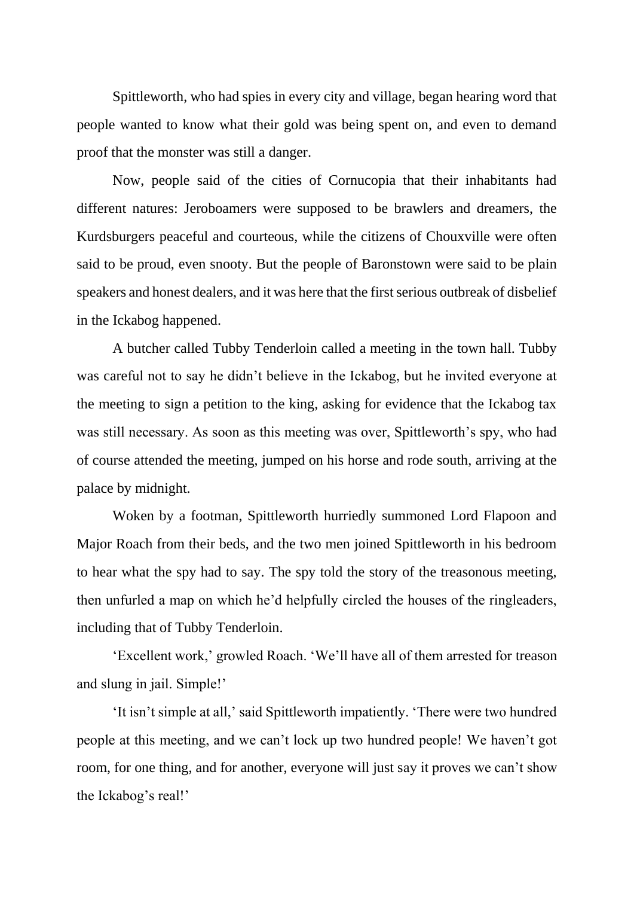Spittleworth, who had spies in every city and village, began hearing word that people wanted to know what their gold was being spent on, and even to demand proof that the monster was still a danger.

Now, people said of the cities of Cornucopia that their inhabitants had different natures: Jeroboamers were supposed to be brawlers and dreamers, the Kurdsburgers peaceful and courteous, while the citizens of Chouxville were often said to be proud, even snooty. But the people of Baronstown were said to be plain speakers and honest dealers, and it was here that the first serious outbreak of disbelief in the Ickabog happened.

A butcher called Tubby Tenderloin called a meeting in the town hall. Tubby was careful not to say he didn't believe in the Ickabog, but he invited everyone at the meeting to sign a petition to the king, asking for evidence that the Ickabog tax was still necessary. As soon as this meeting was over, Spittleworth's spy, who had of course attended the meeting, jumped on his horse and rode south, arriving at the palace by midnight.

Woken by a footman, Spittleworth hurriedly summoned Lord Flapoon and Major Roach from their beds, and the two men joined Spittleworth in his bedroom to hear what the spy had to say. The spy told the story of the treasonous meeting, then unfurled a map on which he'd helpfully circled the houses of the ringleaders, including that of Tubby Tenderloin.

'Excellent work,' growled Roach. 'We'll have all of them arrested for treason and slung in jail. Simple!'

'It isn't simple at all,' said Spittleworth impatiently. 'There were two hundred people at this meeting, and we can't lock up two hundred people! We haven't got room, for one thing, and for another, everyone will just say it proves we can't show the Ickabog's real!'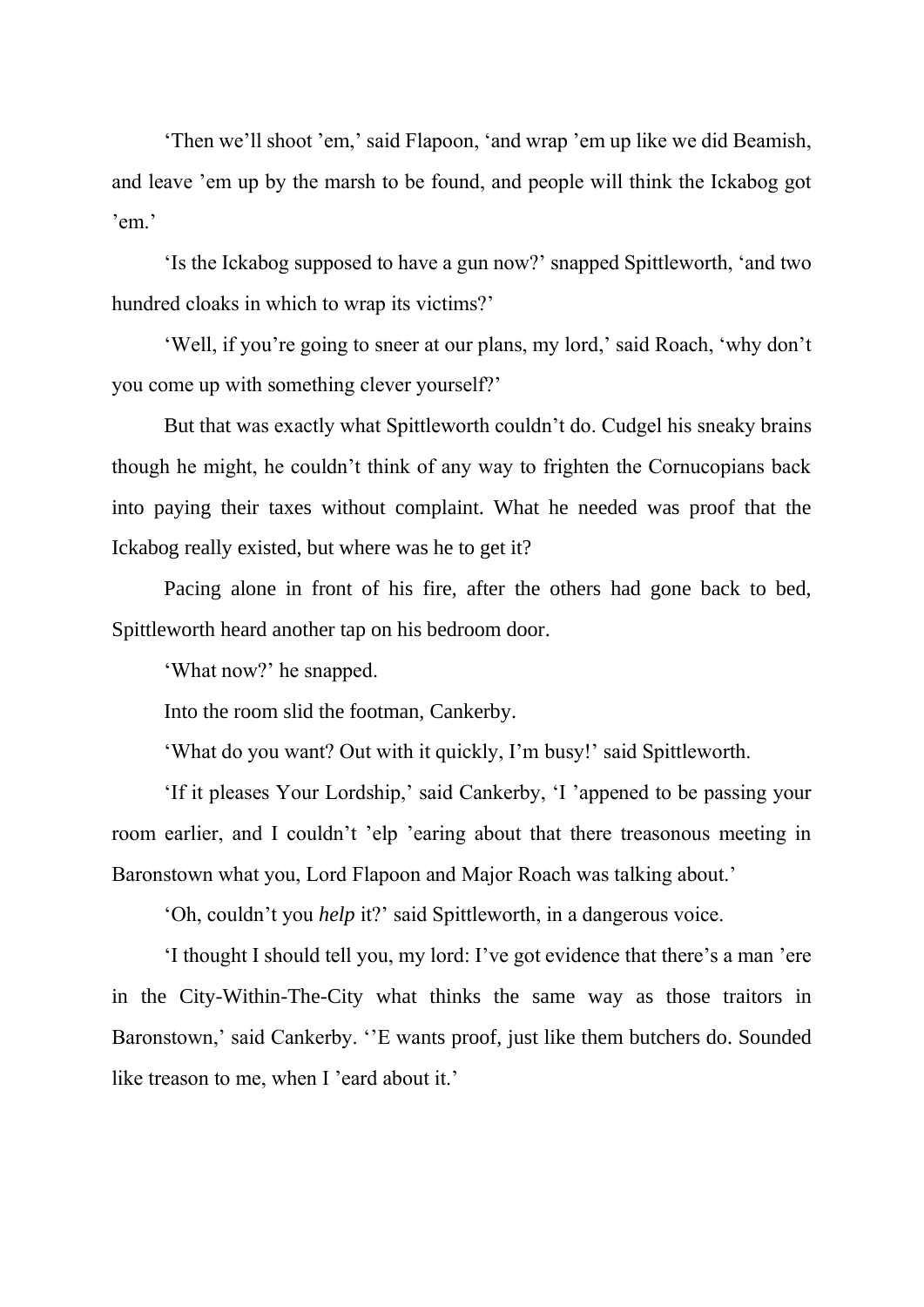‘Then we’ll shoot ’em,’ said Flapoon, ‘and wrap ’em up like we did Beamish, and leave ’em up by the marsh to be found, and people will think the Ickabog got ’em.’

‘Is the Ickabog supposed to have a gun now?’ snapped Spittleworth, ‘and two hundred cloaks in which to wrap its victims?’

‘Well, if you’re going to sneer at our plans, my lord,’ said Roach, ‘why don’t you come up with something clever yourself?’

But that was exactly what Spittleworth couldn’t do. Cudgel his sneaky brains though he might, he couldn’t think of any way to frighten the Cornucopians back into paying their taxes without complaint. What he needed was proof that the Ickabog really existed, but where was he to get it?

Pacing alone in front of his fire, after the others had gone back to bed, Spittleworth heard another tap on his bedroom door.

‘What now?’ he snapped.

Into the room slid the footman, Cankerby.

‘What do you want? Out with it quickly, I’m busy!’ said Spittleworth.

‘If it pleases Your Lordship,’ said Cankerby, ‘I ’appened to be passing your room earlier, and I couldn’t ’elp ’earing about that there treasonous meeting in Baronstown what you, Lord Flapoon and Major Roach was talking about.’

‘Oh, couldn’t you *help* it?’ said Spittleworth, in a dangerous voice.

‘I thought I should tell you, my lord: I’ve got evidence that there’s a man ’ere in the City-Within-The-City what thinks the same way as those traitors in Baronstown,’ said Cankerby. ‘’E wants proof, just like them butchers do. Sounded like treason to me, when I ’eard about it.’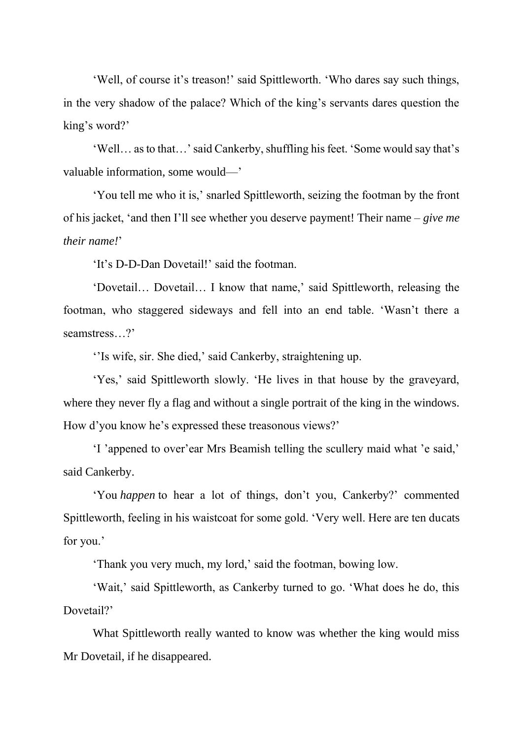'Well, of course it's treason!' said Spittleworth. 'Who dares say such things, in the very shadow of the palace? Which of the king's servants dares question the king's word?'

'Well… as to that…' said Cankerby, shuffling his feet. 'Some would say that's valuable information, some would—'

'You tell me who it is,' snarled Spittleworth, seizing the footman by the front of his jacket, 'and then I'll see whether you deserve payment! Their name – *give me their name!*'

'It's D-D-Dan Dovetail!' said the footman.

'Dovetail… Dovetail… I know that name,' said Spittleworth, releasing the footman, who staggered sideways and fell into an end table. 'Wasn't there a seamstress…?'

''Is wife, sir. She died,' said Cankerby, straightening up.

'Yes,' said Spittleworth slowly. 'He lives in that house by the graveyard, where they never fly a flag and without a single portrait of the king in the windows. How d'you know he's expressed these treasonous views?'

'I 'appened to over'ear Mrs Beamish telling the scullery maid what 'e said,' said Cankerby.

'You *happen* to hear a lot of things, don't you, Cankerby?' commented Spittleworth, feeling in his waistcoat for some gold. 'Very well. Here are ten ducats for you.'

'Thank you very much, my lord,' said the footman, bowing low.

'Wait,' said Spittleworth, as Cankerby turned to go. 'What does he do, this Dovetail?'

What Spittleworth really wanted to know was whether the king would miss Mr Dovetail, if he disappeared.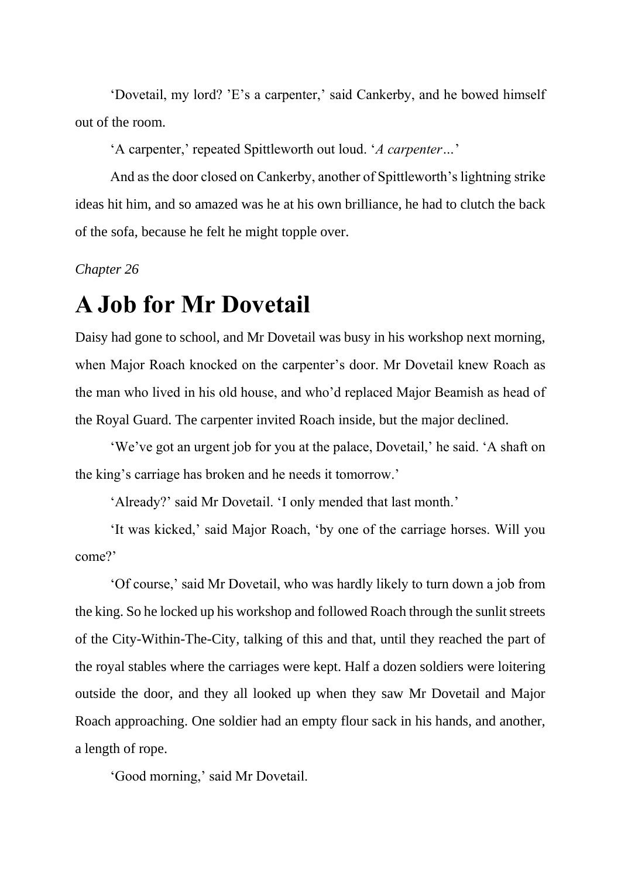'Dovetail, my lord? 'E's a carpenter,' said Cankerby, and he bowed himself out of the room.

'A carpenter,' repeated Spittleworth out loud. '*A carpenter…*'

And as the door closed on Cankerby, another of Spittleworth's lightning strike ideas hit him, and so amazed was he at his own brilliance, he had to clutch the back of the sofa, because he felt he might topple over.

*Chapter 26*

# A Job for Mr Dovetail

Daisy had gone to school, and Mr Dovetail was busy in his workshop next morning, when Major Roach knocked on the carpenter's door. Mr Dovetail knew Roach as the man who lived in his old house, and who'd replaced Major Beamish as head of the Royal Guard. The carpenter invited Roach inside, but the major declined.

'We've got an urgent job for you at the palace, Dovetail,' he said. 'A shaft on the king's carriage has broken and he needs it tomorrow.'

'Already?' said Mr Dovetail. 'I only mended that last month.'

'It was kicked,' said Major Roach, 'by one of the carriage horses. Will you come?'

'Of course,' said Mr Dovetail, who was hardly likely to turn down a job from the king. So he locked up his workshop and followed Roach through the sunlit streets of the City-Within-The-City, talking of this and that, until they reached the part of the royal stables where the carriages were kept. Half a dozen soldiers were loitering outside the door, and they all looked up when they saw Mr Dovetail and Major Roach approaching. One soldier had an empty flour sack in his hands, and another, a length of rope.

'Good morning,' said Mr Dovetail.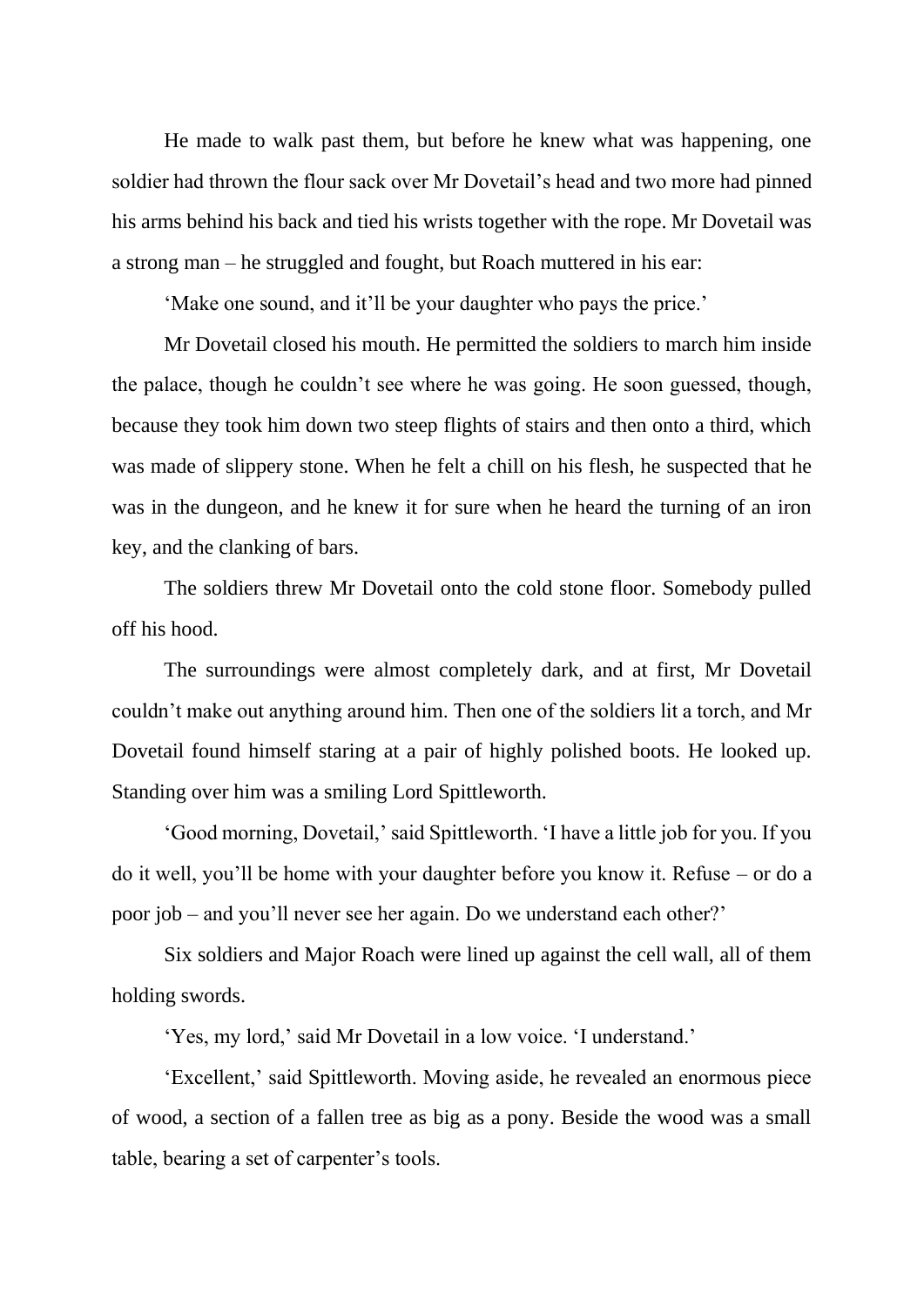He made to walk past them, but before he knew what was happening, one soldier had thrown the flour sack over Mr Dovetail's head and two more had pinned his arms behind his back and tied his wrists together with the rope. Mr Dovetail was a strong man – he struggled and fought, but Roach muttered in his ear:

'Make one sound, and it'll be your daughter who pays the price.'

Mr Dovetail closed his mouth. He permitted the soldiers to march him inside the palace, though he couldn't see where he was going. He soon guessed, though, because they took him down two steep flights of stairs and then onto a third, which was made of slippery stone. When he felt a chill on his flesh, he suspected that he was in the dungeon, and he knew it for sure when he heard the turning of an iron key, and the clanking of bars.

The soldiers threw Mr Dovetail onto the cold stone floor. Somebody pulled off his hood.

The surroundings were almost completely dark, and at first, Mr Dovetail couldn't make out anything around him. Then one of the soldiers lit a torch, and Mr Dovetail found himself staring at a pair of highly polished boots. He looked up. Standing over him was a smiling Lord Spittleworth.

'Good morning, Dovetail,' said Spittleworth. 'I have a little job for you. If you do it well, you'll be home with your daughter before you know it. Refuse – or do a poor job – and you'll never see her again. Do we understand each other?'

Six soldiers and Major Roach were lined up against the cell wall, all of them holding swords.

'Yes, my lord,' said Mr Dovetail in a low voice. 'I understand.'

'Excellent,' said Spittleworth. Moving aside, he revealed an enormous piece of wood, a section of a fallen tree as big as a pony. Beside the wood was a small table, bearing a set of carpenter's tools.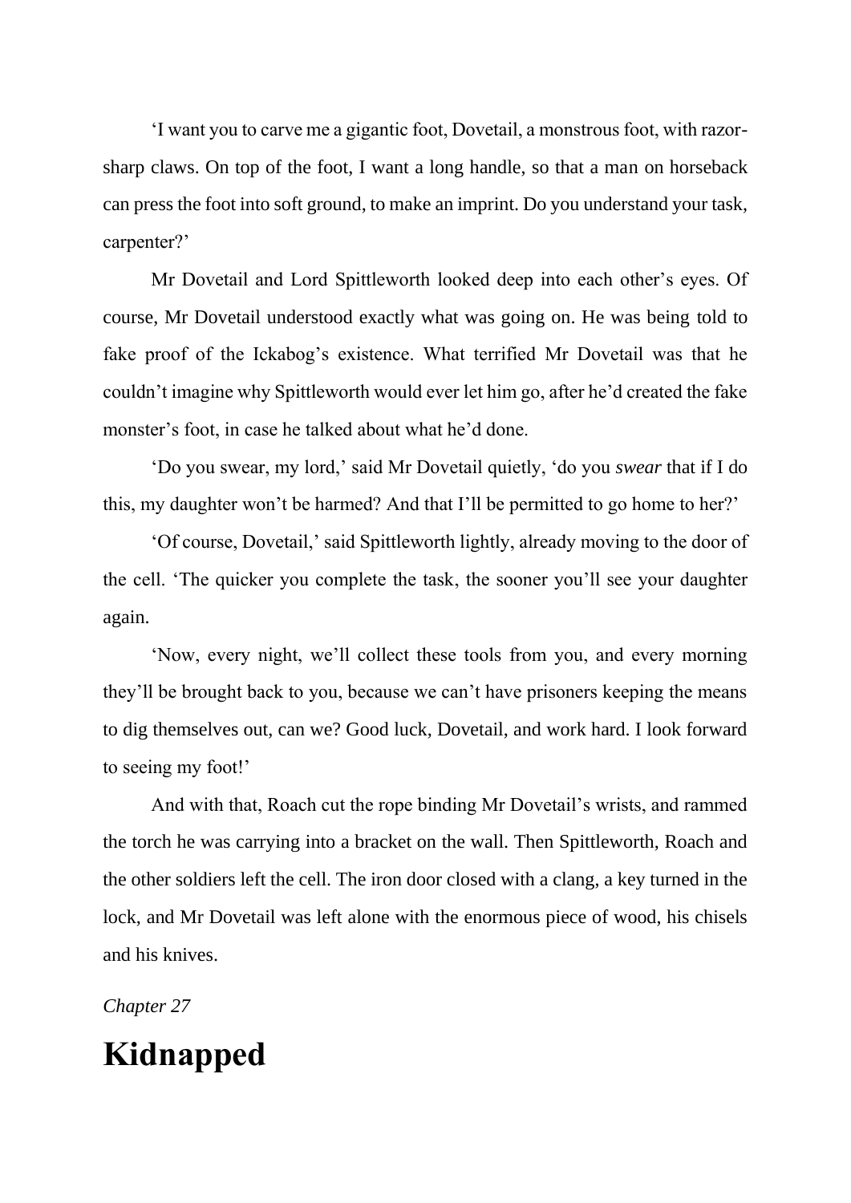‘I want you to carve me a gigantic foot, Dovetail, a monstrous foot, with razor-sharp claws. On top of the foot, I want a long handle, so that a man on horseback can press the foot into soft ground, to make an imprint. Do you understand your task, carpenter?’

Mr Dovetail and Lord Spittleworth looked deep into each other’s eyes. Of course, Mr Dovetail understood exactly what was going on. He was being told to fake proof of the Ickabog’s existence. What terrified Mr Dovetail was that he couldn’t imagine why Spittleworth would ever let him go, after he’d created the fake monster’s foot, in case he talked about what he’d done.

‘Do you swear, my lord,’ said Mr Dovetail quietly, ‘do you *swear* that if I do this, my daughter won’t be harmed? And that I’ll be permitted to go home to her?’

‘Of course, Dovetail,’ said Spittleworth lightly, already moving to the door of the cell. ‘The quicker you complete the task, the sooner you’ll see your daughter again.

‘Now, every night, we’ll collect these tools from you, and every morning they’ll be brought back to you, because we can’t have prisoners keeping the means to dig themselves out, can we? Good luck, Dovetail, and work hard. I look forward to seeing my foot!’

And with that, Roach cut the rope binding Mr Dovetail’s wrists, and rammed the torch he was carrying into a bracket on the wall. Then Spittleworth, Roach and the other soldiers left the cell. The iron door closed with a clang, a key turned in the lock, and Mr Dovetail was left alone with the enormous piece of wood, his chisels and his knives.

*Chapter 27*

# Kidnapped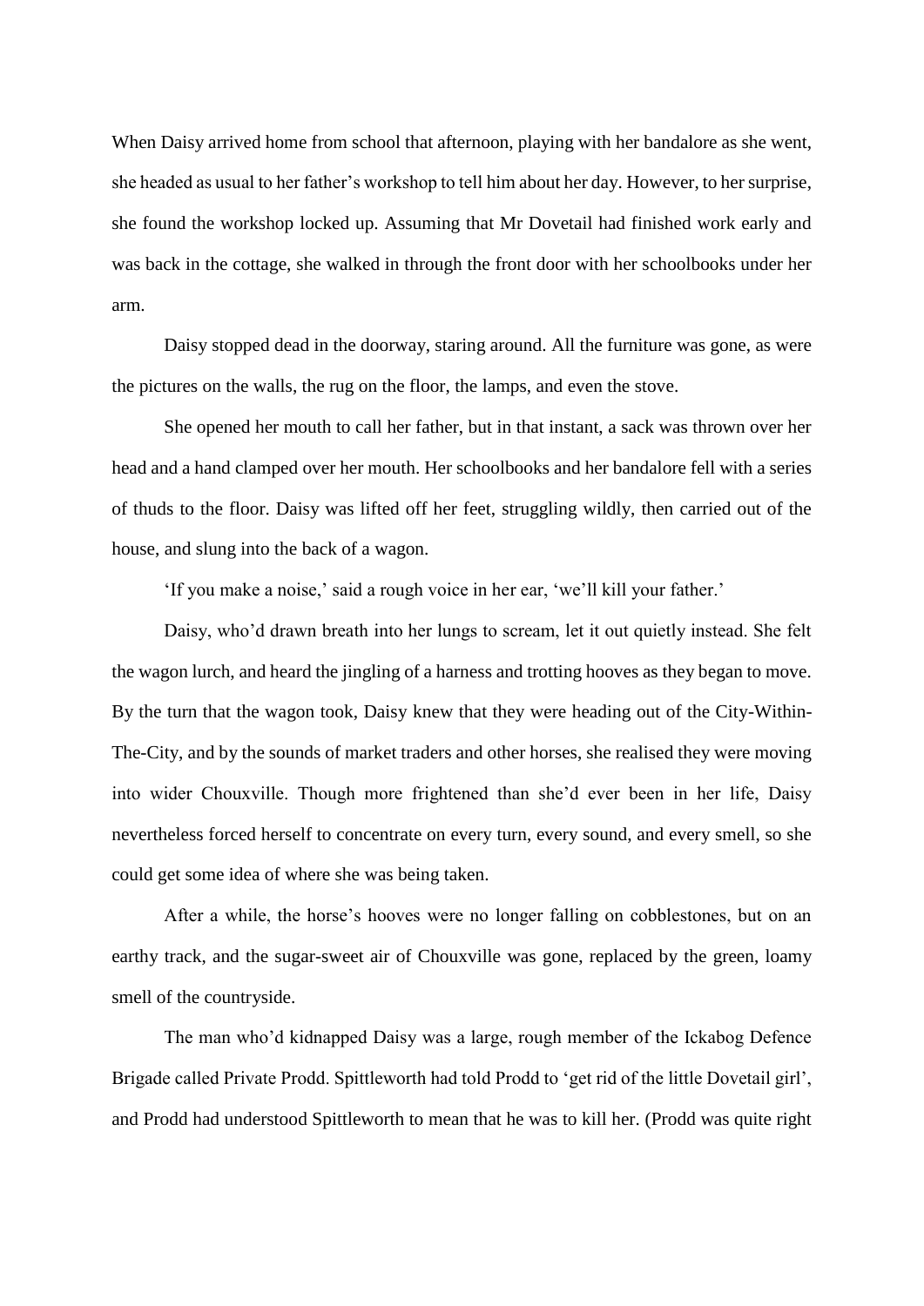When Daisy arrived home from school that afternoon, playing with her bandalore as she went, she headed as usual to her father's workshop to tell him about her day. However, to her surprise, she found the workshop locked up. Assuming that Mr Dovetail had finished work early and was back in the cottage, she walked in through the front door with her schoolbooks under her arm.

Daisy stopped dead in the doorway, staring around. All the furniture was gone, as were the pictures on the walls, the rug on the floor, the lamps, and even the stove.

She opened her mouth to call her father, but in that instant, a sack was thrown over her head and a hand clamped over her mouth. Her schoolbooks and her bandalore fell with a series of thuds to the floor. Daisy was lifted off her feet, struggling wildly, then carried out of the house, and slung into the back of a wagon.

'If you make a noise,' said a rough voice in her ear, 'we'll kill your father.'

Daisy, who'd drawn breath into her lungs to scream, let it out quietly instead. She felt the wagon lurch, and heard the jingling of a harness and trotting hooves as they began to move. By the turn that the wagon took, Daisy knew that they were heading out of the City-Within-The-City, and by the sounds of market traders and other horses, she realised they were moving into wider Chouxville. Though more frightened than she'd ever been in her life, Daisy nevertheless forced herself to concentrate on every turn, every sound, and every smell, so she could get some idea of where she was being taken.

After a while, the horse's hooves were no longer falling on cobblestones, but on an earthy track, and the sugar-sweet air of Chouxville was gone, replaced by the green, loamy smell of the countryside.

The man who'd kidnapped Daisy was a large, rough member of the Ickabog Defence Brigade called Private Prodd. Spittleworth had told Prodd to 'get rid of the little Dovetail girl', and Prodd had understood Spittleworth to mean that he was to kill her. (Prodd was quite right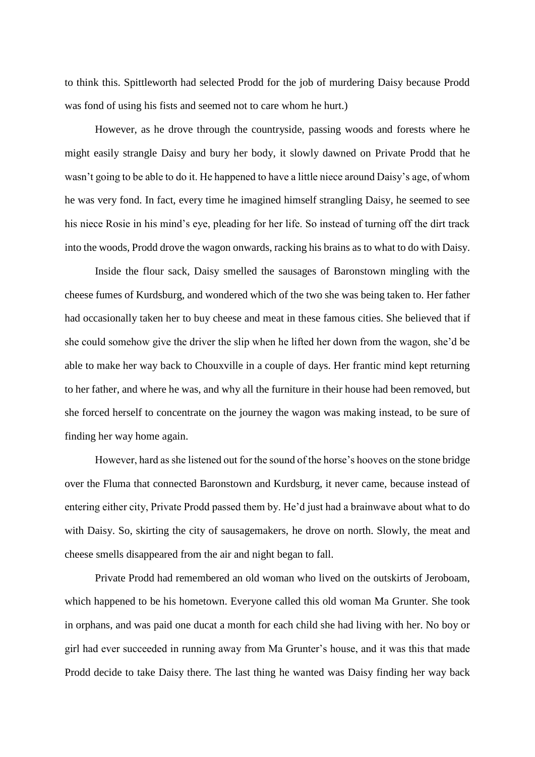to think this. Spittleworth had selected Prodd for the job of murdering Daisy because Prodd was fond of using his fists and seemed not to care whom he hurt.)

However, as he drove through the countryside, passing woods and forests where he might easily strangle Daisy and bury her body, it slowly dawned on Private Prodd that he wasn't going to be able to do it. He happened to have a little niece around Daisy's age, of whom he was very fond. In fact, every time he imagined himself strangling Daisy, he seemed to see his niece Rosie in his mind's eye, pleading for her life. So instead of turning off the dirt track into the woods, Prodd drove the wagon onwards, racking his brains as to what to do with Daisy.

Inside the flour sack, Daisy smelled the sausages of Baronstown mingling with the cheese fumes of Kurdsburg, and wondered which of the two she was being taken to. Her father had occasionally taken her to buy cheese and meat in these famous cities. She believed that if she could somehow give the driver the slip when he lifted her down from the wagon, she'd be able to make her way back to Chouxville in a couple of days. Her frantic mind kept returning to her father, and where he was, and why all the furniture in their house had been removed, but she forced herself to concentrate on the journey the wagon was making instead, to be sure of finding her way home again.

However, hard as she listened out for the sound of the horse's hooves on the stone bridge over the Fluma that connected Baronstown and Kurdsburg, it never came, because instead of entering either city, Private Prodd passed them by. He'd just had a brainwave about what to do with Daisy. So, skirting the city of sausagemakers, he drove on north. Slowly, the meat and cheese smells disappeared from the air and night began to fall.

Private Prodd had remembered an old woman who lived on the outskirts of Jeroboam, which happened to be his hometown. Everyone called this old woman Ma Grunter. She took in orphans, and was paid one ducat a month for each child she had living with her. No boy or girl had ever succeeded in running away from Ma Grunter's house, and it was this that made Prodd decide to take Daisy there. The last thing he wanted was Daisy finding her way back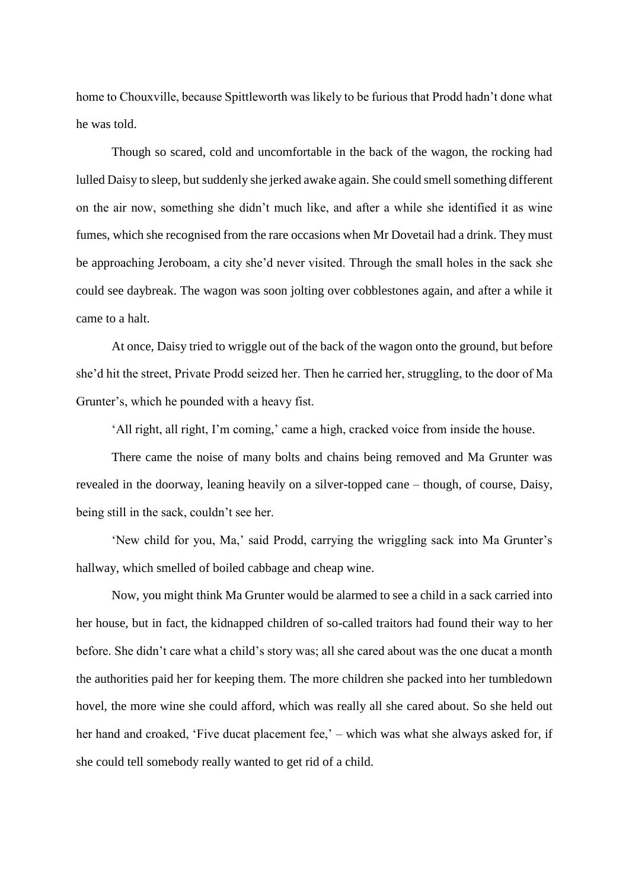home to Chouxville, because Spittleworth was likely to be furious that Prodd hadn't done what he was told.

Though so scared, cold and uncomfortable in the back of the wagon, the rocking had lulled Daisy to sleep, but suddenly she jerked awake again. She could smell something different on the air now, something she didn't much like, and after a while she identified it as wine fumes, which she recognised from the rare occasions when Mr Dovetail had a drink. They must be approaching Jeroboam, a city she'd never visited. Through the small holes in the sack she could see daybreak. The wagon was soon jolting over cobblestones again, and after a while it came to a halt.

At once, Daisy tried to wriggle out of the back of the wagon onto the ground, but before she'd hit the street, Private Prodd seized her. Then he carried her, struggling, to the door of Ma Grunter's, which he pounded with a heavy fist.

'All right, all right, I'm coming,' came a high, cracked voice from inside the house.

There came the noise of many bolts and chains being removed and Ma Grunter was revealed in the doorway, leaning heavily on a silver-topped cane – though, of course, Daisy, being still in the sack, couldn't see her.

'New child for you, Ma,' said Prodd, carrying the wriggling sack into Ma Grunter's hallway, which smelled of boiled cabbage and cheap wine.

Now, you might think Ma Grunter would be alarmed to see a child in a sack carried into her house, but in fact, the kidnapped children of so-called traitors had found their way to her before. She didn't care what a child's story was; all she cared about was the one ducat a month the authorities paid her for keeping them. The more children she packed into her tumbledown hovel, the more wine she could afford, which was really all she cared about. So she held out her hand and croaked, 'Five ducat placement fee,' – which was what she always asked for, if she could tell somebody really wanted to get rid of a child.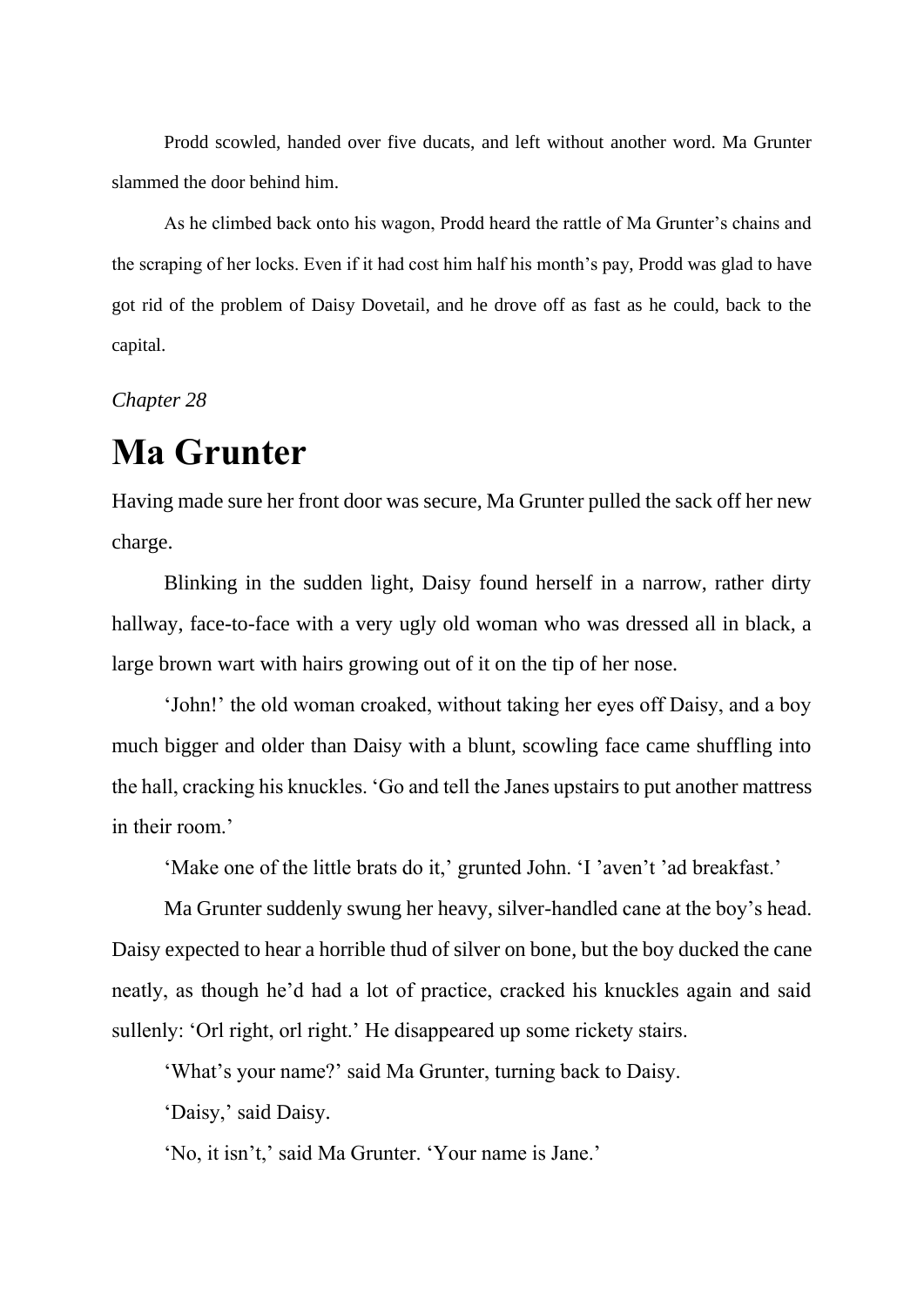Prodd scowled, handed over five ducats, and left without another word. Ma Grunter slammed the door behind him.

As he climbed back onto his wagon, Prodd heard the rattle of Ma Grunter's chains and the scraping of her locks. Even if it had cost him half his month's pay, Prodd was glad to have got rid of the problem of Daisy Dovetail, and he drove off as fast as he could, back to the capital.

*Chapter 28*

# Ma Grunter

Having made sure her front door was secure, Ma Grunter pulled the sack off her new charge.

Blinking in the sudden light, Daisy found herself in a narrow, rather dirty hallway, face-to-face with a very ugly old woman who was dressed all in black, a large brown wart with hairs growing out of it on the tip of her nose.

'John!' the old woman croaked, without taking her eyes off Daisy, and a boy much bigger and older than Daisy with a blunt, scowling face came shuffling into the hall, cracking his knuckles. 'Go and tell the Janes upstairs to put another mattress in their room.'

'Make one of the little brats do it,' grunted John. 'I 'aven't 'ad breakfast.'

Ma Grunter suddenly swung her heavy, silver-handled cane at the boy's head. Daisy expected to hear a horrible thud of silver on bone, but the boy ducked the cane neatly, as though he'd had a lot of practice, cracked his knuckles again and said sullenly: 'Orl right, orl right.' He disappeared up some rickety stairs.

'What's your name?' said Ma Grunter, turning back to Daisy.

'Daisy,' said Daisy.

'No, it isn't,' said Ma Grunter. 'Your name is Jane.'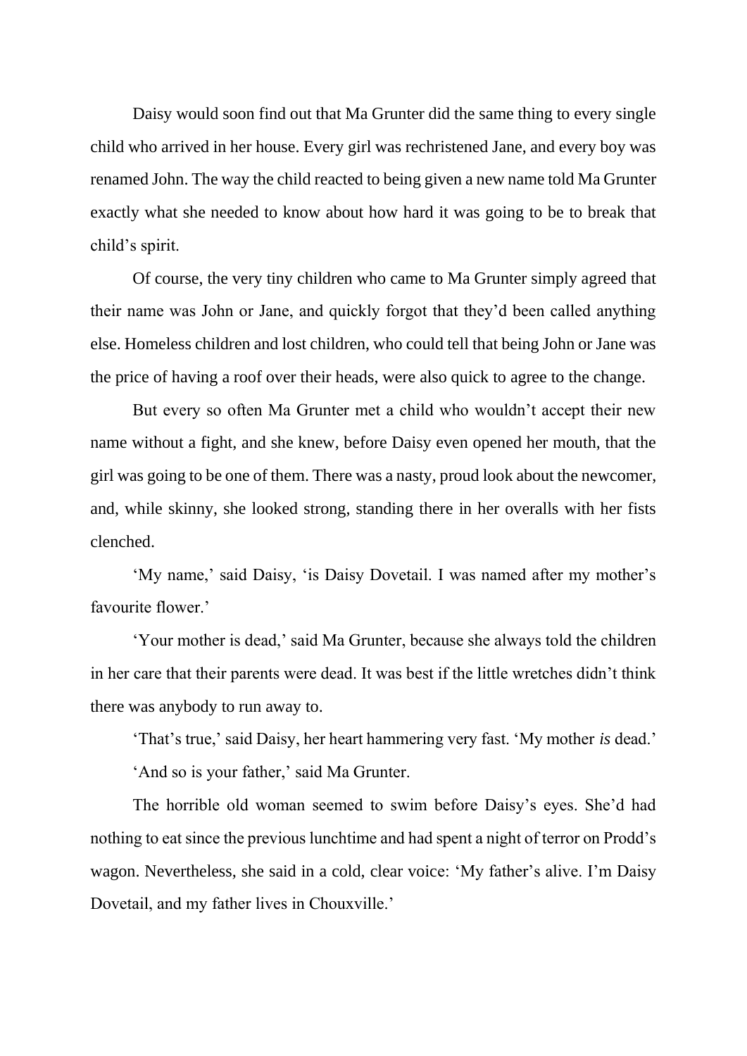Daisy would soon find out that Ma Grunter did the same thing to every single child who arrived in her house. Every girl was rechristened Jane, and every boy was renamed John. The way the child reacted to being given a new name told Ma Grunter exactly what she needed to know about how hard it was going to be to break that child's spirit.

Of course, the very tiny children who came to Ma Grunter simply agreed that their name was John or Jane, and quickly forgot that they'd been called anything else. Homeless children and lost children, who could tell that being John or Jane was the price of having a roof over their heads, were also quick to agree to the change.

But every so often Ma Grunter met a child who wouldn't accept their new name without a fight, and she knew, before Daisy even opened her mouth, that the girl was going to be one of them. There was a nasty, proud look about the newcomer, and, while skinny, she looked strong, standing there in her overalls with her fists clenched.

'My name,' said Daisy, 'is Daisy Dovetail. I was named after my mother's favourite flower.'

'Your mother is dead,' said Ma Grunter, because she always told the children in her care that their parents were dead. It was best if the little wretches didn't think there was anybody to run away to.

'That's true,' said Daisy, her heart hammering very fast. 'My mother *is* dead.'

'And so is your father,' said Ma Grunter.

The horrible old woman seemed to swim before Daisy's eyes. She'd had nothing to eat since the previous lunchtime and had spent a night of terror on Prodd's wagon. Nevertheless, she said in a cold, clear voice: 'My father's alive. I'm Daisy Dovetail, and my father lives in Chouxville.'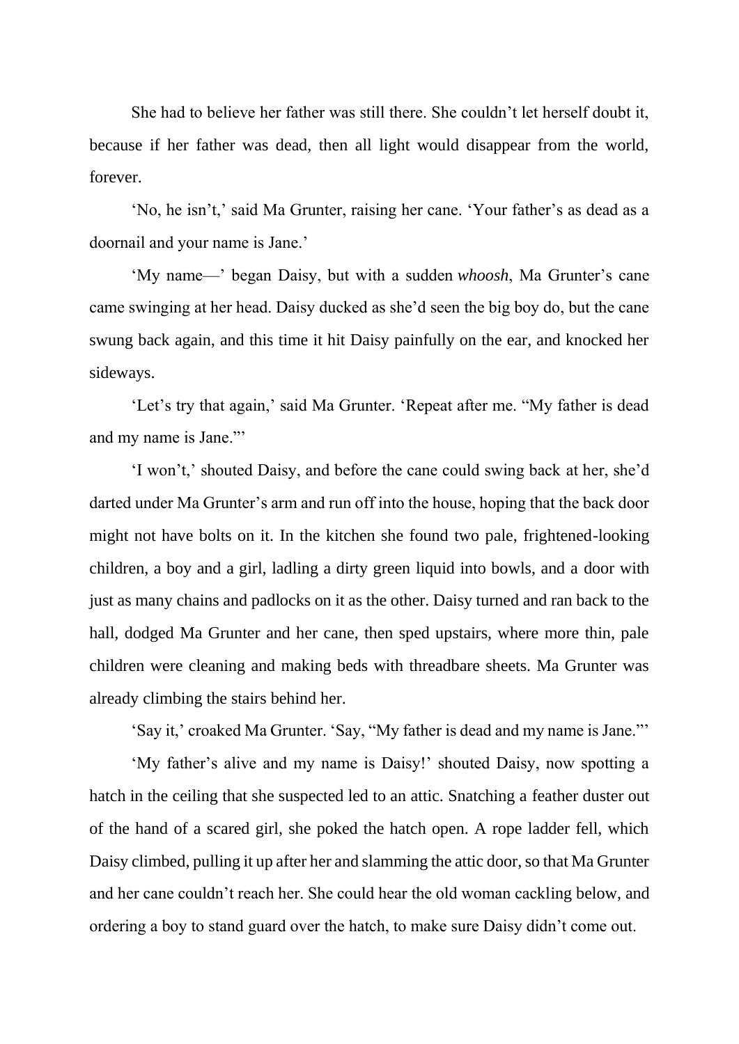She had to believe her father was still there. She couldn't let herself doubt it, because if her father was dead, then all light would disappear from the world, forever.

'No, he isn't,' said Ma Grunter, raising her cane. 'Your father's as dead as a doornail and your name is Jane.'

'My name—' began Daisy, but with a sudden *whoosh*, Ma Grunter's cane came swinging at her head. Daisy ducked as she'd seen the big boy do, but the cane swung back again, and this time it hit Daisy painfully on the ear, and knocked her sideways.

'Let's try that again,' said Ma Grunter. 'Repeat after me. "My father is dead and my name is Jane."'

'I won't,' shouted Daisy, and before the cane could swing back at her, she'd darted under Ma Grunter's arm and run off into the house, hoping that the back door might not have bolts on it. In the kitchen she found two pale, frightened-looking children, a boy and a girl, ladling a dirty green liquid into bowls, and a door with just as many chains and padlocks on it as the other. Daisy turned and ran back to the hall, dodged Ma Grunter and her cane, then sped upstairs, where more thin, pale children were cleaning and making beds with threadbare sheets. Ma Grunter was already climbing the stairs behind her.

'Say it,' croaked Ma Grunter. 'Say, "My father is dead and my name is Jane."'

'My father's alive and my name is Daisy!' shouted Daisy, now spotting a hatch in the ceiling that she suspected led to an attic. Snatching a feather duster out of the hand of a scared girl, she poked the hatch open. A rope ladder fell, which Daisy climbed, pulling it up after her and slamming the attic door, so that Ma Grunter and her cane couldn't reach her. She could hear the old woman cackling below, and ordering a boy to stand guard over the hatch, to make sure Daisy didn't come out.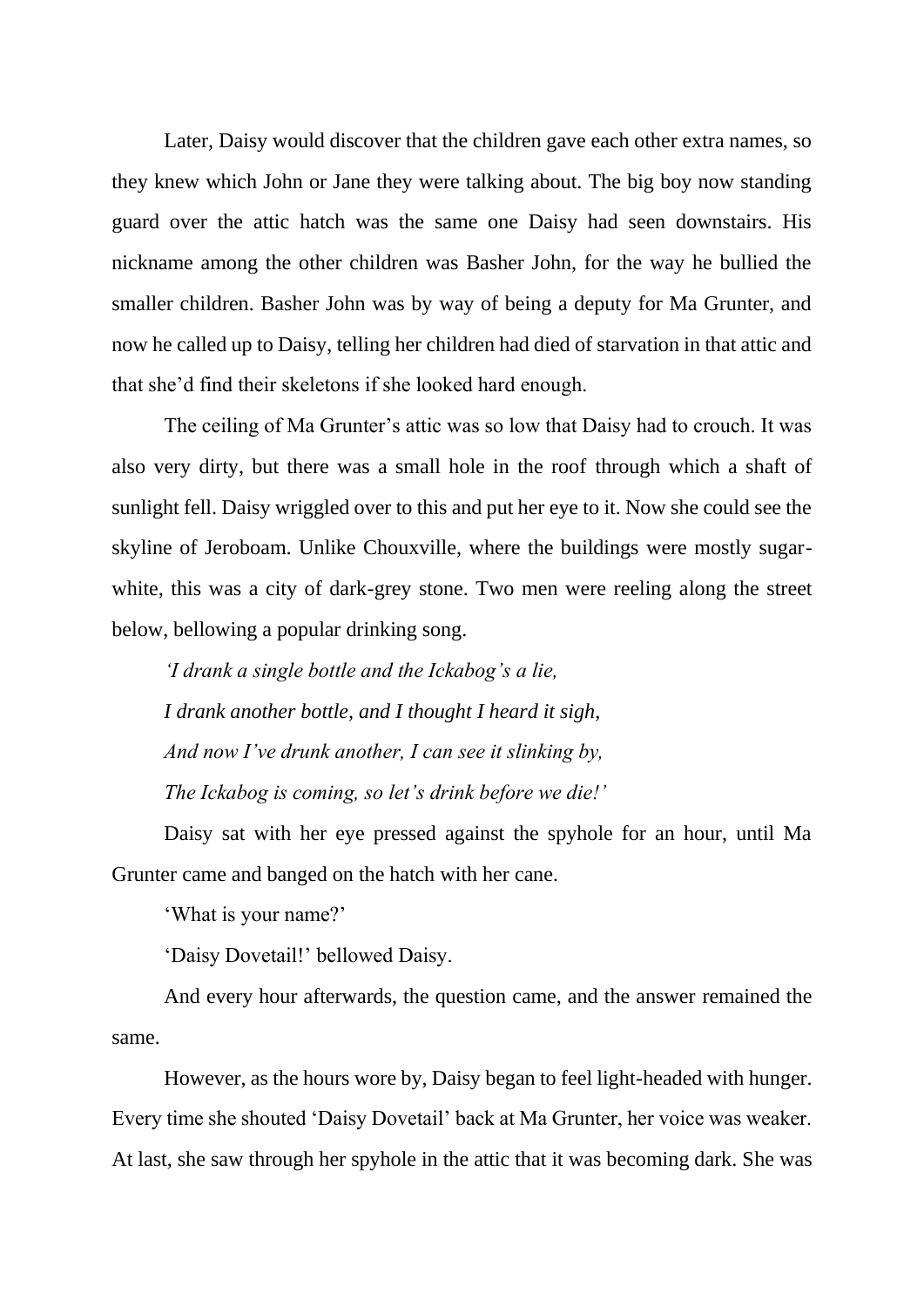Later, Daisy would discover that the children gave each other extra names, so they knew which John or Jane they were talking about. The big boy now standing guard over the attic hatch was the same one Daisy had seen downstairs. His nickname among the other children was Basher John, for the way he bullied the smaller children. Basher John was by way of being a deputy for Ma Grunter, and now he called up to Daisy, telling her children had died of starvation in that attic and that she'd find their skeletons if she looked hard enough.

The ceiling of Ma Grunter's attic was so low that Daisy had to crouch. It was also very dirty, but there was a small hole in the roof through which a shaft of sunlight fell. Daisy wriggled over to this and put her eye to it. Now she could see the skyline of Jeroboam. Unlike Chouxville, where the buildings were mostly sugar-white, this was a city of dark-grey stone. Two men were reeling along the street below, bellowing a popular drinking song.

*'I drank a single bottle and the Ickabog's a lie,*

*I drank another bottle, and I thought I heard it sigh,*

*And now I've drunk another, I can see it slinking by,*

*The Ickabog is coming, so let's drink before we die!'*

Daisy sat with her eye pressed against the spyhole for an hour, until Ma Grunter came and banged on the hatch with her cane.

'What is your name?'

'Daisy Dovetail!' bellowed Daisy.

And every hour afterwards, the question came, and the answer remained the same.

However, as the hours wore by, Daisy began to feel light-headed with hunger. Every time she shouted 'Daisy Dovetail' back at Ma Grunter, her voice was weaker. At last, she saw through her spyhole in the attic that it was becoming dark. She was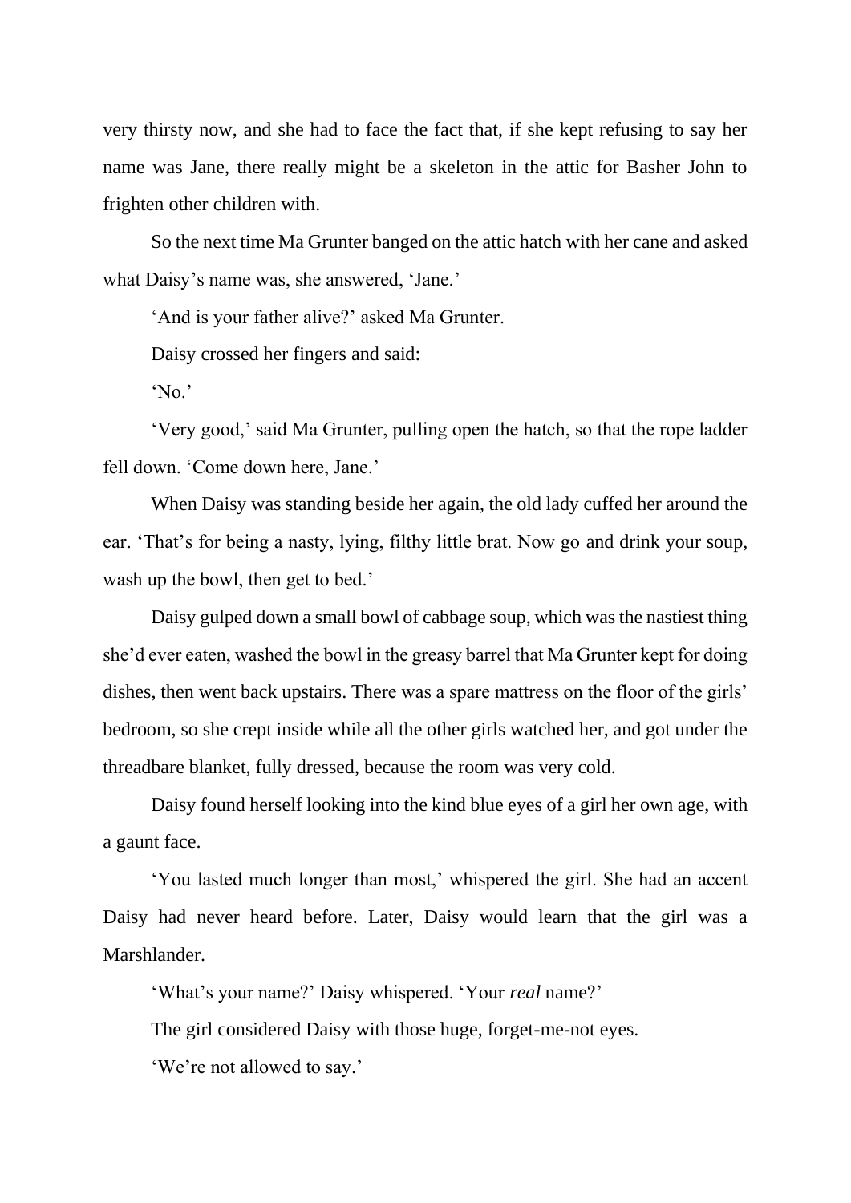very thirsty now, and she had to face the fact that, if she kept refusing to say her name was Jane, there really might be a skeleton in the attic for Basher John to frighten other children with.

So the next time Ma Grunter banged on the attic hatch with her cane and asked what Daisy's name was, she answered, 'Jane.'

'And is your father alive?' asked Ma Grunter.

Daisy crossed her fingers and said:

'No.'

'Very good,' said Ma Grunter, pulling open the hatch, so that the rope ladder fell down. 'Come down here, Jane.'

When Daisy was standing beside her again, the old lady cuffed her around the ear. 'That's for being a nasty, lying, filthy little brat. Now go and drink your soup, wash up the bowl, then get to bed.'

Daisy gulped down a small bowl of cabbage soup, which was the nastiest thing she'd ever eaten, washed the bowl in the greasy barrel that Ma Grunter kept for doing dishes, then went back upstairs. There was a spare mattress on the floor of the girls' bedroom, so she crept inside while all the other girls watched her, and got under the threadbare blanket, fully dressed, because the room was very cold.

Daisy found herself looking into the kind blue eyes of a girl her own age, with a gaunt face.

'You lasted much longer than most,' whispered the girl. She had an accent Daisy had never heard before. Later, Daisy would learn that the girl was a Marshlander.

'What's your name?' Daisy whispered. 'Your *real* name?'

The girl considered Daisy with those huge, forget-me-not eyes.

'We're not allowed to say.'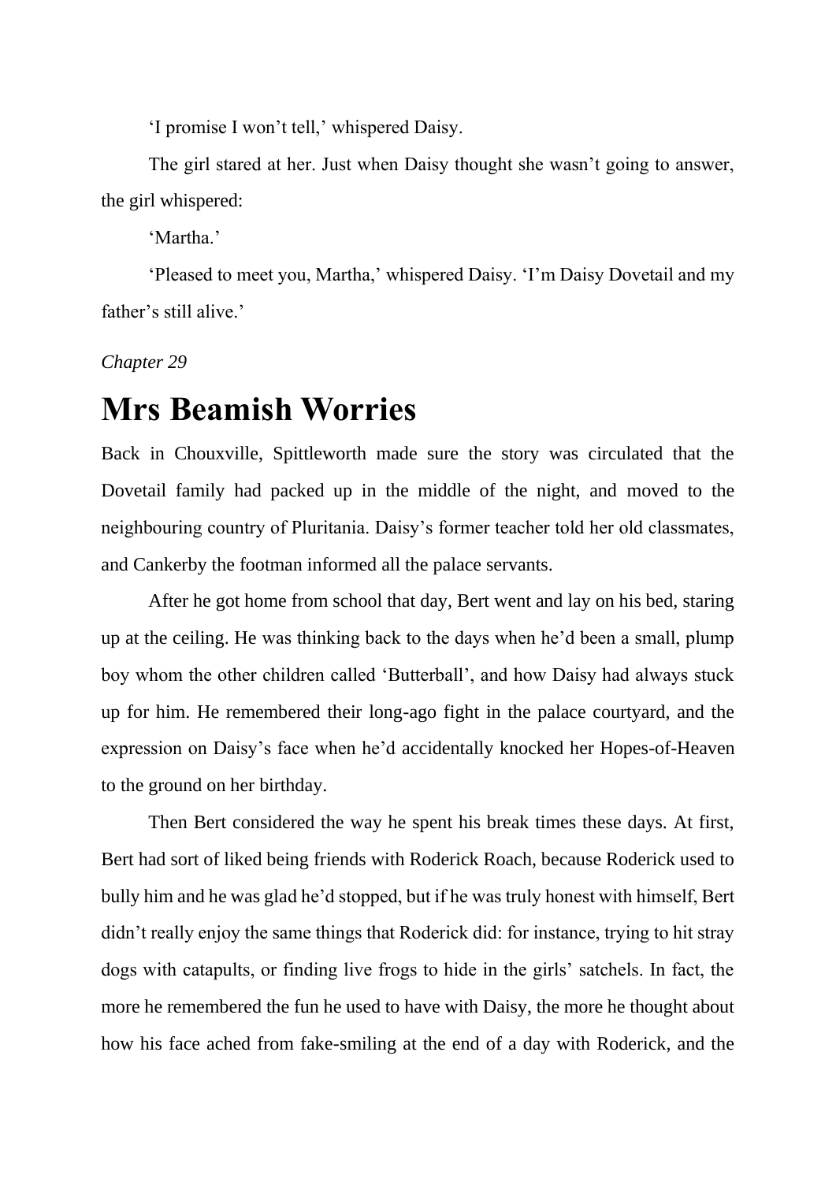'I promise I won't tell,' whispered Daisy.

The girl stared at her. Just when Daisy thought she wasn't going to answer, the girl whispered:

'Martha.'

'Pleased to meet you, Martha,' whispered Daisy. 'I'm Daisy Dovetail and my father's still alive.'

*Chapter 29*

# Mrs Beamish Worries

Back in Chouxville, Spittleworth made sure the story was circulated that the Dovetail family had packed up in the middle of the night, and moved to the neighbouring country of Pluritania. Daisy's former teacher told her old classmates, and Cankerby the footman informed all the palace servants.

After he got home from school that day, Bert went and lay on his bed, staring up at the ceiling. He was thinking back to the days when he'd been a small, plump boy whom the other children called 'Butterball', and how Daisy had always stuck up for him. He remembered their long-ago fight in the palace courtyard, and the expression on Daisy's face when he'd accidentally knocked her Hopes-of-Heaven to the ground on her birthday.

Then Bert considered the way he spent his break times these days. At first, Bert had sort of liked being friends with Roderick Roach, because Roderick used to bully him and he was glad he'd stopped, but if he was truly honest with himself, Bert didn't really enjoy the same things that Roderick did: for instance, trying to hit stray dogs with catapults, or finding live frogs to hide in the girls' satchels. In fact, the more he remembered the fun he used to have with Daisy, the more he thought about how his face ached from fake-smiling at the end of a day with Roderick, and the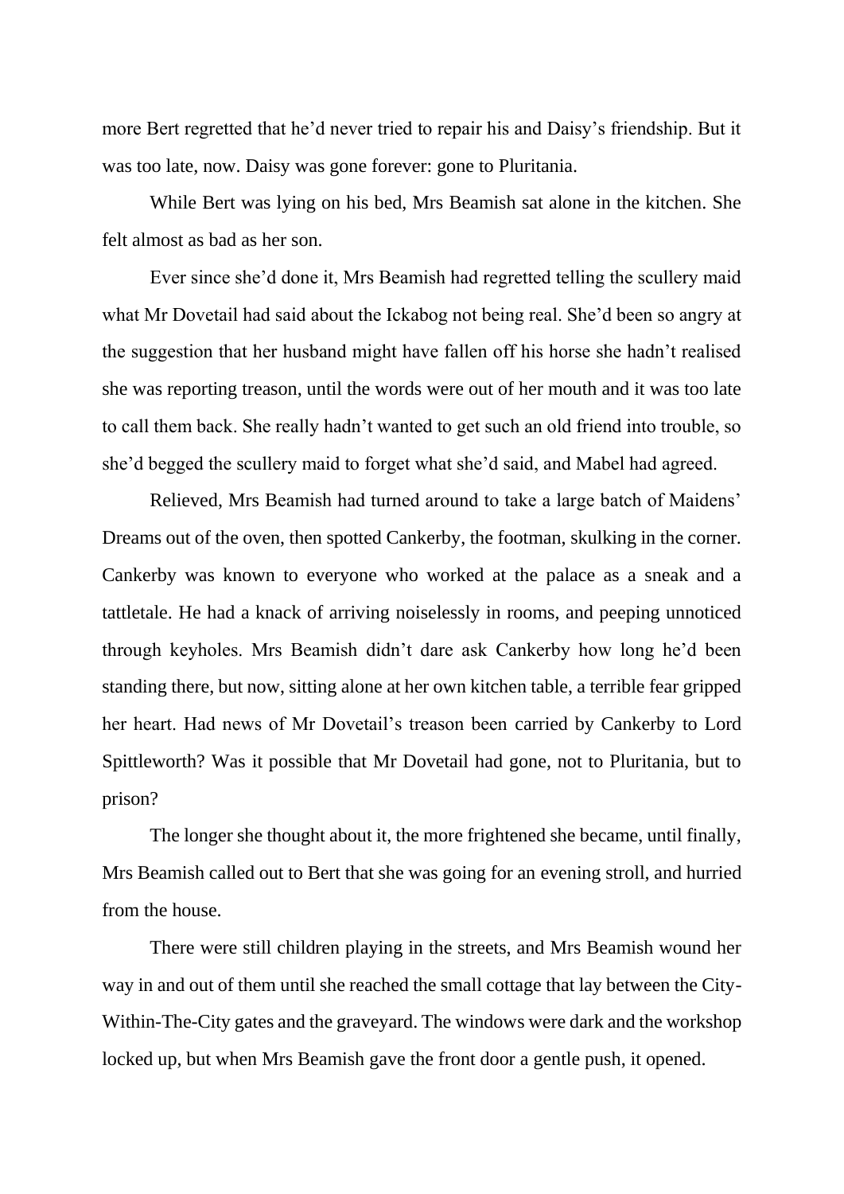more Bert regretted that he'd never tried to repair his and Daisy's friendship. But it was too late, now. Daisy was gone forever: gone to Pluritania.

While Bert was lying on his bed, Mrs Beamish sat alone in the kitchen. She felt almost as bad as her son.

Ever since she'd done it, Mrs Beamish had regretted telling the scullery maid what Mr Dovetail had said about the Ickabog not being real. She'd been so angry at the suggestion that her husband might have fallen off his horse she hadn't realised she was reporting treason, until the words were out of her mouth and it was too late to call them back. She really hadn't wanted to get such an old friend into trouble, so she'd begged the scullery maid to forget what she'd said, and Mabel had agreed.

Relieved, Mrs Beamish had turned around to take a large batch of Maidens' Dreams out of the oven, then spotted Cankerby, the footman, skulking in the corner. Cankerby was known to everyone who worked at the palace as a sneak and a tattletale. He had a knack of arriving noiselessly in rooms, and peeping unnoticed through keyholes. Mrs Beamish didn't dare ask Cankerby how long he'd been standing there, but now, sitting alone at her own kitchen table, a terrible fear gripped her heart. Had news of Mr Dovetail's treason been carried by Cankerby to Lord Spittleworth? Was it possible that Mr Dovetail had gone, not to Pluritania, but to prison?

The longer she thought about it, the more frightened she became, until finally, Mrs Beamish called out to Bert that she was going for an evening stroll, and hurried from the house.

There were still children playing in the streets, and Mrs Beamish wound her way in and out of them until she reached the small cottage that lay between the City-Within-The-City gates and the graveyard. The windows were dark and the workshop locked up, but when Mrs Beamish gave the front door a gentle push, it opened.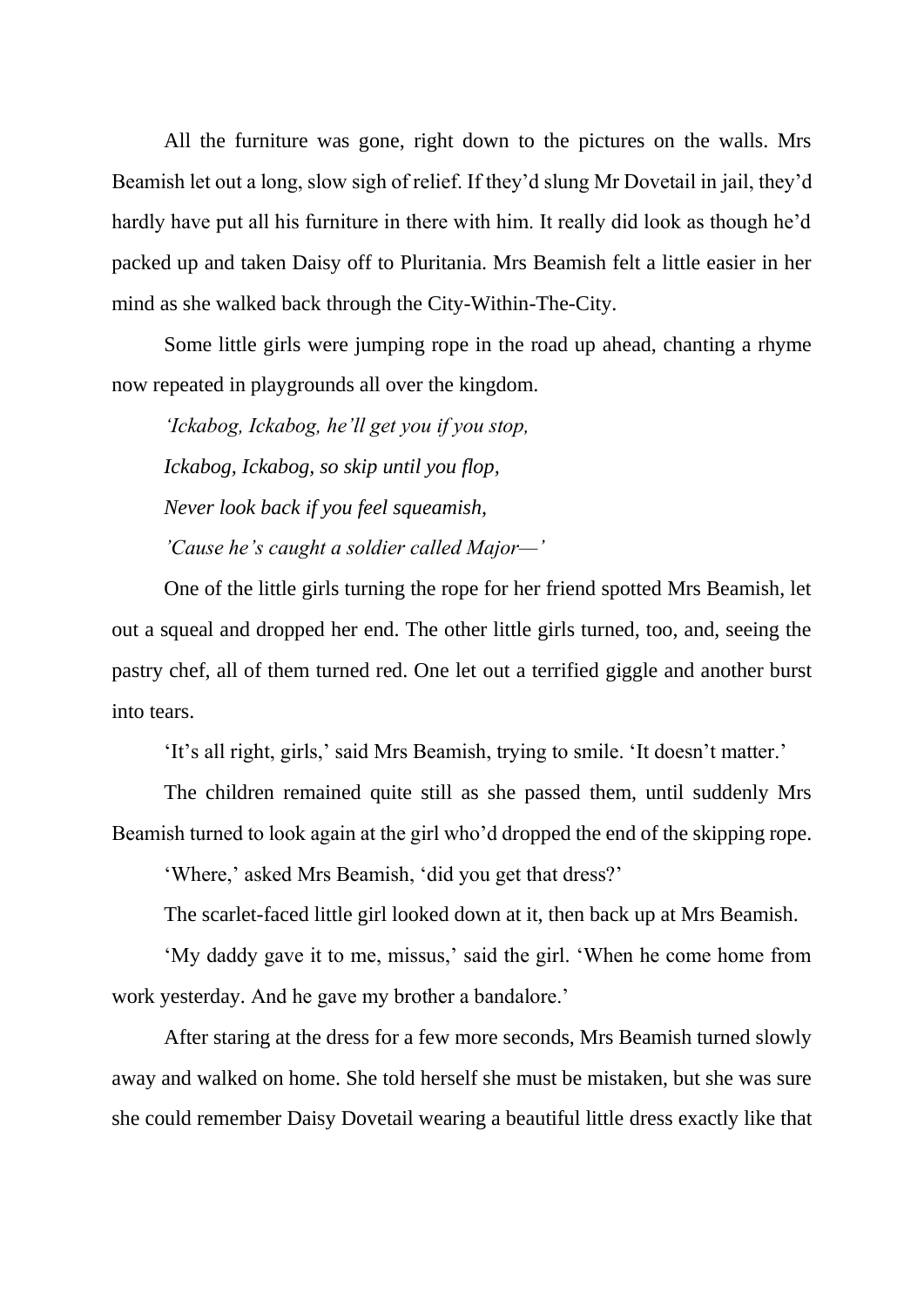All the furniture was gone, right down to the pictures on the walls. Mrs Beamish let out a long, slow sigh of relief. If they'd slung Mr Dovetail in jail, they'd hardly have put all his furniture in there with him. It really did look as though he'd packed up and taken Daisy off to Pluritania. Mrs Beamish felt a little easier in her mind as she walked back through the City-Within-The-City.

Some little girls were jumping rope in the road up ahead, chanting a rhyme now repeated in playgrounds all over the kingdom.

*'Ickabog, Ickabog, he'll get you if you stop,*

*Ickabog, Ickabog, so skip until you flop,*

*Never look back if you feel squeamish,*

*'Cause he's caught a soldier called Major—'*

One of the little girls turning the rope for her friend spotted Mrs Beamish, let out a squeal and dropped her end. The other little girls turned, too, and, seeing the pastry chef, all of them turned red. One let out a terrified giggle and another burst into tears.

'It's all right, girls,' said Mrs Beamish, trying to smile. 'It doesn't matter.'

The children remained quite still as she passed them, until suddenly Mrs Beamish turned to look again at the girl who'd dropped the end of the skipping rope.

'Where,' asked Mrs Beamish, 'did you get that dress?'

The scarlet-faced little girl looked down at it, then back up at Mrs Beamish.

'My daddy gave it to me, missus,' said the girl. 'When he come home from work yesterday. And he gave my brother a bandalore.'

After staring at the dress for a few more seconds, Mrs Beamish turned slowly away and walked on home. She told herself she must be mistaken, but she was sure she could remember Daisy Dovetail wearing a beautiful little dress exactly like that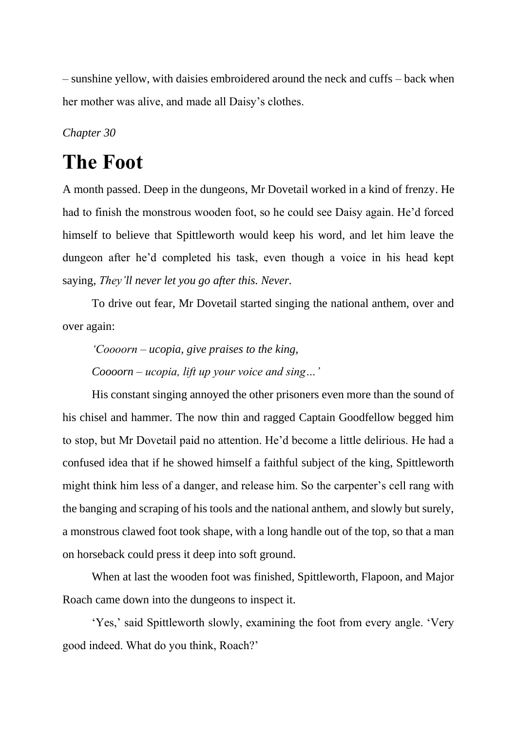– sunshine yellow, with daisies embroidered around the neck and cuffs – back when her mother was alive, and made all Daisy's clothes.

*Chapter 30*

# The Foot

A month passed. Deep in the dungeons, Mr Dovetail worked in a kind of frenzy. He had to finish the monstrous wooden foot, so he could see Daisy again. He'd forced himself to believe that Spittleworth would keep his word, and let him leave the dungeon after he'd completed his task, even though a voice in his head kept saying, *They'll never let you go after this. Never.*

To drive out fear, Mr Dovetail started singing the national anthem, over and over again:

*'Coooorn – ucopia, give praises to the king,*

*Coooorn – ucopia, lift up your voice and sing…'*

His constant singing annoyed the other prisoners even more than the sound of his chisel and hammer. The now thin and ragged Captain Goodfellow begged him to stop, but Mr Dovetail paid no attention. He'd become a little delirious. He had a confused idea that if he showed himself a faithful subject of the king, Spittleworth might think him less of a danger, and release him. So the carpenter's cell rang with the banging and scraping of his tools and the national anthem, and slowly but surely, a monstrous clawed foot took shape, with a long handle out of the top, so that a man on horseback could press it deep into soft ground.

When at last the wooden foot was finished, Spittleworth, Flapoon, and Major Roach came down into the dungeons to inspect it.

'Yes,' said Spittleworth slowly, examining the foot from every angle. 'Very good indeed. What do you think, Roach?'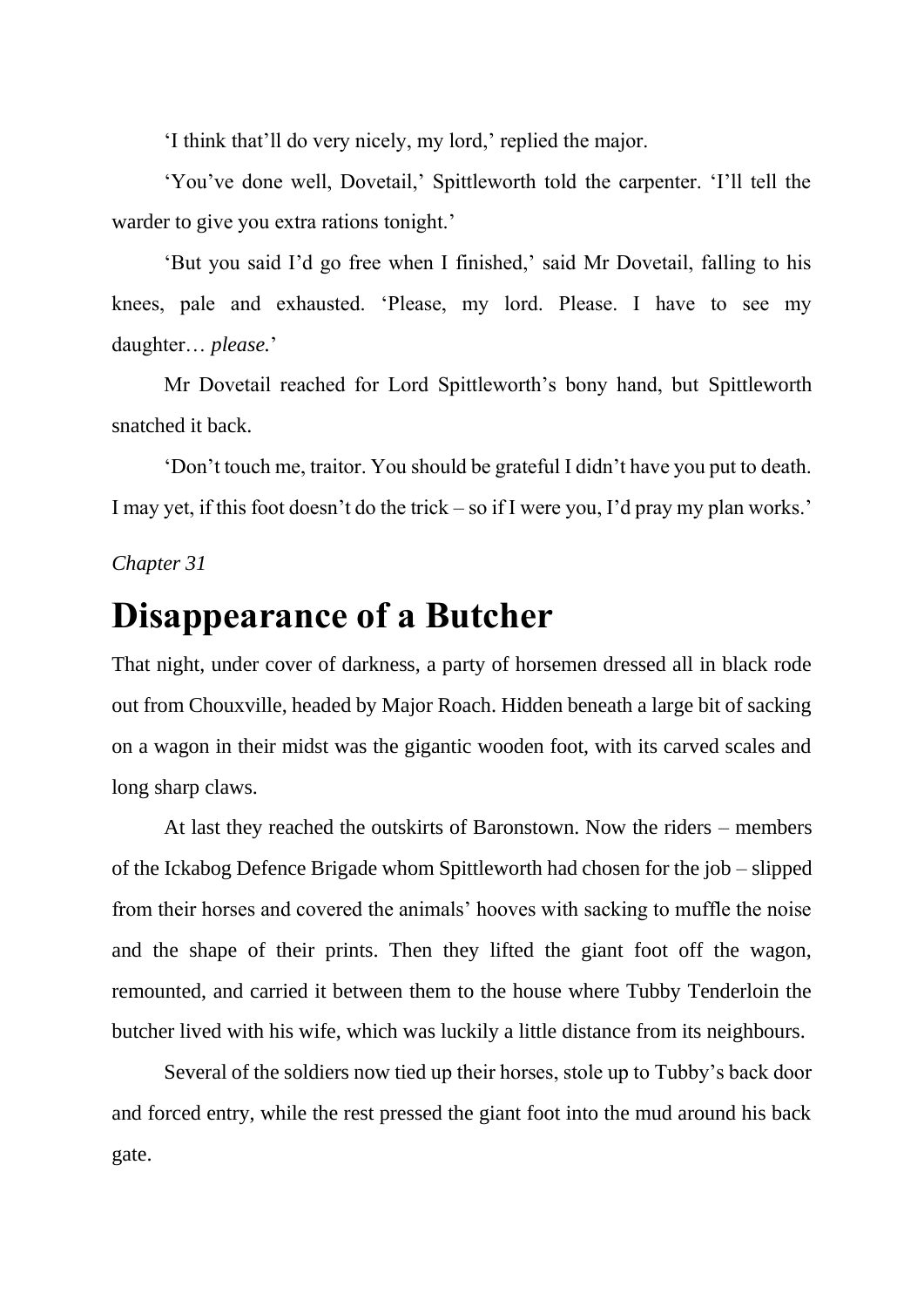'I think that'll do very nicely, my lord,' replied the major.

'You've done well, Dovetail,' Spittleworth told the carpenter. 'I'll tell the warder to give you extra rations tonight.'

'But you said I'd go free when I finished,' said Mr Dovetail, falling to his knees, pale and exhausted. 'Please, my lord. Please. I have to see my daughter… *please.*'

Mr Dovetail reached for Lord Spittleworth's bony hand, but Spittleworth snatched it back.

'Don't touch me, traitor. You should be grateful I didn't have you put to death. I may yet, if this foot doesn't do the trick – so if I were you, I'd pray my plan works.'

*Chapter 31*

# Disappearance of a Butcher

That night, under cover of darkness, a party of horsemen dressed all in black rode out from Chouxville, headed by Major Roach. Hidden beneath a large bit of sacking on a wagon in their midst was the gigantic wooden foot, with its carved scales and long sharp claws.

At last they reached the outskirts of Baronstown. Now the riders – members of the Ickabog Defence Brigade whom Spittleworth had chosen for the job – slipped from their horses and covered the animals' hooves with sacking to muffle the noise and the shape of their prints. Then they lifted the giant foot off the wagon, remounted, and carried it between them to the house where Tubby Tenderloin the butcher lived with his wife, which was luckily a little distance from its neighbours.

Several of the soldiers now tied up their horses, stole up to Tubby's back door and forced entry, while the rest pressed the giant foot into the mud around his back gate.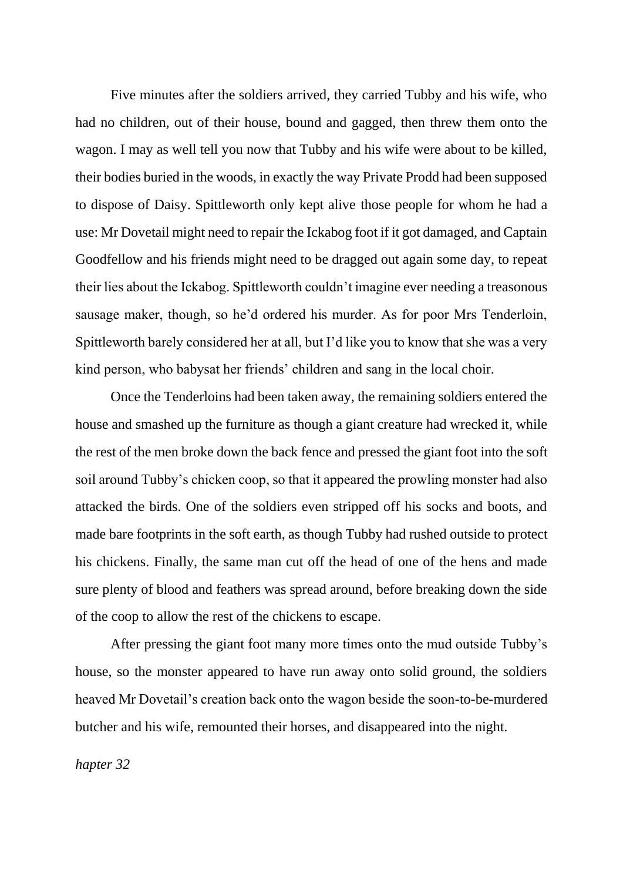Five minutes after the soldiers arrived, they carried Tubby and his wife, who had no children, out of their house, bound and gagged, then threw them onto the wagon. I may as well tell you now that Tubby and his wife were about to be killed, their bodies buried in the woods, in exactly the way Private Prodd had been supposed to dispose of Daisy. Spittleworth only kept alive those people for whom he had a use: Mr Dovetail might need to repair the Ickabog foot if it got damaged, and Captain Goodfellow and his friends might need to be dragged out again some day, to repeat their lies about the Ickabog. Spittleworth couldn't imagine ever needing a treasonous sausage maker, though, so he'd ordered his murder. As for poor Mrs Tenderloin, Spittleworth barely considered her at all, but I'd like you to know that she was a very kind person, who babysat her friends' children and sang in the local choir.

Once the Tenderloins had been taken away, the remaining soldiers entered the house and smashed up the furniture as though a giant creature had wrecked it, while the rest of the men broke down the back fence and pressed the giant foot into the soft soil around Tubby's chicken coop, so that it appeared the prowling monster had also attacked the birds. One of the soldiers even stripped off his socks and boots, and made bare footprints in the soft earth, as though Tubby had rushed outside to protect his chickens. Finally, the same man cut off the head of one of the hens and made sure plenty of blood and feathers was spread around, before breaking down the side of the coop to allow the rest of the chickens to escape.

After pressing the giant foot many more times onto the mud outside Tubby's house, so the monster appeared to have run away onto solid ground, the soldiers heaved Mr Dovetail's creation back onto the wagon beside the soon-to-be-murdered butcher and his wife, remounted their horses, and disappeared into the night.

*hapter 32*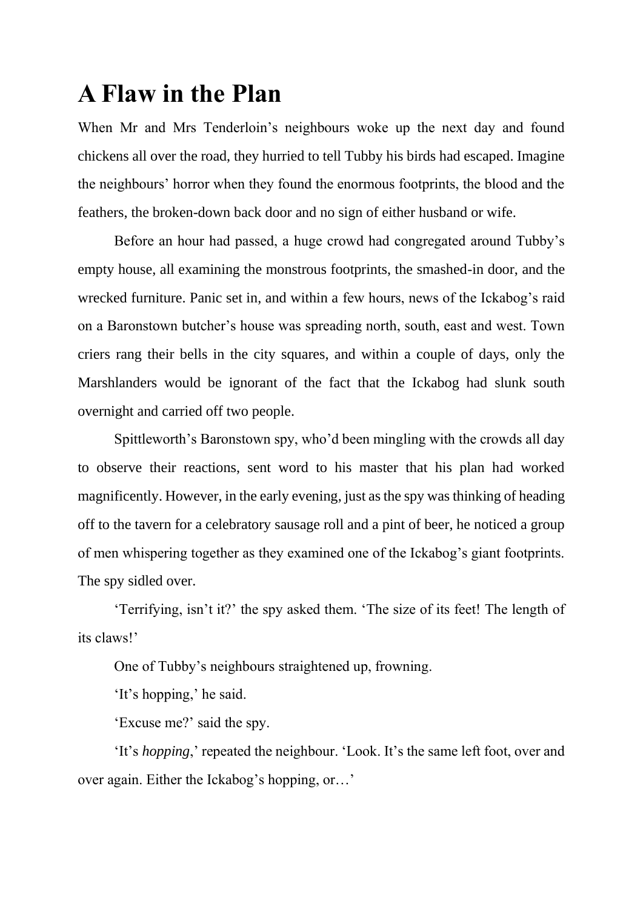# A Flaw in the Plan

When Mr and Mrs Tenderloin's neighbours woke up the next day and found chickens all over the road, they hurried to tell Tubby his birds had escaped. Imagine the neighbours' horror when they found the enormous footprints, the blood and the feathers, the broken-down back door and no sign of either husband or wife.

Before an hour had passed, a huge crowd had congregated around Tubby's empty house, all examining the monstrous footprints, the smashed-in door, and the wrecked furniture. Panic set in, and within a few hours, news of the Ickabog's raid on a Baronstown butcher's house was spreading north, south, east and west. Town criers rang their bells in the city squares, and within a couple of days, only the Marshlanders would be ignorant of the fact that the Ickabog had slunk south overnight and carried off two people.

Spittleworth's Baronstown spy, who'd been mingling with the crowds all day to observe their reactions, sent word to his master that his plan had worked magnificently. However, in the early evening, just as the spy was thinking of heading off to the tavern for a celebratory sausage roll and a pint of beer, he noticed a group of men whispering together as they examined one of the Ickabog's giant footprints. The spy sidled over.

'Terrifying, isn't it?' the spy asked them. 'The size of its feet! The length of its claws!'

One of Tubby's neighbours straightened up, frowning.

'It's hopping,' he said.

'Excuse me?' said the spy.

'It's *hopping*,' repeated the neighbour. 'Look. It's the same left foot, over and over again. Either the Ickabog's hopping, or…'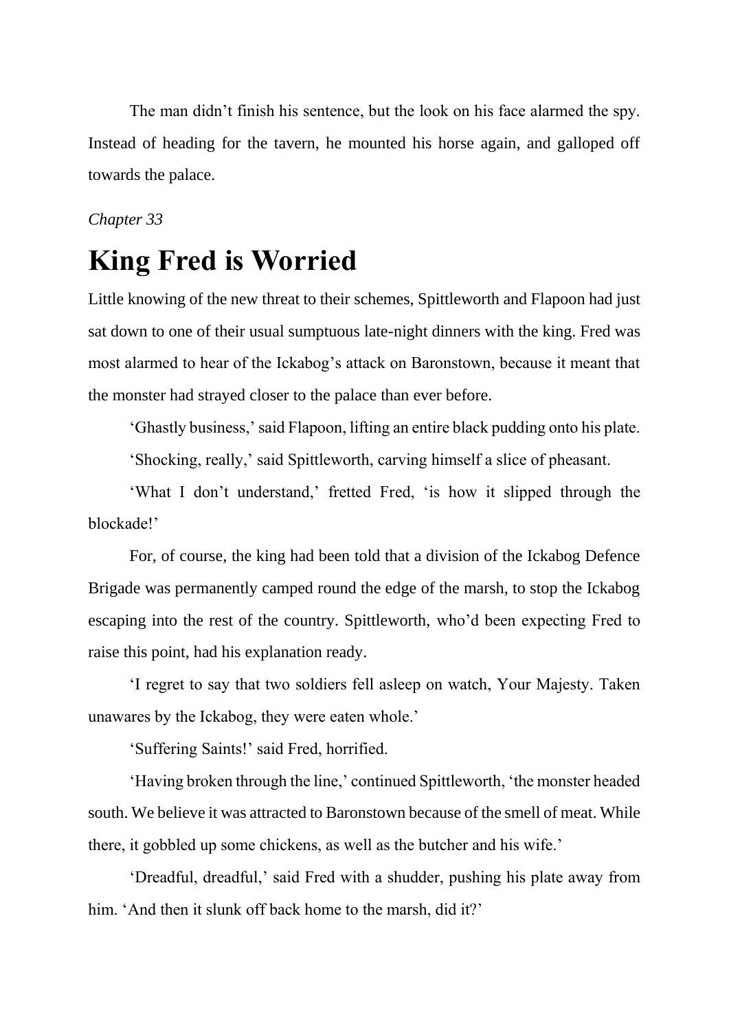The man didn’t finish his sentence, but the look on his face alarmed the spy. Instead of heading for the tavern, he mounted his horse again, and galloped off towards the palace.

*Chapter 33*

# King Fred is Worried

Little knowing of the new threat to their schemes, Spittleworth and Flapoon had just sat down to one of their usual sumptuous late-night dinners with the king. Fred was most alarmed to hear of the Ickabog’s attack on Baronstown, because it meant that the monster had strayed closer to the palace than ever before.

‘Ghastly business,’ said Flapoon, lifting an entire black pudding onto his plate.

‘Shocking, really,’ said Spittleworth, carving himself a slice of pheasant.

‘What I don’t understand,’ fretted Fred, ‘is how it slipped through the blockade!’

For, of course, the king had been told that a division of the Ickabog Defence Brigade was permanently camped round the edge of the marsh, to stop the Ickabog escaping into the rest of the country. Spittleworth, who’d been expecting Fred to raise this point, had his explanation ready.

‘I regret to say that two soldiers fell asleep on watch, Your Majesty. Taken unawares by the Ickabog, they were eaten whole.’

‘Suffering Saints!’ said Fred, horrified.

‘Having broken through the line,’ continued Spittleworth, ‘the monster headed south. We believe it was attracted to Baronstown because of the smell of meat. While there, it gobbled up some chickens, as well as the butcher and his wife.’

‘Dreadful, dreadful,’ said Fred with a shudder, pushing his plate away from him. ‘And then it slunk off back home to the marsh, did it?’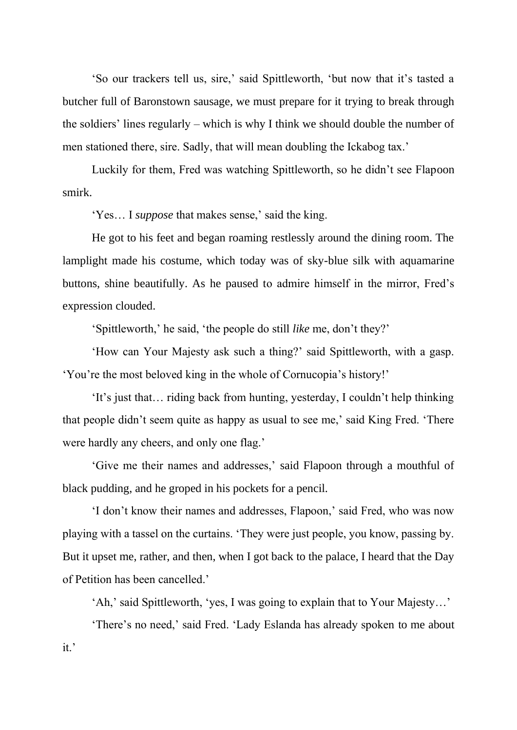'So our trackers tell us, sire,' said Spittleworth, 'but now that it's tasted a butcher full of Baronstown sausage, we must prepare for it trying to break through the soldiers' lines regularly – which is why I think we should double the number of men stationed there, sire. Sadly, that will mean doubling the Ickabog tax.'

Luckily for them, Fred was watching Spittleworth, so he didn't see Flapoon smirk.

'Yes… I *suppose* that makes sense,' said the king.

He got to his feet and began roaming restlessly around the dining room. The lamplight made his costume, which today was of sky-blue silk with aquamarine buttons, shine beautifully. As he paused to admire himself in the mirror, Fred's expression clouded.

'Spittleworth,' he said, 'the people do still *like* me, don't they?'

'How can Your Majesty ask such a thing?' said Spittleworth, with a gasp. 'You're the most beloved king in the whole of Cornucopia's history!'

'It's just that… riding back from hunting, yesterday, I couldn't help thinking that people didn't seem quite as happy as usual to see me,' said King Fred. 'There were hardly any cheers, and only one flag.'

'Give me their names and addresses,' said Flapoon through a mouthful of black pudding, and he groped in his pockets for a pencil.

'I don't know their names and addresses, Flapoon,' said Fred, who was now playing with a tassel on the curtains. 'They were just people, you know, passing by. But it upset me, rather, and then, when I got back to the palace, I heard that the Day of Petition has been cancelled.'

'Ah,' said Spittleworth, 'yes, I was going to explain that to Your Majesty…'

'There's no need,' said Fred. 'Lady Eslanda has already spoken to me about it.'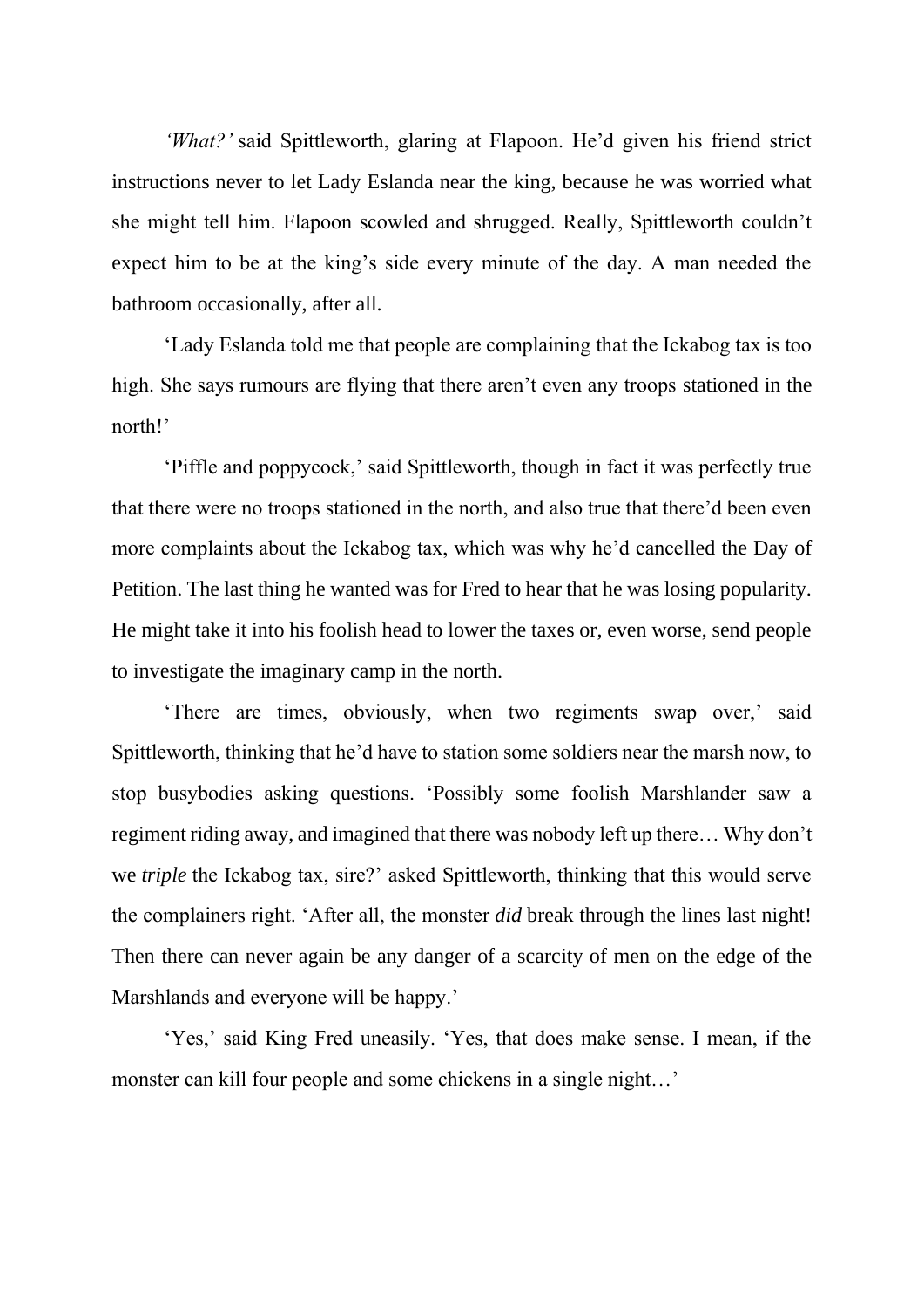*'What?'* said Spittleworth, glaring at Flapoon. He'd given his friend strict instructions never to let Lady Eslanda near the king, because he was worried what she might tell him. Flapoon scowled and shrugged. Really, Spittleworth couldn't expect him to be at the king's side every minute of the day. A man needed the bathroom occasionally, after all.

'Lady Eslanda told me that people are complaining that the Ickabog tax is too high. She says rumours are flying that there aren't even any troops stationed in the north!'

'Piffle and poppycock,' said Spittleworth, though in fact it was perfectly true that there were no troops stationed in the north, and also true that there'd been even more complaints about the Ickabog tax, which was why he'd cancelled the Day of Petition. The last thing he wanted was for Fred to hear that he was losing popularity. He might take it into his foolish head to lower the taxes or, even worse, send people to investigate the imaginary camp in the north.

'There are times, obviously, when two regiments swap over,' said Spittleworth, thinking that he'd have to station some soldiers near the marsh now, to stop busybodies asking questions. 'Possibly some foolish Marshlander saw a regiment riding away, and imagined that there was nobody left up there… Why don't we *triple* the Ickabog tax, sire?' asked Spittleworth, thinking that this would serve the complainers right. 'After all, the monster *did* break through the lines last night! Then there can never again be any danger of a scarcity of men on the edge of the Marshlands and everyone will be happy.'

'Yes,' said King Fred uneasily. 'Yes, that does make sense. I mean, if the monster can kill four people and some chickens in a single night…'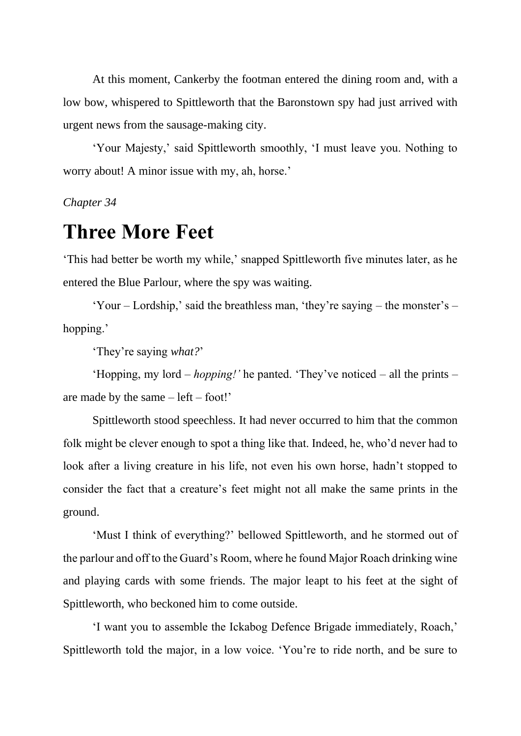At this moment, Cankerby the footman entered the dining room and, with a low bow, whispered to Spittleworth that the Baronstown spy had just arrived with urgent news from the sausage-making city.

'Your Majesty,' said Spittleworth smoothly, 'I must leave you. Nothing to worry about! A minor issue with my, ah, horse.'

*Chapter 34*

# Three More Feet

'This had better be worth my while,' snapped Spittleworth five minutes later, as he entered the Blue Parlour, where the spy was waiting.

'Your – Lordship,' said the breathless man, 'they're saying – the monster's – hopping.'

'They're saying *what?*'

'Hopping, my lord – *hopping!'* he panted. 'They've noticed – all the prints – are made by the same – left – foot!'

Spittleworth stood speechless. It had never occurred to him that the common folk might be clever enough to spot a thing like that. Indeed, he, who'd never had to look after a living creature in his life, not even his own horse, hadn't stopped to consider the fact that a creature's feet might not all make the same prints in the ground.

'Must I think of everything?' bellowed Spittleworth, and he stormed out of the parlour and off to the Guard's Room, where he found Major Roach drinking wine and playing cards with some friends. The major leapt to his feet at the sight of Spittleworth, who beckoned him to come outside.

'I want you to assemble the Ickabog Defence Brigade immediately, Roach,' Spittleworth told the major, in a low voice. 'You're to ride north, and be sure to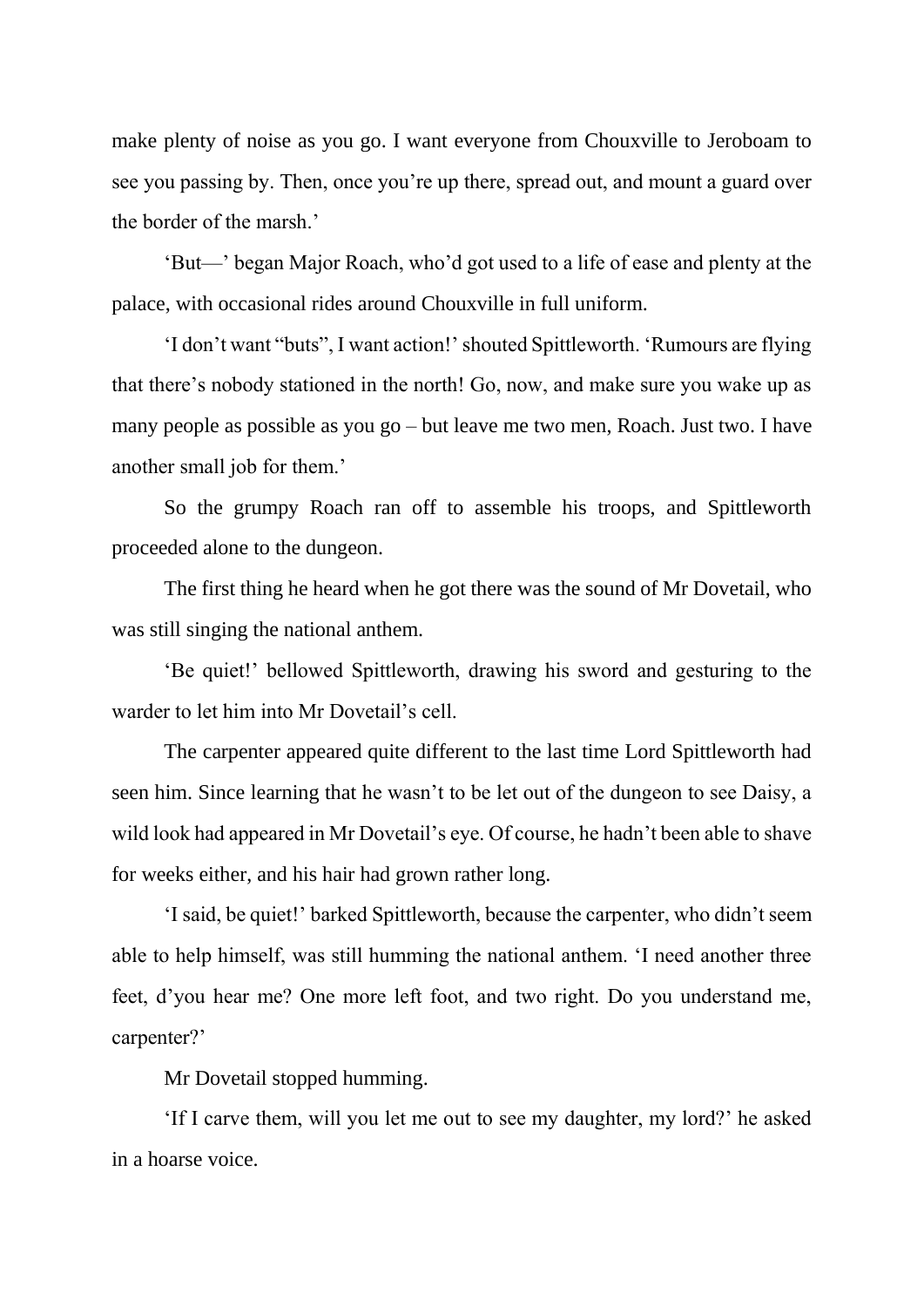make plenty of noise as you go. I want everyone from Chouxville to Jeroboam to see you passing by. Then, once you're up there, spread out, and mount a guard over the border of the marsh.'

'But—' began Major Roach, who'd got used to a life of ease and plenty at the palace, with occasional rides around Chouxville in full uniform.

'I don't want "buts", I want action!' shouted Spittleworth. 'Rumours are flying that there's nobody stationed in the north! Go, now, and make sure you wake up as many people as possible as you go – but leave me two men, Roach. Just two. I have another small job for them.'

So the grumpy Roach ran off to assemble his troops, and Spittleworth proceeded alone to the dungeon.

The first thing he heard when he got there was the sound of Mr Dovetail, who was still singing the national anthem.

'Be quiet!' bellowed Spittleworth, drawing his sword and gesturing to the warder to let him into Mr Dovetail's cell.

The carpenter appeared quite different to the last time Lord Spittleworth had seen him. Since learning that he wasn't to be let out of the dungeon to see Daisy, a wild look had appeared in Mr Dovetail's eye. Of course, he hadn't been able to shave for weeks either, and his hair had grown rather long.

'I said, be quiet!' barked Spittleworth, because the carpenter, who didn't seem able to help himself, was still humming the national anthem. 'I need another three feet, d'you hear me? One more left foot, and two right. Do you understand me, carpenter?'

Mr Dovetail stopped humming.

'If I carve them, will you let me out to see my daughter, my lord?' he asked in a hoarse voice.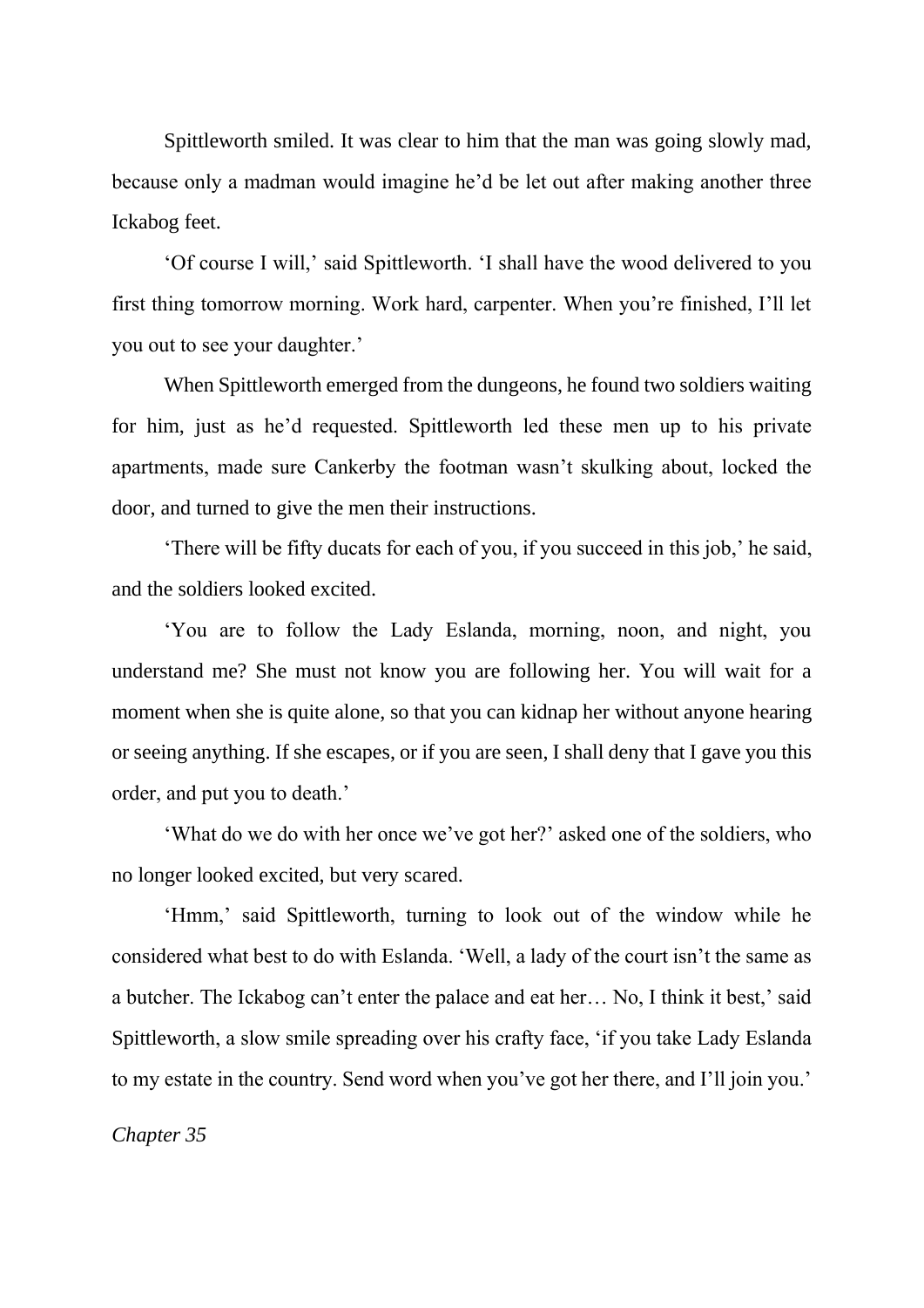Spittleworth smiled. It was clear to him that the man was going slowly mad, because only a madman would imagine he'd be let out after making another three Ickabog feet.

'Of course I will,' said Spittleworth. 'I shall have the wood delivered to you first thing tomorrow morning. Work hard, carpenter. When you're finished, I'll let you out to see your daughter.'

When Spittleworth emerged from the dungeons, he found two soldiers waiting for him, just as he'd requested. Spittleworth led these men up to his private apartments, made sure Cankerby the footman wasn't skulking about, locked the door, and turned to give the men their instructions.

'There will be fifty ducats for each of you, if you succeed in this job,' he said, and the soldiers looked excited.

'You are to follow the Lady Eslanda, morning, noon, and night, you understand me? She must not know you are following her. You will wait for a moment when she is quite alone, so that you can kidnap her without anyone hearing or seeing anything. If she escapes, or if you are seen, I shall deny that I gave you this order, and put you to death.'

'What do we do with her once we've got her?' asked one of the soldiers, who no longer looked excited, but very scared.

'Hmm,' said Spittleworth, turning to look out of the window while he considered what best to do with Eslanda. 'Well, a lady of the court isn't the same as a butcher. The Ickabog can't enter the palace and eat her… No, I think it best,' said Spittleworth, a slow smile spreading over his crafty face, 'if you take Lady Eslanda to my estate in the country. Send word when you've got her there, and I'll join you.'

*Chapter 35*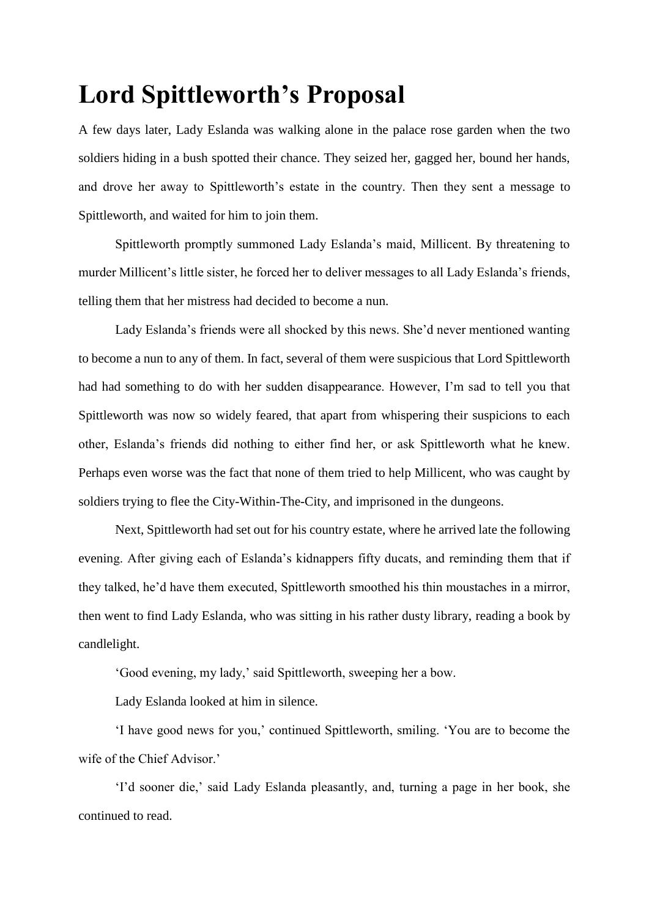# Lord Spittleworth's Proposal

A few days later, Lady Eslanda was walking alone in the palace rose garden when the two soldiers hiding in a bush spotted their chance. They seized her, gagged her, bound her hands, and drove her away to Spittleworth's estate in the country. Then they sent a message to Spittleworth, and waited for him to join them.

Spittleworth promptly summoned Lady Eslanda's maid, Millicent. By threatening to murder Millicent's little sister, he forced her to deliver messages to all Lady Eslanda's friends, telling them that her mistress had decided to become a nun.

Lady Eslanda's friends were all shocked by this news. She'd never mentioned wanting to become a nun to any of them. In fact, several of them were suspicious that Lord Spittleworth had had something to do with her sudden disappearance. However, I'm sad to tell you that Spittleworth was now so widely feared, that apart from whispering their suspicions to each other, Eslanda's friends did nothing to either find her, or ask Spittleworth what he knew. Perhaps even worse was the fact that none of them tried to help Millicent, who was caught by soldiers trying to flee the City-Within-The-City, and imprisoned in the dungeons.

Next, Spittleworth had set out for his country estate, where he arrived late the following evening. After giving each of Eslanda's kidnappers fifty ducats, and reminding them that if they talked, he'd have them executed, Spittleworth smoothed his thin moustaches in a mirror, then went to find Lady Eslanda, who was sitting in his rather dusty library, reading a book by candlelight.

'Good evening, my lady,' said Spittleworth, sweeping her a bow.

Lady Eslanda looked at him in silence.

'I have good news for you,' continued Spittleworth, smiling. 'You are to become the wife of the Chief Advisor.'

'I'd sooner die,' said Lady Eslanda pleasantly, and, turning a page in her book, she continued to read.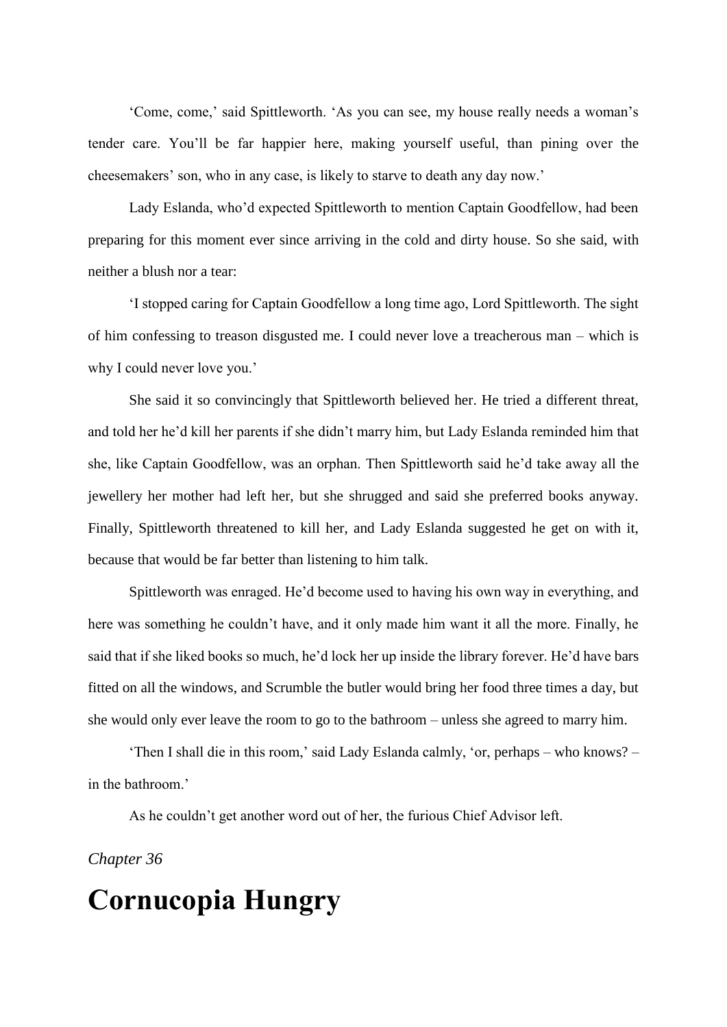'Come, come,' said Spittleworth. 'As you can see, my house really needs a woman's tender care. You'll be far happier here, making yourself useful, than pining over the cheesemakers' son, who in any case, is likely to starve to death any day now.'

Lady Eslanda, who'd expected Spittleworth to mention Captain Goodfellow, had been preparing for this moment ever since arriving in the cold and dirty house. So she said, with neither a blush nor a tear:

'I stopped caring for Captain Goodfellow a long time ago, Lord Spittleworth. The sight of him confessing to treason disgusted me. I could never love a treacherous man – which is why I could never love you.'

She said it so convincingly that Spittleworth believed her. He tried a different threat, and told her he'd kill her parents if she didn't marry him, but Lady Eslanda reminded him that she, like Captain Goodfellow, was an orphan. Then Spittleworth said he'd take away all the jewellery her mother had left her, but she shrugged and said she preferred books anyway. Finally, Spittleworth threatened to kill her, and Lady Eslanda suggested he get on with it, because that would be far better than listening to him talk.

Spittleworth was enraged. He'd become used to having his own way in everything, and here was something he couldn't have, and it only made him want it all the more. Finally, he said that if she liked books so much, he'd lock her up inside the library forever. He'd have bars fitted on all the windows, and Scrumble the butler would bring her food three times a day, but she would only ever leave the room to go to the bathroom – unless she agreed to marry him.

'Then I shall die in this room,' said Lady Eslanda calmly, 'or, perhaps – who knows? – in the bathroom.'

As he couldn't get another word out of her, the furious Chief Advisor left.

*Chapter 36*

# Cornucopia Hungry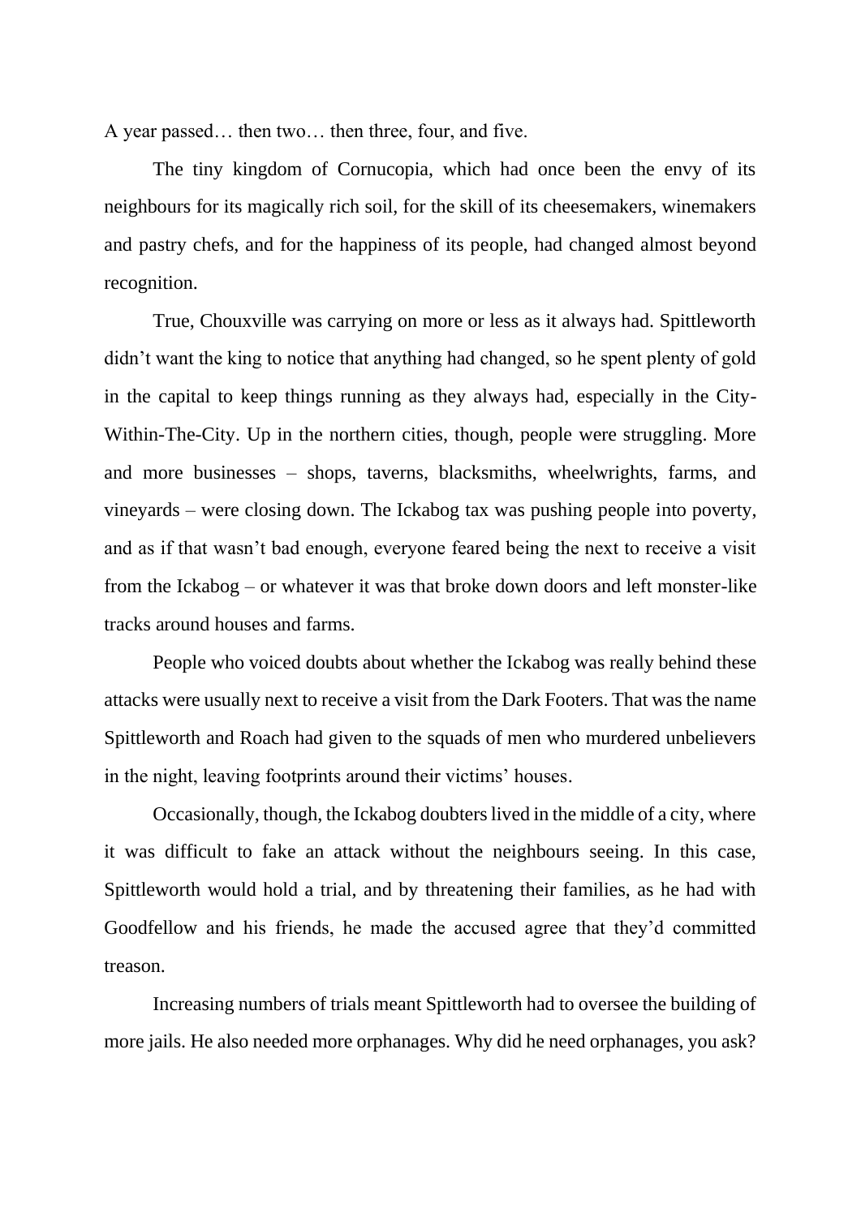A year passed… then two… then three, four, and five.

The tiny kingdom of Cornucopia, which had once been the envy of its neighbours for its magically rich soil, for the skill of its cheesemakers, winemakers and pastry chefs, and for the happiness of its people, had changed almost beyond recognition.

True, Chouxville was carrying on more or less as it always had. Spittleworth didn't want the king to notice that anything had changed, so he spent plenty of gold in the capital to keep things running as they always had, especially in the City-Within-The-City. Up in the northern cities, though, people were struggling. More and more businesses – shops, taverns, blacksmiths, wheelwrights, farms, and vineyards – were closing down. The Ickabog tax was pushing people into poverty, and as if that wasn't bad enough, everyone feared being the next to receive a visit from the Ickabog – or whatever it was that broke down doors and left monster-like tracks around houses and farms.

People who voiced doubts about whether the Ickabog was really behind these attacks were usually next to receive a visit from the Dark Footers. That was the name Spittleworth and Roach had given to the squads of men who murdered unbelievers in the night, leaving footprints around their victims' houses.

Occasionally, though, the Ickabog doubters lived in the middle of a city, where it was difficult to fake an attack without the neighbours seeing. In this case, Spittleworth would hold a trial, and by threatening their families, as he had with Goodfellow and his friends, he made the accused agree that they'd committed treason.

Increasing numbers of trials meant Spittleworth had to oversee the building of more jails. He also needed more orphanages. Why did he need orphanages, you ask?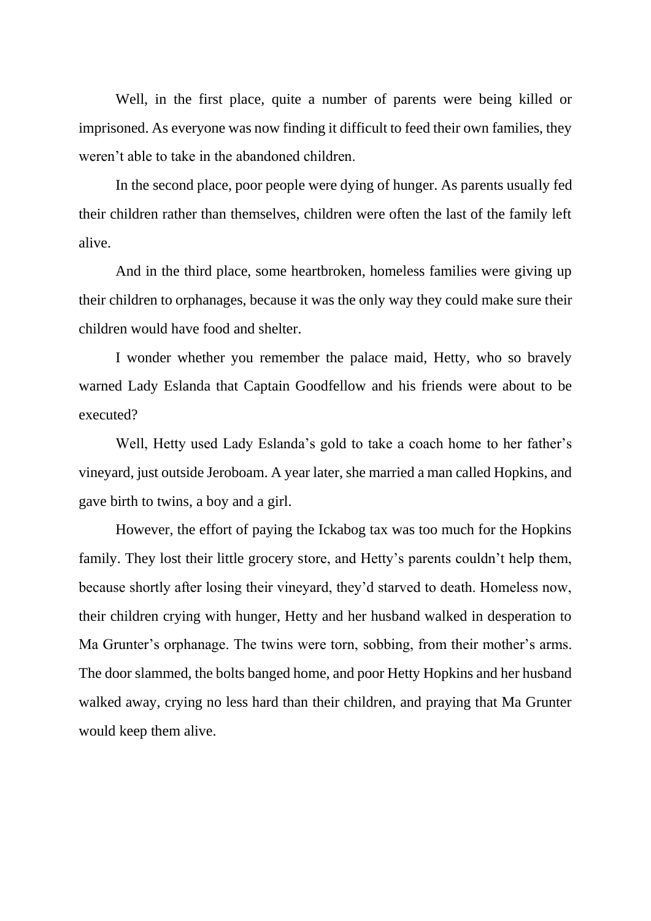Well, in the first place, quite a number of parents were being killed or imprisoned. As everyone was now finding it difficult to feed their own families, they weren't able to take in the abandoned children.

In the second place, poor people were dying of hunger. As parents usually fed their children rather than themselves, children were often the last of the family left alive.

And in the third place, some heartbroken, homeless families were giving up their children to orphanages, because it was the only way they could make sure their children would have food and shelter.

I wonder whether you remember the palace maid, Hetty, who so bravely warned Lady Eslanda that Captain Goodfellow and his friends were about to be executed?

Well, Hetty used Lady Eslanda's gold to take a coach home to her father's vineyard, just outside Jeroboam. A year later, she married a man called Hopkins, and gave birth to twins, a boy and a girl.

However, the effort of paying the Ickabog tax was too much for the Hopkins family. They lost their little grocery store, and Hetty's parents couldn't help them, because shortly after losing their vineyard, they'd starved to death. Homeless now, their children crying with hunger, Hetty and her husband walked in desperation to Ma Grunter's orphanage. The twins were torn, sobbing, from their mother's arms. The door slammed, the bolts banged home, and poor Hetty Hopkins and her husband walked away, crying no less hard than their children, and praying that Ma Grunter would keep them alive.